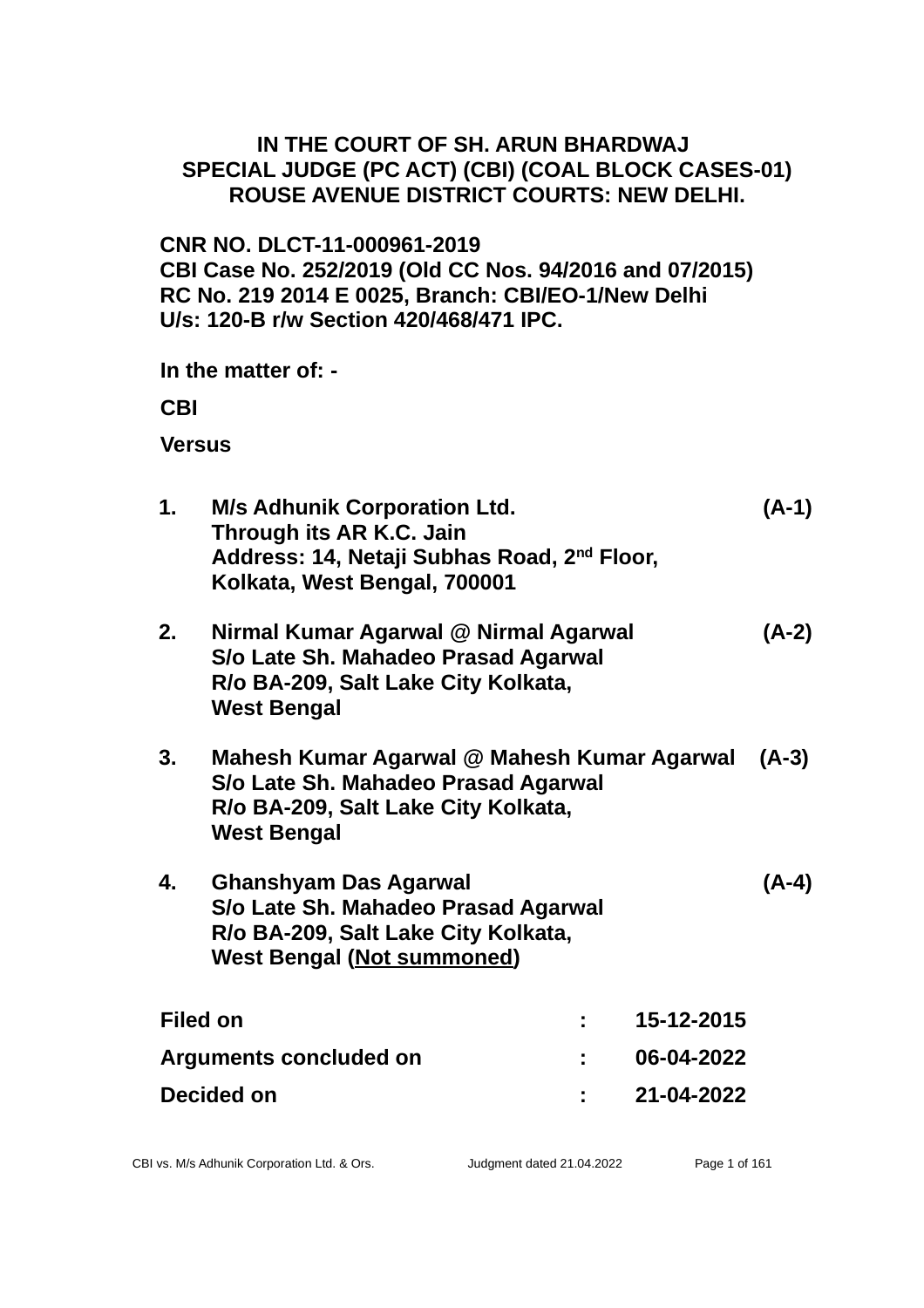**IN THE COURT OF SH. ARUN BHARDWAJ**
**SPECIAL JUDGE (PC ACT) (CBI) (COAL BLOCK CASES-01)**
**ROUSE AVENUE DISTRICT COURTS: NEW DELHI.**

**CNR NO. DLCT-11-000961-2019**
**CBI Case No. 252/2019 (Old CC Nos. 94/2016 and 07/2015)**
**RC No. 219 2014 E 0025, Branch: CBI/EO-1/New Delhi**
**U/s: 120-B r/w Section 420/468/471 IPC.**

**In the matter of: -**

**CBI**

**Versus**

1. **M/s Adhunik Corporation Ltd. (A-1)**
   **Through its AR K.C. Jain**
   **Address: 14, Netaji Subhas Road, 2nd Floor,**
   **Kolkata, West Bengal, 700001**

2. **Nirmal Kumar Agarwal @ Nirmal Agarwal (A-2)**
   **S/o Late Sh. Mahadeo Prasad Agarwal**
   **R/o BA-209, Salt Lake City Kolkata,**
   **West Bengal**

3. **Mahesh Kumar Agarwal @ Mahesh Kumar Agarwal (A-3)**
   **S/o Late Sh. Mahadeo Prasad Agarwal**
   **R/o BA-209, Salt Lake City Kolkata,**
   **West Bengal**

4. **Ghanshyam Das Agarwal (A-4)**
   **S/o Late Sh. Mahadeo Prasad Agarwal**
   **R/o BA-209, Salt Lake City Kolkata,**
   **West Bengal (Not summoned)**

| | | |
|---|---|---|
| **Filed on** | **:** | **15-12-2015** |
| **Arguments concluded on** | **:** | **06-04-2022** |
| **Decided on** | **:** | **21-04-2022** |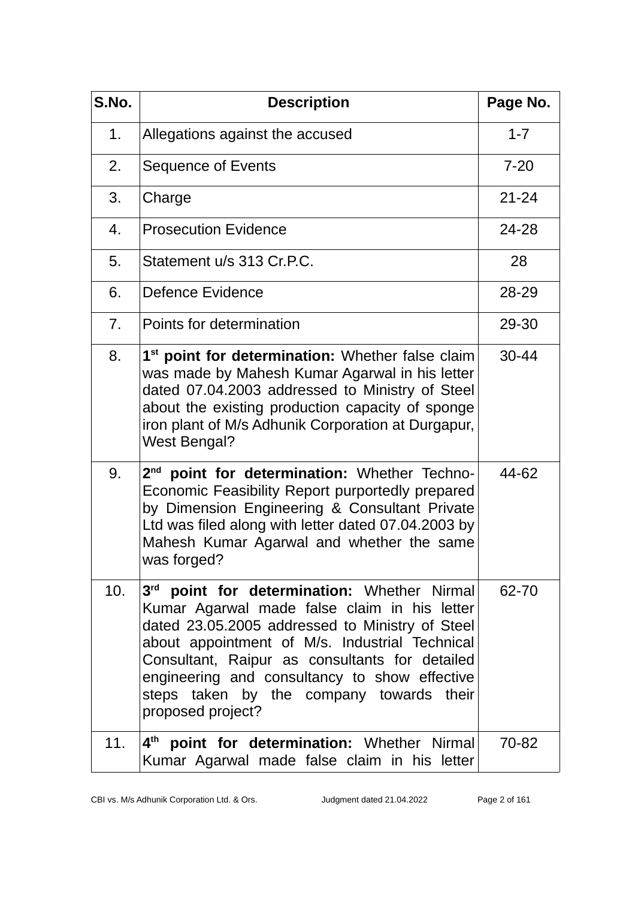| S.No. | Description | Page No. |
|---|---|---|
| 1. | Allegations against the accused | 1-7 |
| 2. | Sequence of Events | 7-20 |
| 3. | Charge | 21-24 |
| 4. | Prosecution Evidence | 24-28 |
| 5. | Statement u/s 313 Cr.P.C. | 28 |
| 6. | Defence Evidence | 28-29 |
| 7. | Points for determination | 29-30 |
| 8. | **1st point for determination:** Whether false claim was made by Mahesh Kumar Agarwal in his letter dated 07.04.2003 addressed to Ministry of Steel about the existing production capacity of sponge iron plant of M/s Adhunik Corporation at Durgapur, West Bengal? | 30-44 |
| 9. | **2nd point for determination:** Whether Techno-Economic Feasibility Report purportedly prepared by Dimension Engineering & Consultant Private Ltd was filed along with letter dated 07.04.2003 by Mahesh Kumar Agarwal and whether the same was forged? | 44-62 |
| 10. | **3rd point for determination:** Whether Nirmal Kumar Agarwal made false claim in his letter dated 23.05.2005 addressed to Ministry of Steel about appointment of M/s. Industrial Technical Consultant, Raipur as consultants for detailed engineering and consultancy to show effective steps taken by the company towards their proposed project? | 62-70 |
| 11. | **4th point for determination:** Whether Nirmal Kumar Agarwal made false claim in his letter | 70-82 |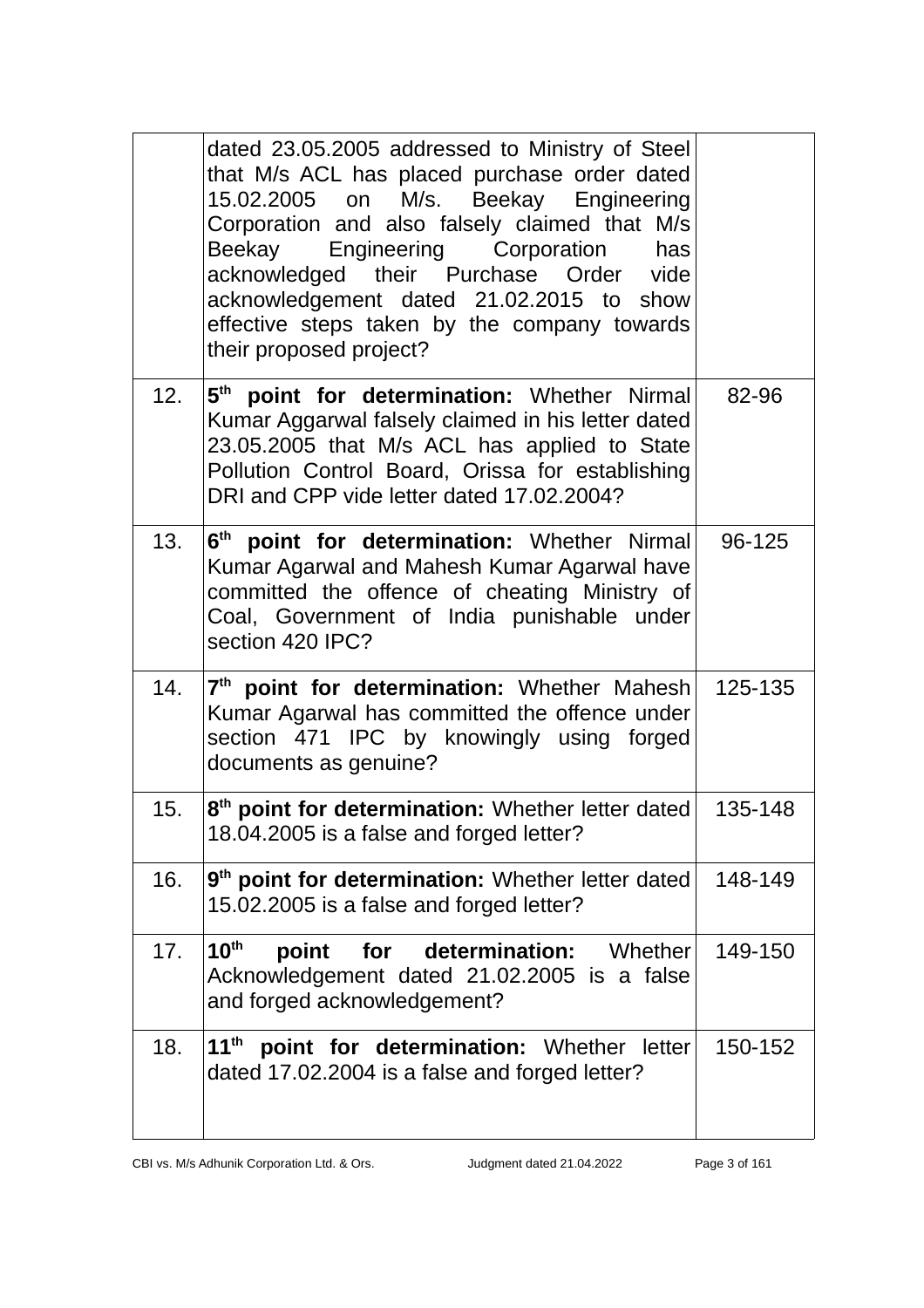| | | |
|---|---|---|
| | dated 23.05.2005 addressed to Ministry of Steel that M/s ACL has placed purchase order dated 15.02.2005 on M/s. Beekay Engineering Corporation and also falsely claimed that M/s Beekay Engineering Corporation has acknowledged their Purchase Order vide acknowledgement dated 21.02.2015 to show effective steps taken by the company towards their proposed project? | |
| 12. | **5th point for determination:** Whether Nirmal Kumar Aggarwal falsely claimed in his letter dated 23.05.2005 that M/s ACL has applied to State Pollution Control Board, Orissa for establishing DRI and CPP vide letter dated 17.02.2004? | 82-96 |
| 13. | **6th point for determination:** Whether Nirmal Kumar Agarwal and Mahesh Kumar Agarwal have committed the offence of cheating Ministry of Coal, Government of India punishable under section 420 IPC? | 96-125 |
| 14. | **7th point for determination:** Whether Mahesh Kumar Agarwal has committed the offence under section 471 IPC by knowingly using forged documents as genuine? | 125-135 |
| 15. | **8th point for determination:** Whether letter dated 18.04.2005 is a false and forged letter? | 135-148 |
| 16. | **9th point for determination:** Whether letter dated 15.02.2005 is a false and forged letter? | 148-149 |
| 17. | **10th point for determination:** Whether Acknowledgement dated 21.02.2005 is a false and forged acknowledgement? | 149-150 |
| 18. | **11th point for determination:** Whether letter dated 17.02.2004 is a false and forged letter? | 150-152 |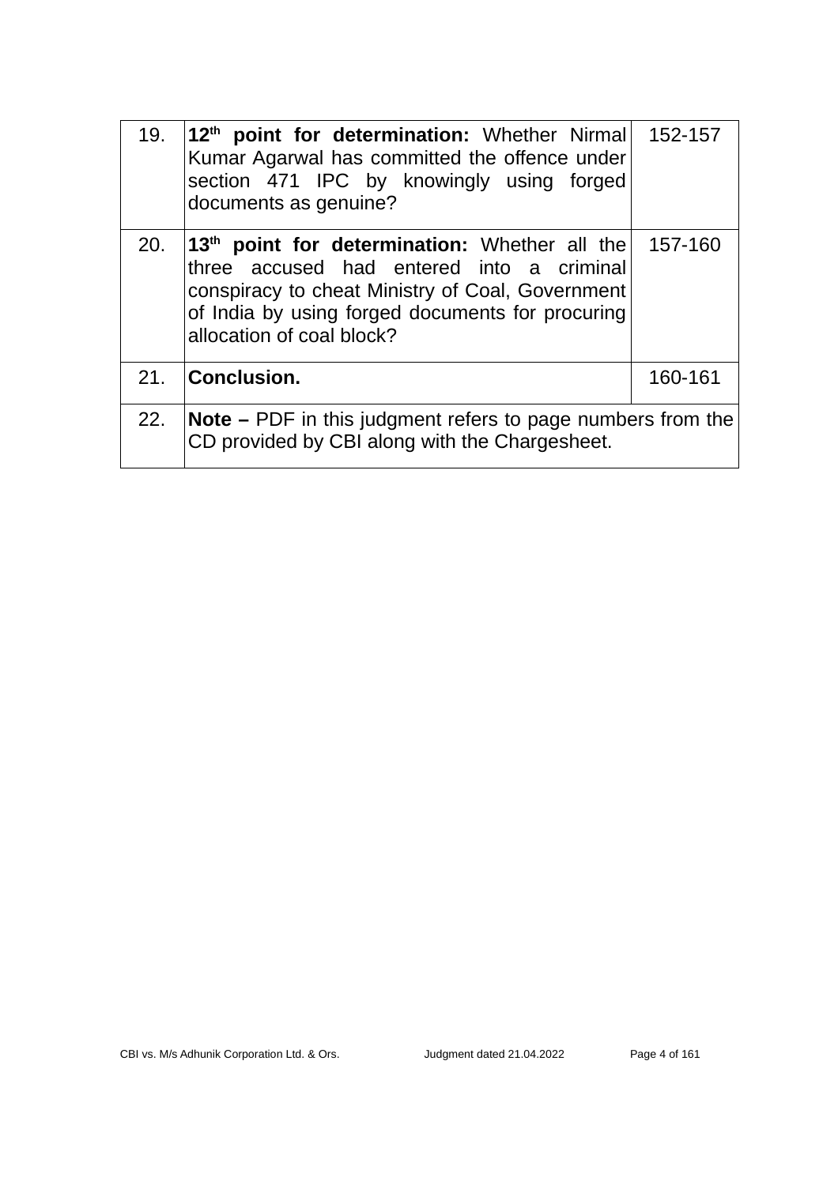| | | |
|---|---|---|
| 19. | **12th point for determination:** Whether Nirmal Kumar Agarwal has committed the offence under section 471 IPC by knowingly using forged documents as genuine? | 152-157 |
| 20. | **13th point for determination:** Whether all the three accused had entered into a criminal conspiracy to cheat Ministry of Coal, Government of India by using forged documents for procuring allocation of coal block? | 157-160 |
| 21. | **Conclusion.** | 160-161 |
| 22. | **Note –** PDF in this judgment refers to page numbers from the CD provided by CBI along with the Chargesheet. | |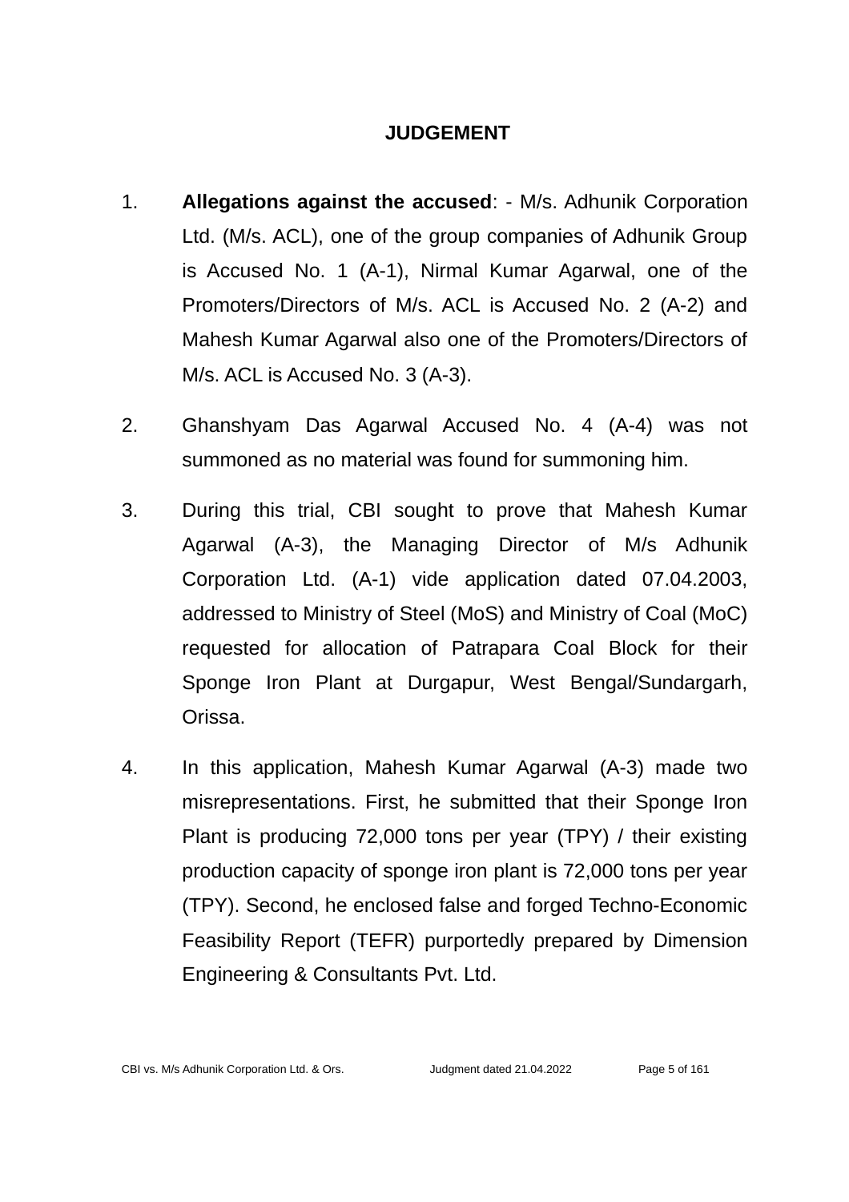# JUDGEMENT

1. **Allegations against the accused**: - M/s. Adhunik Corporation Ltd. (M/s. ACL), one of the group companies of Adhunik Group is Accused No. 1 (A-1), Nirmal Kumar Agarwal, one of the Promoters/Directors of M/s. ACL is Accused No. 2 (A-2) and Mahesh Kumar Agarwal also one of the Promoters/Directors of M/s. ACL is Accused No. 3 (A-3).

2. Ghanshyam Das Agarwal Accused No. 4 (A-4) was not summoned as no material was found for summoning him.

3. During this trial, CBI sought to prove that Mahesh Kumar Agarwal (A-3), the Managing Director of M/s Adhunik Corporation Ltd. (A-1) vide application dated 07.04.2003, addressed to Ministry of Steel (MoS) and Ministry of Coal (MoC) requested for allocation of Patrapara Coal Block for their Sponge Iron Plant at Durgapur, West Bengal/Sundargarh, Orissa.

4. In this application, Mahesh Kumar Agarwal (A-3) made two misrepresentations. First, he submitted that their Sponge Iron Plant is producing 72,000 tons per year (TPY) / their existing production capacity of sponge iron plant is 72,000 tons per year (TPY). Second, he enclosed false and forged Techno-Economic Feasibility Report (TEFR) purportedly prepared by Dimension Engineering & Consultants Pvt. Ltd.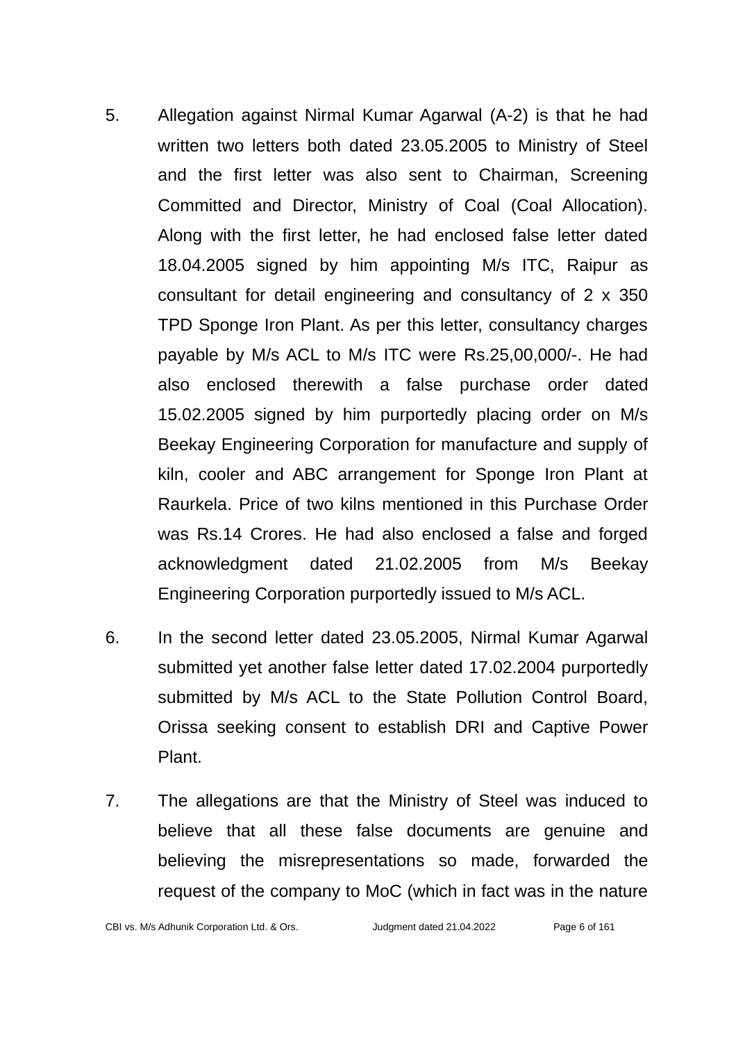5. Allegation against Nirmal Kumar Agarwal (A-2) is that he had written two letters both dated 23.05.2005 to Ministry of Steel and the first letter was also sent to Chairman, Screening Committed and Director, Ministry of Coal (Coal Allocation). Along with the first letter, he had enclosed false letter dated 18.04.2005 signed by him appointing M/s ITC, Raipur as consultant for detail engineering and consultancy of 2 x 350 TPD Sponge Iron Plant. As per this letter, consultancy charges payable by M/s ACL to M/s ITC were Rs.25,00,000/-. He had also enclosed therewith a false purchase order dated 15.02.2005 signed by him purportedly placing order on M/s Beekay Engineering Corporation for manufacture and supply of kiln, cooler and ABC arrangement for Sponge Iron Plant at Raurkela. Price of two kilns mentioned in this Purchase Order was Rs.14 Crores. He had also enclosed a false and forged acknowledgment dated 21.02.2005 from M/s Beekay Engineering Corporation purportedly issued to M/s ACL.

6. In the second letter dated 23.05.2005, Nirmal Kumar Agarwal submitted yet another false letter dated 17.02.2004 purportedly submitted by M/s ACL to the State Pollution Control Board, Orissa seeking consent to establish DRI and Captive Power Plant.

7. The allegations are that the Ministry of Steel was induced to believe that all these false documents are genuine and believing the misrepresentations so made, forwarded the request of the company to MoC (which in fact was in the nature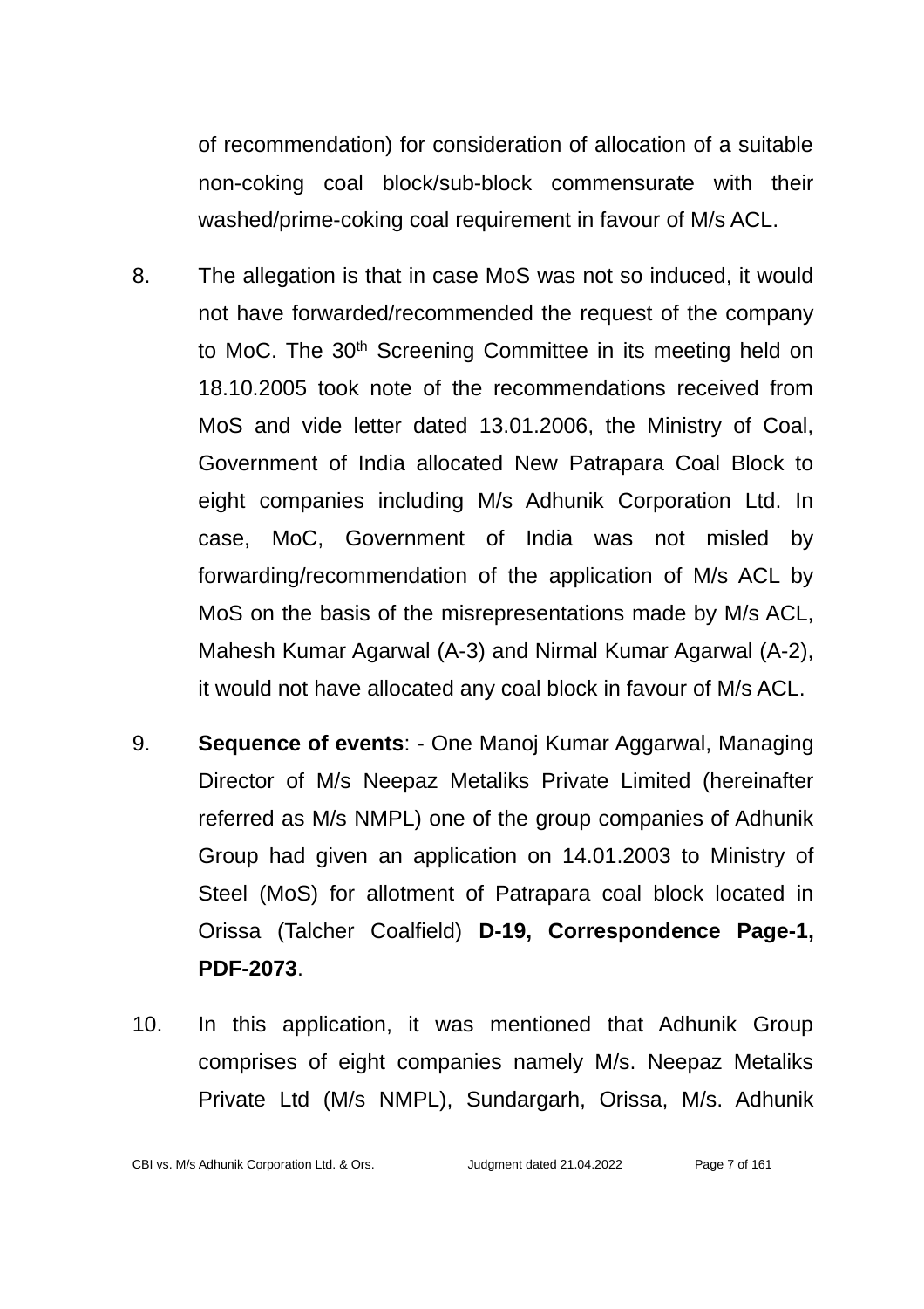of recommendation) for consideration of allocation of a suitable non-coking coal block/sub-block commensurate with their washed/prime-coking coal requirement in favour of M/s ACL.

8. The allegation is that in case MoS was not so induced, it would not have forwarded/recommended the request of the company to MoC. The 30th Screening Committee in its meeting held on 18.10.2005 took note of the recommendations received from MoS and vide letter dated 13.01.2006, the Ministry of Coal, Government of India allocated New Patrapara Coal Block to eight companies including M/s Adhunik Corporation Ltd. In case, MoC, Government of India was not misled by forwarding/recommendation of the application of M/s ACL by MoS on the basis of the misrepresentations made by M/s ACL, Mahesh Kumar Agarwal (A-3) and Nirmal Kumar Agarwal (A-2), it would not have allocated any coal block in favour of M/s ACL.

9. **Sequence of events**: - One Manoj Kumar Aggarwal, Managing Director of M/s Neepaz Metaliks Private Limited (hereinafter referred as M/s NMPL) one of the group companies of Adhunik Group had given an application on 14.01.2003 to Ministry of Steel (MoS) for allotment of Patrapara coal block located in Orissa (Talcher Coalfield) **D-19, Correspondence Page-1, PDF-2073**.

10. In this application, it was mentioned that Adhunik Group comprises of eight companies namely M/s. Neepaz Metaliks Private Ltd (M/s NMPL), Sundargarh, Orissa, M/s. Adhunik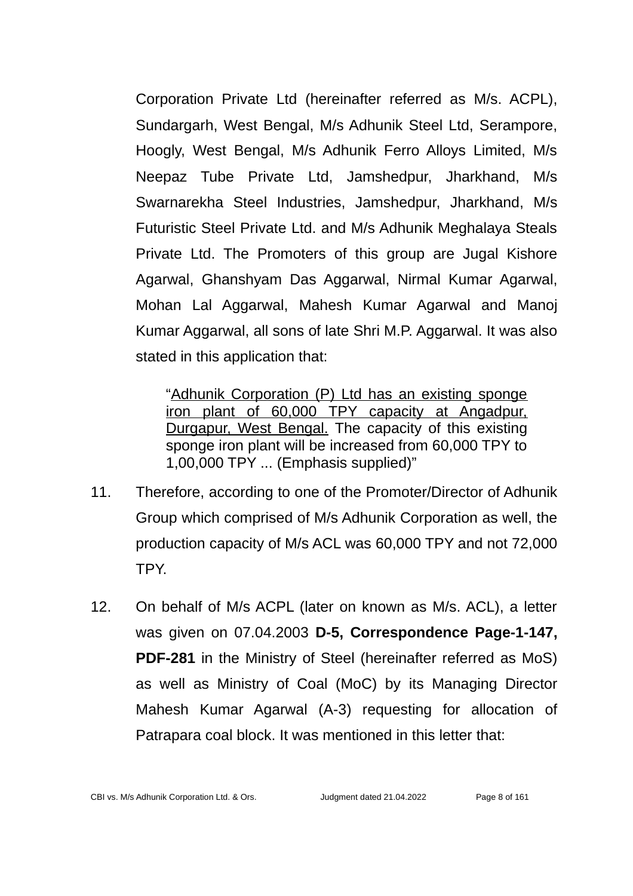Corporation Private Ltd (hereinafter referred as M/s. ACPL), Sundargarh, West Bengal, M/s Adhunik Steel Ltd, Serampore, Hoogly, West Bengal, M/s Adhunik Ferro Alloys Limited, M/s Neepaz Tube Private Ltd, Jamshedpur, Jharkhand, M/s Swarnarekha Steel Industries, Jamshedpur, Jharkhand, M/s Futuristic Steel Private Ltd. and M/s Adhunik Meghalaya Steals Private Ltd. The Promoters of this group are Jugal Kishore Agarwal, Ghanshyam Das Aggarwal, Nirmal Kumar Agarwal, Mohan Lal Aggarwal, Mahesh Kumar Agarwal and Manoj Kumar Aggarwal, all sons of late Shri M.P. Aggarwal. It was also stated in this application that:

> "<u>Adhunik Corporation (P) Ltd has an existing sponge iron plant of 60,000 TPY capacity at Angadpur, Durgapur, West Bengal.</u> The capacity of this existing sponge iron plant will be increased from 60,000 TPY to 1,00,000 TPY ... (Emphasis supplied)"

11. Therefore, according to one of the Promoter/Director of Adhunik Group which comprised of M/s Adhunik Corporation as well, the production capacity of M/s ACL was 60,000 TPY and not 72,000 TPY.

12. On behalf of M/s ACPL (later on known as M/s. ACL), a letter was given on 07.04.2003 **D-5, Correspondence Page-1-147, PDF-281** in the Ministry of Steel (hereinafter referred as MoS) as well as Ministry of Coal (MoC) by its Managing Director Mahesh Kumar Agarwal (A-3) requesting for allocation of Patrapara coal block. It was mentioned in this letter that: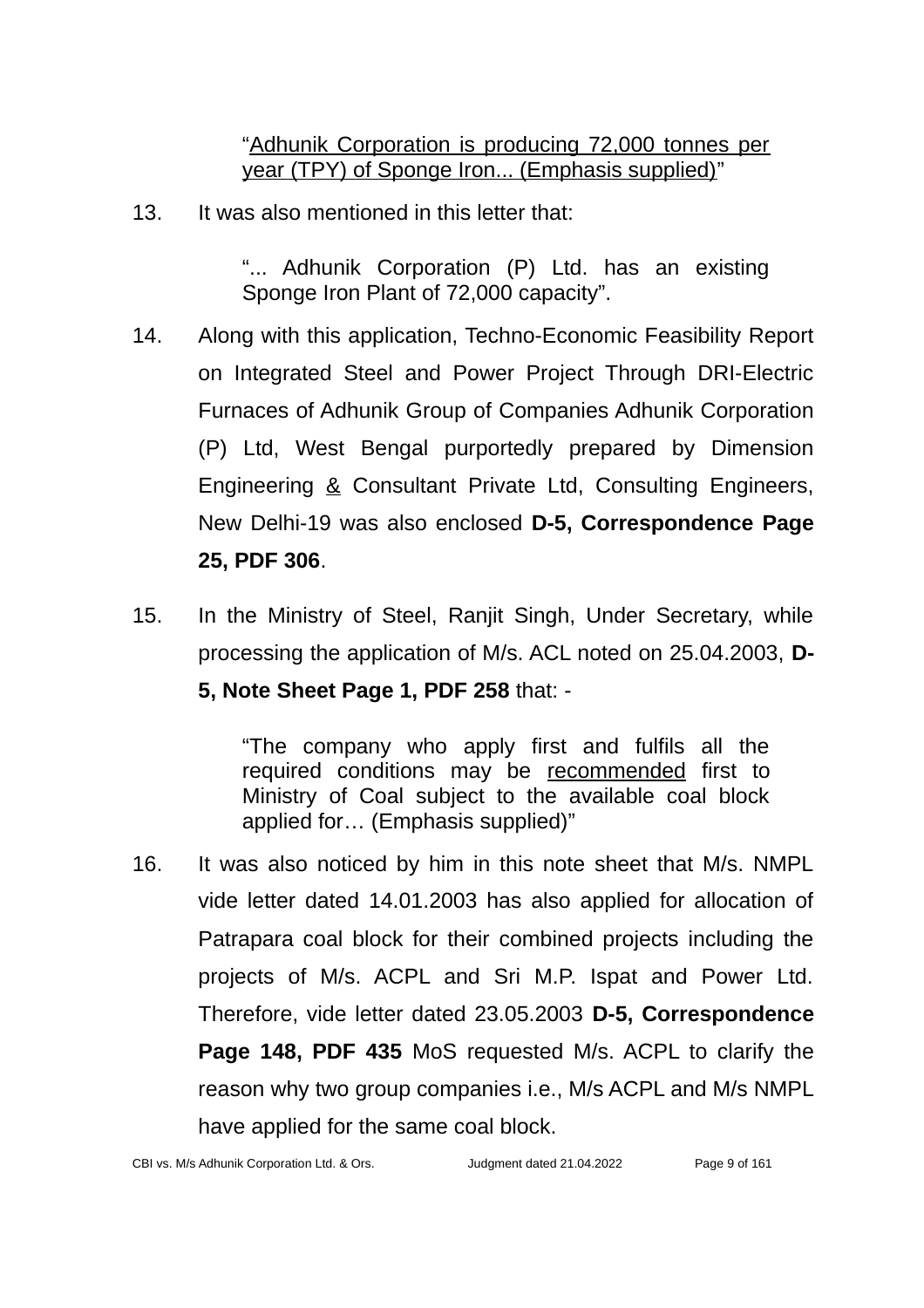> "Adhunik Corporation is producing 72,000 tonnes per year (TPY) of Sponge Iron... (Emphasis supplied)"

13. It was also mentioned in this letter that:

> "... Adhunik Corporation (P) Ltd. has an existing Sponge Iron Plant of 72,000 capacity".

14. Along with this application, Techno-Economic Feasibility Report on Integrated Steel and Power Project Through DRI-Electric Furnaces of Adhunik Group of Companies Adhunik Corporation (P) Ltd, West Bengal purportedly prepared by Dimension Engineering & Consultant Private Ltd, Consulting Engineers, New Delhi-19 was also enclosed **D-5, Correspondence Page 25, PDF 306**.

15. In the Ministry of Steel, Ranjit Singh, Under Secretary, while processing the application of M/s. ACL noted on 25.04.2003, **D-5, Note Sheet Page 1, PDF 258** that: -

> "The company who apply first and fulfils all the required conditions may be recommended first to Ministry of Coal subject to the available coal block applied for… (Emphasis supplied)"

16. It was also noticed by him in this note sheet that M/s. NMPL vide letter dated 14.01.2003 has also applied for allocation of Patrapara coal block for their combined projects including the projects of M/s. ACPL and Sri M.P. Ispat and Power Ltd. Therefore, vide letter dated 23.05.2003 **D-5, Correspondence Page 148, PDF 435** MoS requested M/s. ACPL to clarify the reason why two group companies i.e., M/s ACPL and M/s NMPL have applied for the same coal block.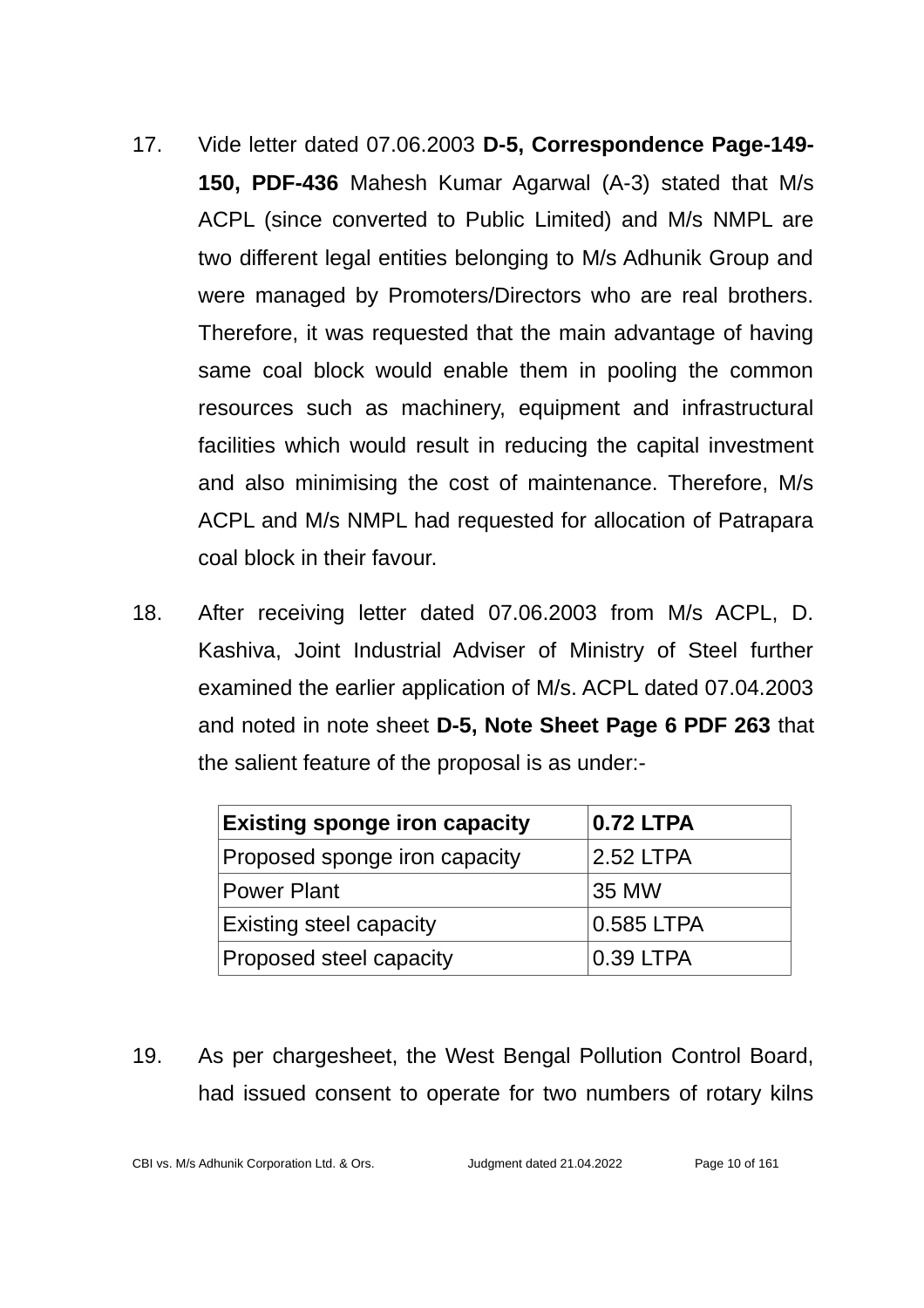17. Vide letter dated 07.06.2003 **D-5, Correspondence Page-149-150, PDF-436** Mahesh Kumar Agarwal (A-3) stated that M/s ACPL (since converted to Public Limited) and M/s NMPL are two different legal entities belonging to M/s Adhunik Group and were managed by Promoters/Directors who are real brothers. Therefore, it was requested that the main advantage of having same coal block would enable them in pooling the common resources such as machinery, equipment and infrastructural facilities which would result in reducing the capital investment and also minimising the cost of maintenance. Therefore, M/s ACPL and M/s NMPL had requested for allocation of Patrapara coal block in their favour.

18. After receiving letter dated 07.06.2003 from M/s ACPL, D. Kashiva, Joint Industrial Adviser of Ministry of Steel further examined the earlier application of M/s. ACPL dated 07.04.2003 and noted in note sheet **D-5, Note Sheet Page 6 PDF 263** that the salient feature of the proposal is as under:-

| **Existing sponge iron capacity** | **0.72 LTPA** |
|---|---|
| Proposed sponge iron capacity | 2.52 LTPA |
| Power Plant | 35 MW |
| Existing steel capacity | 0.585 LTPA |
| Proposed steel capacity | 0.39 LTPA |

19. As per chargesheet, the West Bengal Pollution Control Board, had issued consent to operate for two numbers of rotary kilns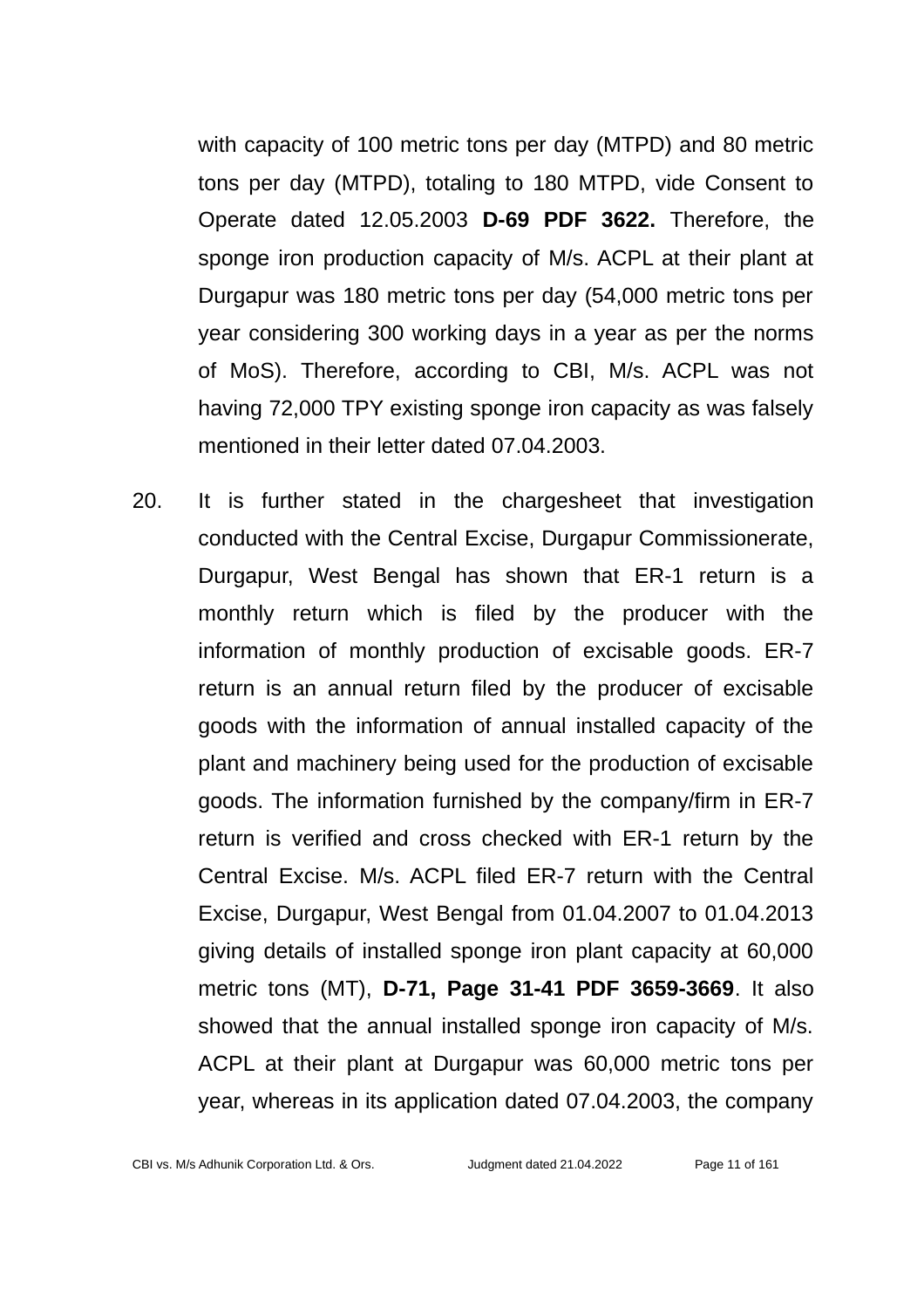with capacity of 100 metric tons per day (MTPD) and 80 metric tons per day (MTPD), totaling to 180 MTPD, vide Consent to Operate dated 12.05.2003 **D-69 PDF 3622.** Therefore, the sponge iron production capacity of M/s. ACPL at their plant at Durgapur was 180 metric tons per day (54,000 metric tons per year considering 300 working days in a year as per the norms of MoS). Therefore, according to CBI, M/s. ACPL was not having 72,000 TPY existing sponge iron capacity as was falsely mentioned in their letter dated 07.04.2003.

20. It is further stated in the chargesheet that investigation conducted with the Central Excise, Durgapur Commissionerate, Durgapur, West Bengal has shown that ER-1 return is a monthly return which is filed by the producer with the information of monthly production of excisable goods. ER-7 return is an annual return filed by the producer of excisable goods with the information of annual installed capacity of the plant and machinery being used for the production of excisable goods. The information furnished by the company/firm in ER-7 return is verified and cross checked with ER-1 return by the Central Excise. M/s. ACPL filed ER-7 return with the Central Excise, Durgapur, West Bengal from 01.04.2007 to 01.04.2013 giving details of installed sponge iron plant capacity at 60,000 metric tons (MT), **D-71, Page 31-41 PDF 3659-3669**. It also showed that the annual installed sponge iron capacity of M/s. ACPL at their plant at Durgapur was 60,000 metric tons per year, whereas in its application dated 07.04.2003, the company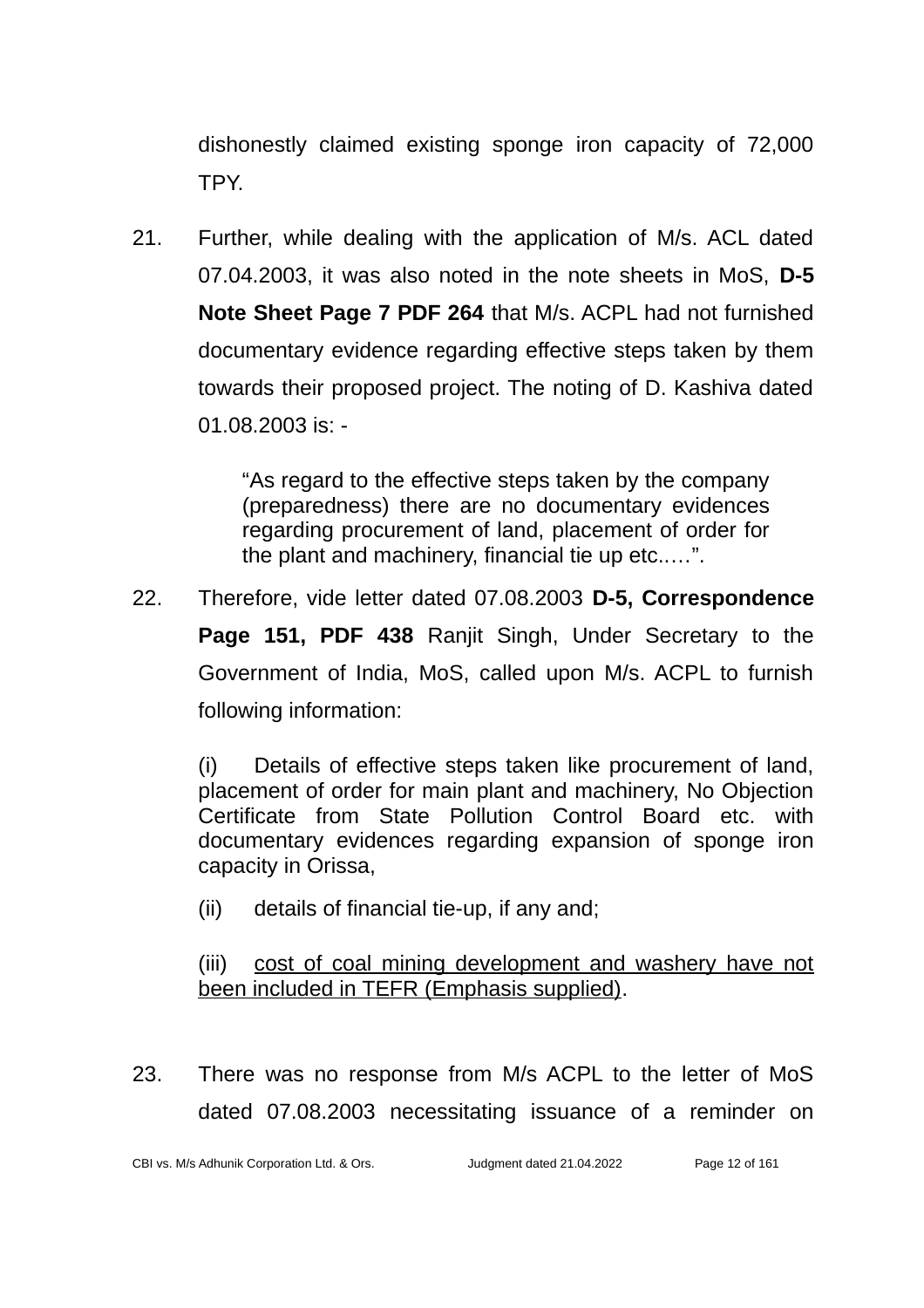dishonestly claimed existing sponge iron capacity of 72,000 TPY.

21. Further, while dealing with the application of M/s. ACL dated 07.04.2003, it was also noted in the note sheets in MoS, **D-5 Note Sheet Page 7 PDF 264** that M/s. ACPL had not furnished documentary evidence regarding effective steps taken by them towards their proposed project. The noting of D. Kashiva dated 01.08.2003 is: -

> "As regard to the effective steps taken by the company (preparedness) there are no documentary evidences regarding procurement of land, placement of order for the plant and machinery, financial tie up etc.….".

22. Therefore, vide letter dated 07.08.2003 **D-5, Correspondence Page 151, PDF 438** Ranjit Singh, Under Secretary to the Government of India, MoS, called upon M/s. ACPL to furnish following information:

    (i) Details of effective steps taken like procurement of land, placement of order for main plant and machinery, No Objection Certificate from State Pollution Control Board etc. with documentary evidences regarding expansion of sponge iron capacity in Orissa,

    (ii) details of financial tie-up, if any and;

    (iii) <u>cost of coal mining development and washery have not been included in TEFR (Emphasis supplied)</u>.

23. There was no response from M/s ACPL to the letter of MoS dated 07.08.2003 necessitating issuance of a reminder on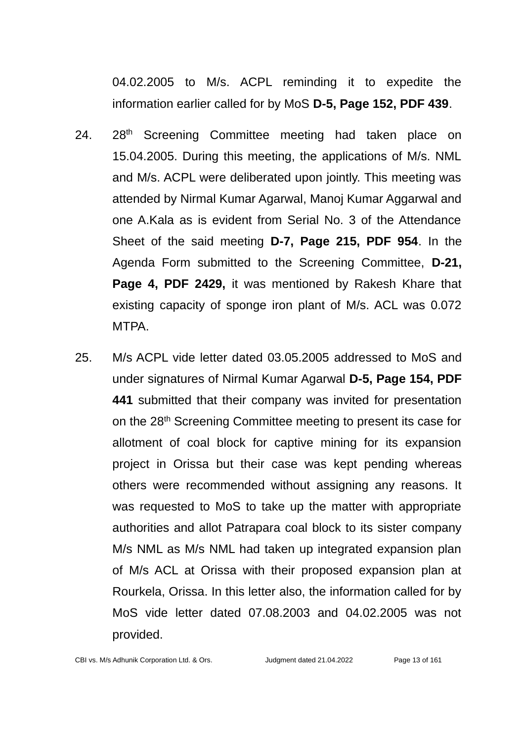04.02.2005 to M/s. ACPL reminding it to expedite the information earlier called for by MoS **D-5, Page 152, PDF 439**.

24. 28th Screening Committee meeting had taken place on 15.04.2005. During this meeting, the applications of M/s. NML and M/s. ACPL were deliberated upon jointly. This meeting was attended by Nirmal Kumar Agarwal, Manoj Kumar Aggarwal and one A.Kala as is evident from Serial No. 3 of the Attendance Sheet of the said meeting **D-7, Page 215, PDF 954**. In the Agenda Form submitted to the Screening Committee, **D-21, Page 4, PDF 2429,** it was mentioned by Rakesh Khare that existing capacity of sponge iron plant of M/s. ACL was 0.072 MTPA.

25. M/s ACPL vide letter dated 03.05.2005 addressed to MoS and under signatures of Nirmal Kumar Agarwal **D-5, Page 154, PDF 441** submitted that their company was invited for presentation on the 28th Screening Committee meeting to present its case for allotment of coal block for captive mining for its expansion project in Orissa but their case was kept pending whereas others were recommended without assigning any reasons. It was requested to MoS to take up the matter with appropriate authorities and allot Patrapara coal block to its sister company M/s NML as M/s NML had taken up integrated expansion plan of M/s ACL at Orissa with their proposed expansion plan at Rourkela, Orissa. In this letter also, the information called for by MoS vide letter dated 07.08.2003 and 04.02.2005 was not provided.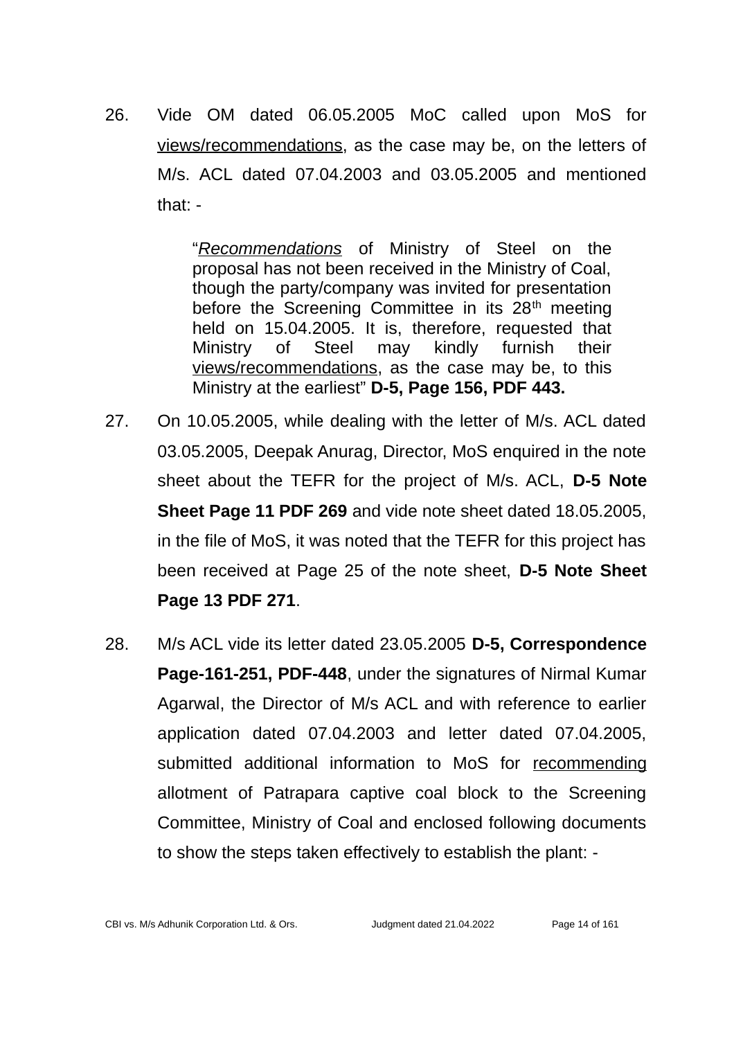26. Vide OM dated 06.05.2005 MoC called upon MoS for views/recommendations, as the case may be, on the letters of M/s. ACL dated 07.04.2003 and 03.05.2005 and mentioned that: -

> "*Recommendations* of Ministry of Steel on the proposal has not been received in the Ministry of Coal, though the party/company was invited for presentation before the Screening Committee in its 28th meeting held on 15.04.2005. It is, therefore, requested that Ministry of Steel may kindly furnish their views/recommendations, as the case may be, to this Ministry at the earliest" **D-5, Page 156, PDF 443.**

27. On 10.05.2005, while dealing with the letter of M/s. ACL dated 03.05.2005, Deepak Anurag, Director, MoS enquired in the note sheet about the TEFR for the project of M/s. ACL, **D-5 Note Sheet Page 11 PDF 269** and vide note sheet dated 18.05.2005, in the file of MoS, it was noted that the TEFR for this project has been received at Page 25 of the note sheet, **D-5 Note Sheet Page 13 PDF 271**.

28. M/s ACL vide its letter dated 23.05.2005 **D-5, Correspondence Page-161-251, PDF-448**, under the signatures of Nirmal Kumar Agarwal, the Director of M/s ACL and with reference to earlier application dated 07.04.2003 and letter dated 07.04.2005, submitted additional information to MoS for recommending allotment of Patrapara captive coal block to the Screening Committee, Ministry of Coal and enclosed following documents to show the steps taken effectively to establish the plant: -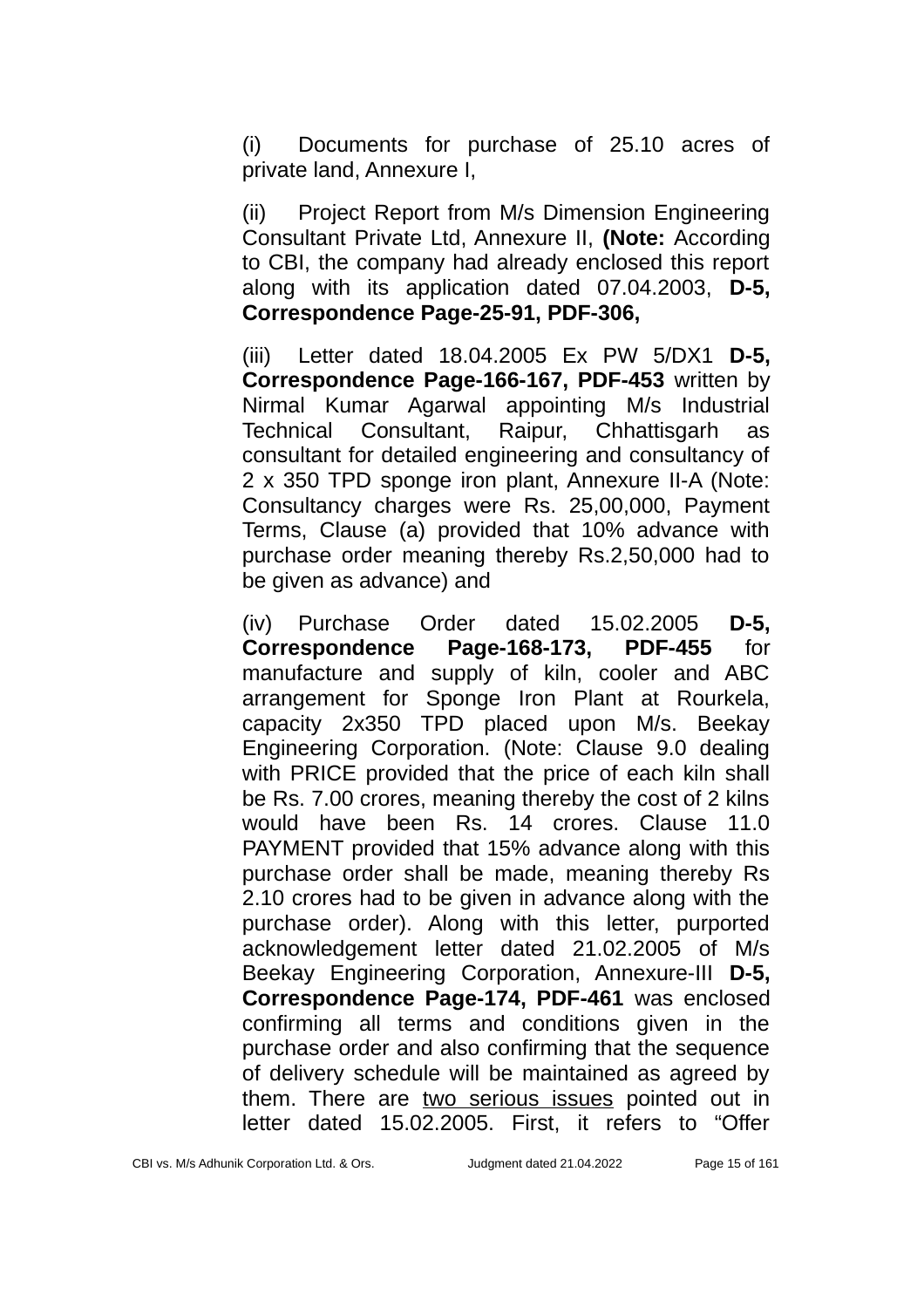(i) Documents for purchase of 25.10 acres of private land, Annexure I,

(ii) Project Report from M/s Dimension Engineering Consultant Private Ltd, Annexure II, **(Note:** According to CBI, the company had already enclosed this report along with its application dated 07.04.2003, **D-5, Correspondence Page-25-91, PDF-306,**

(iii) Letter dated 18.04.2005 Ex PW 5/DX1 **D-5, Correspondence Page-166-167, PDF-453** written by Nirmal Kumar Agarwal appointing M/s Industrial Technical Consultant, Raipur, Chhattisgarh as consultant for detailed engineering and consultancy of 2 x 350 TPD sponge iron plant, Annexure II-A (Note: Consultancy charges were Rs. 25,00,000, Payment Terms, Clause (a) provided that 10% advance with purchase order meaning thereby Rs.2,50,000 had to be given as advance) and

(iv) Purchase Order dated 15.02.2005 **D-5, Correspondence Page-168-173, PDF-455** for manufacture and supply of kiln, cooler and ABC arrangement for Sponge Iron Plant at Rourkela, capacity 2x350 TPD placed upon M/s. Beekay Engineering Corporation. (Note: Clause 9.0 dealing with PRICE provided that the price of each kiln shall be Rs. 7.00 crores, meaning thereby the cost of 2 kilns would have been Rs. 14 crores. Clause 11.0 PAYMENT provided that 15% advance along with this purchase order shall be made, meaning thereby Rs 2.10 crores had to be given in advance along with the purchase order). Along with this letter, purported acknowledgement letter dated 21.02.2005 of M/s Beekay Engineering Corporation, Annexure-III **D-5, Correspondence Page-174, PDF-461** was enclosed confirming all terms and conditions given in the purchase order and also confirming that the sequence of delivery schedule will be maintained as agreed by them. There are <u>two serious issues</u> pointed out in letter dated 15.02.2005. First, it refers to "Offer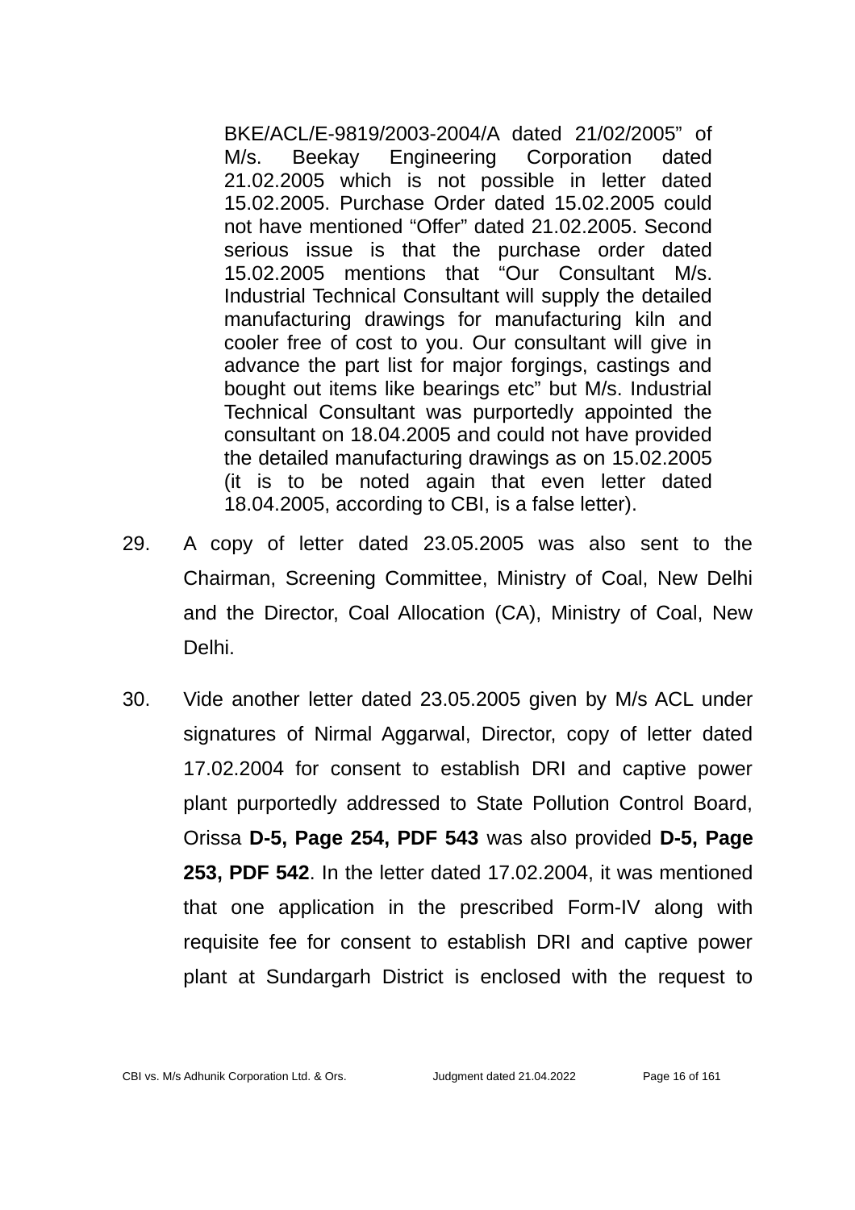> BKE/ACL/E-9819/2003-2004/A dated 21/02/2005" of M/s. Beekay Engineering Corporation dated 21.02.2005 which is not possible in letter dated 15.02.2005. Purchase Order dated 15.02.2005 could not have mentioned "Offer" dated 21.02.2005. Second serious issue is that the purchase order dated 15.02.2005 mentions that "Our Consultant M/s. Industrial Technical Consultant will supply the detailed manufacturing drawings for manufacturing kiln and cooler free of cost to you. Our consultant will give in advance the part list for major forgings, castings and bought out items like bearings etc" but M/s. Industrial Technical Consultant was purportedly appointed the consultant on 18.04.2005 and could not have provided the detailed manufacturing drawings as on 15.02.2005 (it is to be noted again that even letter dated 18.04.2005, according to CBI, is a false letter).

29. A copy of letter dated 23.05.2005 was also sent to the Chairman, Screening Committee, Ministry of Coal, New Delhi and the Director, Coal Allocation (CA), Ministry of Coal, New Delhi.

30. Vide another letter dated 23.05.2005 given by M/s ACL under signatures of Nirmal Aggarwal, Director, copy of letter dated 17.02.2004 for consent to establish DRI and captive power plant purportedly addressed to State Pollution Control Board, Orissa **D-5, Page 254, PDF 543** was also provided **D-5, Page 253, PDF 542**. In the letter dated 17.02.2004, it was mentioned that one application in the prescribed Form-IV along with requisite fee for consent to establish DRI and captive power plant at Sundargarh District is enclosed with the request to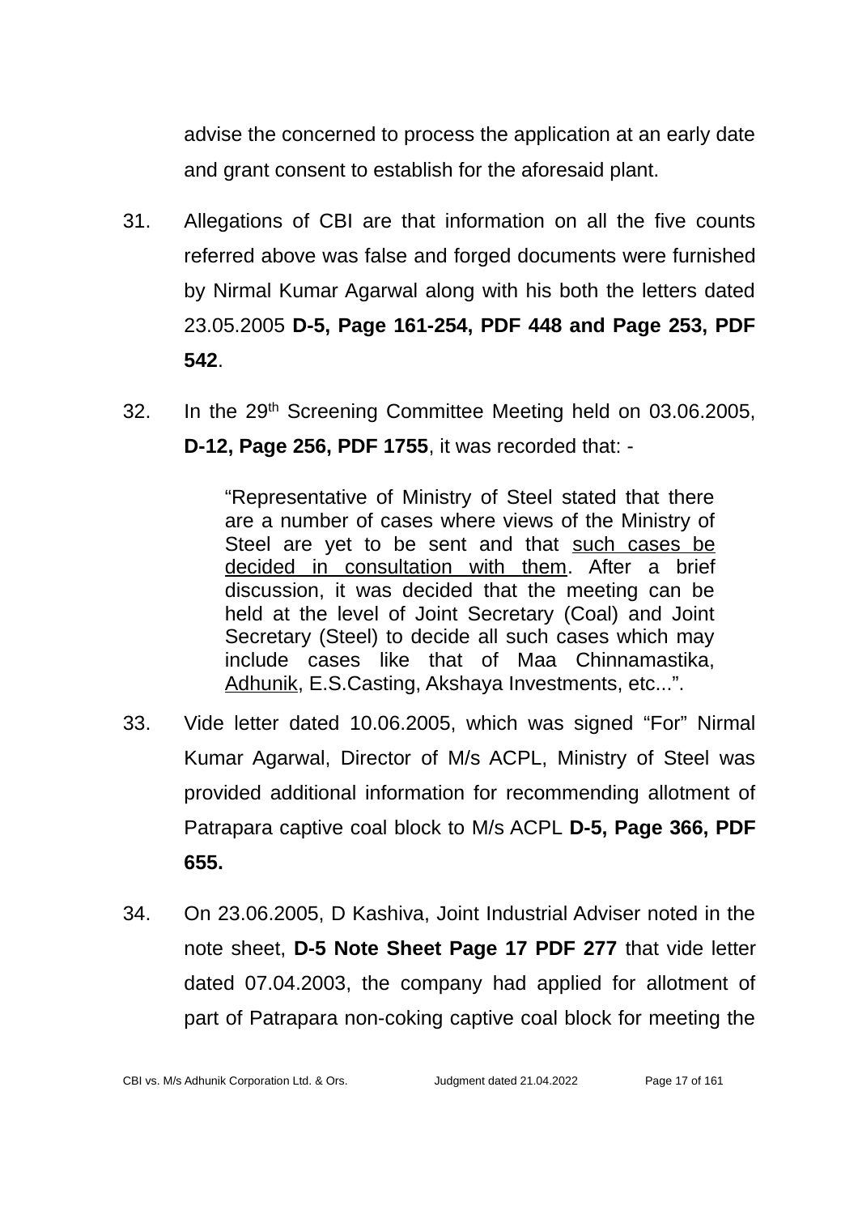advise the concerned to process the application at an early date and grant consent to establish for the aforesaid plant.

31. Allegations of CBI are that information on all the five counts referred above was false and forged documents were furnished by Nirmal Kumar Agarwal along with his both the letters dated 23.05.2005 **D-5, Page 161-254, PDF 448 and Page 253, PDF 542**.

32. In the 29th Screening Committee Meeting held on 03.06.2005, **D-12, Page 256, PDF 1755**, it was recorded that: -

> "Representative of Ministry of Steel stated that there are a number of cases where views of the Ministry of Steel are yet to be sent and that <u>such cases be decided in consultation with them</u>. After a brief discussion, it was decided that the meeting can be held at the level of Joint Secretary (Coal) and Joint Secretary (Steel) to decide all such cases which may include cases like that of Maa Chinnamastika, <u>Adhunik</u>, E.S.Casting, Akshaya Investments, etc...".

33. Vide letter dated 10.06.2005, which was signed "For" Nirmal Kumar Agarwal, Director of M/s ACPL, Ministry of Steel was provided additional information for recommending allotment of Patrapara captive coal block to M/s ACPL **D-5, Page 366, PDF 655.**

34. On 23.06.2005, D Kashiva, Joint Industrial Adviser noted in the note sheet, **D-5 Note Sheet Page 17 PDF 277** that vide letter dated 07.04.2003, the company had applied for allotment of part of Patrapara non-coking captive coal block for meeting the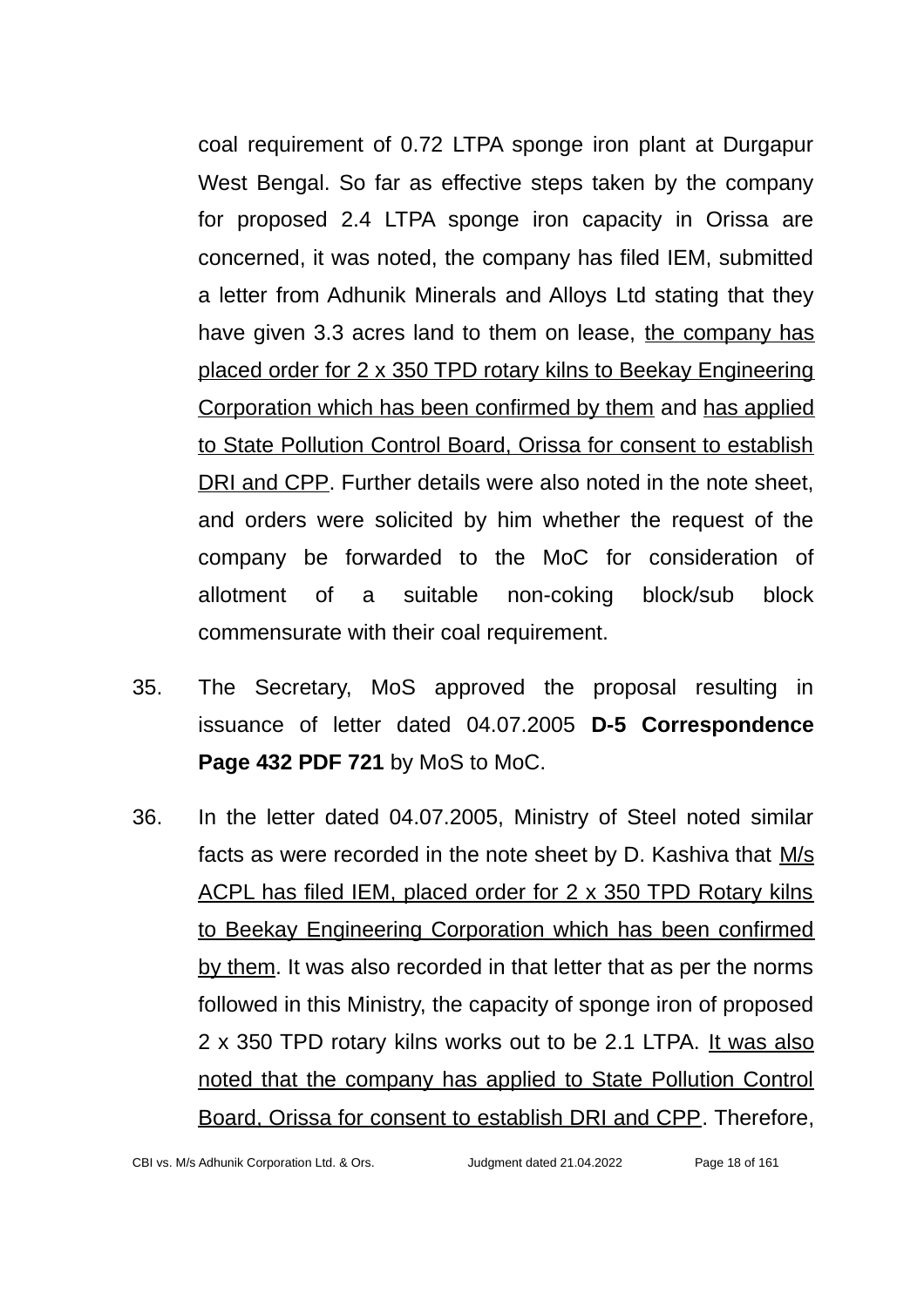coal requirement of 0.72 LTPA sponge iron plant at Durgapur West Bengal. So far as effective steps taken by the company for proposed 2.4 LTPA sponge iron capacity in Orissa are concerned, it was noted, the company has filed IEM, submitted a letter from Adhunik Minerals and Alloys Ltd stating that they have given 3.3 acres land to them on lease, <u>the company has placed order for 2 x 350 TPD rotary kilns to Beekay Engineering Corporation which has been confirmed by them</u> and <u>has applied to State Pollution Control Board, Orissa for consent to establish DRI and CPP</u>. Further details were also noted in the note sheet, and orders were solicited by him whether the request of the company be forwarded to the MoC for consideration of allotment of a suitable non-coking block/sub block commensurate with their coal requirement.

35. The Secretary, MoS approved the proposal resulting in issuance of letter dated 04.07.2005 **D-5 Correspondence Page 432 PDF 721** by MoS to MoC.

36. In the letter dated 04.07.2005, Ministry of Steel noted similar facts as were recorded in the note sheet by D. Kashiva that <u>M/s ACPL has filed IEM, placed order for 2 x 350 TPD Rotary kilns to Beekay Engineering Corporation which has been confirmed by them</u>. It was also recorded in that letter that as per the norms followed in this Ministry, the capacity of sponge iron of proposed 2 x 350 TPD rotary kilns works out to be 2.1 LTPA. <u>It was also noted that the company has applied to State Pollution Control Board, Orissa for consent to establish DRI and CPP</u>. Therefore,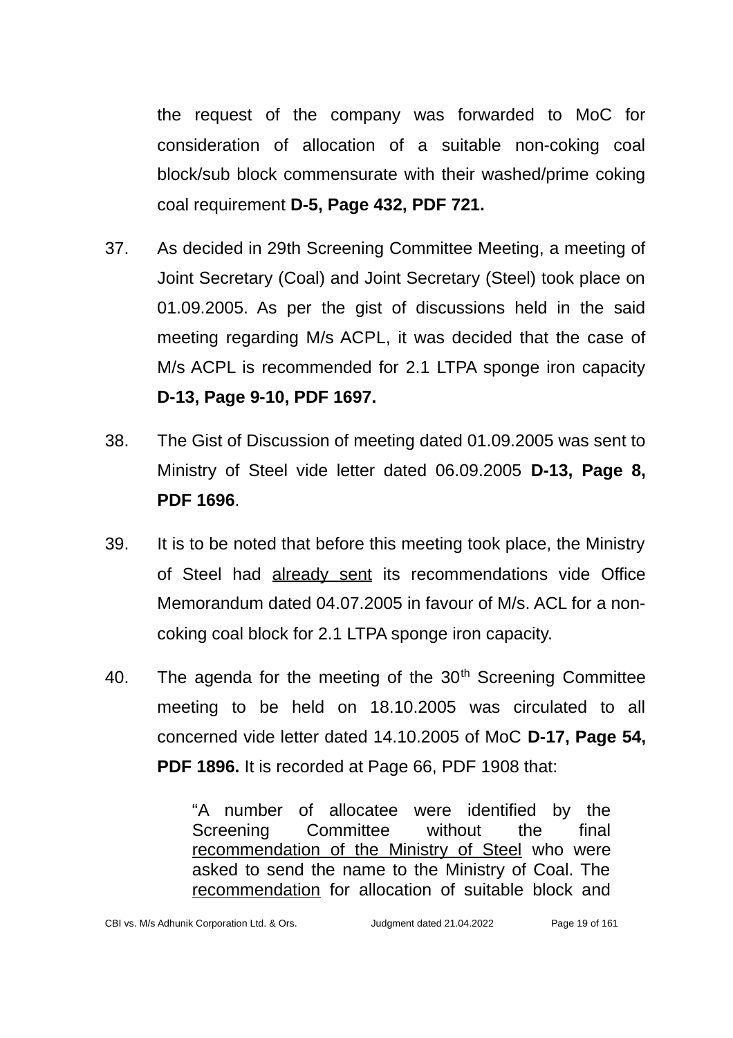the request of the company was forwarded to MoC for consideration of allocation of a suitable non-coking coal block/sub block commensurate with their washed/prime coking coal requirement **D-5, Page 432, PDF 721.**

37. As decided in 29th Screening Committee Meeting, a meeting of Joint Secretary (Coal) and Joint Secretary (Steel) took place on 01.09.2005. As per the gist of discussions held in the said meeting regarding M/s ACPL, it was decided that the case of M/s ACPL is recommended for 2.1 LTPA sponge iron capacity **D-13, Page 9-10, PDF 1697.**

38. The Gist of Discussion of meeting dated 01.09.2005 was sent to Ministry of Steel vide letter dated 06.09.2005 **D-13, Page 8, PDF 1696**.

39. It is to be noted that before this meeting took place, the Ministry of Steel had <u>already sent</u> its recommendations vide Office Memorandum dated 04.07.2005 in favour of M/s. ACL for a non-coking coal block for 2.1 LTPA sponge iron capacity.

40. The agenda for the meeting of the 30th Screening Committee meeting to be held on 18.10.2005 was circulated to all concerned vide letter dated 14.10.2005 of MoC **D-17, Page 54, PDF 1896.** It is recorded at Page 66, PDF 1908 that:

> "A number of allocatee were identified by the Screening Committee without the final <u>recommendation of the Ministry of Steel</u> who were asked to send the name to the Ministry of Coal. The <u>recommendation</u> for allocation of suitable block and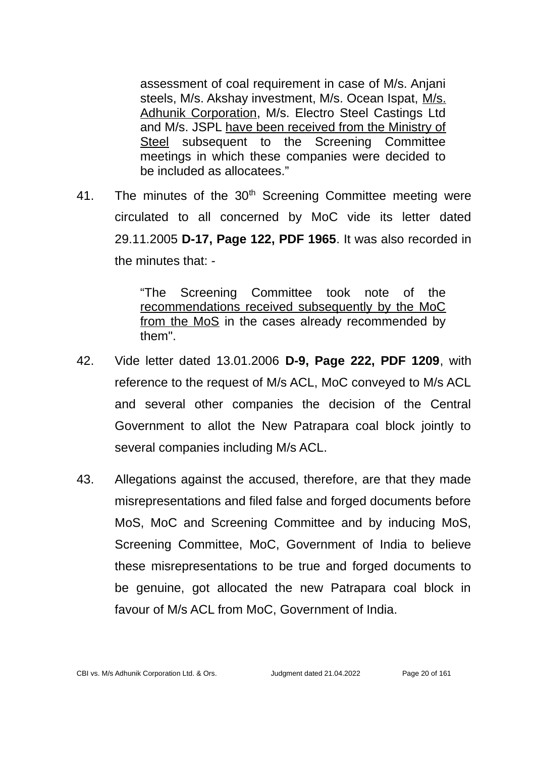> assessment of coal requirement in case of M/s. Anjani steels, M/s. Akshay investment, M/s. Ocean Ispat, <u>M/s. Adhunik Corporation</u>, M/s. Electro Steel Castings Ltd and M/s. JSPL <u>have been received from the Ministry of Steel</u> subsequent to the Screening Committee meetings in which these companies were decided to be included as allocatees."

41. The minutes of the 30th Screening Committee meeting were circulated to all concerned by MoC vide its letter dated 29.11.2005 **D-17, Page 122, PDF 1965**. It was also recorded in the minutes that: -

> "The Screening Committee took note of the <u>recommendations received subsequently by the MoC from the MoS</u> in the cases already recommended by them".

42. Vide letter dated 13.01.2006 **D-9, Page 222, PDF 1209**, with reference to the request of M/s ACL, MoC conveyed to M/s ACL and several other companies the decision of the Central Government to allot the New Patrapara coal block jointly to several companies including M/s ACL.

43. Allegations against the accused, therefore, are that they made misrepresentations and filed false and forged documents before MoS, MoC and Screening Committee and by inducing MoS, Screening Committee, MoC, Government of India to believe these misrepresentations to be true and forged documents to be genuine, got allocated the new Patrapara coal block in favour of M/s ACL from MoC, Government of India.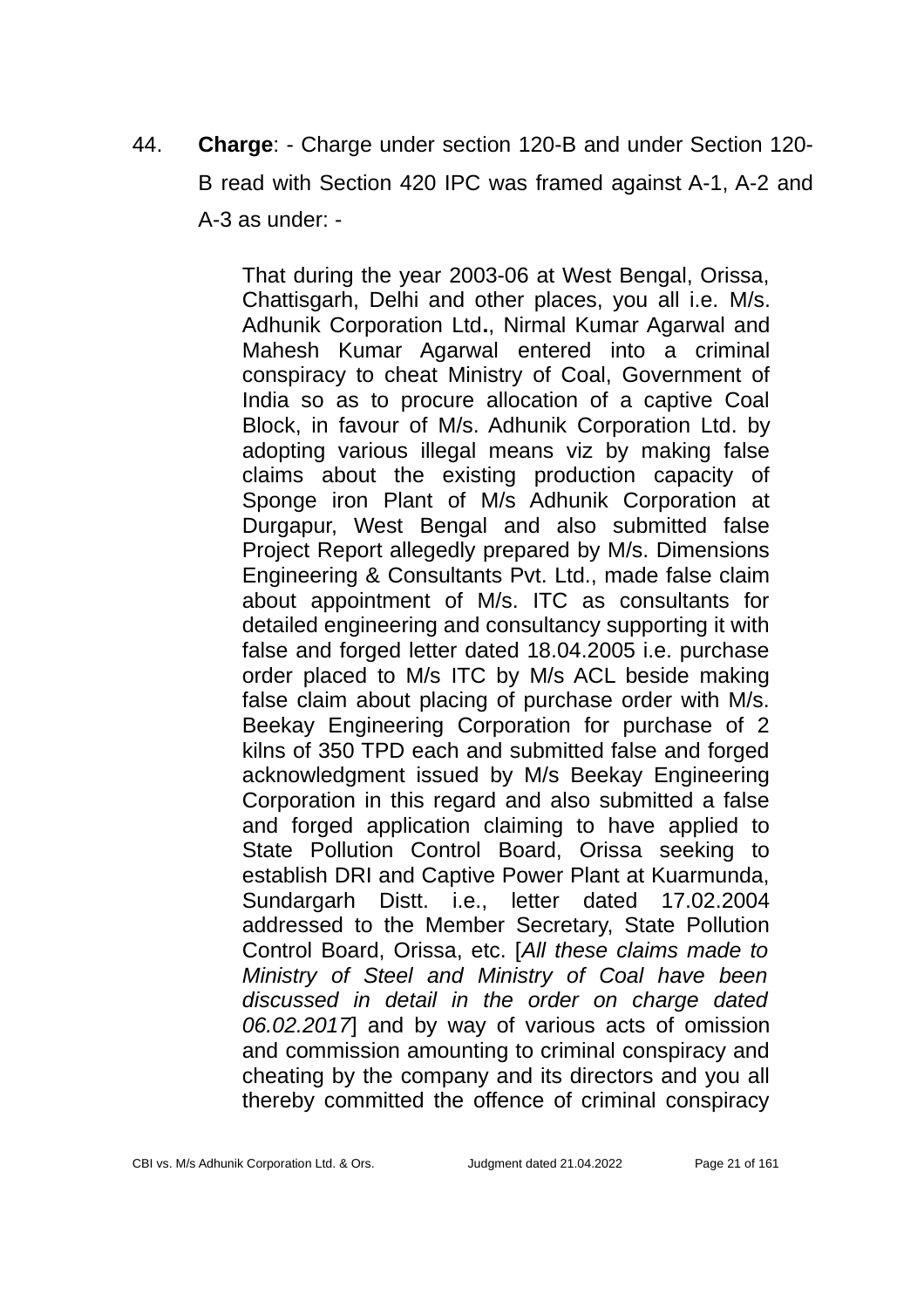44. **Charge**: - Charge under section 120-B and under Section 120-B read with Section 420 IPC was framed against A-1, A-2 and A-3 as under: -

> That during the year 2003-06 at West Bengal, Orissa, Chattisgarh, Delhi and other places, you all i.e. M/s. Adhunik Corporation Ltd**.**, Nirmal Kumar Agarwal and Mahesh Kumar Agarwal entered into a criminal conspiracy to cheat Ministry of Coal, Government of India so as to procure allocation of a captive Coal Block, in favour of M/s. Adhunik Corporation Ltd. by adopting various illegal means viz by making false claims about the existing production capacity of Sponge iron Plant of M/s Adhunik Corporation at Durgapur, West Bengal and also submitted false Project Report allegedly prepared by M/s. Dimensions Engineering & Consultants Pvt. Ltd., made false claim about appointment of M/s. ITC as consultants for detailed engineering and consultancy supporting it with false and forged letter dated 18.04.2005 i.e. purchase order placed to M/s ITC by M/s ACL beside making false claim about placing of purchase order with M/s. Beekay Engineering Corporation for purchase of 2 kilns of 350 TPD each and submitted false and forged acknowledgment issued by M/s Beekay Engineering Corporation in this regard and also submitted a false and forged application claiming to have applied to State Pollution Control Board, Orissa seeking to establish DRI and Captive Power Plant at Kuarmunda, Sundargarh Distt. i.e., letter dated 17.02.2004 addressed to the Member Secretary, State Pollution Control Board, Orissa, etc. [*All these claims made to Ministry of Steel and Ministry of Coal have been discussed in detail in the order on charge dated 06.02.2017*] and by way of various acts of omission and commission amounting to criminal conspiracy and cheating by the company and its directors and you all thereby committed the offence of criminal conspiracy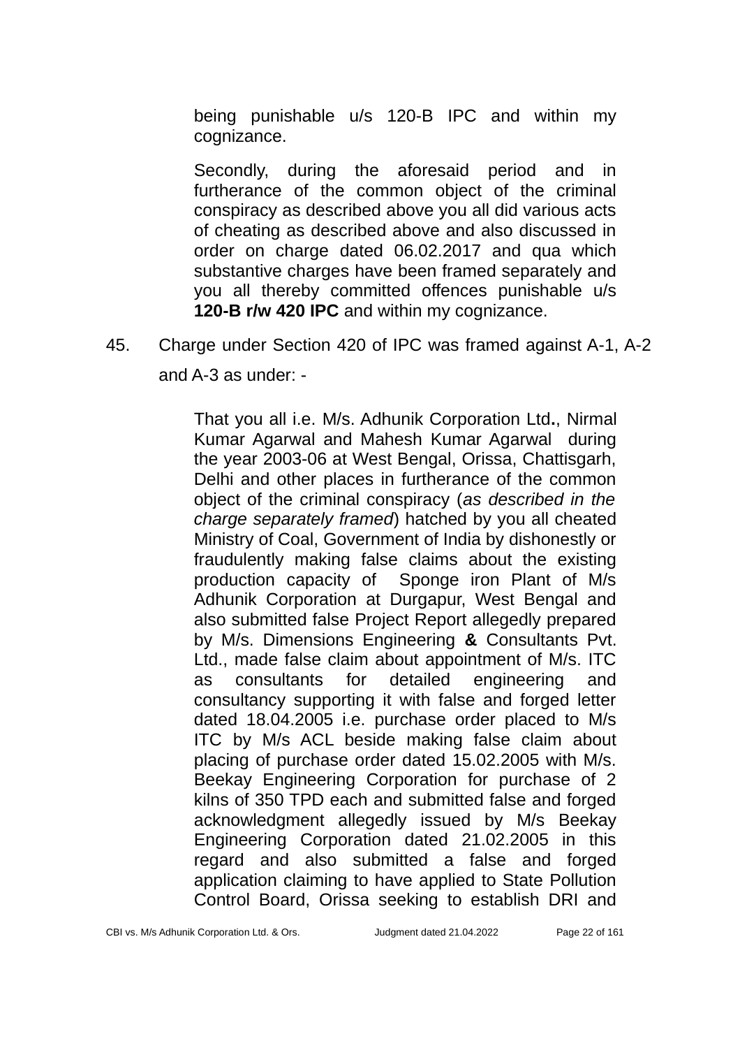being punishable u/s 120-B IPC and within my cognizance.

Secondly, during the aforesaid period and in furtherance of the common object of the criminal conspiracy as described above you all did various acts of cheating as described above and also discussed in order on charge dated 06.02.2017 and qua which substantive charges have been framed separately and you all thereby committed offences punishable u/s **120-B r/w 420 IPC** and within my cognizance.

45. Charge under Section 420 of IPC was framed against A-1, A-2 and A-3 as under: -

That you all i.e. M/s. Adhunik Corporation Ltd**.**, Nirmal Kumar Agarwal and Mahesh Kumar Agarwal during the year 2003-06 at West Bengal, Orissa, Chattisgarh, Delhi and other places in furtherance of the common object of the criminal conspiracy (*as described in the charge separately framed*) hatched by you all cheated Ministry of Coal, Government of India by dishonestly or fraudulently making false claims about the existing production capacity of Sponge iron Plant of M/s Adhunik Corporation at Durgapur, West Bengal and also submitted false Project Report allegedly prepared by M/s. Dimensions Engineering **&** Consultants Pvt. Ltd., made false claim about appointment of M/s. ITC as consultants for detailed engineering and consultancy supporting it with false and forged letter dated 18.04.2005 i.e. purchase order placed to M/s ITC by M/s ACL beside making false claim about placing of purchase order dated 15.02.2005 with M/s. Beekay Engineering Corporation for purchase of 2 kilns of 350 TPD each and submitted false and forged acknowledgment allegedly issued by M/s Beekay Engineering Corporation dated 21.02.2005 in this regard and also submitted a false and forged application claiming to have applied to State Pollution Control Board, Orissa seeking to establish DRI and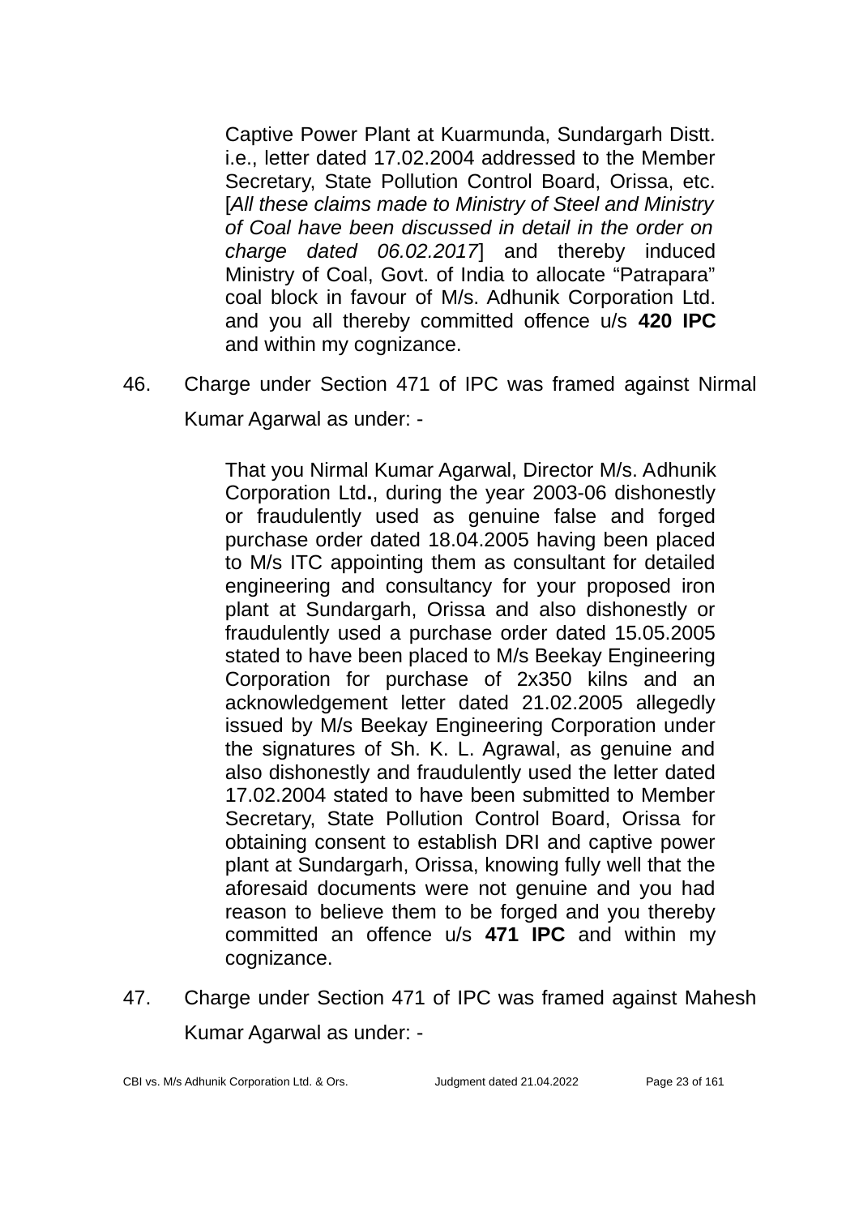> Captive Power Plant at Kuarmunda, Sundargarh Distt. i.e., letter dated 17.02.2004 addressed to the Member Secretary, State Pollution Control Board, Orissa, etc. [*All these claims made to Ministry of Steel and Ministry of Coal have been discussed in detail in the order on charge dated 06.02.2017*] and thereby induced Ministry of Coal, Govt. of India to allocate "Patrapara" coal block in favour of M/s. Adhunik Corporation Ltd. and you all thereby committed offence u/s **420 IPC** and within my cognizance.

46. Charge under Section 471 of IPC was framed against Nirmal Kumar Agarwal as under: -

> That you Nirmal Kumar Agarwal, Director M/s. Adhunik Corporation Ltd**.**, during the year 2003-06 dishonestly or fraudulently used as genuine false and forged purchase order dated 18.04.2005 having been placed to M/s ITC appointing them as consultant for detailed engineering and consultancy for your proposed iron plant at Sundargarh, Orissa and also dishonestly or fraudulently used a purchase order dated 15.05.2005 stated to have been placed to M/s Beekay Engineering Corporation for purchase of 2x350 kilns and an acknowledgement letter dated 21.02.2005 allegedly issued by M/s Beekay Engineering Corporation under the signatures of Sh. K. L. Agrawal, as genuine and also dishonestly and fraudulently used the letter dated 17.02.2004 stated to have been submitted to Member Secretary, State Pollution Control Board, Orissa for obtaining consent to establish DRI and captive power plant at Sundargarh, Orissa, knowing fully well that the aforesaid documents were not genuine and you had reason to believe them to be forged and you thereby committed an offence u/s **471 IPC** and within my cognizance.

47. Charge under Section 471 of IPC was framed against Mahesh Kumar Agarwal as under: -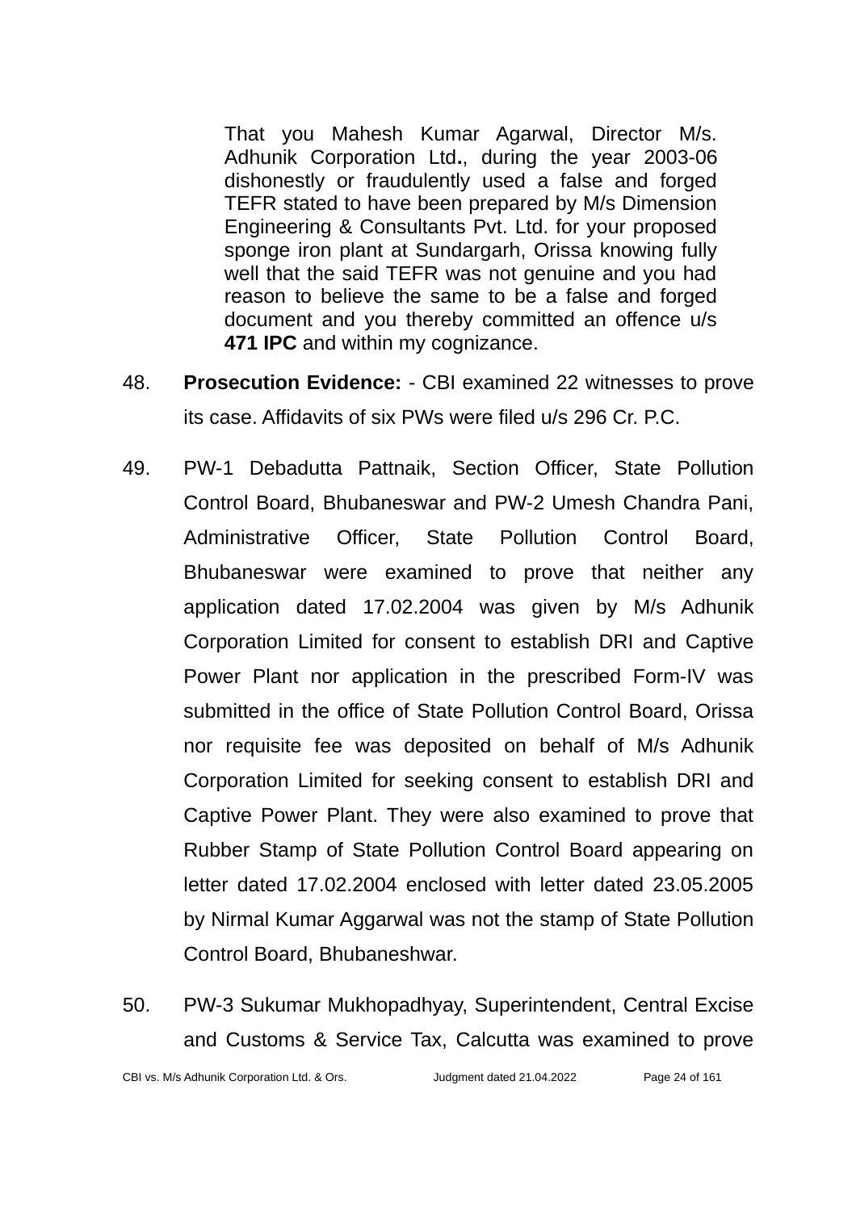> That you Mahesh Kumar Agarwal, Director M/s. Adhunik Corporation Ltd**.**, during the year 2003-06 dishonestly or fraudulently used a false and forged TEFR stated to have been prepared by M/s Dimension Engineering & Consultants Pvt. Ltd. for your proposed sponge iron plant at Sundargarh, Orissa knowing fully well that the said TEFR was not genuine and you had reason to believe the same to be a false and forged document and you thereby committed an offence u/s **471 IPC** and within my cognizance.

48. **Prosecution Evidence:** - CBI examined 22 witnesses to prove its case. Affidavits of six PWs were filed u/s 296 Cr. P.C.

49. PW-1 Debadutta Pattnaik, Section Officer, State Pollution Control Board, Bhubaneswar and PW-2 Umesh Chandra Pani, Administrative Officer, State Pollution Control Board, Bhubaneswar were examined to prove that neither any application dated 17.02.2004 was given by M/s Adhunik Corporation Limited for consent to establish DRI and Captive Power Plant nor application in the prescribed Form-IV was submitted in the office of State Pollution Control Board, Orissa nor requisite fee was deposited on behalf of M/s Adhunik Corporation Limited for seeking consent to establish DRI and Captive Power Plant. They were also examined to prove that Rubber Stamp of State Pollution Control Board appearing on letter dated 17.02.2004 enclosed with letter dated 23.05.2005 by Nirmal Kumar Aggarwal was not the stamp of State Pollution Control Board, Bhubaneshwar.

50. PW-3 Sukumar Mukhopadhyay, Superintendent, Central Excise and Customs & Service Tax, Calcutta was examined to prove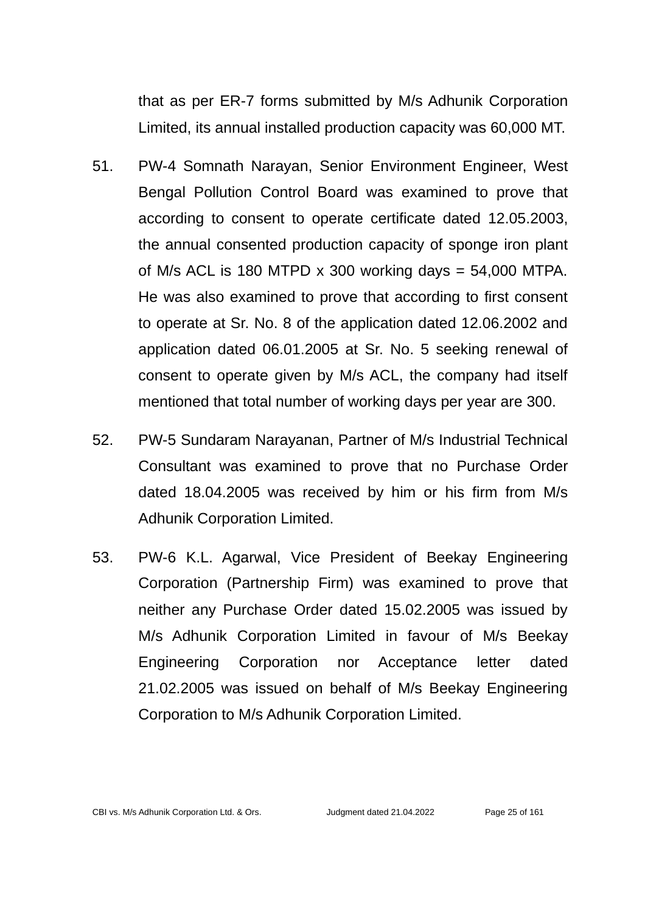that as per ER-7 forms submitted by M/s Adhunik Corporation Limited, its annual installed production capacity was 60,000 MT.

51. PW-4 Somnath Narayan, Senior Environment Engineer, West Bengal Pollution Control Board was examined to prove that according to consent to operate certificate dated 12.05.2003, the annual consented production capacity of sponge iron plant of M/s ACL is 180 MTPD x 300 working days = 54,000 MTPA. He was also examined to prove that according to first consent to operate at Sr. No. 8 of the application dated 12.06.2002 and application dated 06.01.2005 at Sr. No. 5 seeking renewal of consent to operate given by M/s ACL, the company had itself mentioned that total number of working days per year are 300.

52. PW-5 Sundaram Narayanan, Partner of M/s Industrial Technical Consultant was examined to prove that no Purchase Order dated 18.04.2005 was received by him or his firm from M/s Adhunik Corporation Limited.

53. PW-6 K.L. Agarwal, Vice President of Beekay Engineering Corporation (Partnership Firm) was examined to prove that neither any Purchase Order dated 15.02.2005 was issued by M/s Adhunik Corporation Limited in favour of M/s Beekay Engineering Corporation nor Acceptance letter dated 21.02.2005 was issued on behalf of M/s Beekay Engineering Corporation to M/s Adhunik Corporation Limited.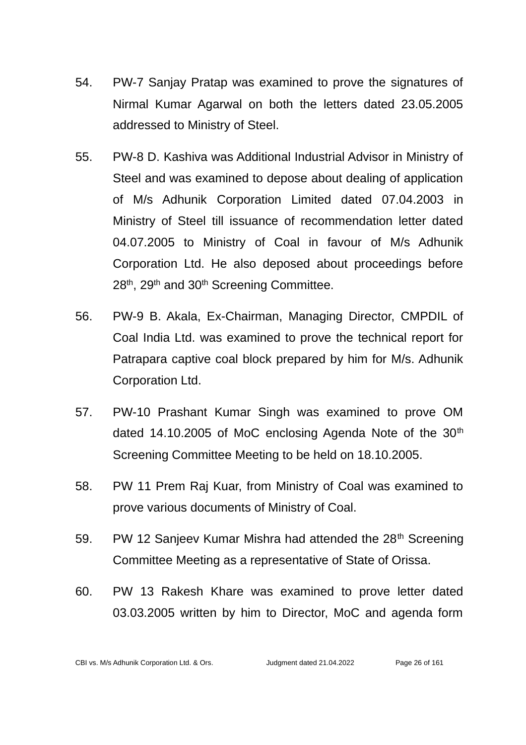54. PW-7 Sanjay Pratap was examined to prove the signatures of Nirmal Kumar Agarwal on both the letters dated 23.05.2005 addressed to Ministry of Steel.

55. PW-8 D. Kashiva was Additional Industrial Advisor in Ministry of Steel and was examined to depose about dealing of application of M/s Adhunik Corporation Limited dated 07.04.2003 in Ministry of Steel till issuance of recommendation letter dated 04.07.2005 to Ministry of Coal in favour of M/s Adhunik Corporation Ltd. He also deposed about proceedings before 28th, 29th and 30th Screening Committee.

56. PW-9 B. Akala, Ex-Chairman, Managing Director, CMPDIL of Coal India Ltd. was examined to prove the technical report for Patrapara captive coal block prepared by him for M/s. Adhunik Corporation Ltd.

57. PW-10 Prashant Kumar Singh was examined to prove OM dated 14.10.2005 of MoC enclosing Agenda Note of the 30th Screening Committee Meeting to be held on 18.10.2005.

58. PW 11 Prem Raj Kuar, from Ministry of Coal was examined to prove various documents of Ministry of Coal.

59. PW 12 Sanjeev Kumar Mishra had attended the 28th Screening Committee Meeting as a representative of State of Orissa.

60. PW 13 Rakesh Khare was examined to prove letter dated 03.03.2005 written by him to Director, MoC and agenda form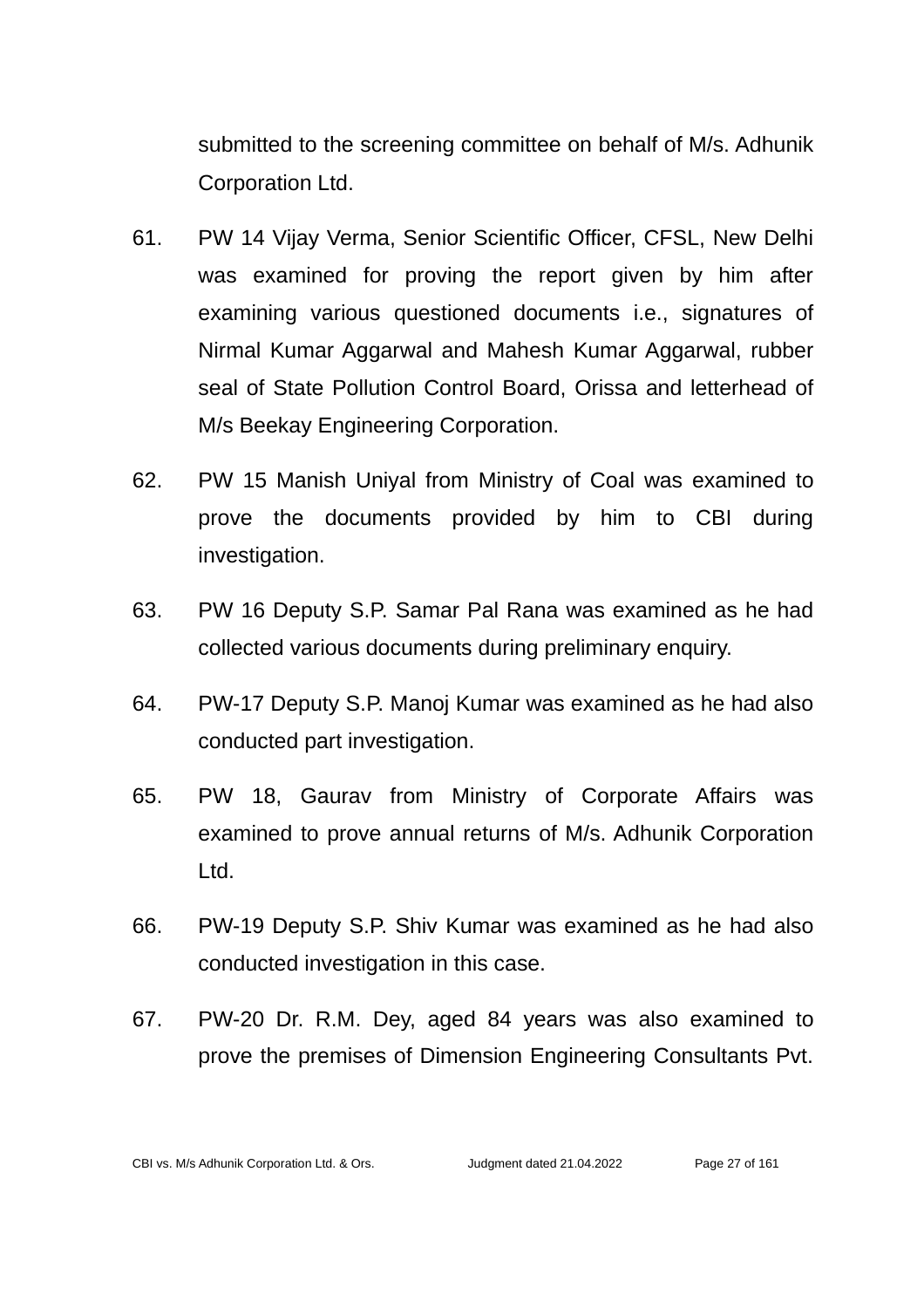submitted to the screening committee on behalf of M/s. Adhunik Corporation Ltd.

61. PW 14 Vijay Verma, Senior Scientific Officer, CFSL, New Delhi was examined for proving the report given by him after examining various questioned documents i.e., signatures of Nirmal Kumar Aggarwal and Mahesh Kumar Aggarwal, rubber seal of State Pollution Control Board, Orissa and letterhead of M/s Beekay Engineering Corporation.

62. PW 15 Manish Uniyal from Ministry of Coal was examined to prove the documents provided by him to CBI during investigation.

63. PW 16 Deputy S.P. Samar Pal Rana was examined as he had collected various documents during preliminary enquiry.

64. PW-17 Deputy S.P. Manoj Kumar was examined as he had also conducted part investigation.

65. PW 18, Gaurav from Ministry of Corporate Affairs was examined to prove annual returns of M/s. Adhunik Corporation Ltd.

66. PW-19 Deputy S.P. Shiv Kumar was examined as he had also conducted investigation in this case.

67. PW-20 Dr. R.M. Dey, aged 84 years was also examined to prove the premises of Dimension Engineering Consultants Pvt.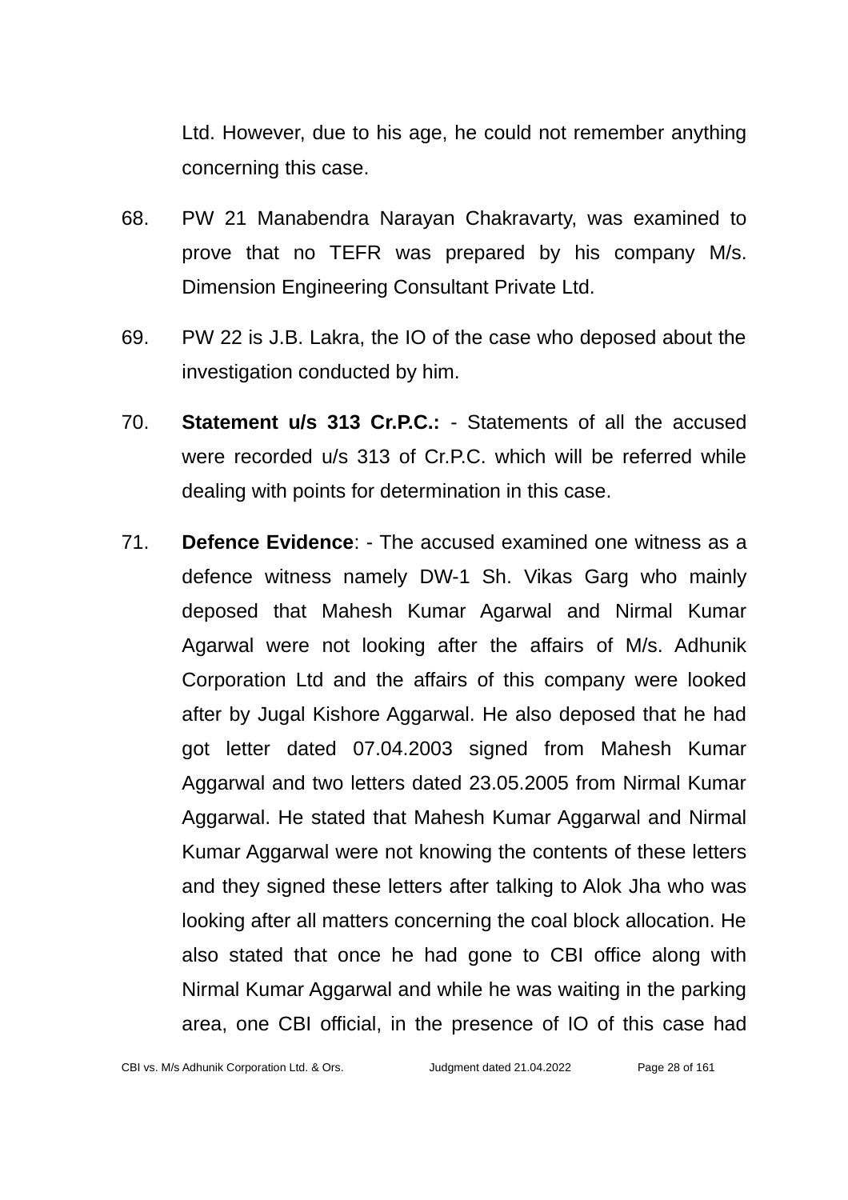Ltd. However, due to his age, he could not remember anything concerning this case.

68. PW 21 Manabendra Narayan Chakravarty, was examined to prove that no TEFR was prepared by his company M/s. Dimension Engineering Consultant Private Ltd.

69. PW 22 is J.B. Lakra, the IO of the case who deposed about the investigation conducted by him.

70. **Statement u/s 313 Cr.P.C.:** - Statements of all the accused were recorded u/s 313 of Cr.P.C. which will be referred while dealing with points for determination in this case.

71. **Defence Evidence**: - The accused examined one witness as a defence witness namely DW-1 Sh. Vikas Garg who mainly deposed that Mahesh Kumar Agarwal and Nirmal Kumar Agarwal were not looking after the affairs of M/s. Adhunik Corporation Ltd and the affairs of this company were looked after by Jugal Kishore Aggarwal. He also deposed that he had got letter dated 07.04.2003 signed from Mahesh Kumar Aggarwal and two letters dated 23.05.2005 from Nirmal Kumar Aggarwal. He stated that Mahesh Kumar Aggarwal and Nirmal Kumar Aggarwal were not knowing the contents of these letters and they signed these letters after talking to Alok Jha who was looking after all matters concerning the coal block allocation. He also stated that once he had gone to CBI office along with Nirmal Kumar Aggarwal and while he was waiting in the parking area, one CBI official, in the presence of IO of this case had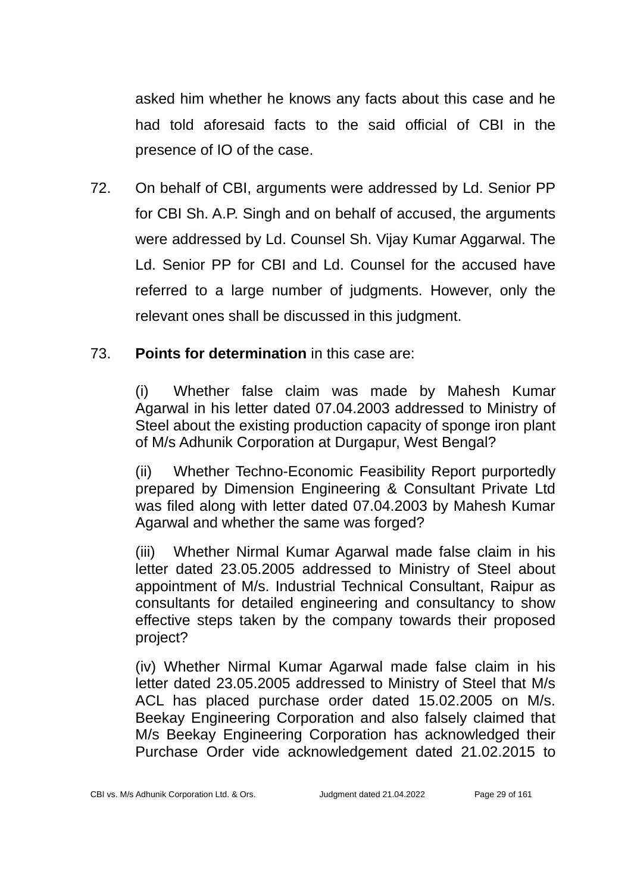asked him whether he knows any facts about this case and he had told aforesaid facts to the said official of CBI in the presence of IO of the case.

72. On behalf of CBI, arguments were addressed by Ld. Senior PP for CBI Sh. A.P. Singh and on behalf of accused, the arguments were addressed by Ld. Counsel Sh. Vijay Kumar Aggarwal. The Ld. Senior PP for CBI and Ld. Counsel for the accused have referred to a large number of judgments. However, only the relevant ones shall be discussed in this judgment.

73. **Points for determination** in this case are:

(i) Whether false claim was made by Mahesh Kumar Agarwal in his letter dated 07.04.2003 addressed to Ministry of Steel about the existing production capacity of sponge iron plant of M/s Adhunik Corporation at Durgapur, West Bengal?

(ii) Whether Techno-Economic Feasibility Report purportedly prepared by Dimension Engineering & Consultant Private Ltd was filed along with letter dated 07.04.2003 by Mahesh Kumar Agarwal and whether the same was forged?

(iii) Whether Nirmal Kumar Agarwal made false claim in his letter dated 23.05.2005 addressed to Ministry of Steel about appointment of M/s. Industrial Technical Consultant, Raipur as consultants for detailed engineering and consultancy to show effective steps taken by the company towards their proposed project?

(iv) Whether Nirmal Kumar Agarwal made false claim in his letter dated 23.05.2005 addressed to Ministry of Steel that M/s ACL has placed purchase order dated 15.02.2005 on M/s. Beekay Engineering Corporation and also falsely claimed that M/s Beekay Engineering Corporation has acknowledged their Purchase Order vide acknowledgement dated 21.02.2015 to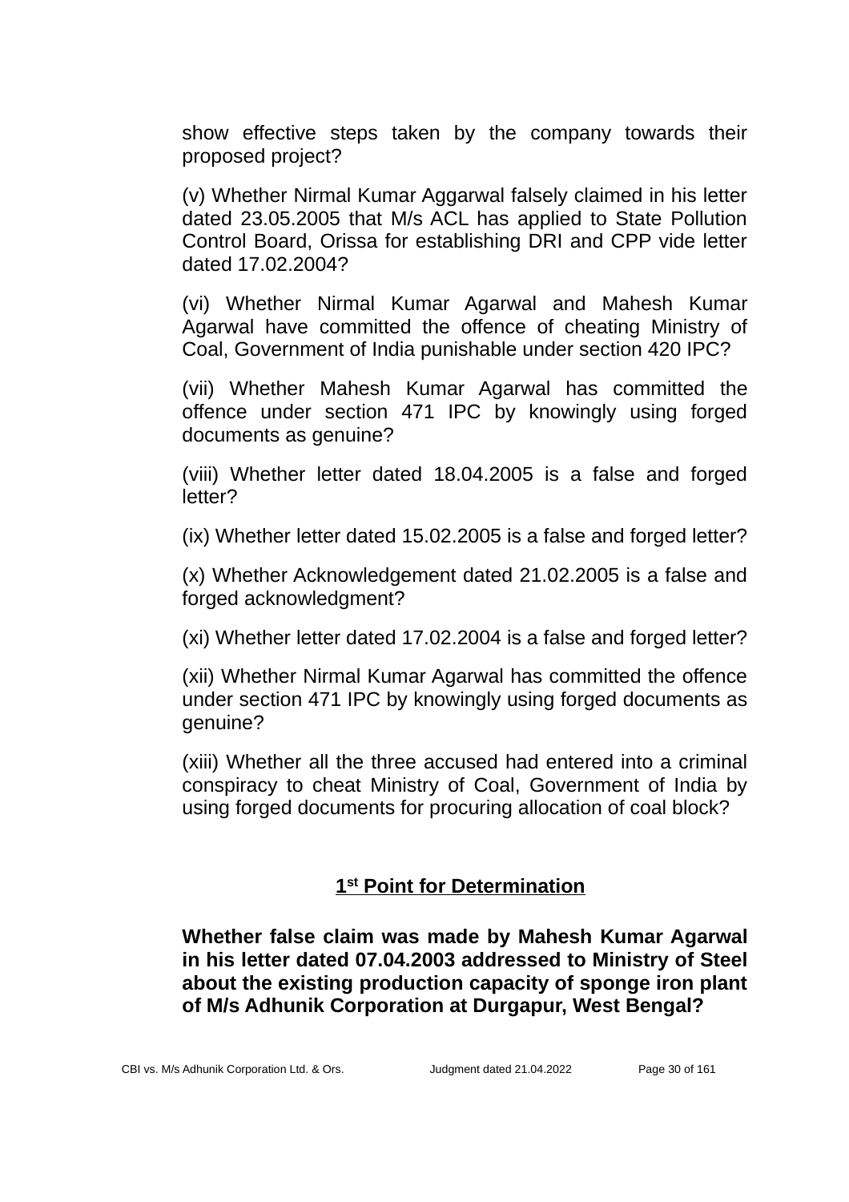show effective steps taken by the company towards their proposed project?

(v) Whether Nirmal Kumar Aggarwal falsely claimed in his letter dated 23.05.2005 that M/s ACL has applied to State Pollution Control Board, Orissa for establishing DRI and CPP vide letter dated 17.02.2004?

(vi) Whether Nirmal Kumar Agarwal and Mahesh Kumar Agarwal have committed the offence of cheating Ministry of Coal, Government of India punishable under section 420 IPC?

(vii) Whether Mahesh Kumar Agarwal has committed the offence under section 471 IPC by knowingly using forged documents as genuine?

(viii) Whether letter dated 18.04.2005 is a false and forged letter?

(ix) Whether letter dated 15.02.2005 is a false and forged letter?

(x) Whether Acknowledgement dated 21.02.2005 is a false and forged acknowledgment?

(xi) Whether letter dated 17.02.2004 is a false and forged letter?

(xii) Whether Nirmal Kumar Agarwal has committed the offence under section 471 IPC by knowingly using forged documents as genuine?

(xiii) Whether all the three accused had entered into a criminal conspiracy to cheat Ministry of Coal, Government of India by using forged documents for procuring allocation of coal block?

## 1st Point for Determination

**Whether false claim was made by Mahesh Kumar Agarwal in his letter dated 07.04.2003 addressed to Ministry of Steel about the existing production capacity of sponge iron plant of M/s Adhunik Corporation at Durgapur, West Bengal?**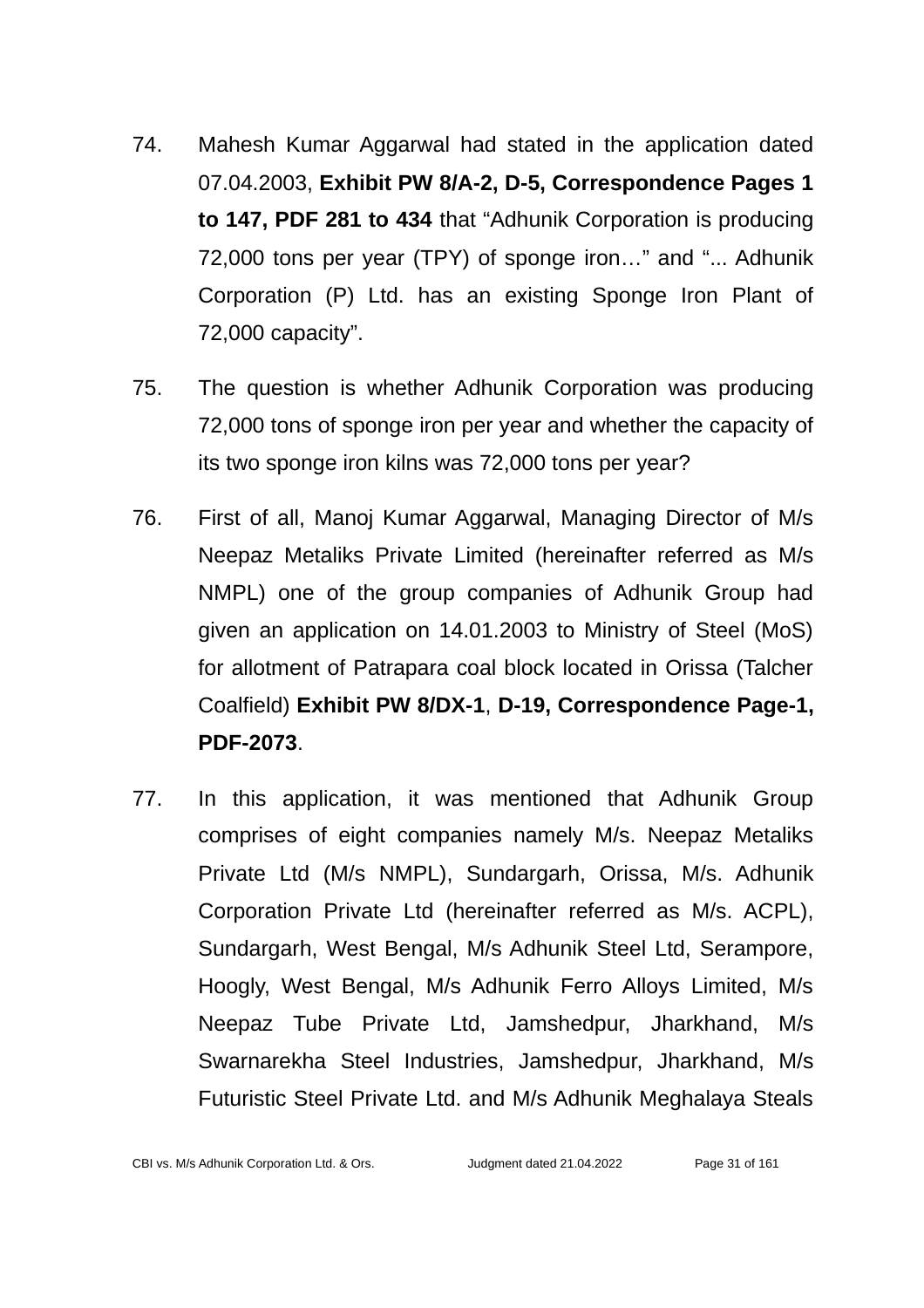74. Mahesh Kumar Aggarwal had stated in the application dated 07.04.2003, **Exhibit PW 8/A-2, D-5, Correspondence Pages 1 to 147, PDF 281 to 434** that “Adhunik Corporation is producing 72,000 tons per year (TPY) of sponge iron…” and “... Adhunik Corporation (P) Ltd. has an existing Sponge Iron Plant of 72,000 capacity”.

75. The question is whether Adhunik Corporation was producing 72,000 tons of sponge iron per year and whether the capacity of its two sponge iron kilns was 72,000 tons per year?

76. First of all, Manoj Kumar Aggarwal, Managing Director of M/s Neepaz Metaliks Private Limited (hereinafter referred as M/s NMPL) one of the group companies of Adhunik Group had given an application on 14.01.2003 to Ministry of Steel (MoS) for allotment of Patrapara coal block located in Orissa (Talcher Coalfield) **Exhibit PW 8/DX-1**, **D-19, Correspondence Page-1, PDF-2073**.

77. In this application, it was mentioned that Adhunik Group comprises of eight companies namely M/s. Neepaz Metaliks Private Ltd (M/s NMPL), Sundargarh, Orissa, M/s. Adhunik Corporation Private Ltd (hereinafter referred as M/s. ACPL), Sundargarh, West Bengal, M/s Adhunik Steel Ltd, Serampore, Hoogly, West Bengal, M/s Adhunik Ferro Alloys Limited, M/s Neepaz Tube Private Ltd, Jamshedpur, Jharkhand, M/s Swarnarekha Steel Industries, Jamshedpur, Jharkhand, M/s Futuristic Steel Private Ltd. and M/s Adhunik Meghalaya Steals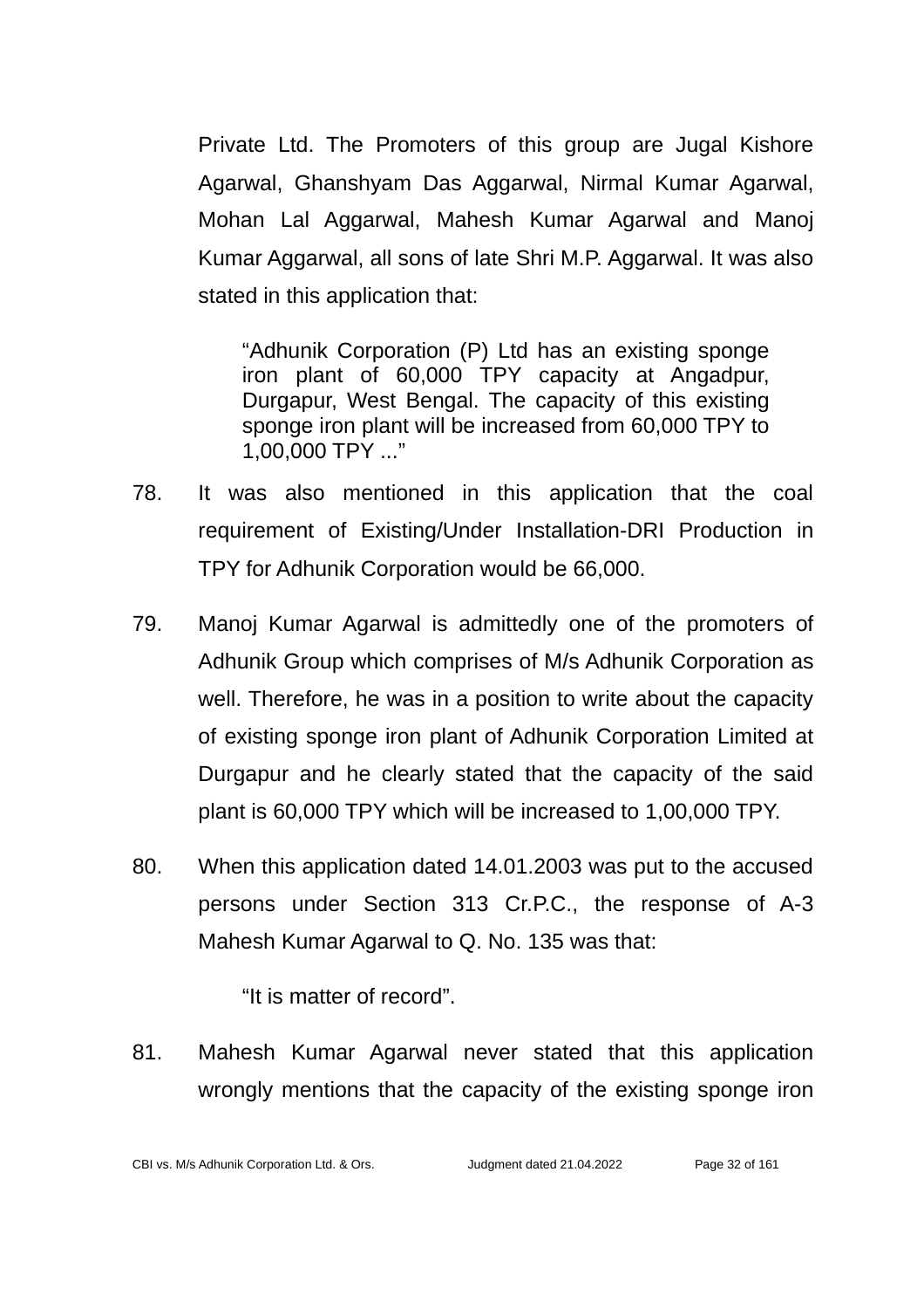Private Ltd. The Promoters of this group are Jugal Kishore Agarwal, Ghanshyam Das Aggarwal, Nirmal Kumar Agarwal, Mohan Lal Aggarwal, Mahesh Kumar Agarwal and Manoj Kumar Aggarwal, all sons of late Shri M.P. Aggarwal. It was also stated in this application that:

> "Adhunik Corporation (P) Ltd has an existing sponge iron plant of 60,000 TPY capacity at Angadpur, Durgapur, West Bengal. The capacity of this existing sponge iron plant will be increased from 60,000 TPY to 1,00,000 TPY ..."

78. It was also mentioned in this application that the coal requirement of Existing/Under Installation-DRI Production in TPY for Adhunik Corporation would be 66,000.

79. Manoj Kumar Agarwal is admittedly one of the promoters of Adhunik Group which comprises of M/s Adhunik Corporation as well. Therefore, he was in a position to write about the capacity of existing sponge iron plant of Adhunik Corporation Limited at Durgapur and he clearly stated that the capacity of the said plant is 60,000 TPY which will be increased to 1,00,000 TPY.

80. When this application dated 14.01.2003 was put to the accused persons under Section 313 Cr.P.C., the response of A-3 Mahesh Kumar Agarwal to Q. No. 135 was that:

> "It is matter of record".

81. Mahesh Kumar Agarwal never stated that this application wrongly mentions that the capacity of the existing sponge iron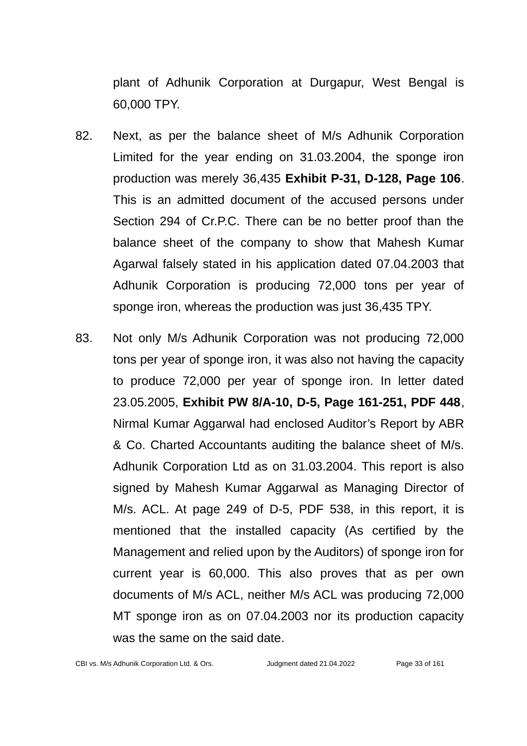plant of Adhunik Corporation at Durgapur, West Bengal is 60,000 TPY.

82. Next, as per the balance sheet of M/s Adhunik Corporation Limited for the year ending on 31.03.2004, the sponge iron production was merely 36,435 **Exhibit P-31, D-128, Page 106**. This is an admitted document of the accused persons under Section 294 of Cr.P.C. There can be no better proof than the balance sheet of the company to show that Mahesh Kumar Agarwal falsely stated in his application dated 07.04.2003 that Adhunik Corporation is producing 72,000 tons per year of sponge iron, whereas the production was just 36,435 TPY.

83. Not only M/s Adhunik Corporation was not producing 72,000 tons per year of sponge iron, it was also not having the capacity to produce 72,000 per year of sponge iron. In letter dated 23.05.2005, **Exhibit PW 8/A-10, D-5, Page 161-251, PDF 448**, Nirmal Kumar Aggarwal had enclosed Auditor's Report by ABR & Co. Charted Accountants auditing the balance sheet of M/s. Adhunik Corporation Ltd as on 31.03.2004. This report is also signed by Mahesh Kumar Aggarwal as Managing Director of M/s. ACL. At page 249 of D-5, PDF 538, in this report, it is mentioned that the installed capacity (As certified by the Management and relied upon by the Auditors) of sponge iron for current year is 60,000. This also proves that as per own documents of M/s ACL, neither M/s ACL was producing 72,000 MT sponge iron as on 07.04.2003 nor its production capacity was the same on the said date.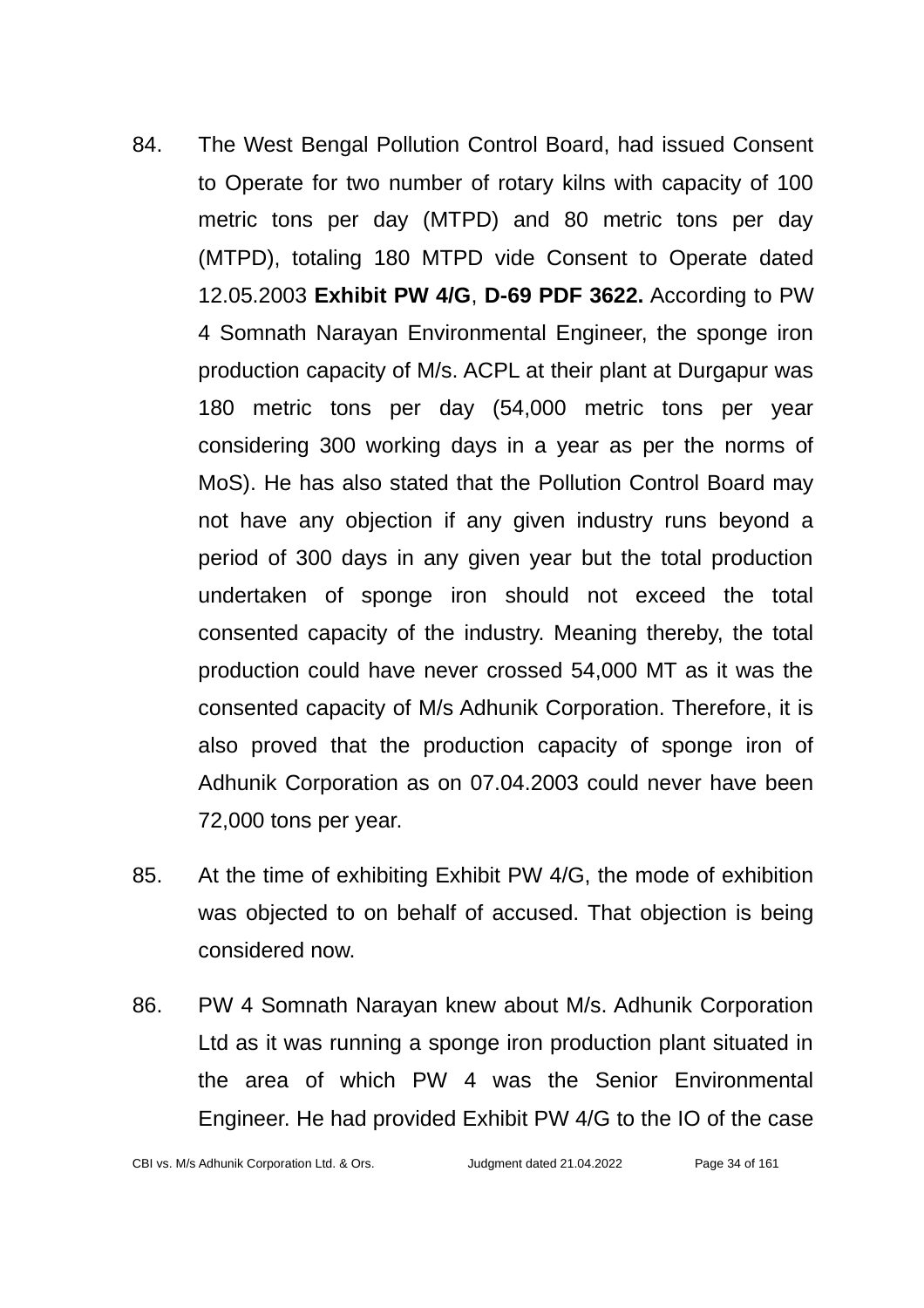84. The West Bengal Pollution Control Board, had issued Consent to Operate for two number of rotary kilns with capacity of 100 metric tons per day (MTPD) and 80 metric tons per day (MTPD), totaling 180 MTPD vide Consent to Operate dated 12.05.2003 **Exhibit PW 4/G**, **D-69 PDF 3622.** According to PW 4 Somnath Narayan Environmental Engineer, the sponge iron production capacity of M/s. ACPL at their plant at Durgapur was 180 metric tons per day (54,000 metric tons per year considering 300 working days in a year as per the norms of MoS). He has also stated that the Pollution Control Board may not have any objection if any given industry runs beyond a period of 300 days in any given year but the total production undertaken of sponge iron should not exceed the total consented capacity of the industry. Meaning thereby, the total production could have never crossed 54,000 MT as it was the consented capacity of M/s Adhunik Corporation. Therefore, it is also proved that the production capacity of sponge iron of Adhunik Corporation as on 07.04.2003 could never have been 72,000 tons per year.

85. At the time of exhibiting Exhibit PW 4/G, the mode of exhibition was objected to on behalf of accused. That objection is being considered now.

86. PW 4 Somnath Narayan knew about M/s. Adhunik Corporation Ltd as it was running a sponge iron production plant situated in the area of which PW 4 was the Senior Environmental Engineer. He had provided Exhibit PW 4/G to the IO of the case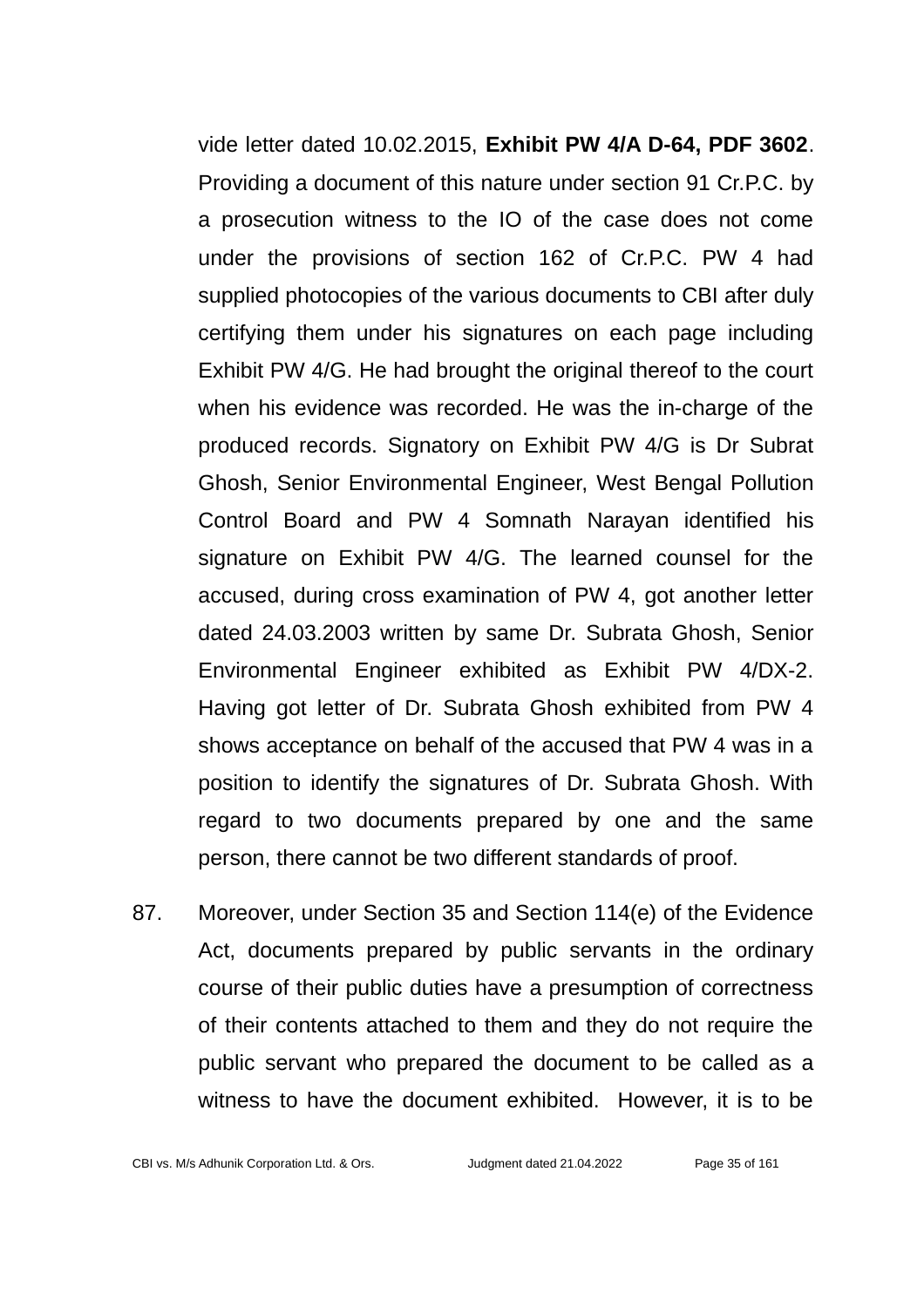vide letter dated 10.02.2015, **Exhibit PW 4/A D-64, PDF 3602**. Providing a document of this nature under section 91 Cr.P.C. by a prosecution witness to the IO of the case does not come under the provisions of section 162 of Cr.P.C. PW 4 had supplied photocopies of the various documents to CBI after duly certifying them under his signatures on each page including Exhibit PW 4/G. He had brought the original thereof to the court when his evidence was recorded. He was the in-charge of the produced records. Signatory on Exhibit PW 4/G is Dr Subrat Ghosh, Senior Environmental Engineer, West Bengal Pollution Control Board and PW 4 Somnath Narayan identified his signature on Exhibit PW 4/G. The learned counsel for the accused, during cross examination of PW 4, got another letter dated 24.03.2003 written by same Dr. Subrata Ghosh, Senior Environmental Engineer exhibited as Exhibit PW 4/DX-2. Having got letter of Dr. Subrata Ghosh exhibited from PW 4 shows acceptance on behalf of the accused that PW 4 was in a position to identify the signatures of Dr. Subrata Ghosh. With regard to two documents prepared by one and the same person, there cannot be two different standards of proof.

87. Moreover, under Section 35 and Section 114(e) of the Evidence Act, documents prepared by public servants in the ordinary course of their public duties have a presumption of correctness of their contents attached to them and they do not require the public servant who prepared the document to be called as a witness to have the document exhibited. However, it is to be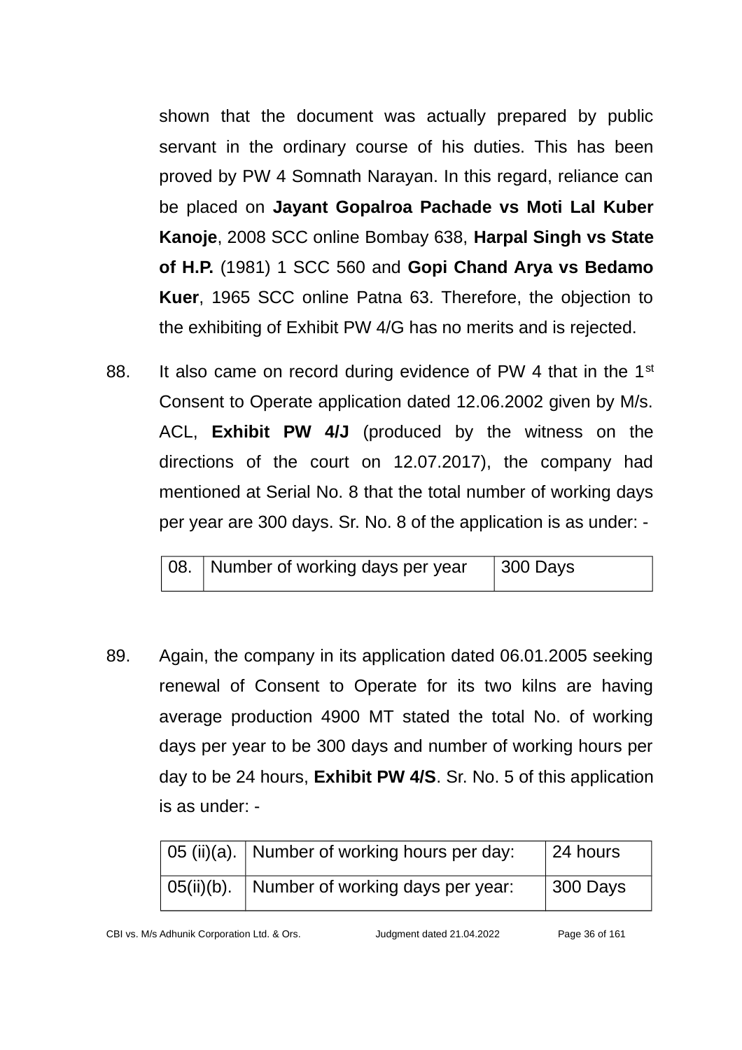shown that the document was actually prepared by public servant in the ordinary course of his duties. This has been proved by PW 4 Somnath Narayan. In this regard, reliance can be placed on **Jayant Gopalroa Pachade vs Moti Lal Kuber Kanoje**, 2008 SCC online Bombay 638, **Harpal Singh vs State of H.P.** (1981) 1 SCC 560 and **Gopi Chand Arya vs Bedamo Kuer**, 1965 SCC online Patna 63. Therefore, the objection to the exhibiting of Exhibit PW 4/G has no merits and is rejected.

88. It also came on record during evidence of PW 4 that in the 1st Consent to Operate application dated 12.06.2002 given by M/s. ACL, **Exhibit PW 4/J** (produced by the witness on the directions of the court on 12.07.2017), the company had mentioned at Serial No. 8 that the total number of working days per year are 300 days. Sr. No. 8 of the application is as under: -

| 08. | Number of working days per year | 300 Days |
|---|---|---|

89. Again, the company in its application dated 06.01.2005 seeking renewal of Consent to Operate for its two kilns are having average production 4900 MT stated the total No. of working days per year to be 300 days and number of working hours per day to be 24 hours, **Exhibit PW 4/S**. Sr. No. 5 of this application is as under: -

| 05 (ii)(a). | Number of working hours per day: | 24 hours |
|---|---|---|
| 05(ii)(b). | Number of working days per year: | 300 Days |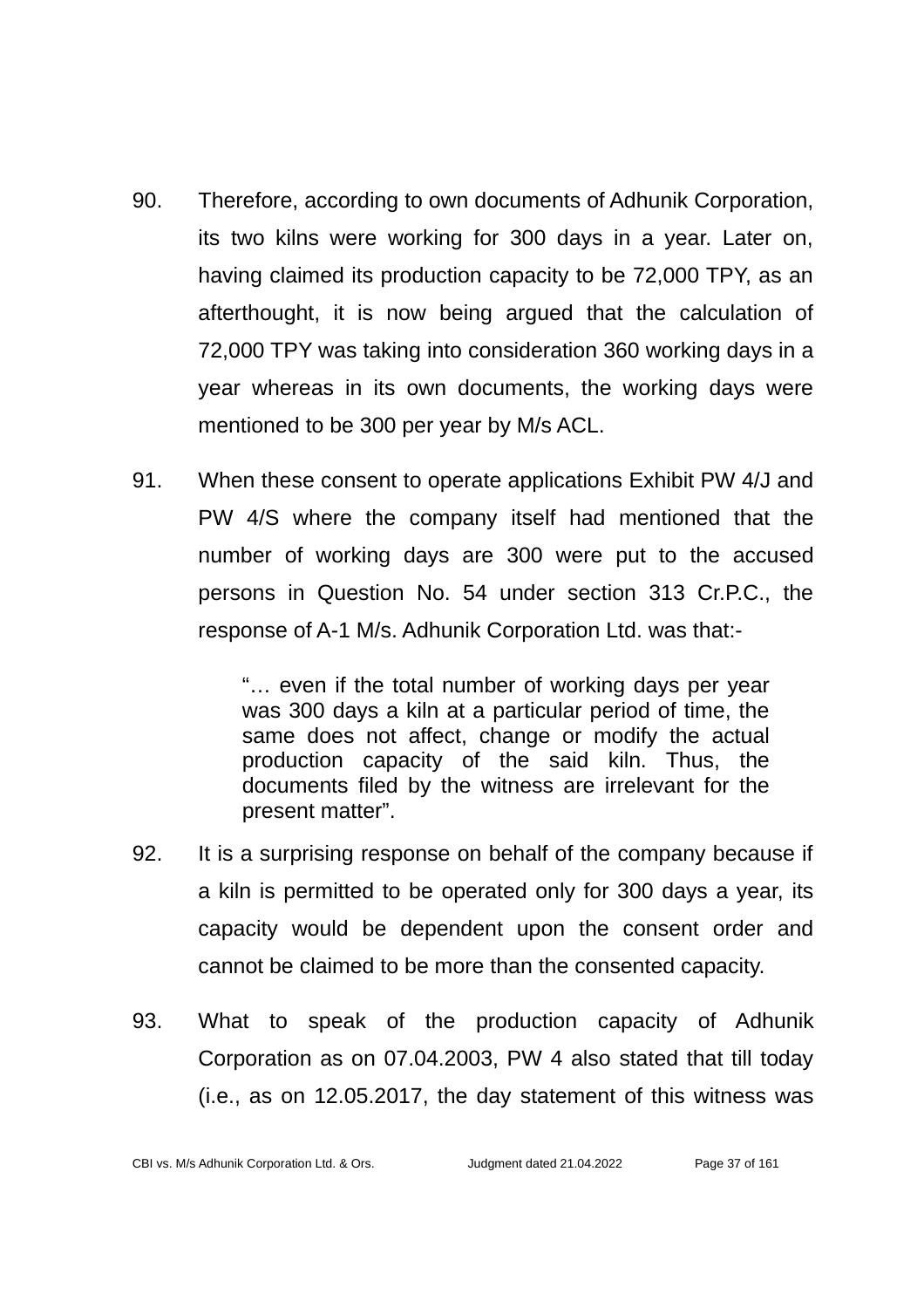90. Therefore, according to own documents of Adhunik Corporation, its two kilns were working for 300 days in a year. Later on, having claimed its production capacity to be 72,000 TPY, as an afterthought, it is now being argued that the calculation of 72,000 TPY was taking into consideration 360 working days in a year whereas in its own documents, the working days were mentioned to be 300 per year by M/s ACL.

91. When these consent to operate applications Exhibit PW 4/J and PW 4/S where the company itself had mentioned that the number of working days are 300 were put to the accused persons in Question No. 54 under section 313 Cr.P.C., the response of A-1 M/s. Adhunik Corporation Ltd. was that:-

> "… even if the total number of working days per year was 300 days a kiln at a particular period of time, the same does not affect, change or modify the actual production capacity of the said kiln. Thus, the documents filed by the witness are irrelevant for the present matter".

92. It is a surprising response on behalf of the company because if a kiln is permitted to be operated only for 300 days a year, its capacity would be dependent upon the consent order and cannot be claimed to be more than the consented capacity.

93. What to speak of the production capacity of Adhunik Corporation as on 07.04.2003, PW 4 also stated that till today (i.e., as on 12.05.2017, the day statement of this witness was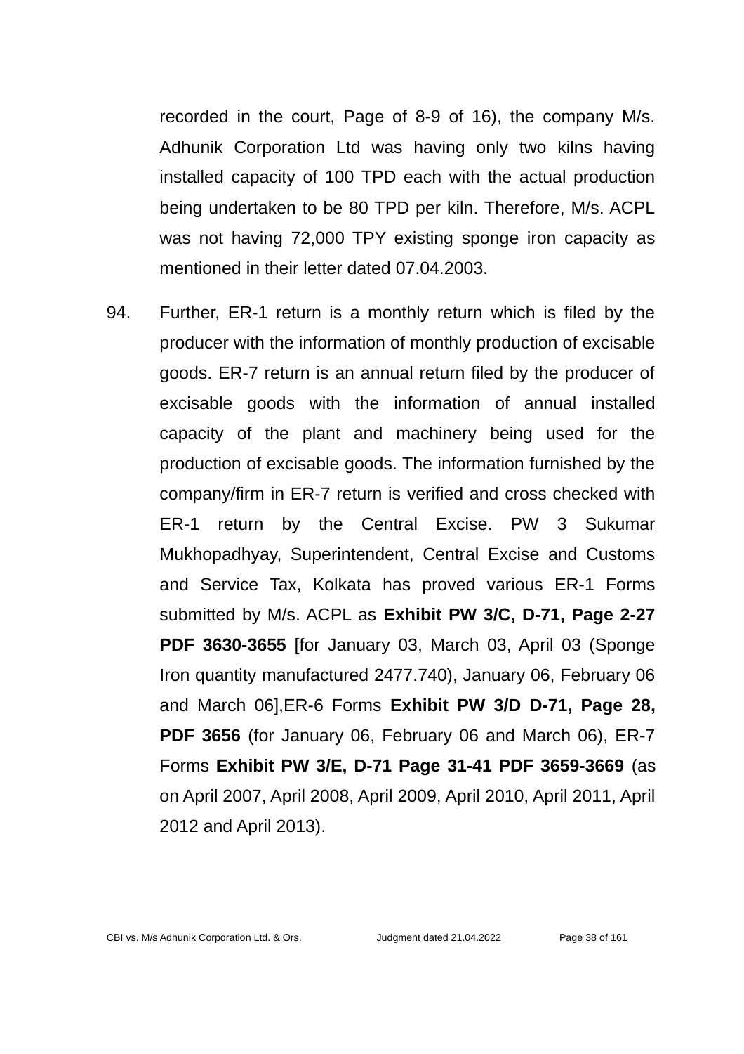recorded in the court, Page of 8-9 of 16), the company M/s. Adhunik Corporation Ltd was having only two kilns having installed capacity of 100 TPD each with the actual production being undertaken to be 80 TPD per kiln. Therefore, M/s. ACPL was not having 72,000 TPY existing sponge iron capacity as mentioned in their letter dated 07.04.2003.

94. Further, ER-1 return is a monthly return which is filed by the producer with the information of monthly production of excisable goods. ER-7 return is an annual return filed by the producer of excisable goods with the information of annual installed capacity of the plant and machinery being used for the production of excisable goods. The information furnished by the company/firm in ER-7 return is verified and cross checked with ER-1 return by the Central Excise. PW 3 Sukumar Mukhopadhyay, Superintendent, Central Excise and Customs and Service Tax, Kolkata has proved various ER-1 Forms submitted by M/s. ACPL as **Exhibit PW 3/C, D-71, Page 2-27 PDF 3630-3655** [for January 03, March 03, April 03 (Sponge Iron quantity manufactured 2477.740), January 06, February 06 and March 06],ER-6 Forms **Exhibit PW 3/D D-71, Page 28, PDF 3656** (for January 06, February 06 and March 06), ER-7 Forms **Exhibit PW 3/E, D-71 Page 31-41 PDF 3659-3669** (as on April 2007, April 2008, April 2009, April 2010, April 2011, April 2012 and April 2013).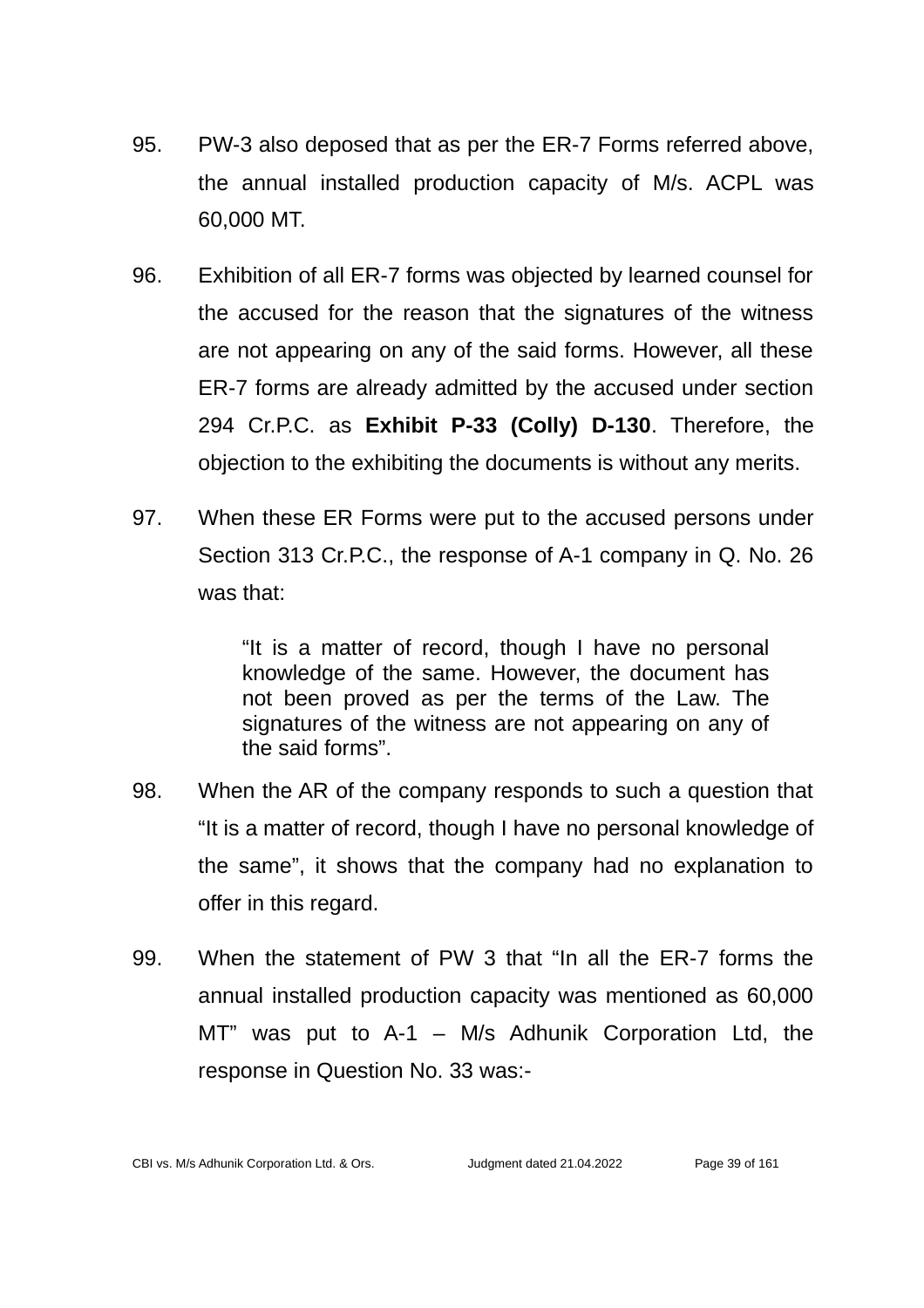95. PW-3 also deposed that as per the ER-7 Forms referred above, the annual installed production capacity of M/s. ACPL was 60,000 MT.

96. Exhibition of all ER-7 forms was objected by learned counsel for the accused for the reason that the signatures of the witness are not appearing on any of the said forms. However, all these ER-7 forms are already admitted by the accused under section 294 Cr.P.C. as **Exhibit P-33 (Colly) D-130**. Therefore, the objection to the exhibiting the documents is without any merits.

97. When these ER Forms were put to the accused persons under Section 313 Cr.P.C., the response of A-1 company in Q. No. 26 was that:

> "It is a matter of record, though I have no personal knowledge of the same. However, the document has not been proved as per the terms of the Law. The signatures of the witness are not appearing on any of the said forms".

98. When the AR of the company responds to such a question that "It is a matter of record, though I have no personal knowledge of the same", it shows that the company had no explanation to offer in this regard.

99. When the statement of PW 3 that "In all the ER-7 forms the annual installed production capacity was mentioned as 60,000 MT" was put to A-1 – M/s Adhunik Corporation Ltd, the response in Question No. 33 was:-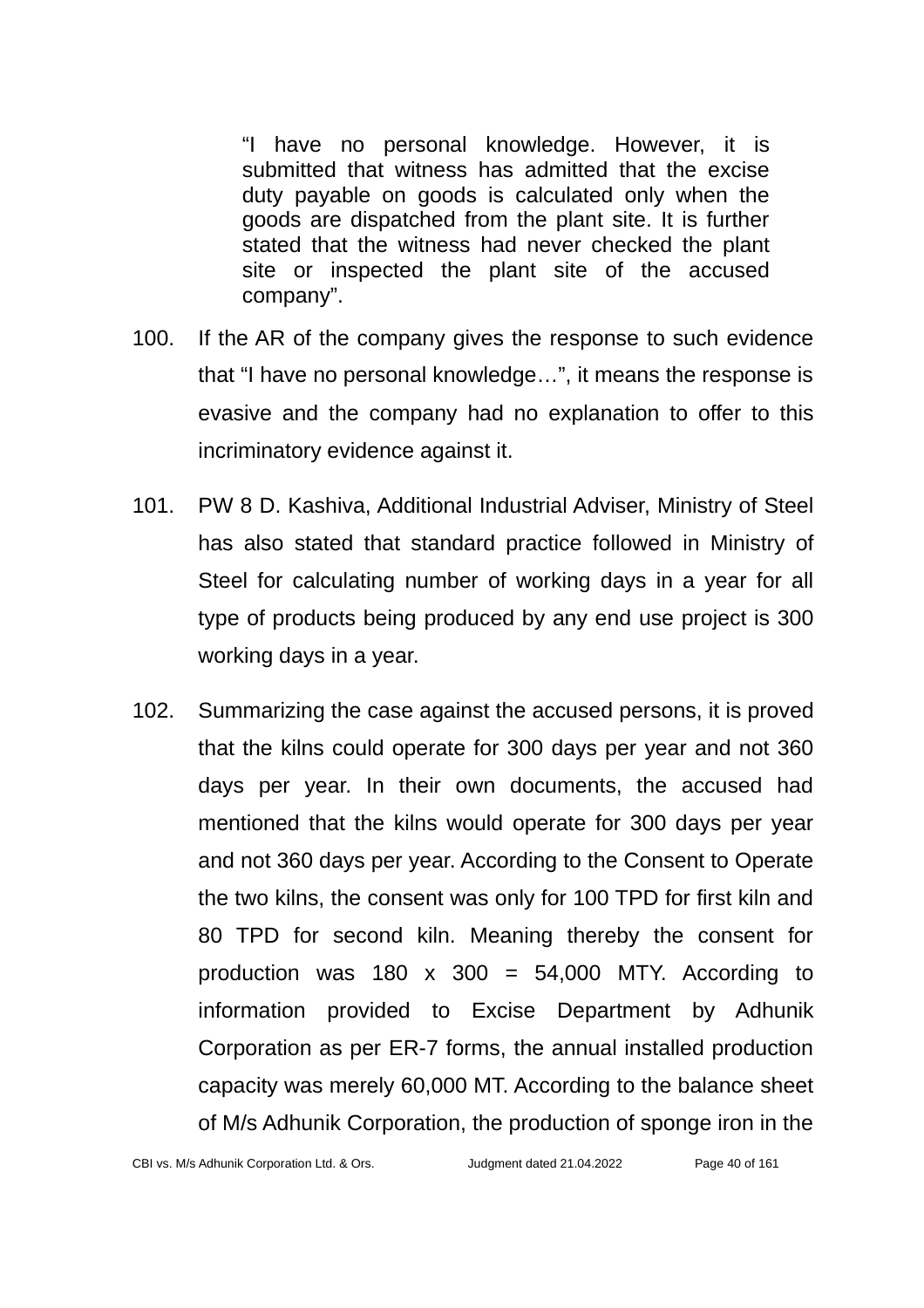> "I have no personal knowledge. However, it is submitted that witness has admitted that the excise duty payable on goods is calculated only when the goods are dispatched from the plant site. It is further stated that the witness had never checked the plant site or inspected the plant site of the accused company".

100. If the AR of the company gives the response to such evidence that "I have no personal knowledge…", it means the response is evasive and the company had no explanation to offer to this incriminatory evidence against it.

101. PW 8 D. Kashiva, Additional Industrial Adviser, Ministry of Steel has also stated that standard practice followed in Ministry of Steel for calculating number of working days in a year for all type of products being produced by any end use project is 300 working days in a year.

102. Summarizing the case against the accused persons, it is proved that the kilns could operate for 300 days per year and not 360 days per year. In their own documents, the accused had mentioned that the kilns would operate for 300 days per year and not 360 days per year. According to the Consent to Operate the two kilns, the consent was only for 100 TPD for first kiln and 80 TPD for second kiln. Meaning thereby the consent for production was 180 x 300 = 54,000 MTY. According to information provided to Excise Department by Adhunik Corporation as per ER-7 forms, the annual installed production capacity was merely 60,000 MT. According to the balance sheet of M/s Adhunik Corporation, the production of sponge iron in the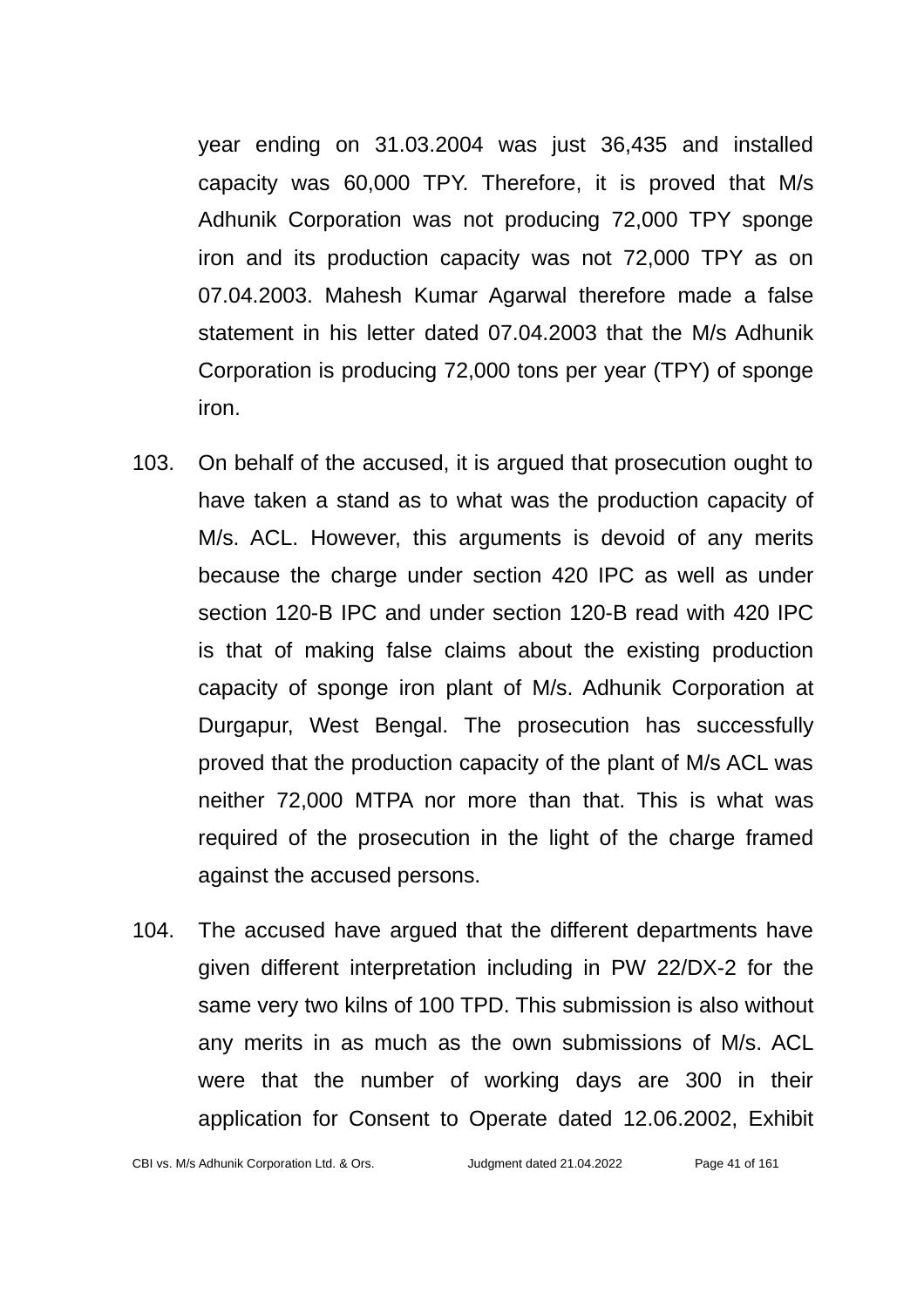year ending on 31.03.2004 was just 36,435 and installed capacity was 60,000 TPY. Therefore, it is proved that M/s Adhunik Corporation was not producing 72,000 TPY sponge iron and its production capacity was not 72,000 TPY as on 07.04.2003. Mahesh Kumar Agarwal therefore made a false statement in his letter dated 07.04.2003 that the M/s Adhunik Corporation is producing 72,000 tons per year (TPY) of sponge iron.

103. On behalf of the accused, it is argued that prosecution ought to have taken a stand as to what was the production capacity of M/s. ACL. However, this arguments is devoid of any merits because the charge under section 420 IPC as well as under section 120-B IPC and under section 120-B read with 420 IPC is that of making false claims about the existing production capacity of sponge iron plant of M/s. Adhunik Corporation at Durgapur, West Bengal. The prosecution has successfully proved that the production capacity of the plant of M/s ACL was neither 72,000 MTPA nor more than that. This is what was required of the prosecution in the light of the charge framed against the accused persons.

104. The accused have argued that the different departments have given different interpretation including in PW 22/DX-2 for the same very two kilns of 100 TPD. This submission is also without any merits in as much as the own submissions of M/s. ACL were that the number of working days are 300 in their application for Consent to Operate dated 12.06.2002, Exhibit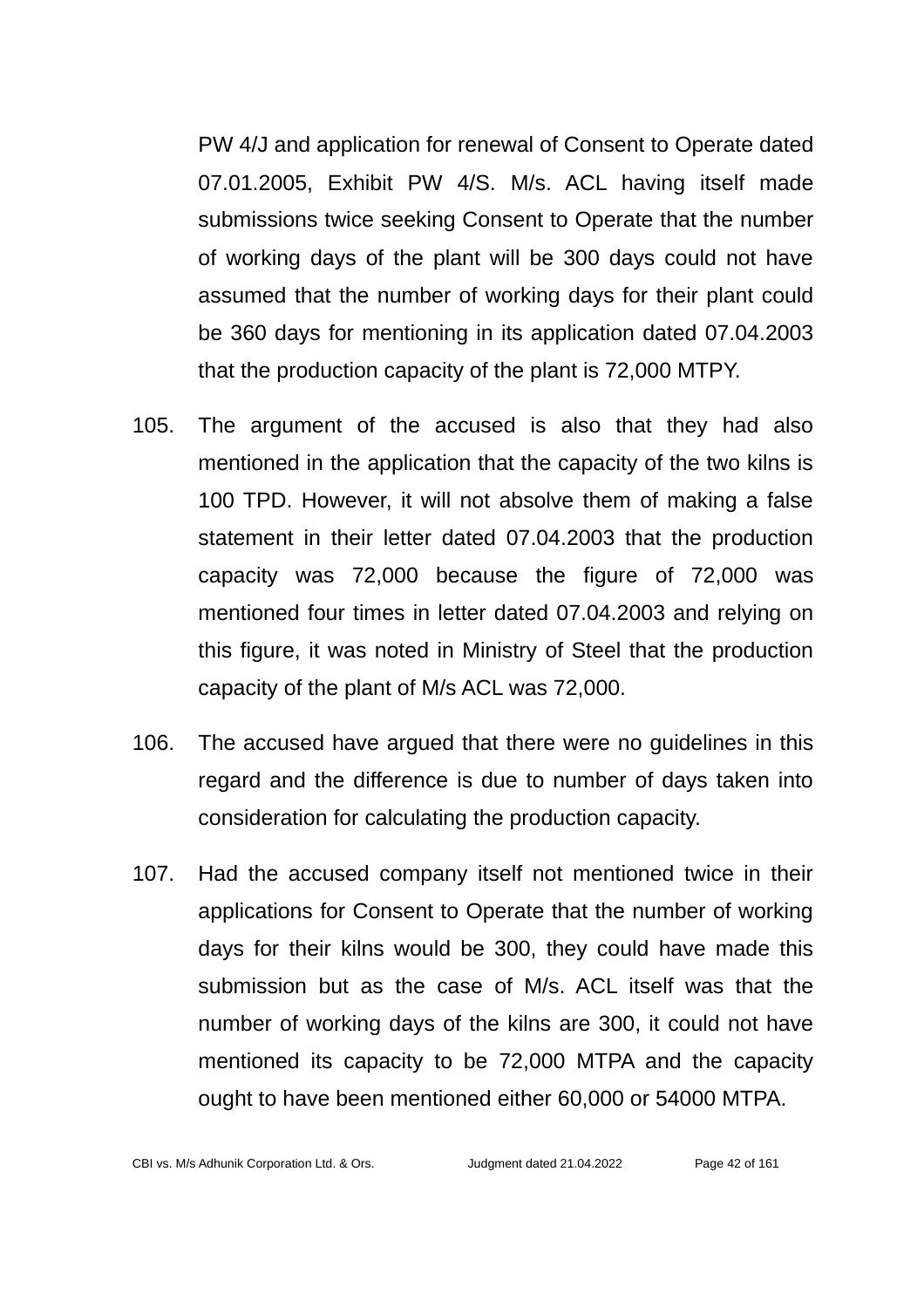PW 4/J and application for renewal of Consent to Operate dated 07.01.2005, Exhibit PW 4/S. M/s. ACL having itself made submissions twice seeking Consent to Operate that the number of working days of the plant will be 300 days could not have assumed that the number of working days for their plant could be 360 days for mentioning in its application dated 07.04.2003 that the production capacity of the plant is 72,000 MTPY.

105. The argument of the accused is also that they had also mentioned in the application that the capacity of the two kilns is 100 TPD. However, it will not absolve them of making a false statement in their letter dated 07.04.2003 that the production capacity was 72,000 because the figure of 72,000 was mentioned four times in letter dated 07.04.2003 and relying on this figure, it was noted in Ministry of Steel that the production capacity of the plant of M/s ACL was 72,000.

106. The accused have argued that there were no guidelines in this regard and the difference is due to number of days taken into consideration for calculating the production capacity.

107. Had the accused company itself not mentioned twice in their applications for Consent to Operate that the number of working days for their kilns would be 300, they could have made this submission but as the case of M/s. ACL itself was that the number of working days of the kilns are 300, it could not have mentioned its capacity to be 72,000 MTPA and the capacity ought to have been mentioned either 60,000 or 54000 MTPA.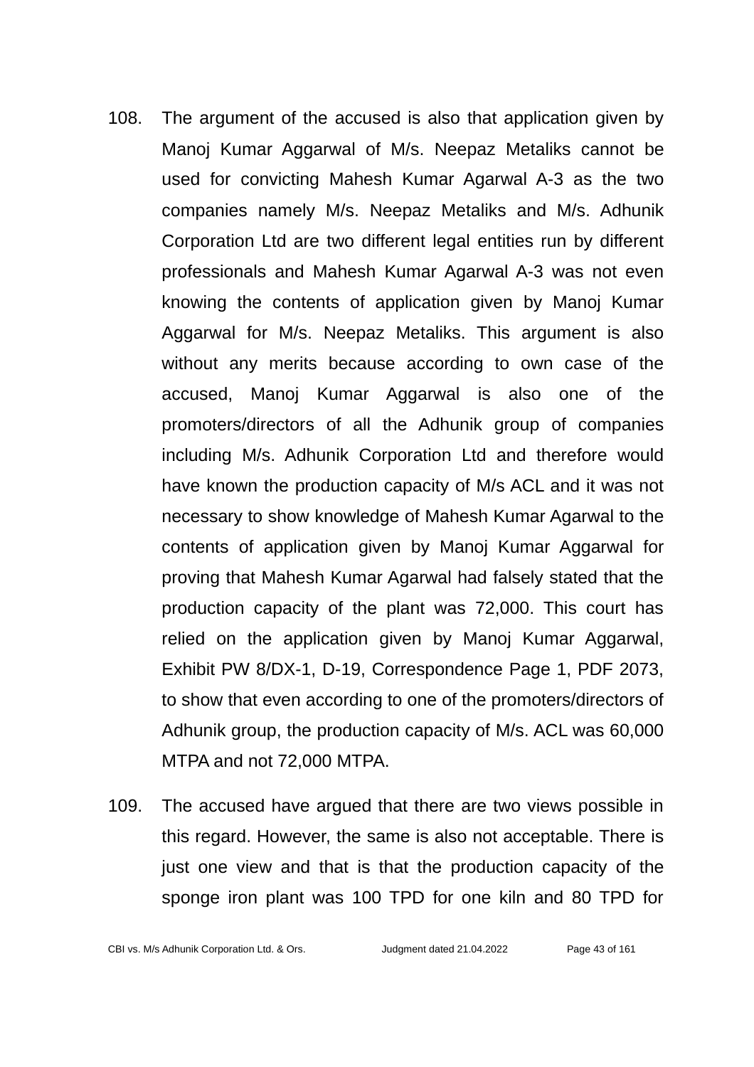108. The argument of the accused is also that application given by Manoj Kumar Aggarwal of M/s. Neepaz Metaliks cannot be used for convicting Mahesh Kumar Agarwal A-3 as the two companies namely M/s. Neepaz Metaliks and M/s. Adhunik Corporation Ltd are two different legal entities run by different professionals and Mahesh Kumar Agarwal A-3 was not even knowing the contents of application given by Manoj Kumar Aggarwal for M/s. Neepaz Metaliks. This argument is also without any merits because according to own case of the accused, Manoj Kumar Aggarwal is also one of the promoters/directors of all the Adhunik group of companies including M/s. Adhunik Corporation Ltd and therefore would have known the production capacity of M/s ACL and it was not necessary to show knowledge of Mahesh Kumar Agarwal to the contents of application given by Manoj Kumar Aggarwal for proving that Mahesh Kumar Agarwal had falsely stated that the production capacity of the plant was 72,000. This court has relied on the application given by Manoj Kumar Aggarwal, Exhibit PW 8/DX-1, D-19, Correspondence Page 1, PDF 2073, to show that even according to one of the promoters/directors of Adhunik group, the production capacity of M/s. ACL was 60,000 MTPA and not 72,000 MTPA.

109. The accused have argued that there are two views possible in this regard. However, the same is also not acceptable. There is just one view and that is that the production capacity of the sponge iron plant was 100 TPD for one kiln and 80 TPD for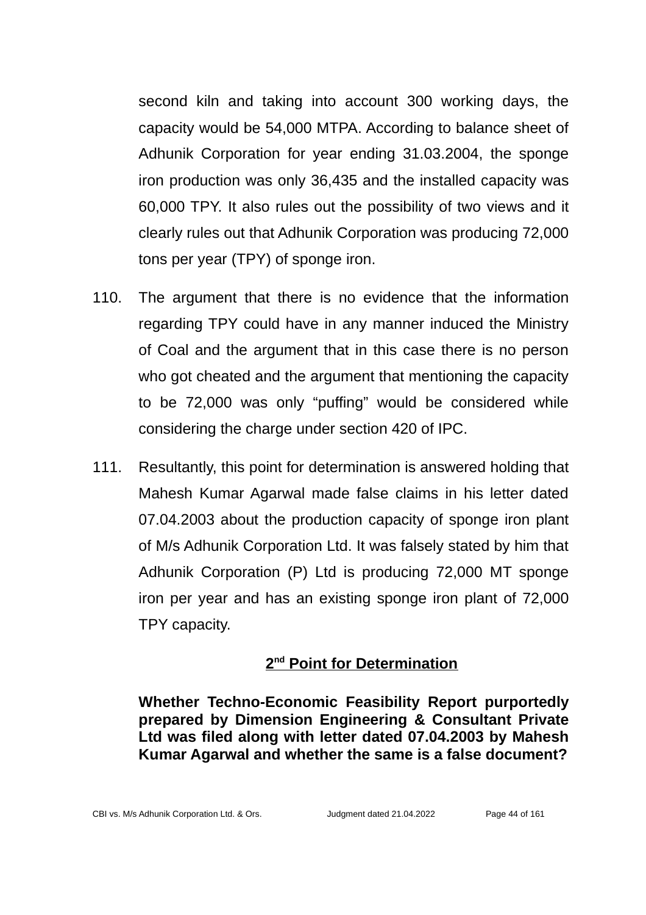second kiln and taking into account 300 working days, the capacity would be 54,000 MTPA. According to balance sheet of Adhunik Corporation for year ending 31.03.2004, the sponge iron production was only 36,435 and the installed capacity was 60,000 TPY. It also rules out the possibility of two views and it clearly rules out that Adhunik Corporation was producing 72,000 tons per year (TPY) of sponge iron.

110. The argument that there is no evidence that the information regarding TPY could have in any manner induced the Ministry of Coal and the argument that in this case there is no person who got cheated and the argument that mentioning the capacity to be 72,000 was only "puffing" would be considered while considering the charge under section 420 of IPC.

111. Resultantly, this point for determination is answered holding that Mahesh Kumar Agarwal made false claims in his letter dated 07.04.2003 about the production capacity of sponge iron plant of M/s Adhunik Corporation Ltd. It was falsely stated by him that Adhunik Corporation (P) Ltd is producing 72,000 MT sponge iron per year and has an existing sponge iron plant of 72,000 TPY capacity.

## 2nd Point for Determination

**Whether Techno-Economic Feasibility Report purportedly prepared by Dimension Engineering & Consultant Private Ltd was filed along with letter dated 07.04.2003 by Mahesh Kumar Agarwal and whether the same is a false document?**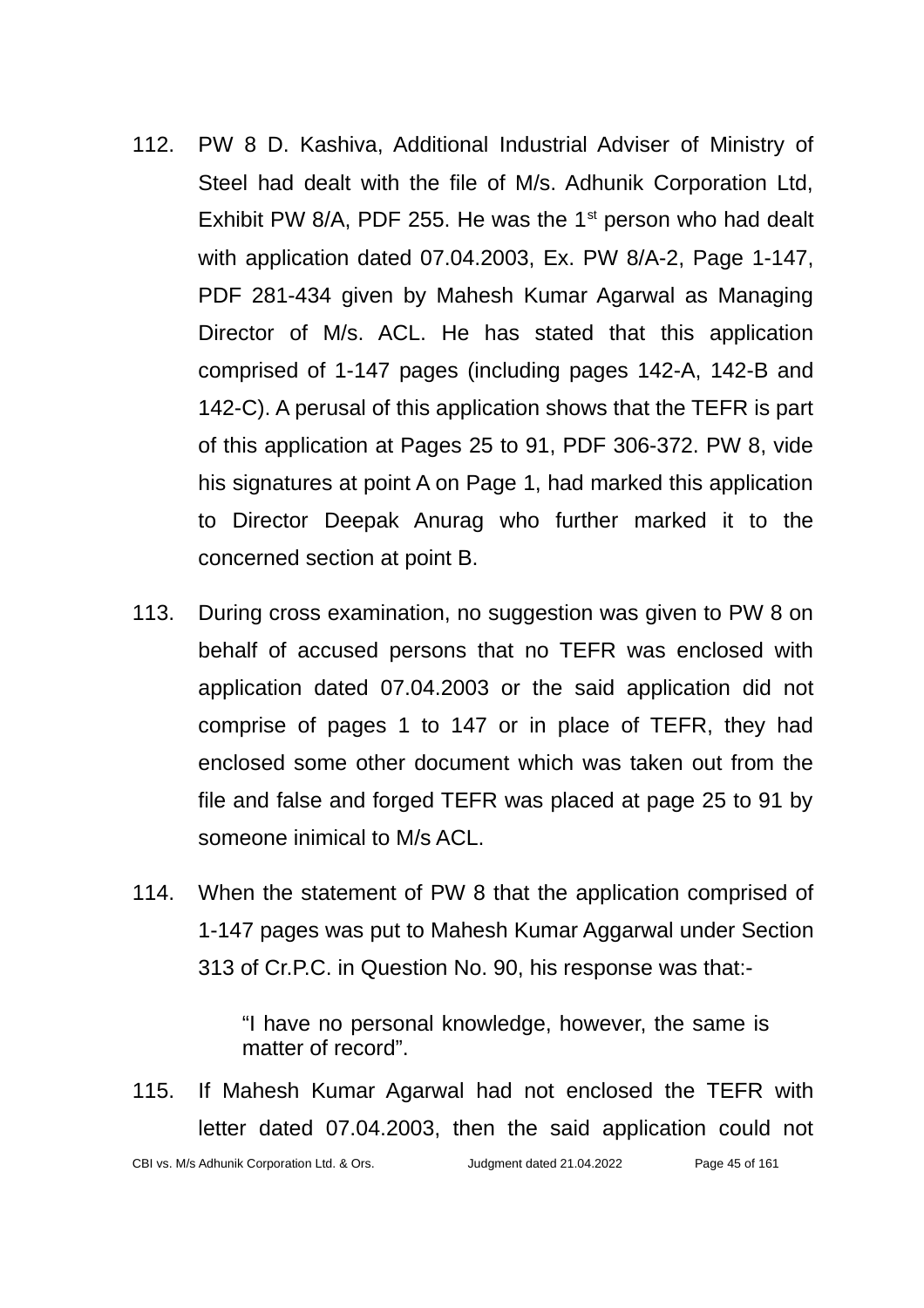112. PW 8 D. Kashiva, Additional Industrial Adviser of Ministry of Steel had dealt with the file of M/s. Adhunik Corporation Ltd, Exhibit PW 8/A, PDF 255. He was the 1[st] person who had dealt with application dated 07.04.2003, Ex. PW 8/A-2, Page 1-147, PDF 281-434 given by Mahesh Kumar Agarwal as Managing Director of M/s. ACL. He has stated that this application comprised of 1-147 pages (including pages 142-A, 142-B and 142-C). A perusal of this application shows that the TEFR is part of this application at Pages 25 to 91, PDF 306-372. PW 8, vide his signatures at point A on Page 1, had marked this application to Director Deepak Anurag who further marked it to the concerned section at point B.

113. During cross examination, no suggestion was given to PW 8 on behalf of accused persons that no TEFR was enclosed with application dated 07.04.2003 or the said application did not comprise of pages 1 to 147 or in place of TEFR, they had enclosed some other document which was taken out from the file and false and forged TEFR was placed at page 25 to 91 by someone inimical to M/s ACL.

114. When the statement of PW 8 that the application comprised of 1-147 pages was put to Mahesh Kumar Aggarwal under Section 313 of Cr.P.C. in Question No. 90, his response was that:-

> "I have no personal knowledge, however, the same is matter of record".

115. If Mahesh Kumar Agarwal had not enclosed the TEFR with letter dated 07.04.2003, then the said application could not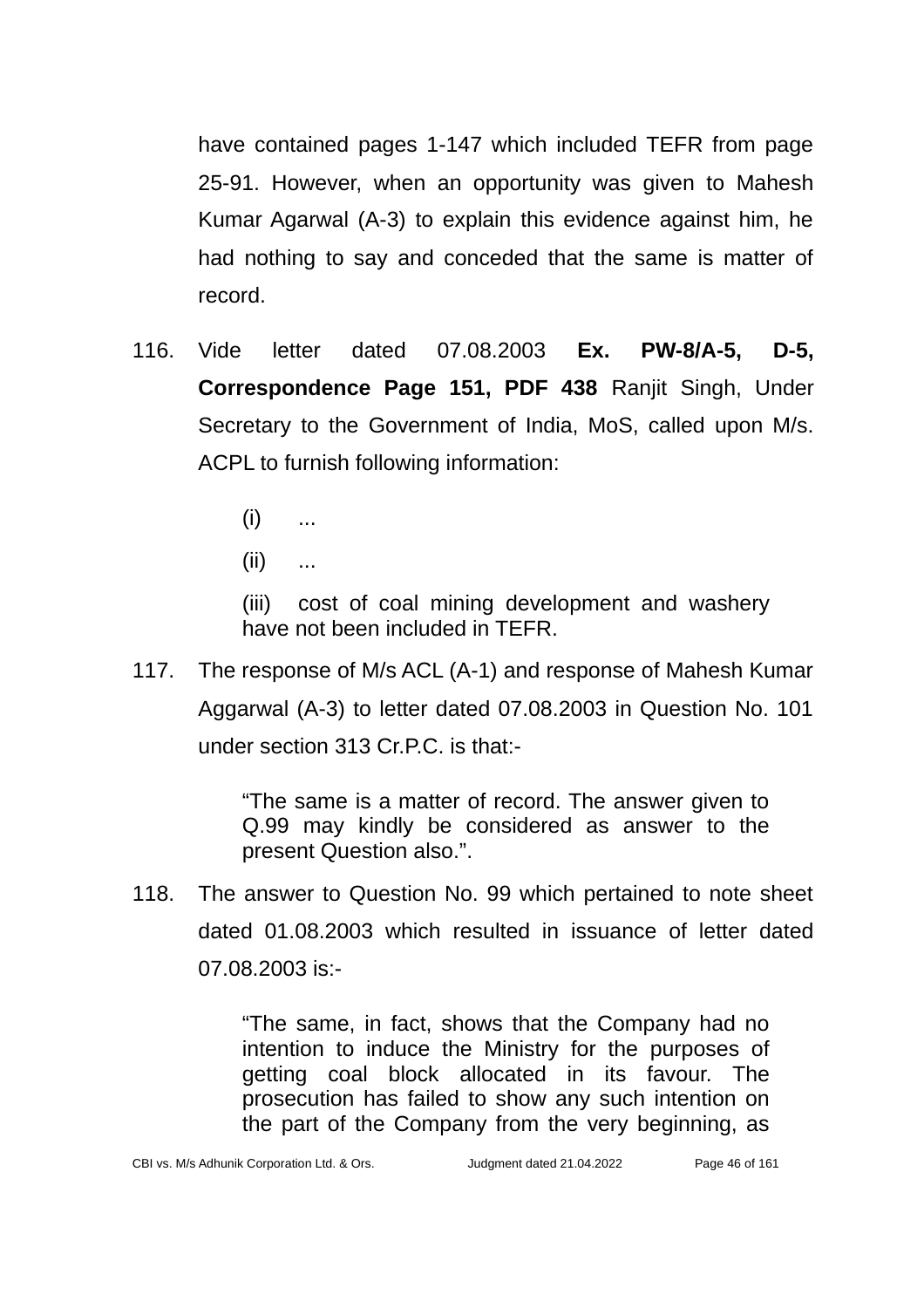have contained pages 1-147 which included TEFR from page 25-91. However, when an opportunity was given to Mahesh Kumar Agarwal (A-3) to explain this evidence against him, he had nothing to say and conceded that the same is matter of record.

116. Vide letter dated 07.08.2003 **Ex. PW-8/A-5, D-5, Correspondence Page 151, PDF 438** Ranjit Singh, Under Secretary to the Government of India, MoS, called upon M/s. ACPL to furnish following information:

> (i) ...
>
> (ii) ...
>
> (iii) cost of coal mining development and washery have not been included in TEFR.

117. The response of M/s ACL (A-1) and response of Mahesh Kumar Aggarwal (A-3) to letter dated 07.08.2003 in Question No. 101 under section 313 Cr.P.C. is that:-

> "The same is a matter of record. The answer given to Q.99 may kindly be considered as answer to the present Question also.".

118. The answer to Question No. 99 which pertained to note sheet dated 01.08.2003 which resulted in issuance of letter dated 07.08.2003 is:-

> "The same, in fact, shows that the Company had no intention to induce the Ministry for the purposes of getting coal block allocated in its favour. The prosecution has failed to show any such intention on the part of the Company from the very beginning, as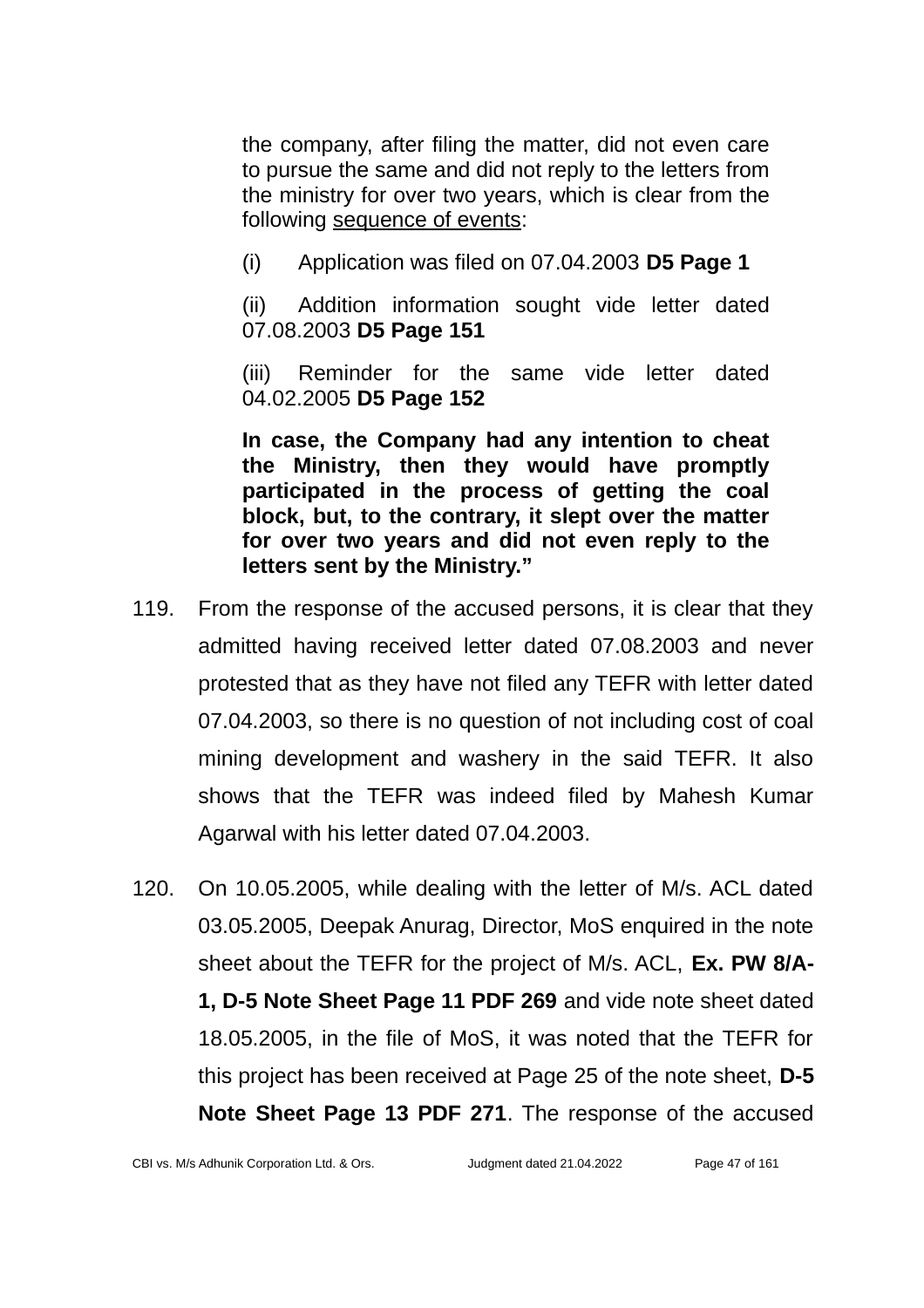> the company, after filing the matter, did not even care to pursue the same and did not reply to the letters from the ministry for over two years, which is clear from the following sequence of events:
>
> (i) Application was filed on 07.04.2003 **D5 Page 1**
>
> (ii) Addition information sought vide letter dated 07.08.2003 **D5 Page 151**
>
> (iii) Reminder for the same vide letter dated 04.02.2005 **D5 Page 152**
>
> **In case, the Company had any intention to cheat the Ministry, then they would have promptly participated in the process of getting the coal block, but, to the contrary, it slept over the matter for over two years and did not even reply to the letters sent by the Ministry."**

119. From the response of the accused persons, it is clear that they admitted having received letter dated 07.08.2003 and never protested that as they have not filed any TEFR with letter dated 07.04.2003, so there is no question of not including cost of coal mining development and washery in the said TEFR. It also shows that the TEFR was indeed filed by Mahesh Kumar Agarwal with his letter dated 07.04.2003.

120. On 10.05.2005, while dealing with the letter of M/s. ACL dated 03.05.2005, Deepak Anurag, Director, MoS enquired in the note sheet about the TEFR for the project of M/s. ACL, **Ex. PW 8/A-1, D-5 Note Sheet Page 11 PDF 269** and vide note sheet dated 18.05.2005, in the file of MoS, it was noted that the TEFR for this project has been received at Page 25 of the note sheet, **D-5 Note Sheet Page 13 PDF 271**. The response of the accused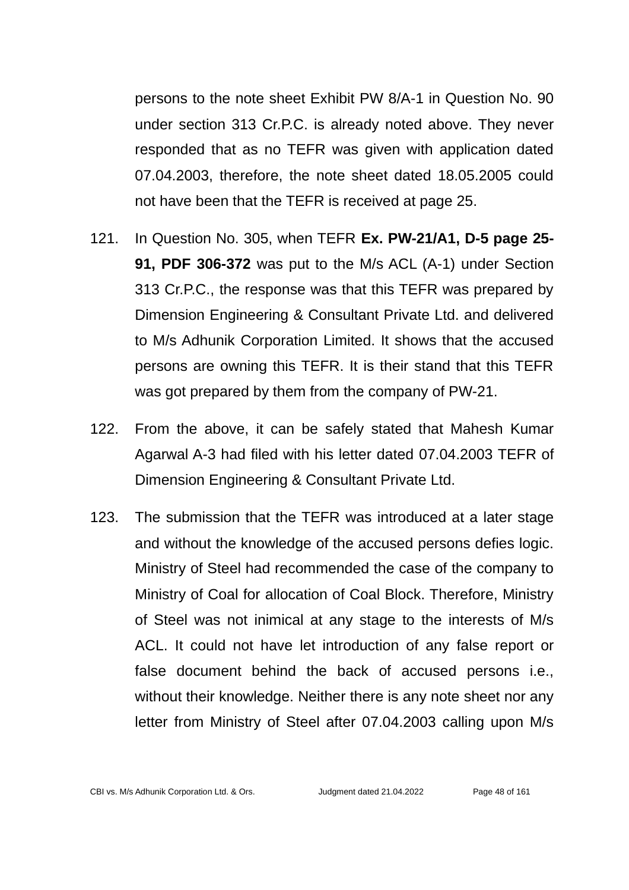persons to the note sheet Exhibit PW 8/A-1 in Question No. 90 under section 313 Cr.P.C. is already noted above. They never responded that as no TEFR was given with application dated 07.04.2003, therefore, the note sheet dated 18.05.2005 could not have been that the TEFR is received at page 25.

121. In Question No. 305, when TEFR **Ex. PW-21/A1, D-5 page 25-91, PDF 306-372** was put to the M/s ACL (A-1) under Section 313 Cr.P.C., the response was that this TEFR was prepared by Dimension Engineering & Consultant Private Ltd. and delivered to M/s Adhunik Corporation Limited. It shows that the accused persons are owning this TEFR. It is their stand that this TEFR was got prepared by them from the company of PW-21.

122. From the above, it can be safely stated that Mahesh Kumar Agarwal A-3 had filed with his letter dated 07.04.2003 TEFR of Dimension Engineering & Consultant Private Ltd.

123. The submission that the TEFR was introduced at a later stage and without the knowledge of the accused persons defies logic. Ministry of Steel had recommended the case of the company to Ministry of Coal for allocation of Coal Block. Therefore, Ministry of Steel was not inimical at any stage to the interests of M/s ACL. It could not have let introduction of any false report or false document behind the back of accused persons i.e., without their knowledge. Neither there is any note sheet nor any letter from Ministry of Steel after 07.04.2003 calling upon M/s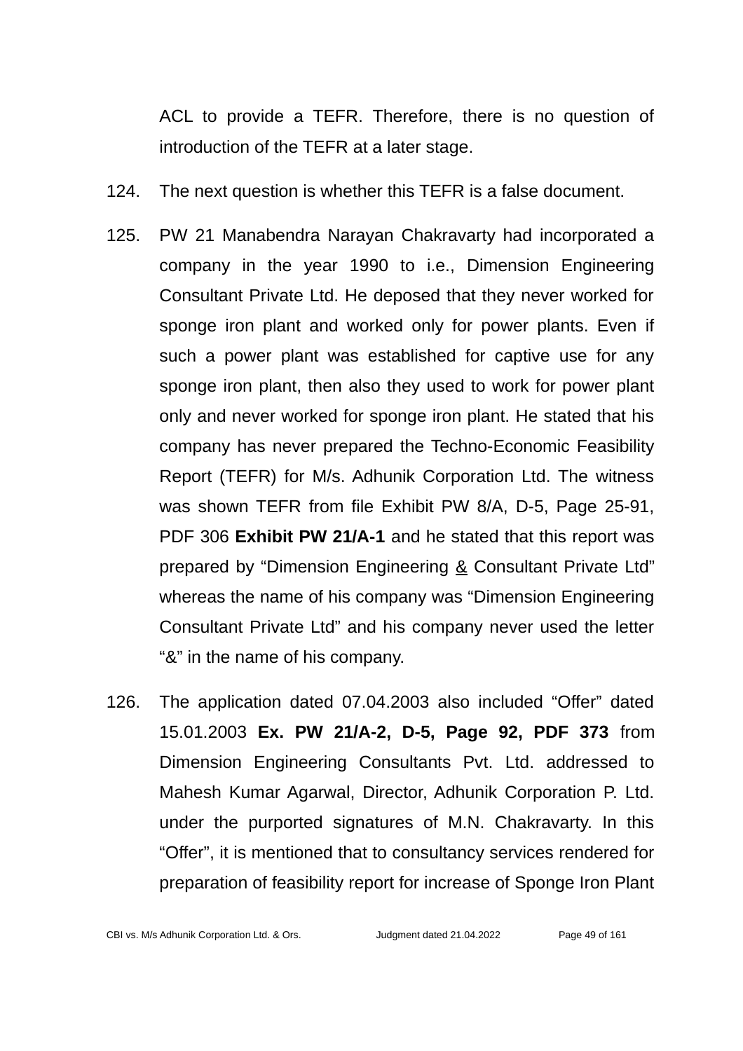ACL to provide a TEFR. Therefore, there is no question of introduction of the TEFR at a later stage.

124. The next question is whether this TEFR is a false document.

125. PW 21 Manabendra Narayan Chakravarty had incorporated a company in the year 1990 to i.e., Dimension Engineering Consultant Private Ltd. He deposed that they never worked for sponge iron plant and worked only for power plants. Even if such a power plant was established for captive use for any sponge iron plant, then also they used to work for power plant only and never worked for sponge iron plant. He stated that his company has never prepared the Techno-Economic Feasibility Report (TEFR) for M/s. Adhunik Corporation Ltd. The witness was shown TEFR from file Exhibit PW 8/A, D-5, Page 25-91, PDF 306 **Exhibit PW 21/A-1** and he stated that this report was prepared by "Dimension Engineering <u>&</u> Consultant Private Ltd" whereas the name of his company was "Dimension Engineering Consultant Private Ltd" and his company never used the letter "&" in the name of his company.

126. The application dated 07.04.2003 also included "Offer" dated 15.01.2003 **Ex. PW 21/A-2, D-5, Page 92, PDF 373** from Dimension Engineering Consultants Pvt. Ltd. addressed to Mahesh Kumar Agarwal, Director, Adhunik Corporation P. Ltd. under the purported signatures of M.N. Chakravarty. In this "Offer", it is mentioned that to consultancy services rendered for preparation of feasibility report for increase of Sponge Iron Plant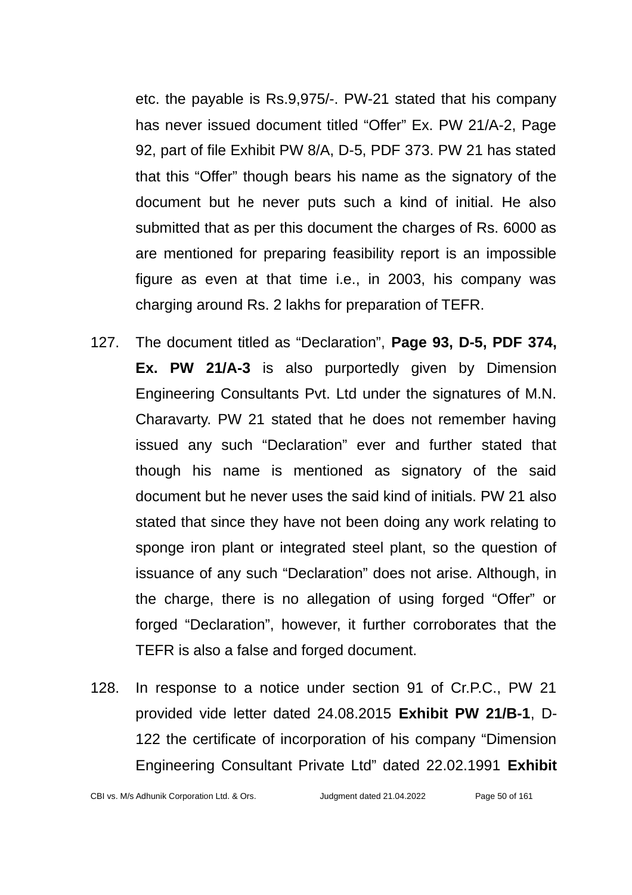etc. the payable is Rs.9,975/-. PW-21 stated that his company has never issued document titled “Offer” Ex. PW 21/A-2, Page 92, part of file Exhibit PW 8/A, D-5, PDF 373. PW 21 has stated that this “Offer” though bears his name as the signatory of the document but he never puts such a kind of initial. He also submitted that as per this document the charges of Rs. 6000 as are mentioned for preparing feasibility report is an impossible figure as even at that time i.e., in 2003, his company was charging around Rs. 2 lakhs for preparation of TEFR.

127. The document titled as “Declaration”, **Page 93, D-5, PDF 374, Ex. PW 21/A-3** is also purportedly given by Dimension Engineering Consultants Pvt. Ltd under the signatures of M.N. Charavarty. PW 21 stated that he does not remember having issued any such “Declaration” ever and further stated that though his name is mentioned as signatory of the said document but he never uses the said kind of initials. PW 21 also stated that since they have not been doing any work relating to sponge iron plant or integrated steel plant, so the question of issuance of any such “Declaration” does not arise. Although, in the charge, there is no allegation of using forged “Offer” or forged “Declaration”, however, it further corroborates that the TEFR is also a false and forged document.

128. In response to a notice under section 91 of Cr.P.C., PW 21 provided vide letter dated 24.08.2015 **Exhibit PW 21/B-1**, D-122 the certificate of incorporation of his company “Dimension Engineering Consultant Private Ltd” dated 22.02.1991 **Exhibit**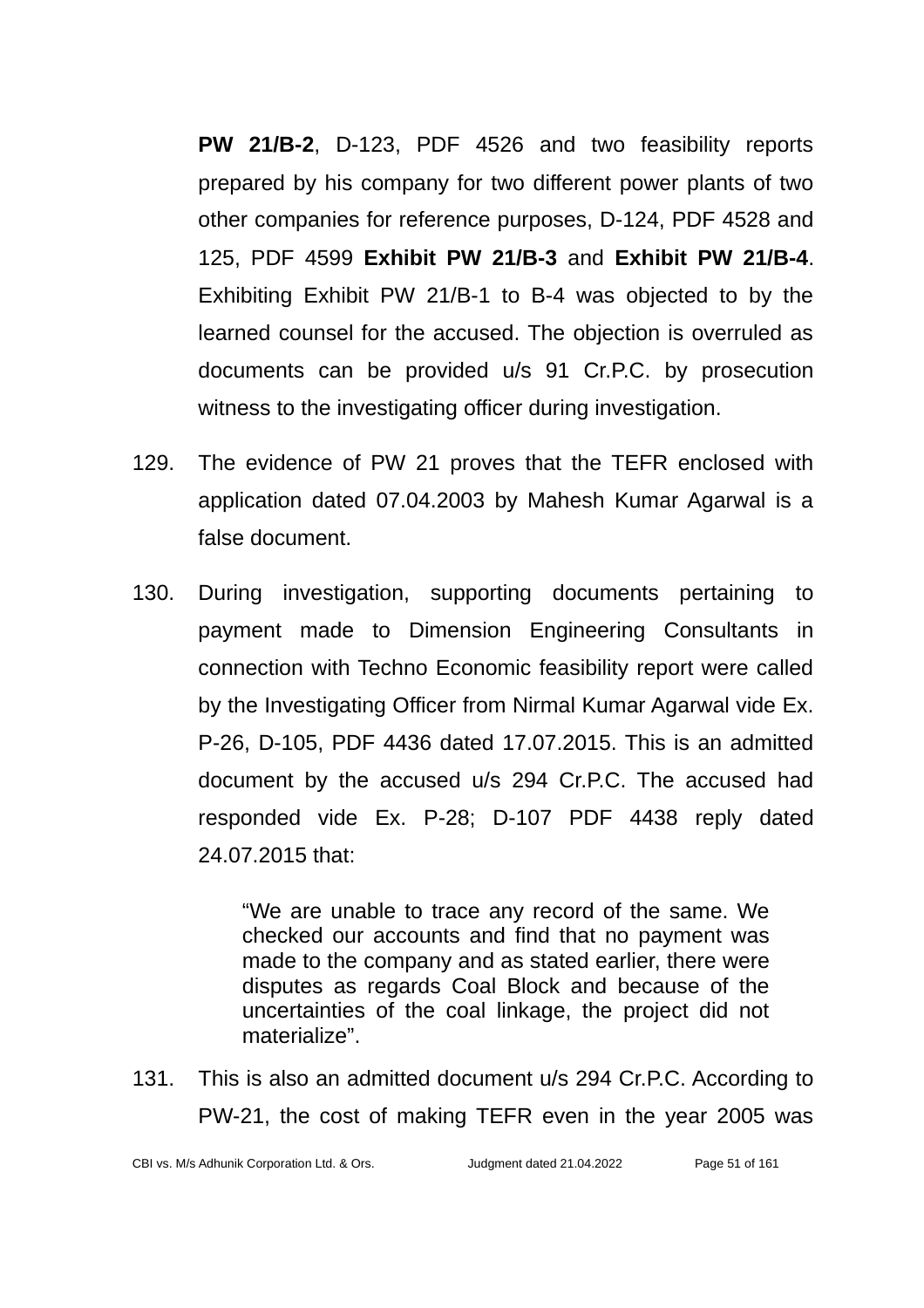**PW 21/B-2**, D-123, PDF 4526 and two feasibility reports prepared by his company for two different power plants of two other companies for reference purposes, D-124, PDF 4528 and 125, PDF 4599 **Exhibit PW 21/B-3** and **Exhibit PW 21/B-4**. Exhibiting Exhibit PW 21/B-1 to B-4 was objected to by the learned counsel for the accused. The objection is overruled as documents can be provided u/s 91 Cr.P.C. by prosecution witness to the investigating officer during investigation.

129. The evidence of PW 21 proves that the TEFR enclosed with application dated 07.04.2003 by Mahesh Kumar Agarwal is a false document.

130. During investigation, supporting documents pertaining to payment made to Dimension Engineering Consultants in connection with Techno Economic feasibility report were called by the Investigating Officer from Nirmal Kumar Agarwal vide Ex. P-26, D-105, PDF 4436 dated 17.07.2015. This is an admitted document by the accused u/s 294 Cr.P.C. The accused had responded vide Ex. P-28; D-107 PDF 4438 reply dated 24.07.2015 that:

> "We are unable to trace any record of the same. We checked our accounts and find that no payment was made to the company and as stated earlier, there were disputes as regards Coal Block and because of the uncertainties of the coal linkage, the project did not materialize".

131. This is also an admitted document u/s 294 Cr.P.C. According to PW-21, the cost of making TEFR even in the year 2005 was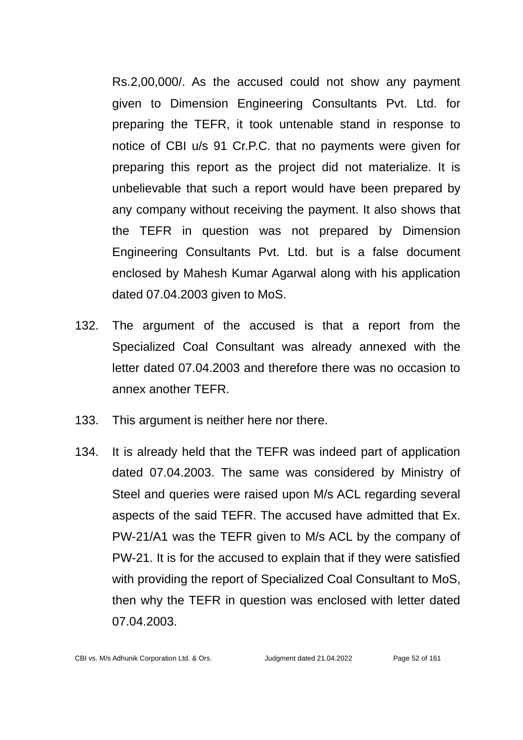Rs.2,00,000/. As the accused could not show any payment given to Dimension Engineering Consultants Pvt. Ltd. for preparing the TEFR, it took untenable stand in response to notice of CBI u/s 91 Cr.P.C. that no payments were given for preparing this report as the project did not materialize. It is unbelievable that such a report would have been prepared by any company without receiving the payment. It also shows that the TEFR in question was not prepared by Dimension Engineering Consultants Pvt. Ltd. but is a false document enclosed by Mahesh Kumar Agarwal along with his application dated 07.04.2003 given to MoS.

132. The argument of the accused is that a report from the Specialized Coal Consultant was already annexed with the letter dated 07.04.2003 and therefore there was no occasion to annex another TEFR.

133. This argument is neither here nor there.

134. It is already held that the TEFR was indeed part of application dated 07.04.2003. The same was considered by Ministry of Steel and queries were raised upon M/s ACL regarding several aspects of the said TEFR. The accused have admitted that Ex. PW-21/A1 was the TEFR given to M/s ACL by the company of PW-21. It is for the accused to explain that if they were satisfied with providing the report of Specialized Coal Consultant to MoS, then why the TEFR in question was enclosed with letter dated 07.04.2003.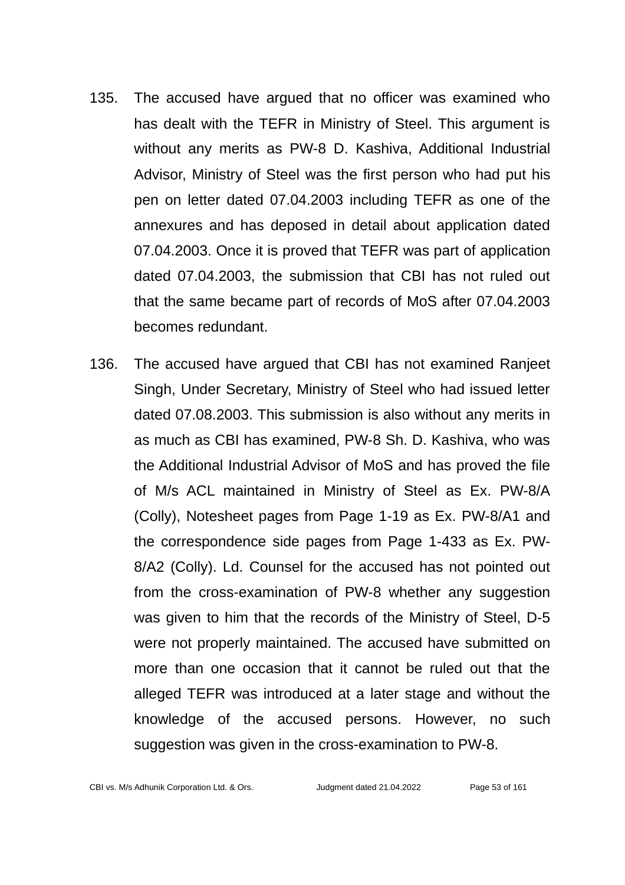135. The accused have argued that no officer was examined who has dealt with the TEFR in Ministry of Steel. This argument is without any merits as PW-8 D. Kashiva, Additional Industrial Advisor, Ministry of Steel was the first person who had put his pen on letter dated 07.04.2003 including TEFR as one of the annexures and has deposed in detail about application dated 07.04.2003. Once it is proved that TEFR was part of application dated 07.04.2003, the submission that CBI has not ruled out that the same became part of records of MoS after 07.04.2003 becomes redundant.

136. The accused have argued that CBI has not examined Ranjeet Singh, Under Secretary, Ministry of Steel who had issued letter dated 07.08.2003. This submission is also without any merits in as much as CBI has examined, PW-8 Sh. D. Kashiva, who was the Additional Industrial Advisor of MoS and has proved the file of M/s ACL maintained in Ministry of Steel as Ex. PW-8/A (Colly), Notesheet pages from Page 1-19 as Ex. PW-8/A1 and the correspondence side pages from Page 1-433 as Ex. PW-8/A2 (Colly). Ld. Counsel for the accused has not pointed out from the cross-examination of PW-8 whether any suggestion was given to him that the records of the Ministry of Steel, D-5 were not properly maintained. The accused have submitted on more than one occasion that it cannot be ruled out that the alleged TEFR was introduced at a later stage and without the knowledge of the accused persons. However, no such suggestion was given in the cross-examination to PW-8.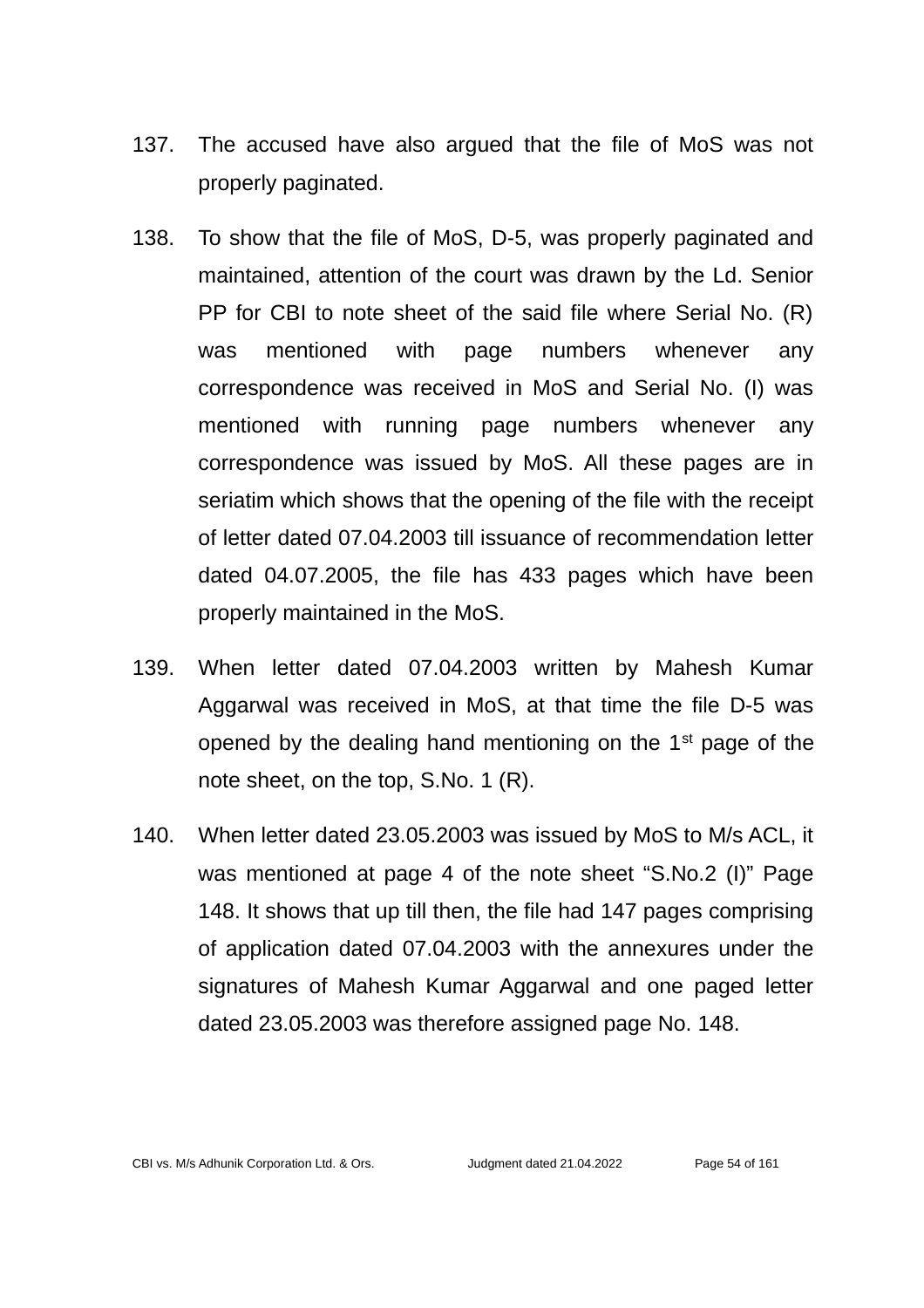137. The accused have also argued that the file of MoS was not properly paginated.

138. To show that the file of MoS, D-5, was properly paginated and maintained, attention of the court was drawn by the Ld. Senior PP for CBI to note sheet of the said file where Serial No. (R) was mentioned with page numbers whenever any correspondence was received in MoS and Serial No. (I) was mentioned with running page numbers whenever any correspondence was issued by MoS. All these pages are in seriatim which shows that the opening of the file with the receipt of letter dated 07.04.2003 till issuance of recommendation letter dated 04.07.2005, the file has 433 pages which have been properly maintained in the MoS.

139. When letter dated 07.04.2003 written by Mahesh Kumar Aggarwal was received in MoS, at that time the file D-5 was opened by the dealing hand mentioning on the 1st page of the note sheet, on the top, S.No. 1 (R).

140. When letter dated 23.05.2003 was issued by MoS to M/s ACL, it was mentioned at page 4 of the note sheet "S.No.2 (I)" Page 148. It shows that up till then, the file had 147 pages comprising of application dated 07.04.2003 with the annexures under the signatures of Mahesh Kumar Aggarwal and one paged letter dated 23.05.2003 was therefore assigned page No. 148.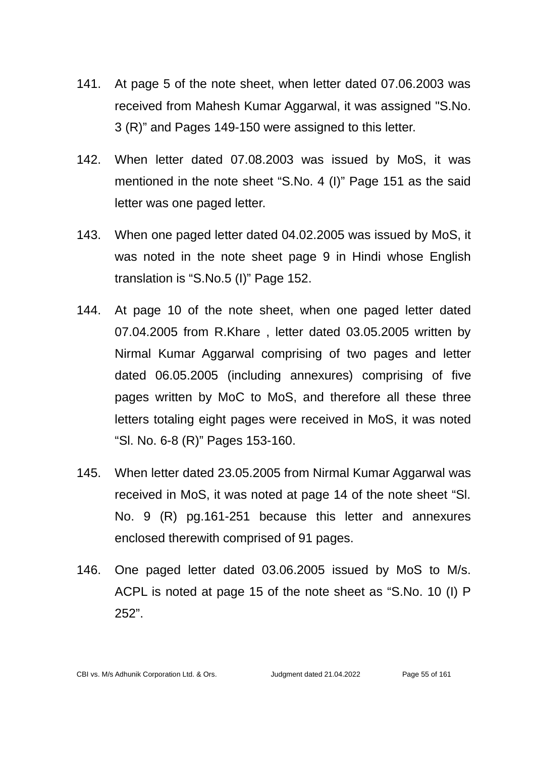141. At page 5 of the note sheet, when letter dated 07.06.2003 was received from Mahesh Kumar Aggarwal, it was assigned "S.No. 3 (R)" and Pages 149-150 were assigned to this letter.

142. When letter dated 07.08.2003 was issued by MoS, it was mentioned in the note sheet "S.No. 4 (I)" Page 151 as the said letter was one paged letter.

143. When one paged letter dated 04.02.2005 was issued by MoS, it was noted in the note sheet page 9 in Hindi whose English translation is "S.No.5 (I)" Page 152.

144. At page 10 of the note sheet, when one paged letter dated 07.04.2005 from R.Khare , letter dated 03.05.2005 written by Nirmal Kumar Aggarwal comprising of two pages and letter dated 06.05.2005 (including annexures) comprising of five pages written by MoC to MoS, and therefore all these three letters totaling eight pages were received in MoS, it was noted "Sl. No. 6-8 (R)" Pages 153-160.

145. When letter dated 23.05.2005 from Nirmal Kumar Aggarwal was received in MoS, it was noted at page 14 of the note sheet "Sl. No. 9 (R) pg.161-251 because this letter and annexures enclosed therewith comprised of 91 pages.

146. One paged letter dated 03.06.2005 issued by MoS to M/s. ACPL is noted at page 15 of the note sheet as "S.No. 10 (I) P 252".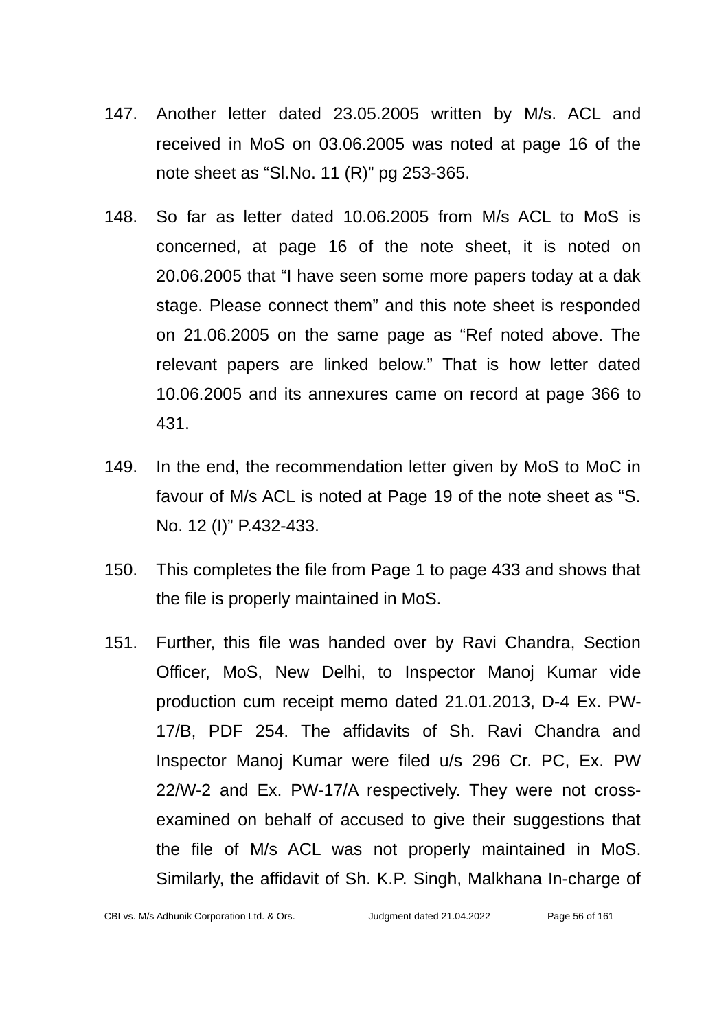147. Another letter dated 23.05.2005 written by M/s. ACL and received in MoS on 03.06.2005 was noted at page 16 of the note sheet as “Sl.No. 11 (R)” pg 253-365.

148. So far as letter dated 10.06.2005 from M/s ACL to MoS is concerned, at page 16 of the note sheet, it is noted on 20.06.2005 that “I have seen some more papers today at a dak stage. Please connect them” and this note sheet is responded on 21.06.2005 on the same page as “Ref noted above. The relevant papers are linked below.” That is how letter dated 10.06.2005 and its annexures came on record at page 366 to 431.

149. In the end, the recommendation letter given by MoS to MoC in favour of M/s ACL is noted at Page 19 of the note sheet as “S. No. 12 (I)” P.432-433.

150. This completes the file from Page 1 to page 433 and shows that the file is properly maintained in MoS.

151. Further, this file was handed over by Ravi Chandra, Section Officer, MoS, New Delhi, to Inspector Manoj Kumar vide production cum receipt memo dated 21.01.2013, D-4 Ex. PW-17/B, PDF 254. The affidavits of Sh. Ravi Chandra and Inspector Manoj Kumar were filed u/s 296 Cr. PC, Ex. PW 22/W-2 and Ex. PW-17/A respectively. They were not cross-examined on behalf of accused to give their suggestions that the file of M/s ACL was not properly maintained in MoS. Similarly, the affidavit of Sh. K.P. Singh, Malkhana In-charge of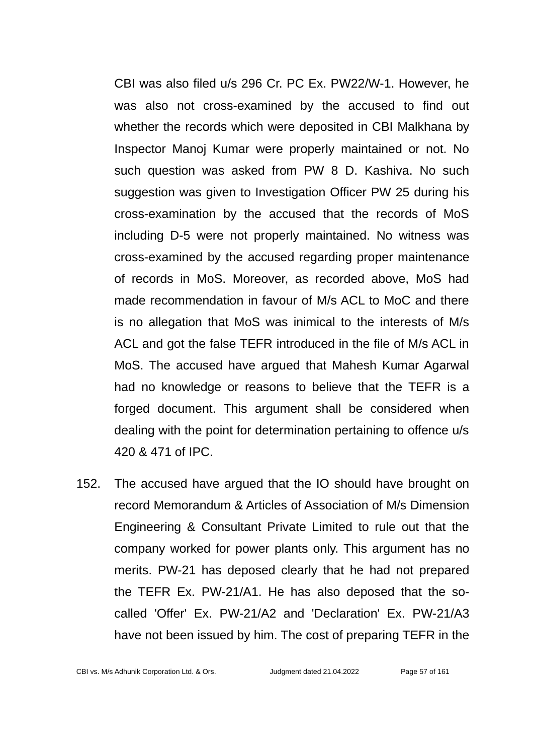CBI was also filed u/s 296 Cr. PC Ex. PW22/W-1. However, he was also not cross-examined by the accused to find out whether the records which were deposited in CBI Malkhana by Inspector Manoj Kumar were properly maintained or not. No such question was asked from PW 8 D. Kashiva. No such suggestion was given to Investigation Officer PW 25 during his cross-examination by the accused that the records of MoS including D-5 were not properly maintained. No witness was cross-examined by the accused regarding proper maintenance of records in MoS. Moreover, as recorded above, MoS had made recommendation in favour of M/s ACL to MoC and there is no allegation that MoS was inimical to the interests of M/s ACL and got the false TEFR introduced in the file of M/s ACL in MoS. The accused have argued that Mahesh Kumar Agarwal had no knowledge or reasons to believe that the TEFR is a forged document. This argument shall be considered when dealing with the point for determination pertaining to offence u/s 420 & 471 of IPC.

152. The accused have argued that the IO should have brought on record Memorandum & Articles of Association of M/s Dimension Engineering & Consultant Private Limited to rule out that the company worked for power plants only. This argument has no merits. PW-21 has deposed clearly that he had not prepared the TEFR Ex. PW-21/A1. He has also deposed that the so-called 'Offer' Ex. PW-21/A2 and 'Declaration' Ex. PW-21/A3 have not been issued by him. The cost of preparing TEFR in the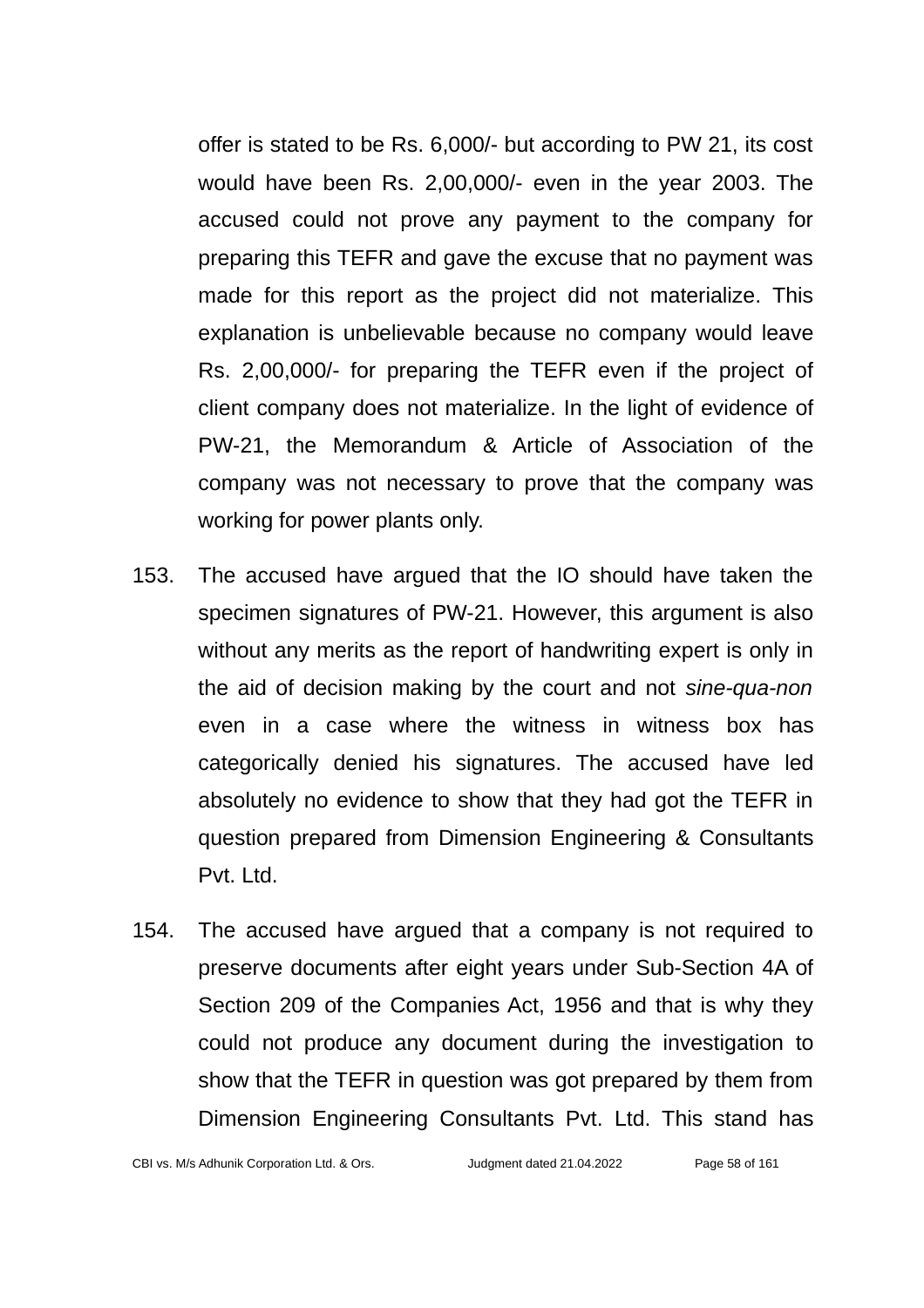offer is stated to be Rs. 6,000/- but according to PW 21, its cost would have been Rs. 2,00,000/- even in the year 2003. The accused could not prove any payment to the company for preparing this TEFR and gave the excuse that no payment was made for this report as the project did not materialize. This explanation is unbelievable because no company would leave Rs. 2,00,000/- for preparing the TEFR even if the project of client company does not materialize. In the light of evidence of PW-21, the Memorandum & Article of Association of the company was not necessary to prove that the company was working for power plants only.

153. The accused have argued that the IO should have taken the specimen signatures of PW-21. However, this argument is also without any merits as the report of handwriting expert is only in the aid of decision making by the court and not *sine-qua-non* even in a case where the witness in witness box has categorically denied his signatures. The accused have led absolutely no evidence to show that they had got the TEFR in question prepared from Dimension Engineering & Consultants Pvt. Ltd.

154. The accused have argued that a company is not required to preserve documents after eight years under Sub-Section 4A of Section 209 of the Companies Act, 1956 and that is why they could not produce any document during the investigation to show that the TEFR in question was got prepared by them from Dimension Engineering Consultants Pvt. Ltd. This stand has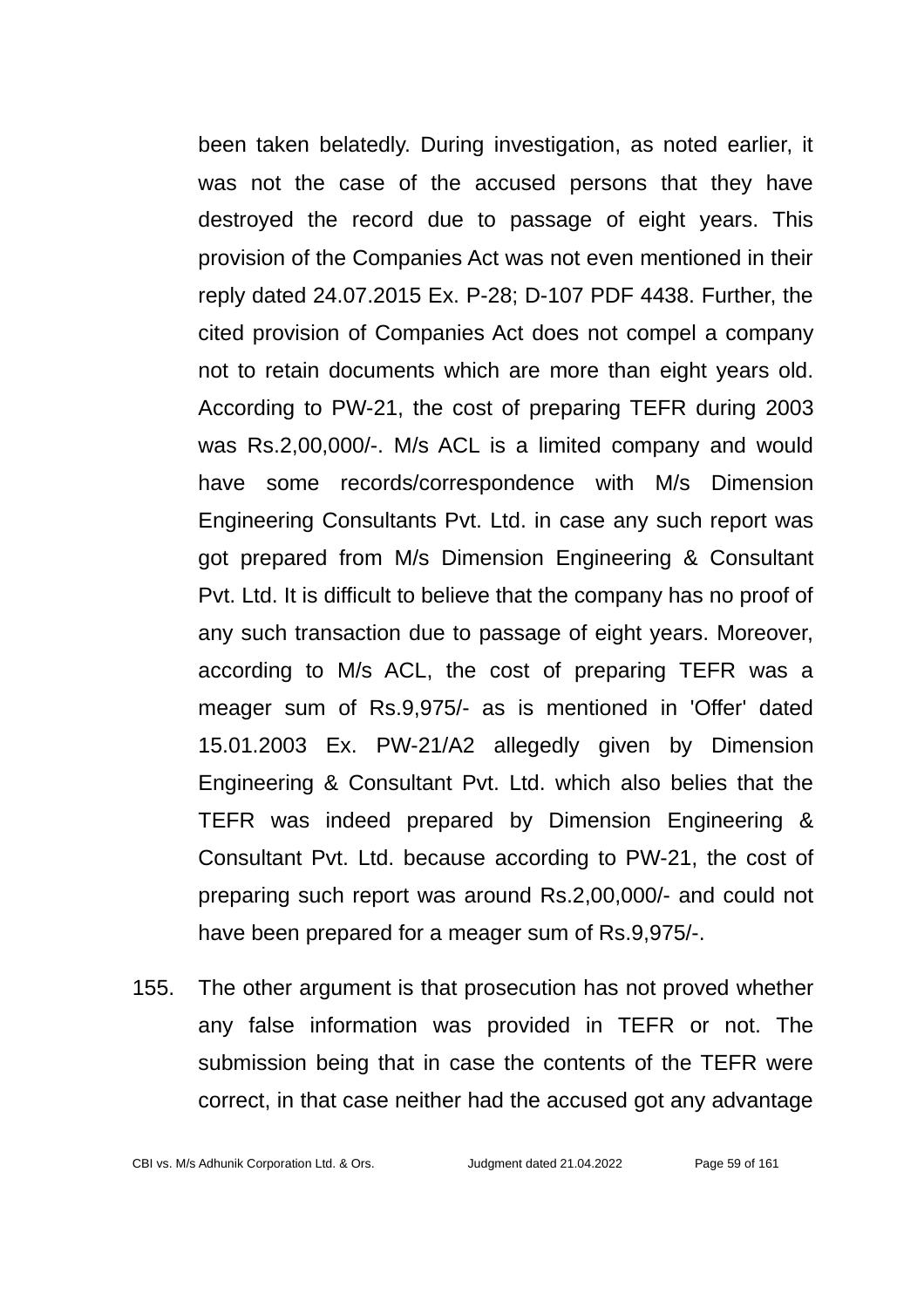been taken belatedly. During investigation, as noted earlier, it was not the case of the accused persons that they have destroyed the record due to passage of eight years. This provision of the Companies Act was not even mentioned in their reply dated 24.07.2015 Ex. P-28; D-107 PDF 4438. Further, the cited provision of Companies Act does not compel a company not to retain documents which are more than eight years old. According to PW-21, the cost of preparing TEFR during 2003 was Rs.2,00,000/-. M/s ACL is a limited company and would have some records/correspondence with M/s Dimension Engineering Consultants Pvt. Ltd. in case any such report was got prepared from M/s Dimension Engineering & Consultant Pvt. Ltd. It is difficult to believe that the company has no proof of any such transaction due to passage of eight years. Moreover, according to M/s ACL, the cost of preparing TEFR was a meager sum of Rs.9,975/- as is mentioned in 'Offer' dated 15.01.2003 Ex. PW-21/A2 allegedly given by Dimension Engineering & Consultant Pvt. Ltd. which also belies that the TEFR was indeed prepared by Dimension Engineering & Consultant Pvt. Ltd. because according to PW-21, the cost of preparing such report was around Rs.2,00,000/- and could not have been prepared for a meager sum of Rs.9,975/-.

155. The other argument is that prosecution has not proved whether any false information was provided in TEFR or not. The submission being that in case the contents of the TEFR were correct, in that case neither had the accused got any advantage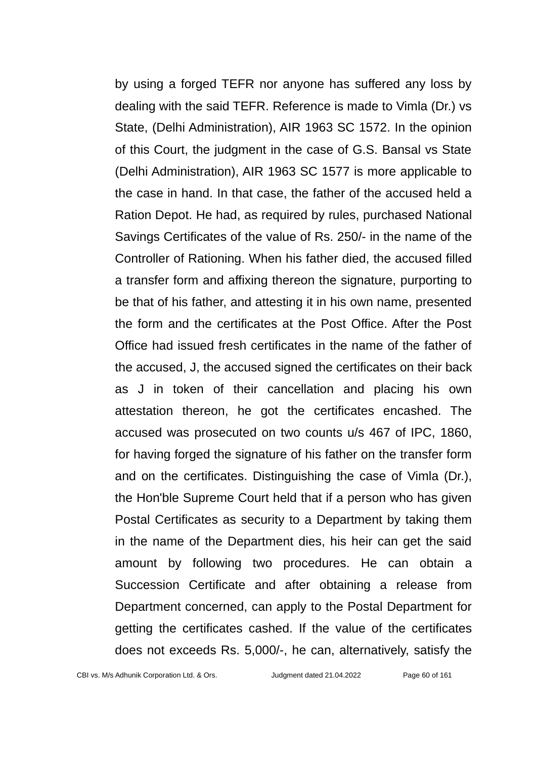by using a forged TEFR nor anyone has suffered any loss by dealing with the said TEFR. Reference is made to Vimla (Dr.) vs State, (Delhi Administration), AIR 1963 SC 1572. In the opinion of this Court, the judgment in the case of G.S. Bansal vs State (Delhi Administration), AIR 1963 SC 1577 is more applicable to the case in hand. In that case, the father of the accused held a Ration Depot. He had, as required by rules, purchased National Savings Certificates of the value of Rs. 250/- in the name of the Controller of Rationing. When his father died, the accused filled a transfer form and affixing thereon the signature, purporting to be that of his father, and attesting it in his own name, presented the form and the certificates at the Post Office. After the Post Office had issued fresh certificates in the name of the father of the accused, J, the accused signed the certificates on their back as J in token of their cancellation and placing his own attestation thereon, he got the certificates encashed. The accused was prosecuted on two counts u/s 467 of IPC, 1860, for having forged the signature of his father on the transfer form and on the certificates. Distinguishing the case of Vimla (Dr.), the Hon'ble Supreme Court held that if a person who has given Postal Certificates as security to a Department by taking them in the name of the Department dies, his heir can get the said amount by following two procedures. He can obtain a Succession Certificate and after obtaining a release from Department concerned, can apply to the Postal Department for getting the certificates cashed. If the value of the certificates does not exceeds Rs. 5,000/-, he can, alternatively, satisfy the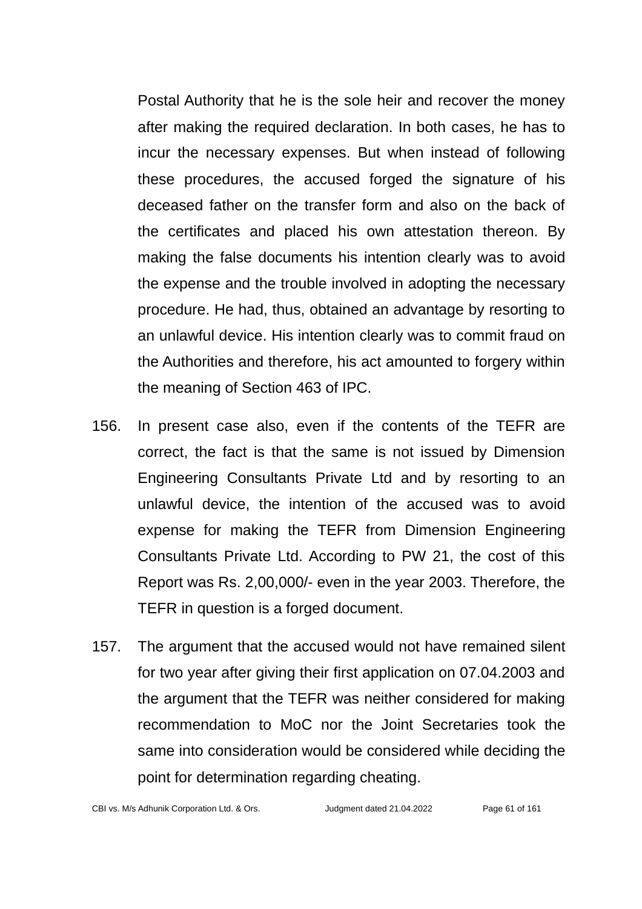Postal Authority that he is the sole heir and recover the money after making the required declaration. In both cases, he has to incur the necessary expenses. But when instead of following these procedures, the accused forged the signature of his deceased father on the transfer form and also on the back of the certificates and placed his own attestation thereon. By making the false documents his intention clearly was to avoid the expense and the trouble involved in adopting the necessary procedure. He had, thus, obtained an advantage by resorting to an unlawful device. His intention clearly was to commit fraud on the Authorities and therefore, his act amounted to forgery within the meaning of Section 463 of IPC.

156. In present case also, even if the contents of the TEFR are correct, the fact is that the same is not issued by Dimension Engineering Consultants Private Ltd and by resorting to an unlawful device, the intention of the accused was to avoid expense for making the TEFR from Dimension Engineering Consultants Private Ltd. According to PW 21, the cost of this Report was Rs. 2,00,000/- even in the year 2003. Therefore, the TEFR in question is a forged document.

157. The argument that the accused would not have remained silent for two year after giving their first application on 07.04.2003 and the argument that the TEFR was neither considered for making recommendation to MoC nor the Joint Secretaries took the same into consideration would be considered while deciding the point for determination regarding cheating.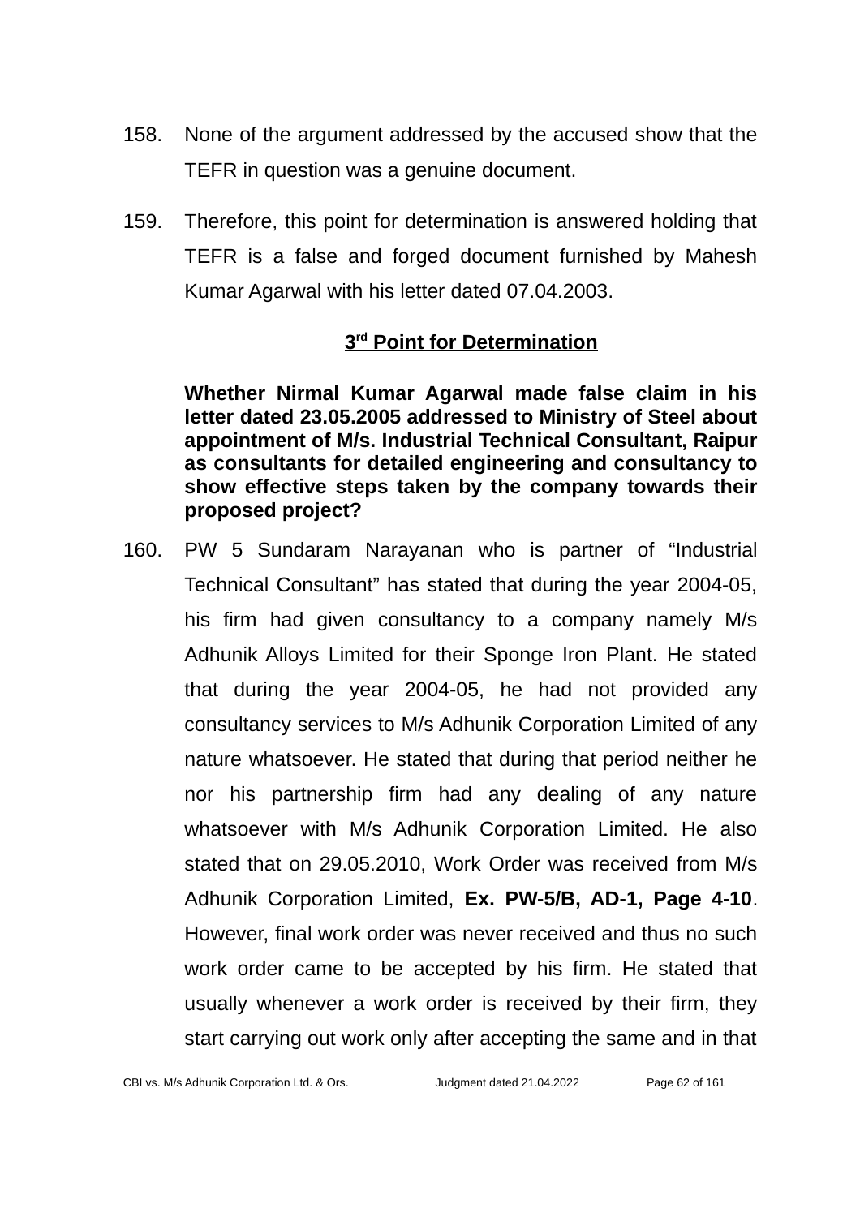158. None of the argument addressed by the accused show that the TEFR in question was a genuine document.

159. Therefore, this point for determination is answered holding that TEFR is a false and forged document furnished by Mahesh Kumar Agarwal with his letter dated 07.04.2003.

## 3rd Point for Determination

**Whether Nirmal Kumar Agarwal made false claim in his letter dated 23.05.2005 addressed to Ministry of Steel about appointment of M/s. Industrial Technical Consultant, Raipur as consultants for detailed engineering and consultancy to show effective steps taken by the company towards their proposed project?**

160. PW 5 Sundaram Narayanan who is partner of "Industrial Technical Consultant" has stated that during the year 2004-05, his firm had given consultancy to a company namely M/s Adhunik Alloys Limited for their Sponge Iron Plant. He stated that during the year 2004-05, he had not provided any consultancy services to M/s Adhunik Corporation Limited of any nature whatsoever. He stated that during that period neither he nor his partnership firm had any dealing of any nature whatsoever with M/s Adhunik Corporation Limited. He also stated that on 29.05.2010, Work Order was received from M/s Adhunik Corporation Limited, **Ex. PW-5/B, AD-1, Page 4-10**. However, final work order was never received and thus no such work order came to be accepted by his firm. He stated that usually whenever a work order is received by their firm, they start carrying out work only after accepting the same and in that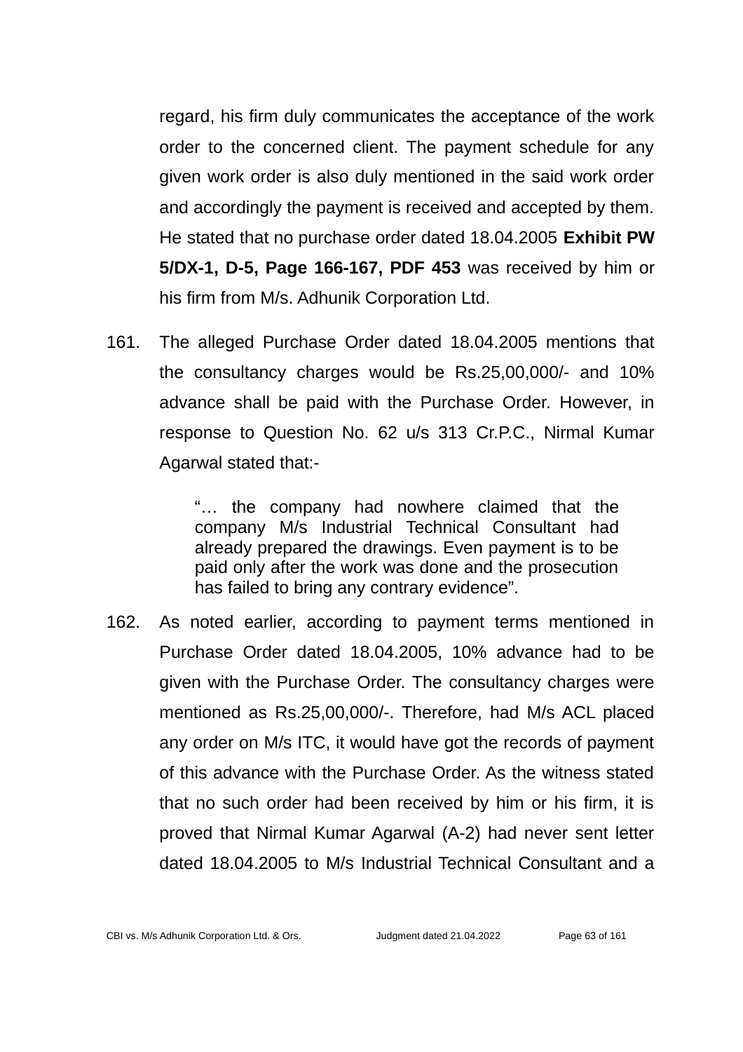regard, his firm duly communicates the acceptance of the work order to the concerned client. The payment schedule for any given work order is also duly mentioned in the said work order and accordingly the payment is received and accepted by them. He stated that no purchase order dated 18.04.2005 **Exhibit PW 5/DX-1, D-5, Page 166-167, PDF 453** was received by him or his firm from M/s. Adhunik Corporation Ltd.

161. The alleged Purchase Order dated 18.04.2005 mentions that the consultancy charges would be Rs.25,00,000/- and 10% advance shall be paid with the Purchase Order. However, in response to Question No. 62 u/s 313 Cr.P.C., Nirmal Kumar Agarwal stated that:-

> "… the company had nowhere claimed that the company M/s Industrial Technical Consultant had already prepared the drawings. Even payment is to be paid only after the work was done and the prosecution has failed to bring any contrary evidence".

162. As noted earlier, according to payment terms mentioned in Purchase Order dated 18.04.2005, 10% advance had to be given with the Purchase Order. The consultancy charges were mentioned as Rs.25,00,000/-. Therefore, had M/s ACL placed any order on M/s ITC, it would have got the records of payment of this advance with the Purchase Order. As the witness stated that no such order had been received by him or his firm, it is proved that Nirmal Kumar Agarwal (A-2) had never sent letter dated 18.04.2005 to M/s Industrial Technical Consultant and a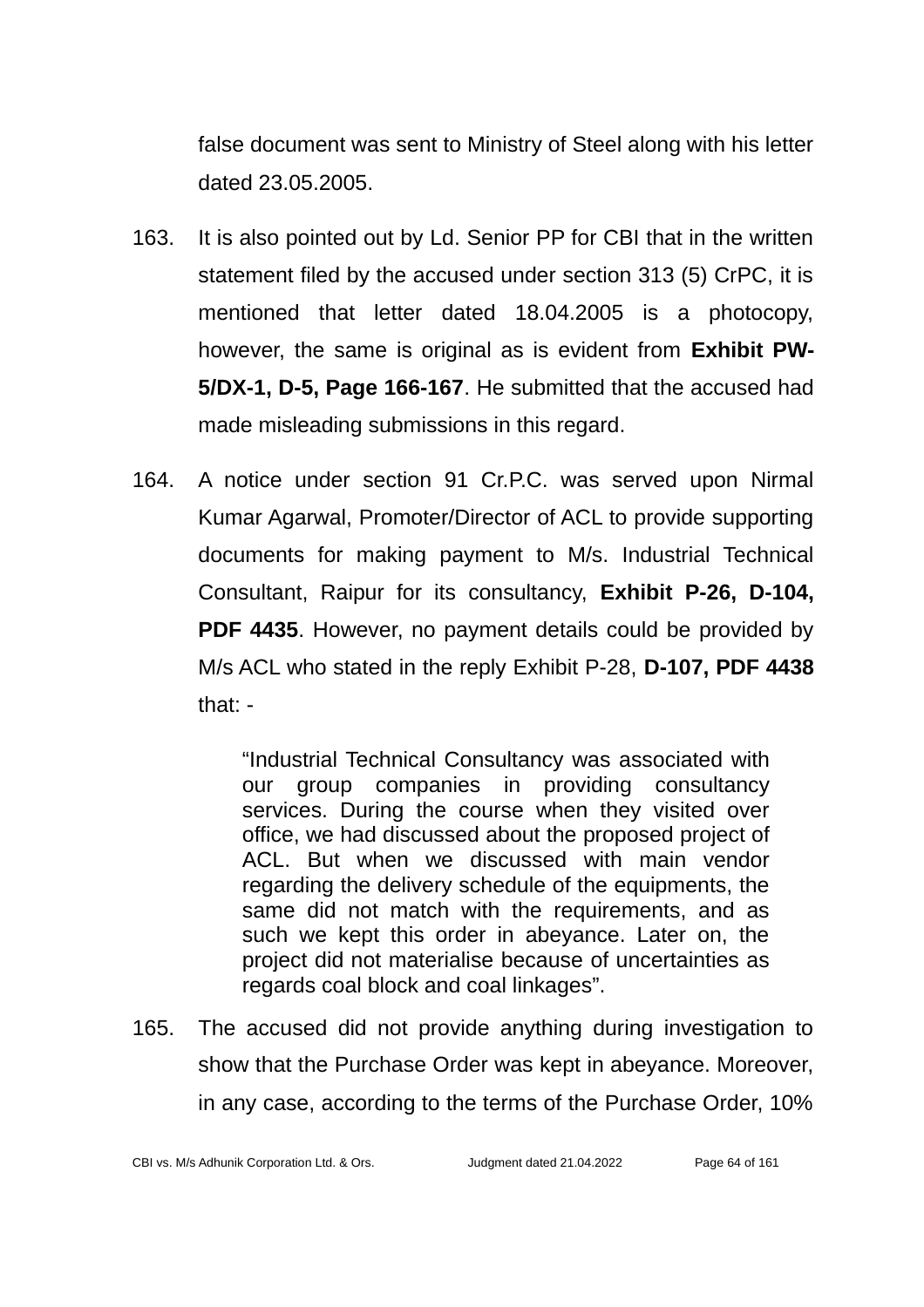false document was sent to Ministry of Steel along with his letter dated 23.05.2005.

163. It is also pointed out by Ld. Senior PP for CBI that in the written statement filed by the accused under section 313 (5) CrPC, it is mentioned that letter dated 18.04.2005 is a photocopy, however, the same is original as is evident from **Exhibit PW-5/DX-1, D-5, Page 166-167**. He submitted that the accused had made misleading submissions in this regard.

164. A notice under section 91 Cr.P.C. was served upon Nirmal Kumar Agarwal, Promoter/Director of ACL to provide supporting documents for making payment to M/s. Industrial Technical Consultant, Raipur for its consultancy, **Exhibit P-26, D-104, PDF 4435**. However, no payment details could be provided by M/s ACL who stated in the reply Exhibit P-28, **D-107, PDF 4438** that: -

> "Industrial Technical Consultancy was associated with our group companies in providing consultancy services. During the course when they visited over office, we had discussed about the proposed project of ACL. But when we discussed with main vendor regarding the delivery schedule of the equipments, the same did not match with the requirements, and as such we kept this order in abeyance. Later on, the project did not materialise because of uncertainties as regards coal block and coal linkages".

165. The accused did not provide anything during investigation to show that the Purchase Order was kept in abeyance. Moreover, in any case, according to the terms of the Purchase Order, 10%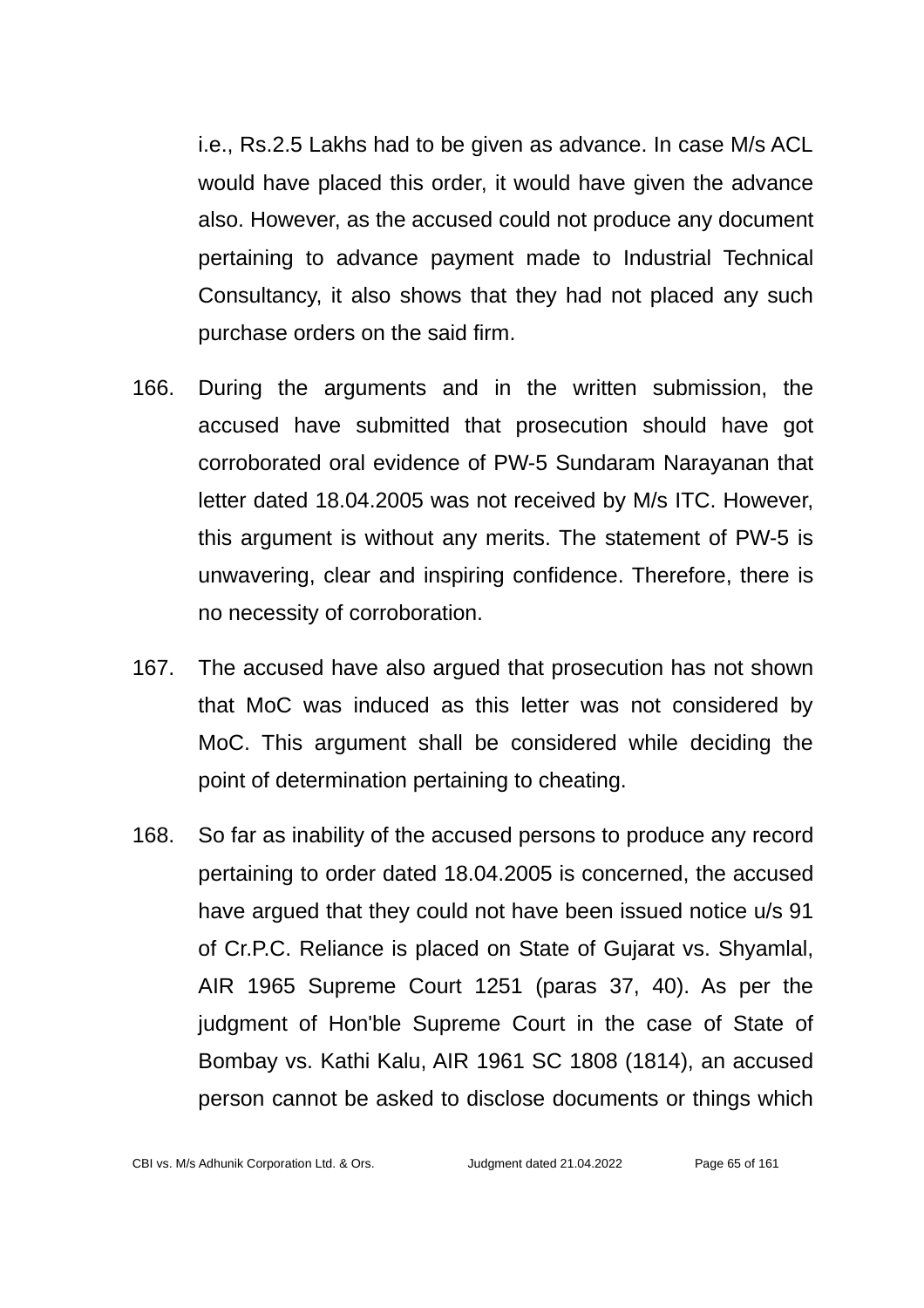i.e., Rs.2.5 Lakhs had to be given as advance. In case M/s ACL would have placed this order, it would have given the advance also. However, as the accused could not produce any document pertaining to advance payment made to Industrial Technical Consultancy, it also shows that they had not placed any such purchase orders on the said firm.

166. During the arguments and in the written submission, the accused have submitted that prosecution should have got corroborated oral evidence of PW-5 Sundaram Narayanan that letter dated 18.04.2005 was not received by M/s ITC. However, this argument is without any merits. The statement of PW-5 is unwavering, clear and inspiring confidence. Therefore, there is no necessity of corroboration.

167. The accused have also argued that prosecution has not shown that MoC was induced as this letter was not considered by MoC. This argument shall be considered while deciding the point of determination pertaining to cheating.

168. So far as inability of the accused persons to produce any record pertaining to order dated 18.04.2005 is concerned, the accused have argued that they could not have been issued notice u/s 91 of Cr.P.C. Reliance is placed on State of Gujarat vs. Shyamlal, AIR 1965 Supreme Court 1251 (paras 37, 40). As per the judgment of Hon'ble Supreme Court in the case of State of Bombay vs. Kathi Kalu, AIR 1961 SC 1808 (1814), an accused person cannot be asked to disclose documents or things which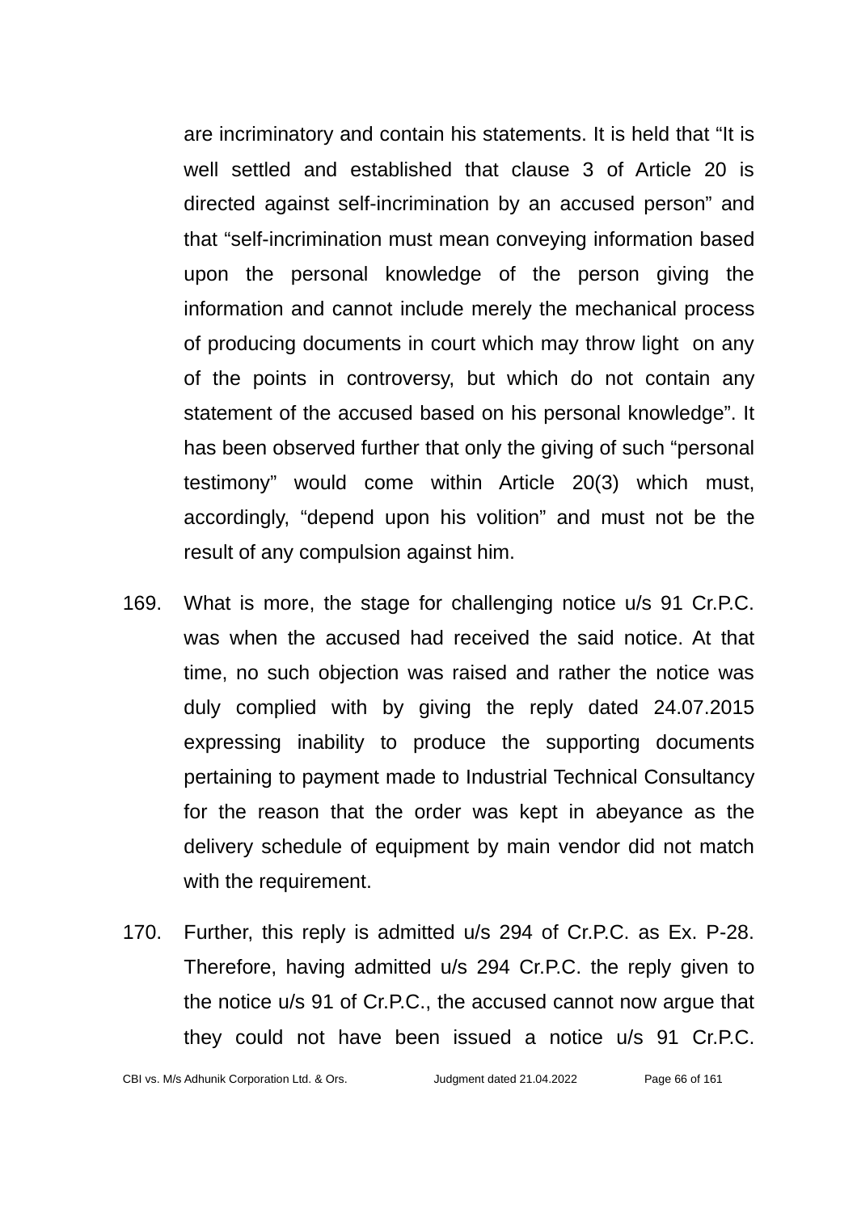are incriminatory and contain his statements. It is held that "It is well settled and established that clause 3 of Article 20 is directed against self-incrimination by an accused person" and that "self-incrimination must mean conveying information based upon the personal knowledge of the person giving the information and cannot include merely the mechanical process of producing documents in court which may throw light on any of the points in controversy, but which do not contain any statement of the accused based on his personal knowledge". It has been observed further that only the giving of such "personal testimony" would come within Article 20(3) which must, accordingly, "depend upon his volition" and must not be the result of any compulsion against him.

169. What is more, the stage for challenging notice u/s 91 Cr.P.C. was when the accused had received the said notice. At that time, no such objection was raised and rather the notice was duly complied with by giving the reply dated 24.07.2015 expressing inability to produce the supporting documents pertaining to payment made to Industrial Technical Consultancy for the reason that the order was kept in abeyance as the delivery schedule of equipment by main vendor did not match with the requirement.

170. Further, this reply is admitted u/s 294 of Cr.P.C. as Ex. P-28. Therefore, having admitted u/s 294 Cr.P.C. the reply given to the notice u/s 91 of Cr.P.C., the accused cannot now argue that they could not have been issued a notice u/s 91 Cr.P.C.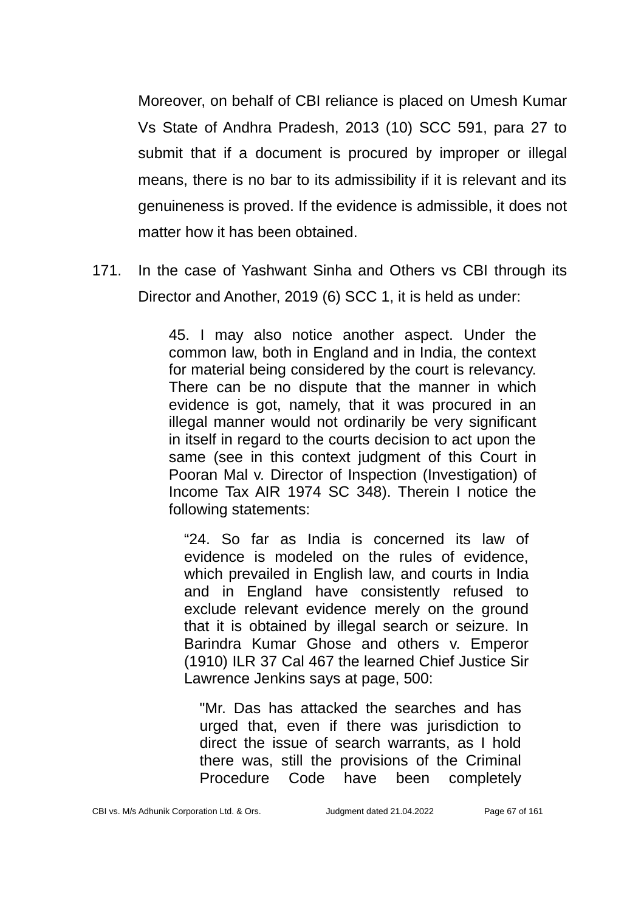Moreover, on behalf of CBI reliance is placed on Umesh Kumar Vs State of Andhra Pradesh, 2013 (10) SCC 591, para 27 to submit that if a document is procured by improper or illegal means, there is no bar to its admissibility if it is relevant and its genuineness is proved. If the evidence is admissible, it does not matter how it has been obtained.

171. In the case of Yashwant Sinha and Others vs CBI through its Director and Another, 2019 (6) SCC 1, it is held as under:

> 45. I may also notice another aspect. Under the common law, both in England and in India, the context for material being considered by the court is relevancy. There can be no dispute that the manner in which evidence is got, namely, that it was procured in an illegal manner would not ordinarily be very significant in itself in regard to the courts decision to act upon the same (see in this context judgment of this Court in Pooran Mal v. Director of Inspection (Investigation) of Income Tax AIR 1974 SC 348). Therein I notice the following statements:
>
> > "24. So far as India is concerned its law of evidence is modeled on the rules of evidence, which prevailed in English law, and courts in India and in England have consistently refused to exclude relevant evidence merely on the ground that it is obtained by illegal search or seizure. In Barindra Kumar Ghose and others v. Emperor (1910) ILR 37 Cal 467 the learned Chief Justice Sir Lawrence Jenkins says at page, 500:
> >
> > > "Mr. Das has attacked the searches and has urged that, even if there was jurisdiction to direct the issue of search warrants, as I hold there was, still the provisions of the Criminal Procedure Code have been completely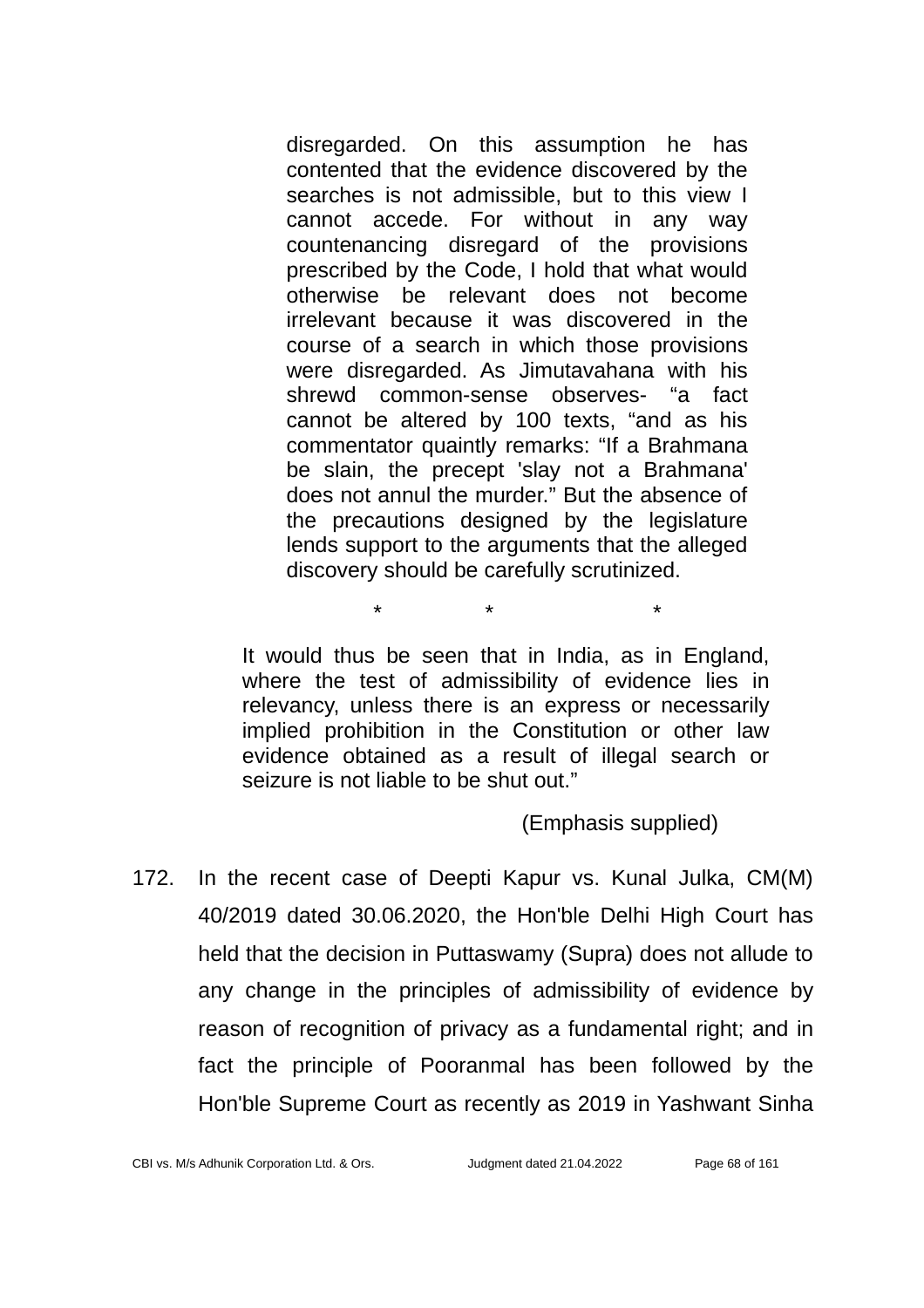> disregarded. On this assumption he has contented that the evidence discovered by the searches is not admissible, but to this view I cannot accede. For without in any way countenancing disregard of the provisions prescribed by the Code, I hold that what would otherwise be relevant does not become irrelevant because it was discovered in the course of a search in which those provisions were disregarded. As Jimutavahana with his shrewd common-sense observes- "a fact cannot be altered by 100 texts, "and as his commentator quaintly remarks: "If a Brahmana be slain, the precept 'slay not a Brahmana' does not annul the murder." But the absence of the precautions designed by the legislature lends support to the arguments that the alleged discovery should be carefully scrutinized.
>
> \*    \*    \*
>
> It would thus be seen that in India, as in England, where the test of admissibility of evidence lies in relevancy, unless there is an express or necessarily implied prohibition in the Constitution or other law evidence obtained as a result of illegal search or seizure is not liable to be shut out."
>
> (Emphasis supplied)

172. In the recent case of Deepti Kapur vs. Kunal Julka, CM(M) 40/2019 dated 30.06.2020, the Hon'ble Delhi High Court has held that the decision in Puttaswamy (Supra) does not allude to any change in the principles of admissibility of evidence by reason of recognition of privacy as a fundamental right; and in fact the principle of Pooranmal has been followed by the Hon'ble Supreme Court as recently as 2019 in Yashwant Sinha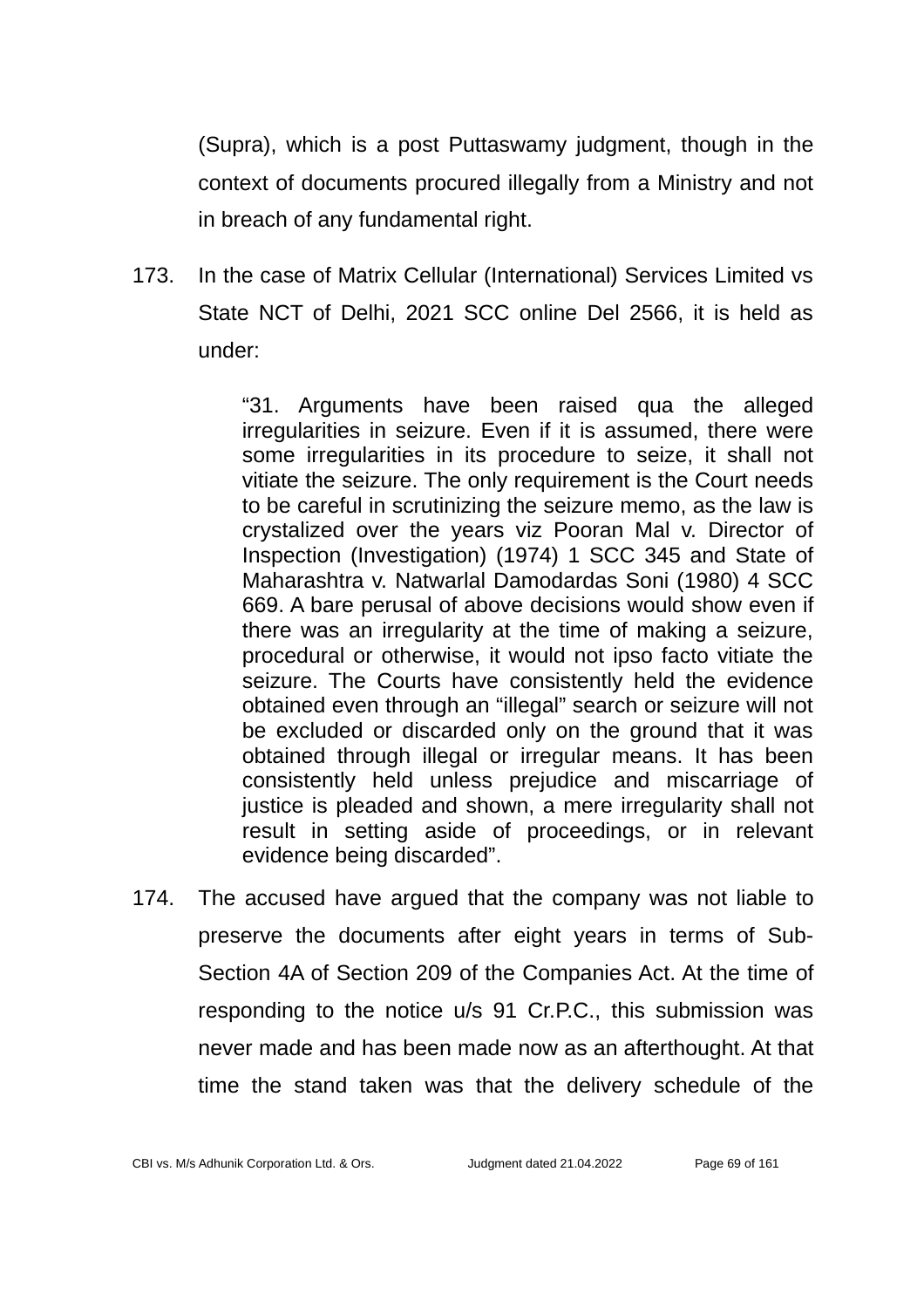(Supra), which is a post Puttaswamy judgment, though in the context of documents procured illegally from a Ministry and not in breach of any fundamental right.

173. In the case of Matrix Cellular (International) Services Limited vs State NCT of Delhi, 2021 SCC online Del 2566, it is held as under:

> "31. Arguments have been raised qua the alleged irregularities in seizure. Even if it is assumed, there were some irregularities in its procedure to seize, it shall not vitiate the seizure. The only requirement is the Court needs to be careful in scrutinizing the seizure memo, as the law is crystalized over the years viz Pooran Mal v. Director of Inspection (Investigation) (1974) 1 SCC 345 and State of Maharashtra v. Natwarlal Damodardas Soni (1980) 4 SCC 669. A bare perusal of above decisions would show even if there was an irregularity at the time of making a seizure, procedural or otherwise, it would not ipso facto vitiate the seizure. The Courts have consistently held the evidence obtained even through an "illegal" search or seizure will not be excluded or discarded only on the ground that it was obtained through illegal or irregular means. It has been consistently held unless prejudice and miscarriage of justice is pleaded and shown, a mere irregularity shall not result in setting aside of proceedings, or in relevant evidence being discarded".

174. The accused have argued that the company was not liable to preserve the documents after eight years in terms of Sub-Section 4A of Section 209 of the Companies Act. At the time of responding to the notice u/s 91 Cr.P.C., this submission was never made and has been made now as an afterthought. At that time the stand taken was that the delivery schedule of the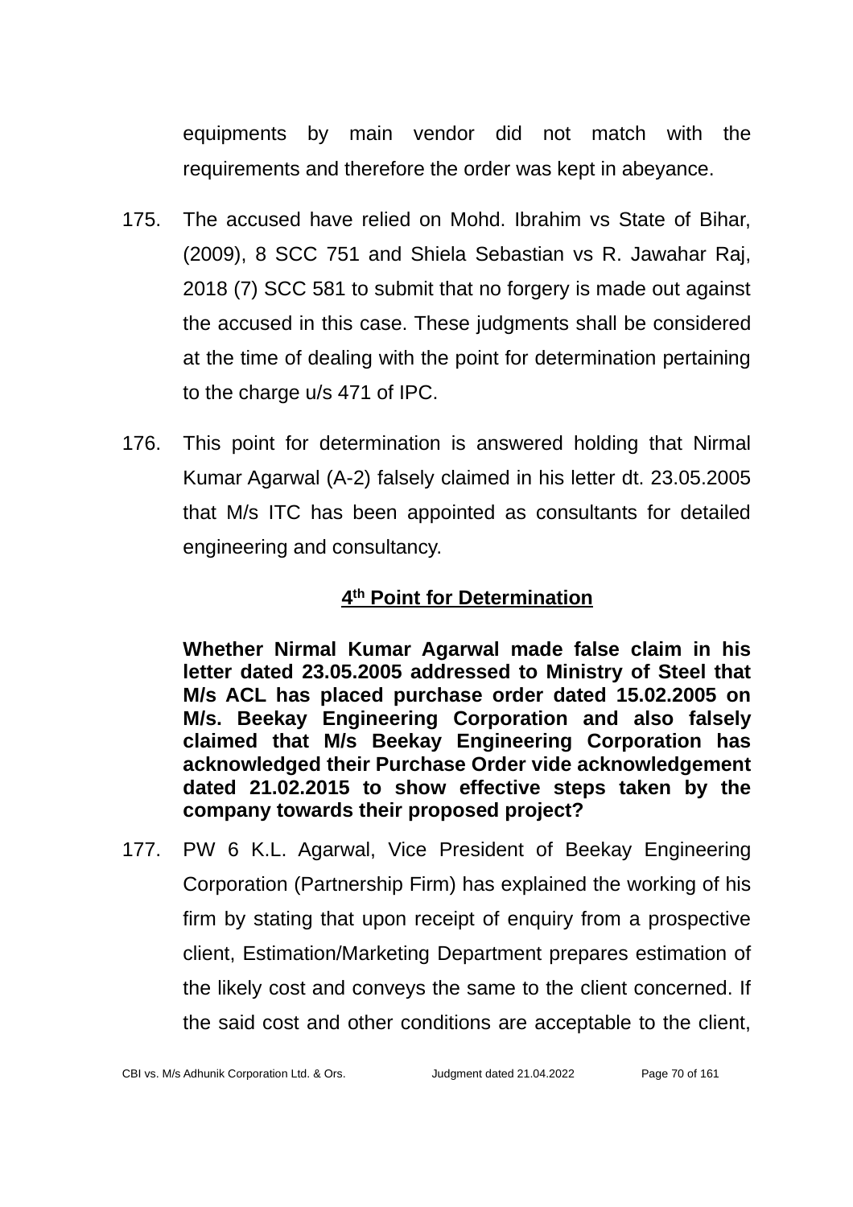equipments by main vendor did not match with the requirements and therefore the order was kept in abeyance.

175. The accused have relied on Mohd. Ibrahim vs State of Bihar, (2009), 8 SCC 751 and Shiela Sebastian vs R. Jawahar Raj, 2018 (7) SCC 581 to submit that no forgery is made out against the accused in this case. These judgments shall be considered at the time of dealing with the point for determination pertaining to the charge u/s 471 of IPC.

176. This point for determination is answered holding that Nirmal Kumar Agarwal (A-2) falsely claimed in his letter dt. 23.05.2005 that M/s ITC has been appointed as consultants for detailed engineering and consultancy.

## 4th Point for Determination

**Whether Nirmal Kumar Agarwal made false claim in his letter dated 23.05.2005 addressed to Ministry of Steel that M/s ACL has placed purchase order dated 15.02.2005 on M/s. Beekay Engineering Corporation and also falsely claimed that M/s Beekay Engineering Corporation has acknowledged their Purchase Order vide acknowledgement dated 21.02.2015 to show effective steps taken by the company towards their proposed project?**

177. PW 6 K.L. Agarwal, Vice President of Beekay Engineering Corporation (Partnership Firm) has explained the working of his firm by stating that upon receipt of enquiry from a prospective client, Estimation/Marketing Department prepares estimation of the likely cost and conveys the same to the client concerned. If the said cost and other conditions are acceptable to the client,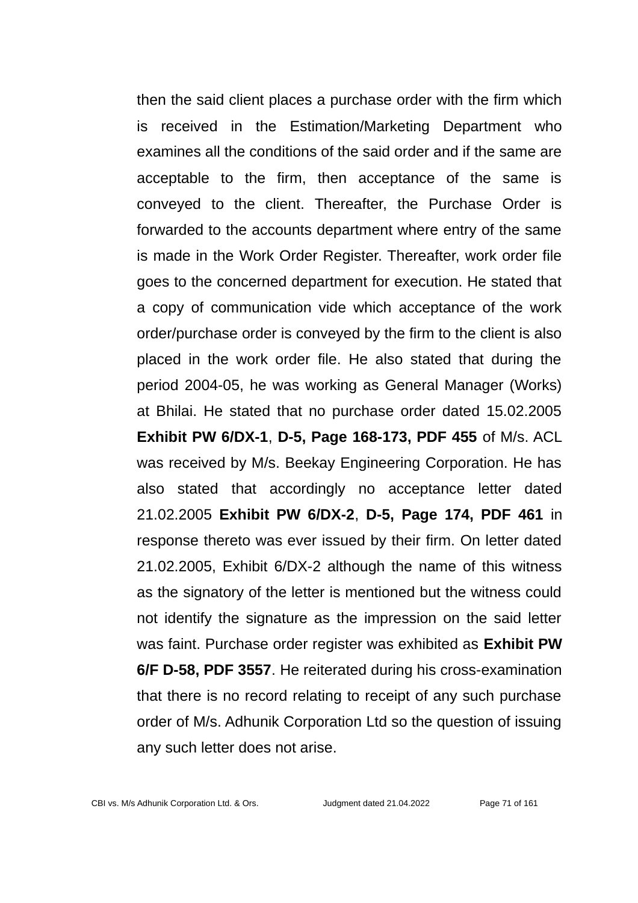then the said client places a purchase order with the firm which is received in the Estimation/Marketing Department who examines all the conditions of the said order and if the same are acceptable to the firm, then acceptance of the same is conveyed to the client. Thereafter, the Purchase Order is forwarded to the accounts department where entry of the same is made in the Work Order Register. Thereafter, work order file goes to the concerned department for execution. He stated that a copy of communication vide which acceptance of the work order/purchase order is conveyed by the firm to the client is also placed in the work order file. He also stated that during the period 2004-05, he was working as General Manager (Works) at Bhilai. He stated that no purchase order dated 15.02.2005 **Exhibit PW 6/DX-1**, **D-5, Page 168-173, PDF 455** of M/s. ACL was received by M/s. Beekay Engineering Corporation. He has also stated that accordingly no acceptance letter dated 21.02.2005 **Exhibit PW 6/DX-2**, **D-5, Page 174, PDF 461** in response thereto was ever issued by their firm. On letter dated 21.02.2005, Exhibit 6/DX-2 although the name of this witness as the signatory of the letter is mentioned but the witness could not identify the signature as the impression on the said letter was faint. Purchase order register was exhibited as **Exhibit PW 6/F D-58, PDF 3557**. He reiterated during his cross-examination that there is no record relating to receipt of any such purchase order of M/s. Adhunik Corporation Ltd so the question of issuing any such letter does not arise.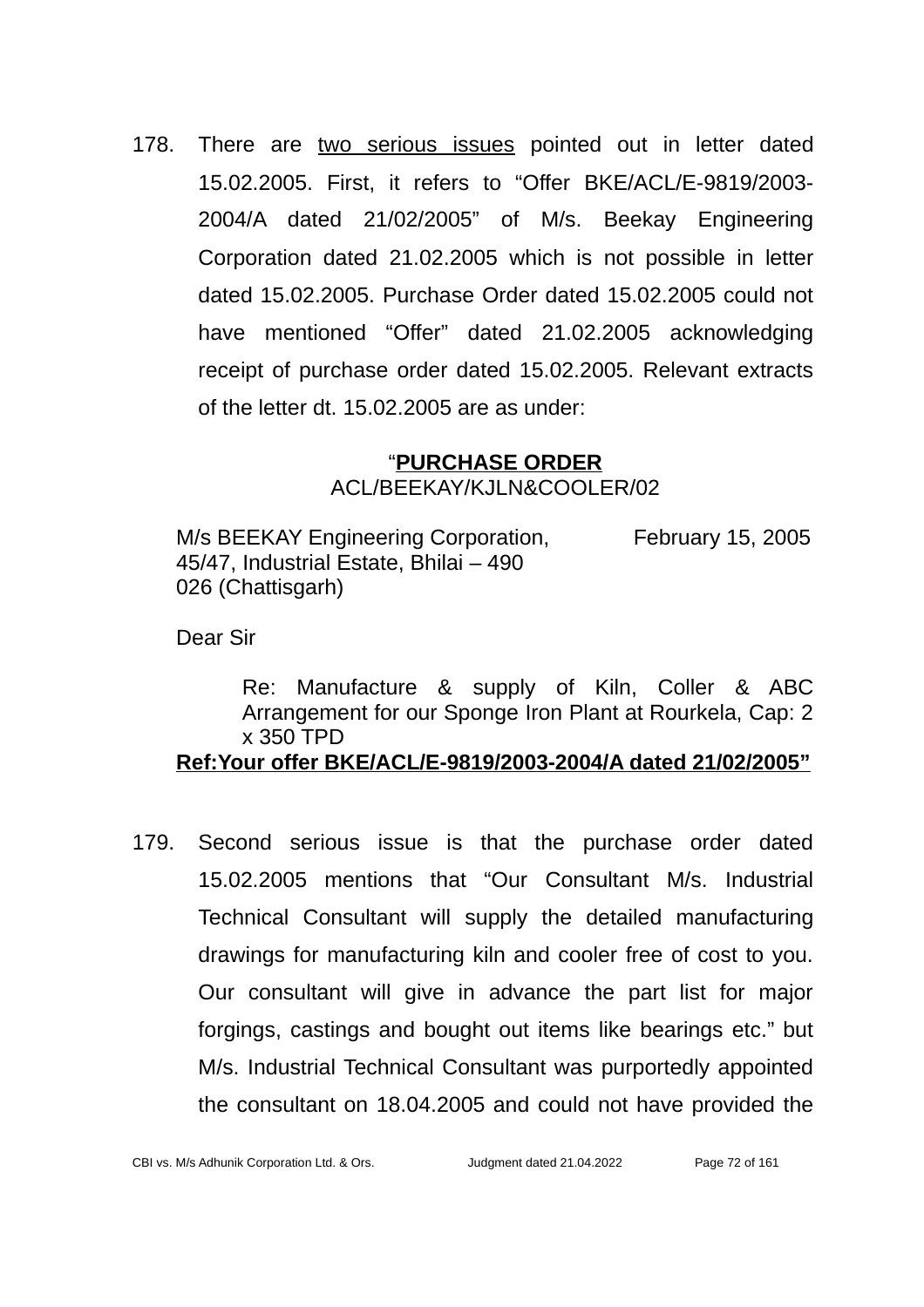178. There are <u>two serious issues</u> pointed out in letter dated 15.02.2005. First, it refers to "Offer BKE/ACL/E-9819/2003-2004/A dated 21/02/2005" of M/s. Beekay Engineering Corporation dated 21.02.2005 which is not possible in letter dated 15.02.2005. Purchase Order dated 15.02.2005 could not have mentioned "Offer" dated 21.02.2005 acknowledging receipt of purchase order dated 15.02.2005. Relevant extracts of the letter dt. 15.02.2005 are as under:

"**<u>PURCHASE ORDER</u>**
ACL/BEEKAY/KJLN&COOLER/02

M/s BEEKAY Engineering Corporation,
45/47, Industrial Estate, Bhilai – 490 026 (Chattisgarh)

February 15, 2005

Dear Sir

Re: Manufacture & supply of Kiln, Coller & ABC Arrangement for our Sponge Iron Plant at Rourkela, Cap: 2 x 350 TPD

**<u>Ref:Your offer BKE/ACL/E-9819/2003-2004/A dated 21/02/2005"</u>**

179. Second serious issue is that the purchase order dated 15.02.2005 mentions that "Our Consultant M/s. Industrial Technical Consultant will supply the detailed manufacturing drawings for manufacturing kiln and cooler free of cost to you. Our consultant will give in advance the part list for major forgings, castings and bought out items like bearings etc." but M/s. Industrial Technical Consultant was purportedly appointed the consultant on 18.04.2005 and could not have provided the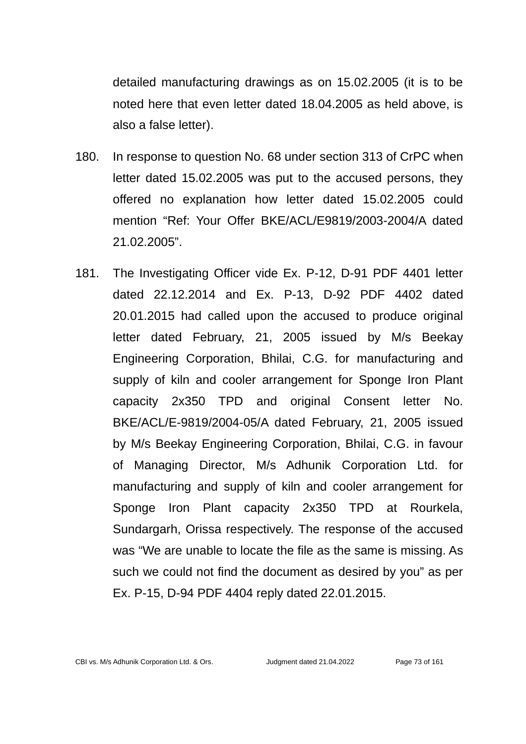detailed manufacturing drawings as on 15.02.2005 (it is to be noted here that even letter dated 18.04.2005 as held above, is also a false letter).

180. In response to question No. 68 under section 313 of CrPC when letter dated 15.02.2005 was put to the accused persons, they offered no explanation how letter dated 15.02.2005 could mention “Ref: Your Offer BKE/ACL/E9819/2003-2004/A dated 21.02.2005”.

181. The Investigating Officer vide Ex. P-12, D-91 PDF 4401 letter dated 22.12.2014 and Ex. P-13, D-92 PDF 4402 dated 20.01.2015 had called upon the accused to produce original letter dated February, 21, 2005 issued by M/s Beekay Engineering Corporation, Bhilai, C.G. for manufacturing and supply of kiln and cooler arrangement for Sponge Iron Plant capacity 2x350 TPD and original Consent letter No. BKE/ACL/E-9819/2004-05/A dated February, 21, 2005 issued by M/s Beekay Engineering Corporation, Bhilai, C.G. in favour of Managing Director, M/s Adhunik Corporation Ltd. for manufacturing and supply of kiln and cooler arrangement for Sponge Iron Plant capacity 2x350 TPD at Rourkela, Sundargarh, Orissa respectively. The response of the accused was “We are unable to locate the file as the same is missing. As such we could not find the document as desired by you” as per Ex. P-15, D-94 PDF 4404 reply dated 22.01.2015.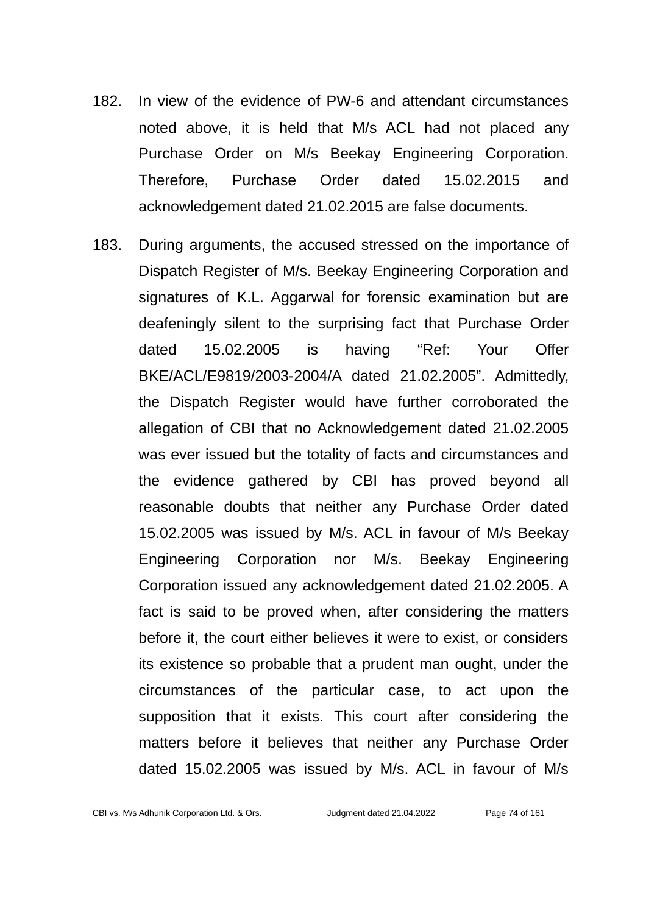182. In view of the evidence of PW-6 and attendant circumstances noted above, it is held that M/s ACL had not placed any Purchase Order on M/s Beekay Engineering Corporation. Therefore, Purchase Order dated 15.02.2015 and acknowledgement dated 21.02.2015 are false documents.

183. During arguments, the accused stressed on the importance of Dispatch Register of M/s. Beekay Engineering Corporation and signatures of K.L. Aggarwal for forensic examination but are deafeningly silent to the surprising fact that Purchase Order dated 15.02.2005 is having "Ref: Your Offer BKE/ACL/E9819/2003-2004/A dated 21.02.2005". Admittedly, the Dispatch Register would have further corroborated the allegation of CBI that no Acknowledgement dated 21.02.2005 was ever issued but the totality of facts and circumstances and the evidence gathered by CBI has proved beyond all reasonable doubts that neither any Purchase Order dated 15.02.2005 was issued by M/s. ACL in favour of M/s Beekay Engineering Corporation nor M/s. Beekay Engineering Corporation issued any acknowledgement dated 21.02.2005. A fact is said to be proved when, after considering the matters before it, the court either believes it were to exist, or considers its existence so probable that a prudent man ought, under the circumstances of the particular case, to act upon the supposition that it exists. This court after considering the matters before it believes that neither any Purchase Order dated 15.02.2005 was issued by M/s. ACL in favour of M/s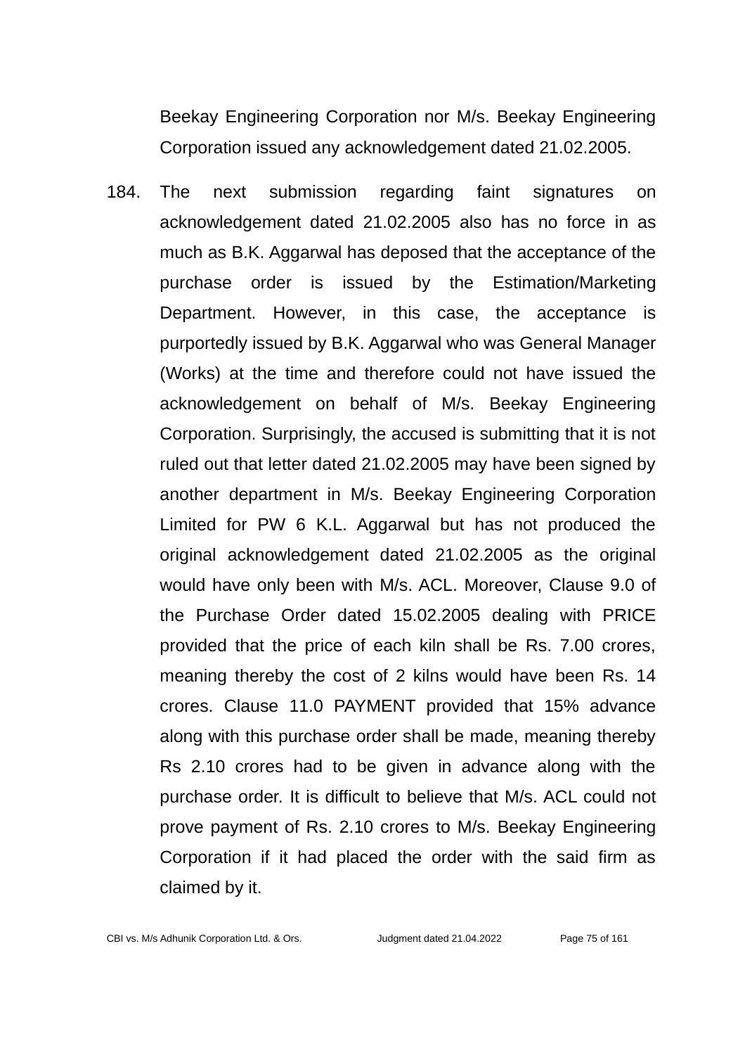Beekay Engineering Corporation nor M/s. Beekay Engineering Corporation issued any acknowledgement dated 21.02.2005.

184. The next submission regarding faint signatures on acknowledgement dated 21.02.2005 also has no force in as much as B.K. Aggarwal has deposed that the acceptance of the purchase order is issued by the Estimation/Marketing Department. However, in this case, the acceptance is purportedly issued by B.K. Aggarwal who was General Manager (Works) at the time and therefore could not have issued the acknowledgement on behalf of M/s. Beekay Engineering Corporation. Surprisingly, the accused is submitting that it is not ruled out that letter dated 21.02.2005 may have been signed by another department in M/s. Beekay Engineering Corporation Limited for PW 6 K.L. Aggarwal but has not produced the original acknowledgement dated 21.02.2005 as the original would have only been with M/s. ACL. Moreover, Clause 9.0 of the Purchase Order dated 15.02.2005 dealing with PRICE provided that the price of each kiln shall be Rs. 7.00 crores, meaning thereby the cost of 2 kilns would have been Rs. 14 crores. Clause 11.0 PAYMENT provided that 15% advance along with this purchase order shall be made, meaning thereby Rs 2.10 crores had to be given in advance along with the purchase order. It is difficult to believe that M/s. ACL could not prove payment of Rs. 2.10 crores to M/s. Beekay Engineering Corporation if it had placed the order with the said firm as claimed by it.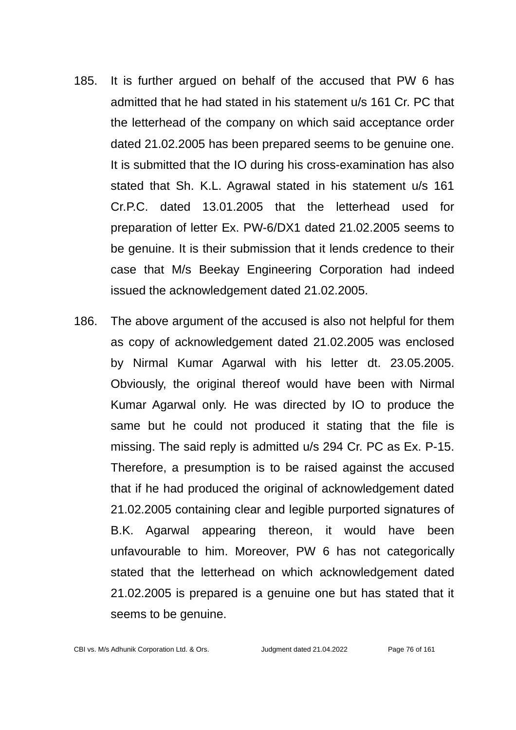185. It is further argued on behalf of the accused that PW 6 has admitted that he had stated in his statement u/s 161 Cr. PC that the letterhead of the company on which said acceptance order dated 21.02.2005 has been prepared seems to be genuine one. It is submitted that the IO during his cross-examination has also stated that Sh. K.L. Agrawal stated in his statement u/s 161 Cr.P.C. dated 13.01.2005 that the letterhead used for preparation of letter Ex. PW-6/DX1 dated 21.02.2005 seems to be genuine. It is their submission that it lends credence to their case that M/s Beekay Engineering Corporation had indeed issued the acknowledgement dated 21.02.2005.

186. The above argument of the accused is also not helpful for them as copy of acknowledgement dated 21.02.2005 was enclosed by Nirmal Kumar Agarwal with his letter dt. 23.05.2005. Obviously, the original thereof would have been with Nirmal Kumar Agarwal only. He was directed by IO to produce the same but he could not produced it stating that the file is missing. The said reply is admitted u/s 294 Cr. PC as Ex. P-15. Therefore, a presumption is to be raised against the accused that if he had produced the original of acknowledgement dated 21.02.2005 containing clear and legible purported signatures of B.K. Agarwal appearing thereon, it would have been unfavourable to him. Moreover, PW 6 has not categorically stated that the letterhead on which acknowledgement dated 21.02.2005 is prepared is a genuine one but has stated that it seems to be genuine.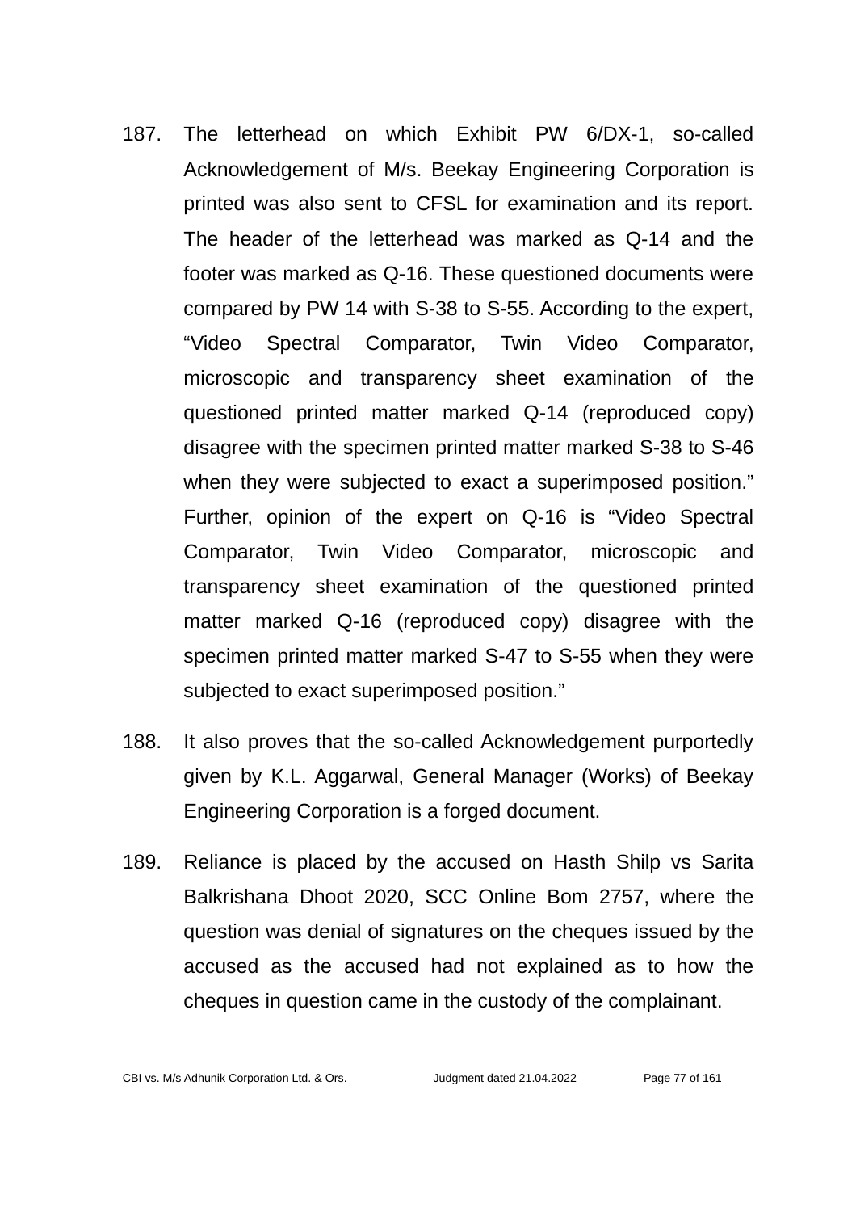187. The letterhead on which Exhibit PW 6/DX-1, so-called Acknowledgement of M/s. Beekay Engineering Corporation is printed was also sent to CFSL for examination and its report. The header of the letterhead was marked as Q-14 and the footer was marked as Q-16. These questioned documents were compared by PW 14 with S-38 to S-55. According to the expert, "Video Spectral Comparator, Twin Video Comparator, microscopic and transparency sheet examination of the questioned printed matter marked Q-14 (reproduced copy) disagree with the specimen printed matter marked S-38 to S-46 when they were subjected to exact a superimposed position." Further, opinion of the expert on Q-16 is "Video Spectral Comparator, Twin Video Comparator, microscopic and transparency sheet examination of the questioned printed matter marked Q-16 (reproduced copy) disagree with the specimen printed matter marked S-47 to S-55 when they were subjected to exact superimposed position."

188. It also proves that the so-called Acknowledgement purportedly given by K.L. Aggarwal, General Manager (Works) of Beekay Engineering Corporation is a forged document.

189. Reliance is placed by the accused on Hasth Shilp vs Sarita Balkrishana Dhoot 2020, SCC Online Bom 2757, where the question was denial of signatures on the cheques issued by the accused as the accused had not explained as to how the cheques in question came in the custody of the complainant.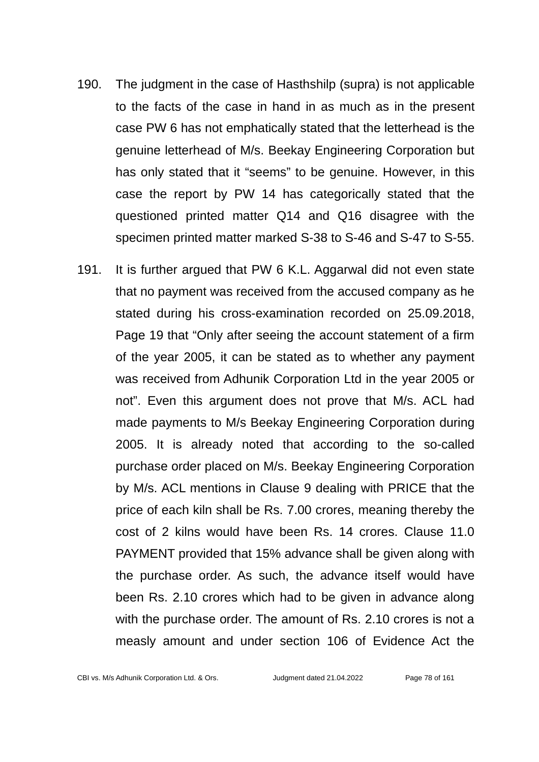190. The judgment in the case of Hasthshilp (supra) is not applicable to the facts of the case in hand in as much as in the present case PW 6 has not emphatically stated that the letterhead is the genuine letterhead of M/s. Beekay Engineering Corporation but has only stated that it "seems" to be genuine. However, in this case the report by PW 14 has categorically stated that the questioned printed matter Q14 and Q16 disagree with the specimen printed matter marked S-38 to S-46 and S-47 to S-55.

191. It is further argued that PW 6 K.L. Aggarwal did not even state that no payment was received from the accused company as he stated during his cross-examination recorded on 25.09.2018, Page 19 that "Only after seeing the account statement of a firm of the year 2005, it can be stated as to whether any payment was received from Adhunik Corporation Ltd in the year 2005 or not". Even this argument does not prove that M/s. ACL had made payments to M/s Beekay Engineering Corporation during 2005. It is already noted that according to the so-called purchase order placed on M/s. Beekay Engineering Corporation by M/s. ACL mentions in Clause 9 dealing with PRICE that the price of each kiln shall be Rs. 7.00 crores, meaning thereby the cost of 2 kilns would have been Rs. 14 crores. Clause 11.0 PAYMENT provided that 15% advance shall be given along with the purchase order. As such, the advance itself would have been Rs. 2.10 crores which had to be given in advance along with the purchase order. The amount of Rs. 2.10 crores is not a measly amount and under section 106 of Evidence Act the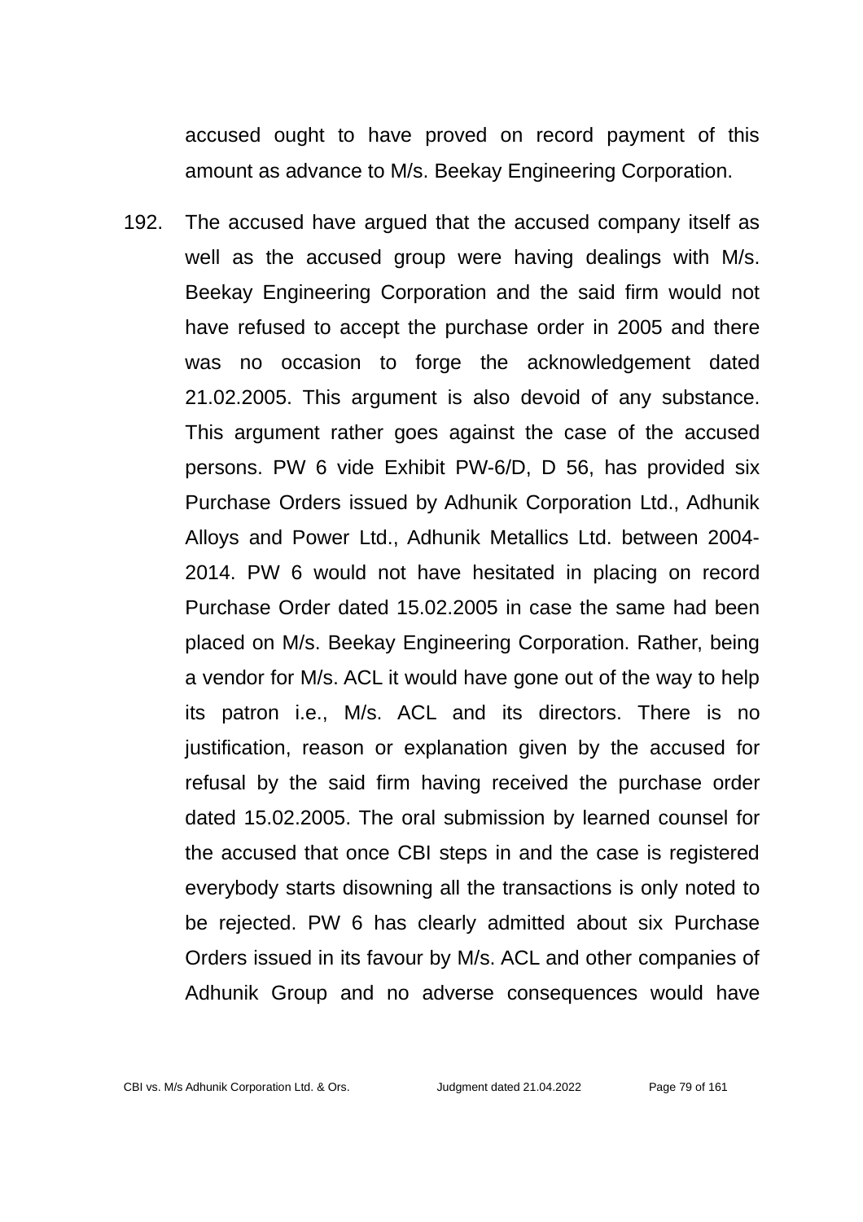accused ought to have proved on record payment of this amount as advance to M/s. Beekay Engineering Corporation.

192. The accused have argued that the accused company itself as well as the accused group were having dealings with M/s. Beekay Engineering Corporation and the said firm would not have refused to accept the purchase order in 2005 and there was no occasion to forge the acknowledgement dated 21.02.2005. This argument is also devoid of any substance. This argument rather goes against the case of the accused persons. PW 6 vide Exhibit PW-6/D, D 56, has provided six Purchase Orders issued by Adhunik Corporation Ltd., Adhunik Alloys and Power Ltd., Adhunik Metallics Ltd. between 2004-2014. PW 6 would not have hesitated in placing on record Purchase Order dated 15.02.2005 in case the same had been placed on M/s. Beekay Engineering Corporation. Rather, being a vendor for M/s. ACL it would have gone out of the way to help its patron i.e., M/s. ACL and its directors. There is no justification, reason or explanation given by the accused for refusal by the said firm having received the purchase order dated 15.02.2005. The oral submission by learned counsel for the accused that once CBI steps in and the case is registered everybody starts disowning all the transactions is only noted to be rejected. PW 6 has clearly admitted about six Purchase Orders issued in its favour by M/s. ACL and other companies of Adhunik Group and no adverse consequences would have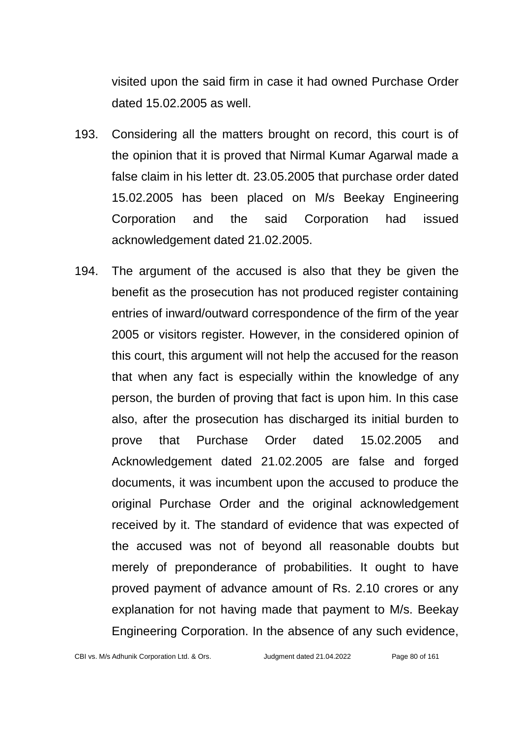visited upon the said firm in case it had owned Purchase Order dated 15.02.2005 as well.

193. Considering all the matters brought on record, this court is of the opinion that it is proved that Nirmal Kumar Agarwal made a false claim in his letter dt. 23.05.2005 that purchase order dated 15.02.2005 has been placed on M/s Beekay Engineering Corporation and the said Corporation had issued acknowledgement dated 21.02.2005.

194. The argument of the accused is also that they be given the benefit as the prosecution has not produced register containing entries of inward/outward correspondence of the firm of the year 2005 or visitors register. However, in the considered opinion of this court, this argument will not help the accused for the reason that when any fact is especially within the knowledge of any person, the burden of proving that fact is upon him. In this case also, after the prosecution has discharged its initial burden to prove that Purchase Order dated 15.02.2005 and Acknowledgement dated 21.02.2005 are false and forged documents, it was incumbent upon the accused to produce the original Purchase Order and the original acknowledgement received by it. The standard of evidence that was expected of the accused was not of beyond all reasonable doubts but merely of preponderance of probabilities. It ought to have proved payment of advance amount of Rs. 2.10 crores or any explanation for not having made that payment to M/s. Beekay Engineering Corporation. In the absence of any such evidence,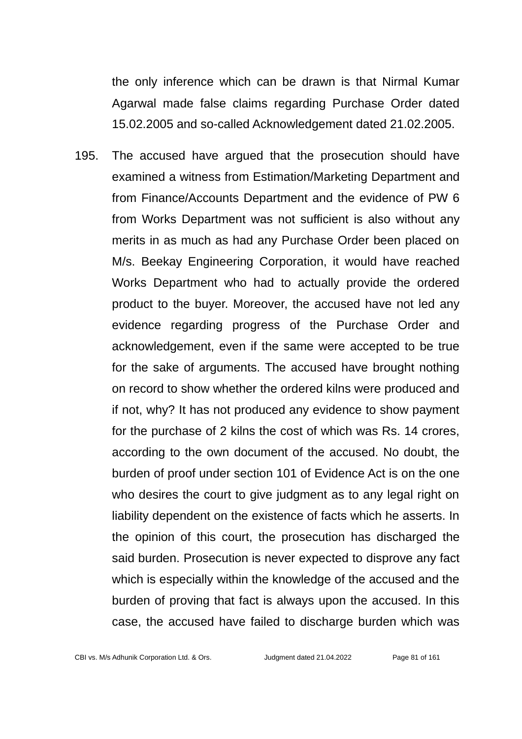the only inference which can be drawn is that Nirmal Kumar Agarwal made false claims regarding Purchase Order dated 15.02.2005 and so-called Acknowledgement dated 21.02.2005.

195. The accused have argued that the prosecution should have examined a witness from Estimation/Marketing Department and from Finance/Accounts Department and the evidence of PW 6 from Works Department was not sufficient is also without any merits in as much as had any Purchase Order been placed on M/s. Beekay Engineering Corporation, it would have reached Works Department who had to actually provide the ordered product to the buyer. Moreover, the accused have not led any evidence regarding progress of the Purchase Order and acknowledgement, even if the same were accepted to be true for the sake of arguments. The accused have brought nothing on record to show whether the ordered kilns were produced and if not, why? It has not produced any evidence to show payment for the purchase of 2 kilns the cost of which was Rs. 14 crores, according to the own document of the accused. No doubt, the burden of proof under section 101 of Evidence Act is on the one who desires the court to give judgment as to any legal right on liability dependent on the existence of facts which he asserts. In the opinion of this court, the prosecution has discharged the said burden. Prosecution is never expected to disprove any fact which is especially within the knowledge of the accused and the burden of proving that fact is always upon the accused. In this case, the accused have failed to discharge burden which was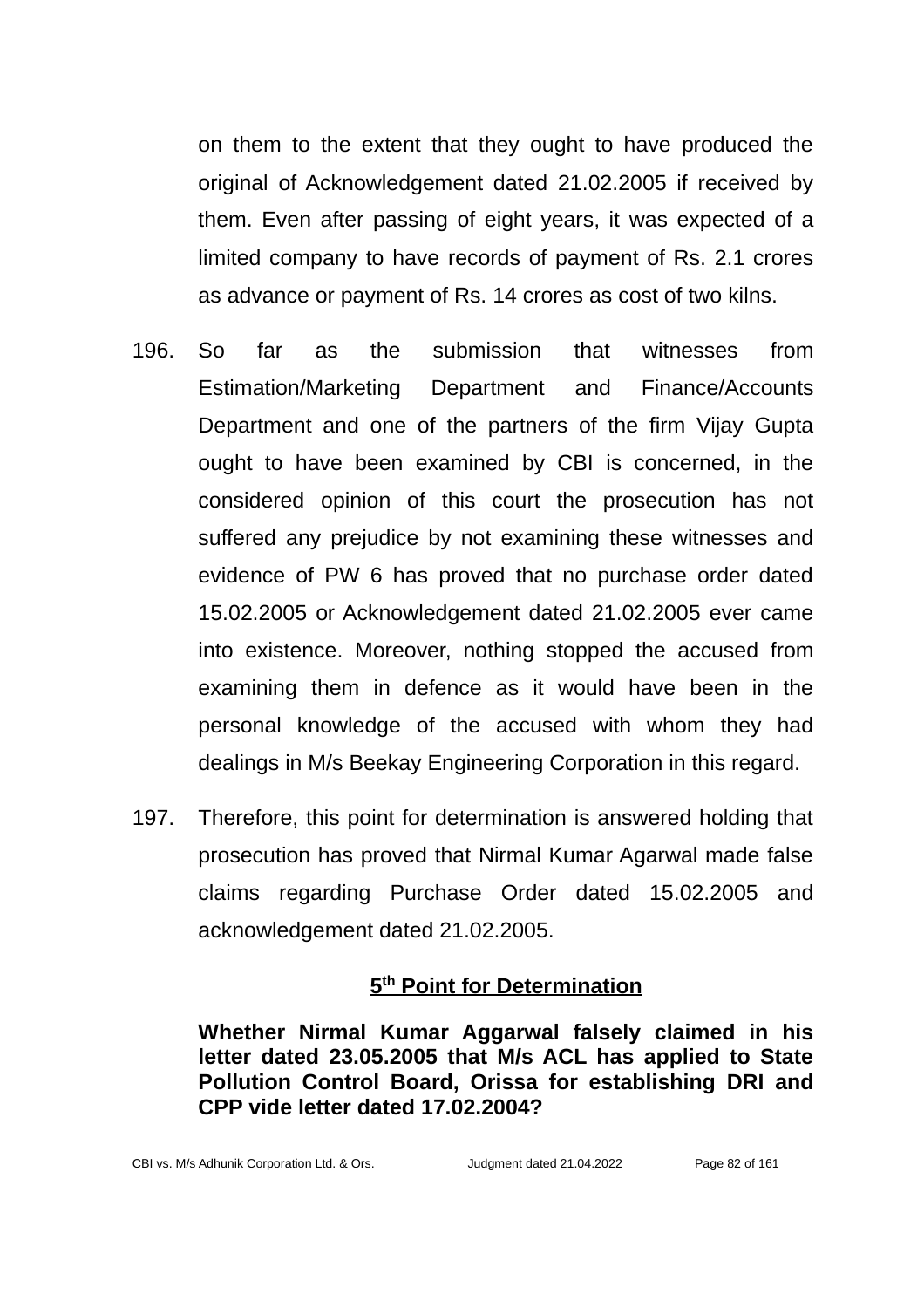on them to the extent that they ought to have produced the original of Acknowledgement dated 21.02.2005 if received by them. Even after passing of eight years, it was expected of a limited company to have records of payment of Rs. 2.1 crores as advance or payment of Rs. 14 crores as cost of two kilns.

196. So far as the submission that witnesses from Estimation/Marketing Department and Finance/Accounts Department and one of the partners of the firm Vijay Gupta ought to have been examined by CBI is concerned, in the considered opinion of this court the prosecution has not suffered any prejudice by not examining these witnesses and evidence of PW 6 has proved that no purchase order dated 15.02.2005 or Acknowledgement dated 21.02.2005 ever came into existence. Moreover, nothing stopped the accused from examining them in defence as it would have been in the personal knowledge of the accused with whom they had dealings in M/s Beekay Engineering Corporation in this regard.

197. Therefore, this point for determination is answered holding that prosecution has proved that Nirmal Kumar Agarwal made false claims regarding Purchase Order dated 15.02.2005 and acknowledgement dated 21.02.2005.

## 5th Point for Determination

**Whether Nirmal Kumar Aggarwal falsely claimed in his letter dated 23.05.2005 that M/s ACL has applied to State Pollution Control Board, Orissa for establishing DRI and CPP vide letter dated 17.02.2004?**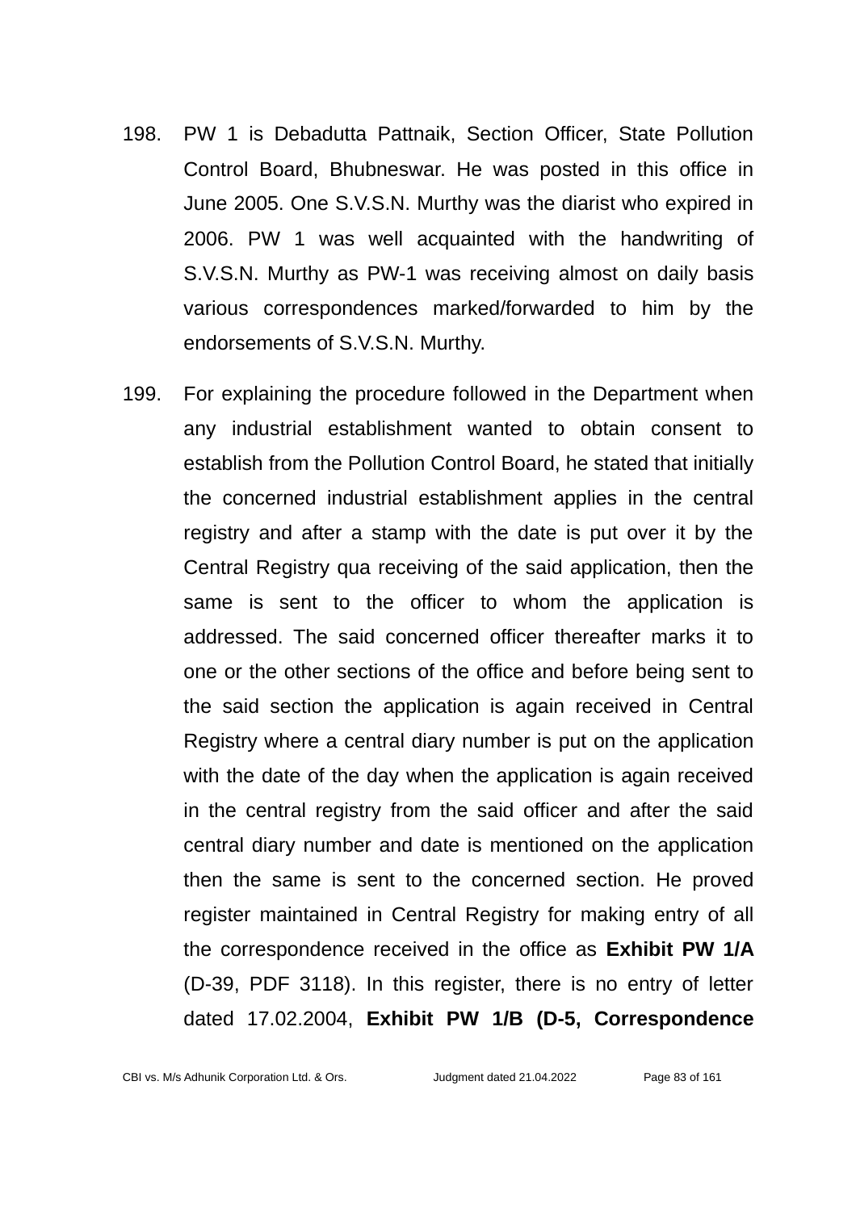198. PW 1 is Debadutta Pattnaik, Section Officer, State Pollution Control Board, Bhubneswar. He was posted in this office in June 2005. One S.V.S.N. Murthy was the diarist who expired in 2006. PW 1 was well acquainted with the handwriting of S.V.S.N. Murthy as PW-1 was receiving almost on daily basis various correspondences marked/forwarded to him by the endorsements of S.V.S.N. Murthy.

199. For explaining the procedure followed in the Department when any industrial establishment wanted to obtain consent to establish from the Pollution Control Board, he stated that initially the concerned industrial establishment applies in the central registry and after a stamp with the date is put over it by the Central Registry qua receiving of the said application, then the same is sent to the officer to whom the application is addressed. The said concerned officer thereafter marks it to one or the other sections of the office and before being sent to the said section the application is again received in Central Registry where a central diary number is put on the application with the date of the day when the application is again received in the central registry from the said officer and after the said central diary number and date is mentioned on the application then the same is sent to the concerned section. He proved register maintained in Central Registry for making entry of all the correspondence received in the office as **Exhibit PW 1/A** (D-39, PDF 3118). In this register, there is no entry of letter dated 17.02.2004, **Exhibit PW 1/B (D-5, Correspondence**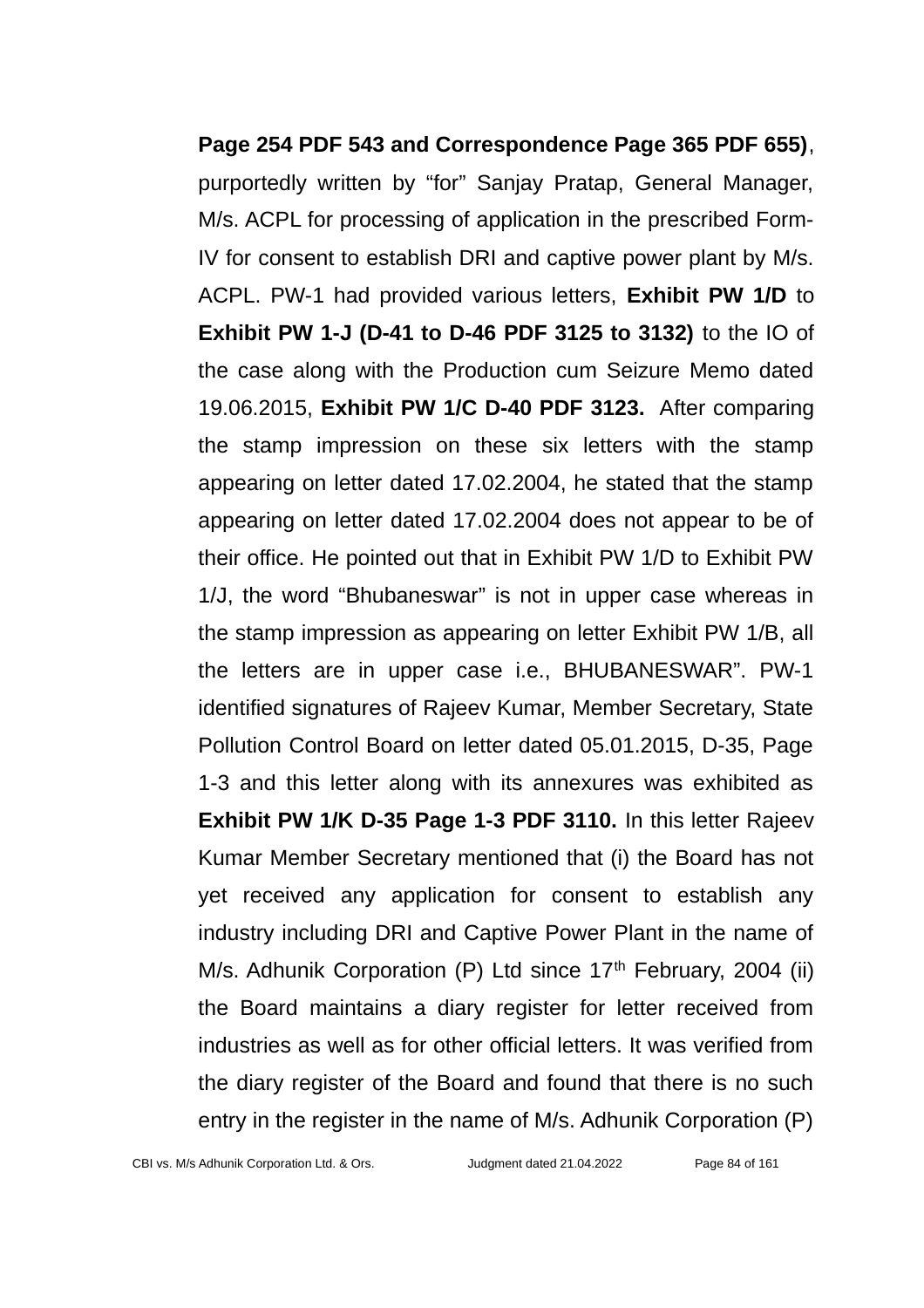**Page 254 PDF 543 and Correspondence Page 365 PDF 655)**, purportedly written by "for" Sanjay Pratap, General Manager, M/s. ACPL for processing of application in the prescribed Form-IV for consent to establish DRI and captive power plant by M/s. ACPL. PW-1 had provided various letters, **Exhibit PW 1/D** to **Exhibit PW 1-J (D-41 to D-46 PDF 3125 to 3132)** to the IO of the case along with the Production cum Seizure Memo dated 19.06.2015, **Exhibit PW 1/C D-40 PDF 3123.** After comparing the stamp impression on these six letters with the stamp appearing on letter dated 17.02.2004, he stated that the stamp appearing on letter dated 17.02.2004 does not appear to be of their office. He pointed out that in Exhibit PW 1/D to Exhibit PW 1/J, the word "Bhubaneswar" is not in upper case whereas in the stamp impression as appearing on letter Exhibit PW 1/B, all the letters are in upper case i.e., BHUBANESWAR". PW-1 identified signatures of Rajeev Kumar, Member Secretary, State Pollution Control Board on letter dated 05.01.2015, D-35, Page 1-3 and this letter along with its annexures was exhibited as **Exhibit PW 1/K D-35 Page 1-3 PDF 3110.** In this letter Rajeev Kumar Member Secretary mentioned that (i) the Board has not yet received any application for consent to establish any industry including DRI and Captive Power Plant in the name of M/s. Adhunik Corporation (P) Ltd since 17th February, 2004 (ii) the Board maintains a diary register for letter received from industries as well as for other official letters. It was verified from the diary register of the Board and found that there is no such entry in the register in the name of M/s. Adhunik Corporation (P)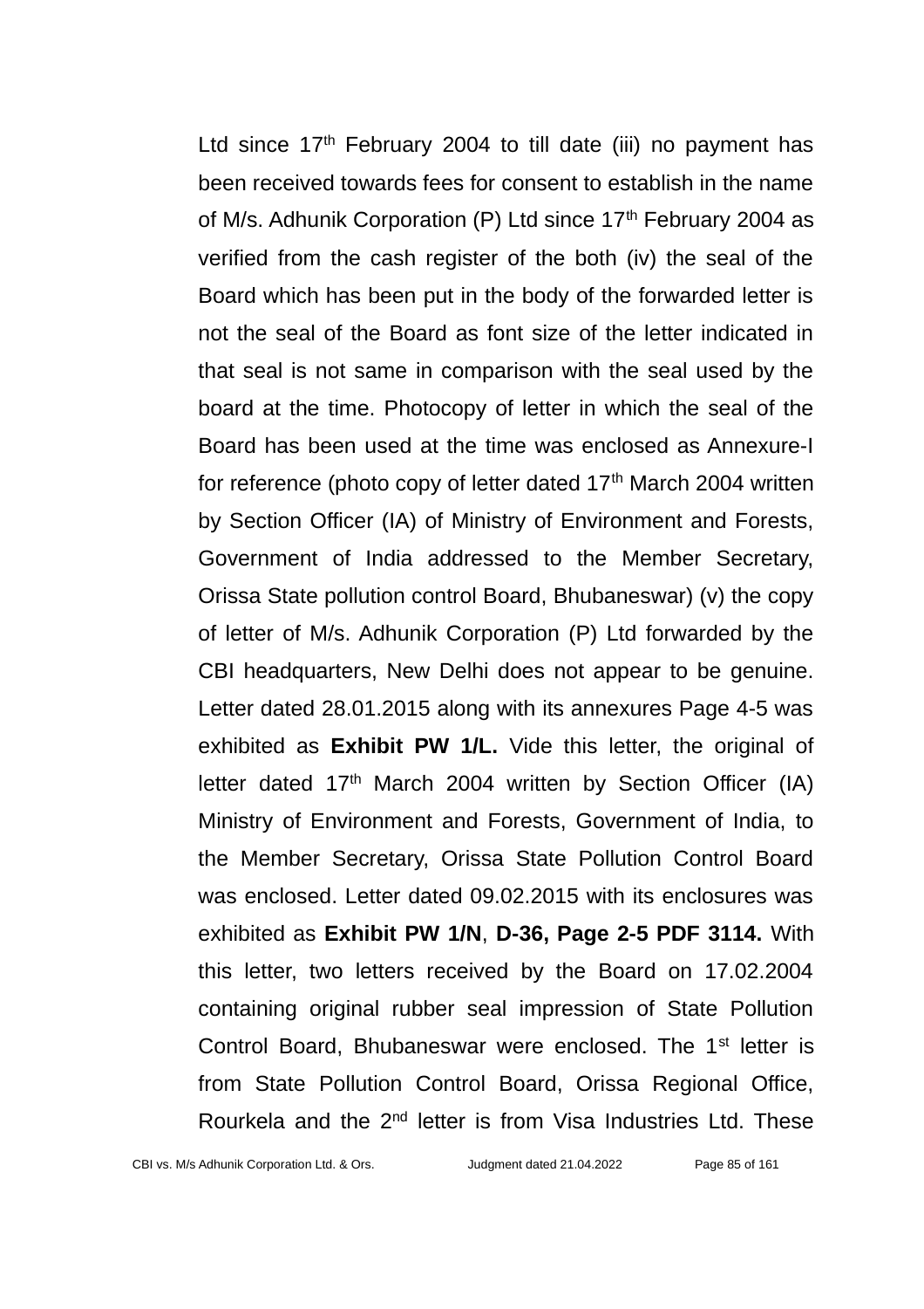Ltd since 17th February 2004 to till date (iii) no payment has been received towards fees for consent to establish in the name of M/s. Adhunik Corporation (P) Ltd since 17th February 2004 as verified from the cash register of the both (iv) the seal of the Board which has been put in the body of the forwarded letter is not the seal of the Board as font size of the letter indicated in that seal is not same in comparison with the seal used by the board at the time. Photocopy of letter in which the seal of the Board has been used at the time was enclosed as Annexure-I for reference (photo copy of letter dated 17th March 2004 written by Section Officer (IA) of Ministry of Environment and Forests, Government of India addressed to the Member Secretary, Orissa State pollution control Board, Bhubaneswar) (v) the copy of letter of M/s. Adhunik Corporation (P) Ltd forwarded by the CBI headquarters, New Delhi does not appear to be genuine. Letter dated 28.01.2015 along with its annexures Page 4-5 was exhibited as **Exhibit PW 1/L.** Vide this letter, the original of letter dated 17th March 2004 written by Section Officer (IA) Ministry of Environment and Forests, Government of India, to the Member Secretary, Orissa State Pollution Control Board was enclosed. Letter dated 09.02.2015 with its enclosures was exhibited as **Exhibit PW 1/N**, **D-36, Page 2-5 PDF 3114.** With this letter, two letters received by the Board on 17.02.2004 containing original rubber seal impression of State Pollution Control Board, Bhubaneswar were enclosed. The 1st letter is from State Pollution Control Board, Orissa Regional Office, Rourkela and the 2nd letter is from Visa Industries Ltd. These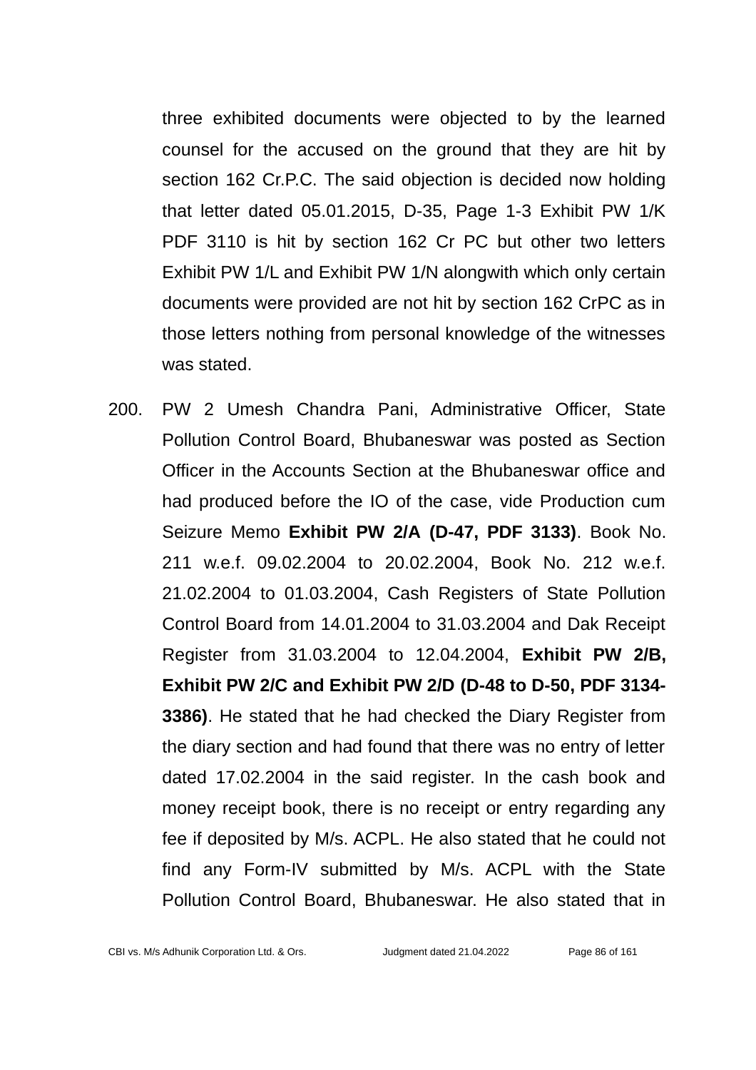three exhibited documents were objected to by the learned counsel for the accused on the ground that they are hit by section 162 Cr.P.C. The said objection is decided now holding that letter dated 05.01.2015, D-35, Page 1-3 Exhibit PW 1/K PDF 3110 is hit by section 162 Cr PC but other two letters Exhibit PW 1/L and Exhibit PW 1/N alongwith which only certain documents were provided are not hit by section 162 CrPC as in those letters nothing from personal knowledge of the witnesses was stated.

200. PW 2 Umesh Chandra Pani, Administrative Officer, State Pollution Control Board, Bhubaneswar was posted as Section Officer in the Accounts Section at the Bhubaneswar office and had produced before the IO of the case, vide Production cum Seizure Memo **Exhibit PW 2/A (D-47, PDF 3133)**. Book No. 211 w.e.f. 09.02.2004 to 20.02.2004, Book No. 212 w.e.f. 21.02.2004 to 01.03.2004, Cash Registers of State Pollution Control Board from 14.01.2004 to 31.03.2004 and Dak Receipt Register from 31.03.2004 to 12.04.2004, **Exhibit PW 2/B, Exhibit PW 2/C and Exhibit PW 2/D (D-48 to D-50, PDF 3134-3386)**. He stated that he had checked the Diary Register from the diary section and had found that there was no entry of letter dated 17.02.2004 in the said register. In the cash book and money receipt book, there is no receipt or entry regarding any fee if deposited by M/s. ACPL. He also stated that he could not find any Form-IV submitted by M/s. ACPL with the State Pollution Control Board, Bhubaneswar. He also stated that in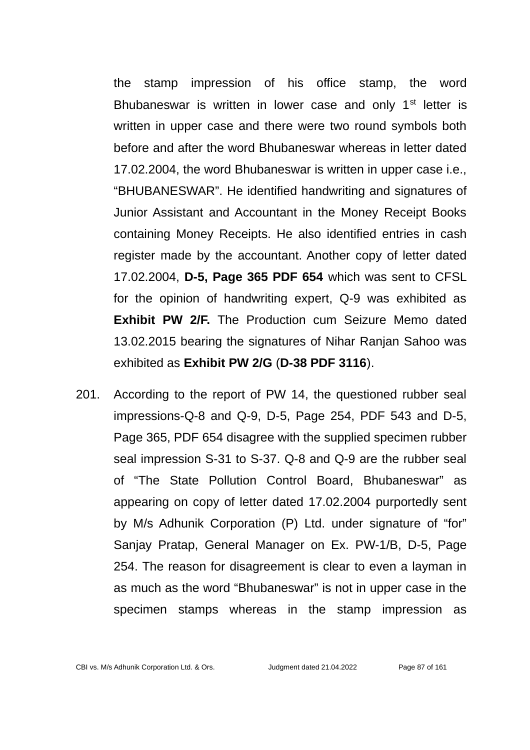the stamp impression of his office stamp, the word Bhubaneswar is written in lower case and only 1st letter is written in upper case and there were two round symbols both before and after the word Bhubaneswar whereas in letter dated 17.02.2004, the word Bhubaneswar is written in upper case i.e., "BHUBANESWAR". He identified handwriting and signatures of Junior Assistant and Accountant in the Money Receipt Books containing Money Receipts. He also identified entries in cash register made by the accountant. Another copy of letter dated 17.02.2004, **D-5, Page 365 PDF 654** which was sent to CFSL for the opinion of handwriting expert, Q-9 was exhibited as **Exhibit PW 2/F.** The Production cum Seizure Memo dated 13.02.2015 bearing the signatures of Nihar Ranjan Sahoo was exhibited as **Exhibit PW 2/G** (**D-38 PDF 3116**).

201. According to the report of PW 14, the questioned rubber seal impressions-Q-8 and Q-9, D-5, Page 254, PDF 543 and D-5, Page 365, PDF 654 disagree with the supplied specimen rubber seal impression S-31 to S-37. Q-8 and Q-9 are the rubber seal of "The State Pollution Control Board, Bhubaneswar" as appearing on copy of letter dated 17.02.2004 purportedly sent by M/s Adhunik Corporation (P) Ltd. under signature of "for" Sanjay Pratap, General Manager on Ex. PW-1/B, D-5, Page 254. The reason for disagreement is clear to even a layman in as much as the word "Bhubaneswar" is not in upper case in the specimen stamps whereas in the stamp impression as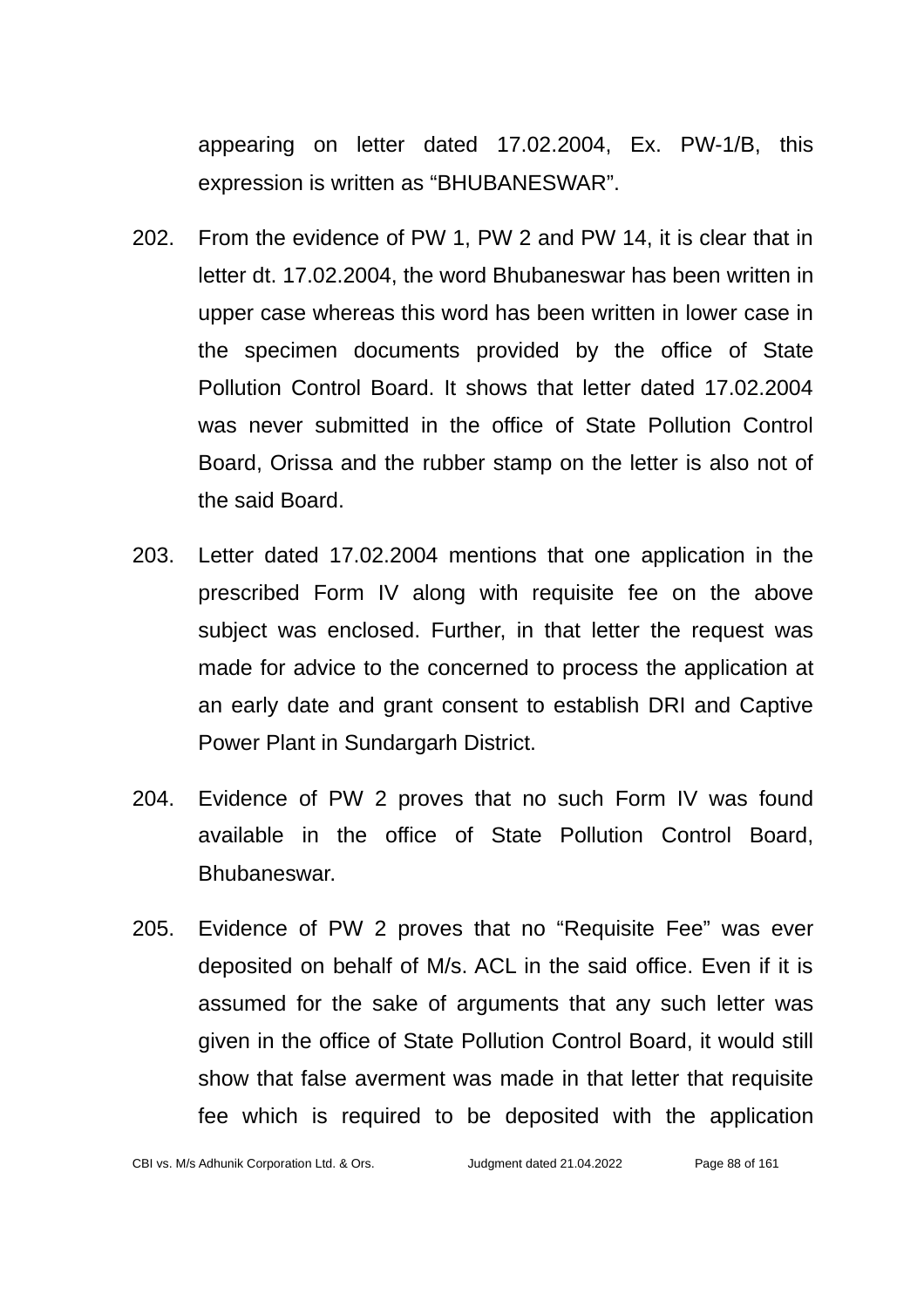appearing on letter dated 17.02.2004, Ex. PW-1/B, this expression is written as “BHUBANESWAR”.

202. From the evidence of PW 1, PW 2 and PW 14, it is clear that in letter dt. 17.02.2004, the word Bhubaneswar has been written in upper case whereas this word has been written in lower case in the specimen documents provided by the office of State Pollution Control Board. It shows that letter dated 17.02.2004 was never submitted in the office of State Pollution Control Board, Orissa and the rubber stamp on the letter is also not of the said Board.

203. Letter dated 17.02.2004 mentions that one application in the prescribed Form IV along with requisite fee on the above subject was enclosed. Further, in that letter the request was made for advice to the concerned to process the application at an early date and grant consent to establish DRI and Captive Power Plant in Sundargarh District.

204. Evidence of PW 2 proves that no such Form IV was found available in the office of State Pollution Control Board, Bhubaneswar.

205. Evidence of PW 2 proves that no “Requisite Fee” was ever deposited on behalf of M/s. ACL in the said office. Even if it is assumed for the sake of arguments that any such letter was given in the office of State Pollution Control Board, it would still show that false averment was made in that letter that requisite fee which is required to be deposited with the application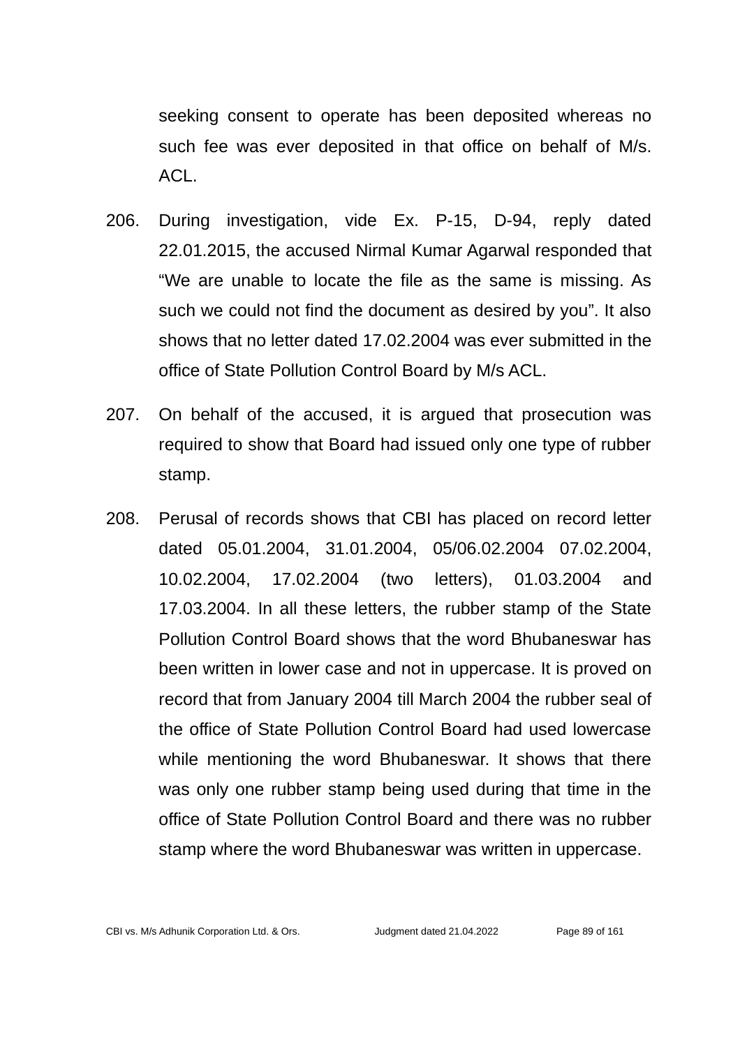seeking consent to operate has been deposited whereas no such fee was ever deposited in that office on behalf of M/s. ACL.

206. During investigation, vide Ex. P-15, D-94, reply dated 22.01.2015, the accused Nirmal Kumar Agarwal responded that “We are unable to locate the file as the same is missing. As such we could not find the document as desired by you”. It also shows that no letter dated 17.02.2004 was ever submitted in the office of State Pollution Control Board by M/s ACL.

207. On behalf of the accused, it is argued that prosecution was required to show that Board had issued only one type of rubber stamp.

208. Perusal of records shows that CBI has placed on record letter dated 05.01.2004, 31.01.2004, 05/06.02.2004 07.02.2004, 10.02.2004, 17.02.2004 (two letters), 01.03.2004 and 17.03.2004. In all these letters, the rubber stamp of the State Pollution Control Board shows that the word Bhubaneswar has been written in lower case and not in uppercase. It is proved on record that from January 2004 till March 2004 the rubber seal of the office of State Pollution Control Board had used lowercase while mentioning the word Bhubaneswar. It shows that there was only one rubber stamp being used during that time in the office of State Pollution Control Board and there was no rubber stamp where the word Bhubaneswar was written in uppercase.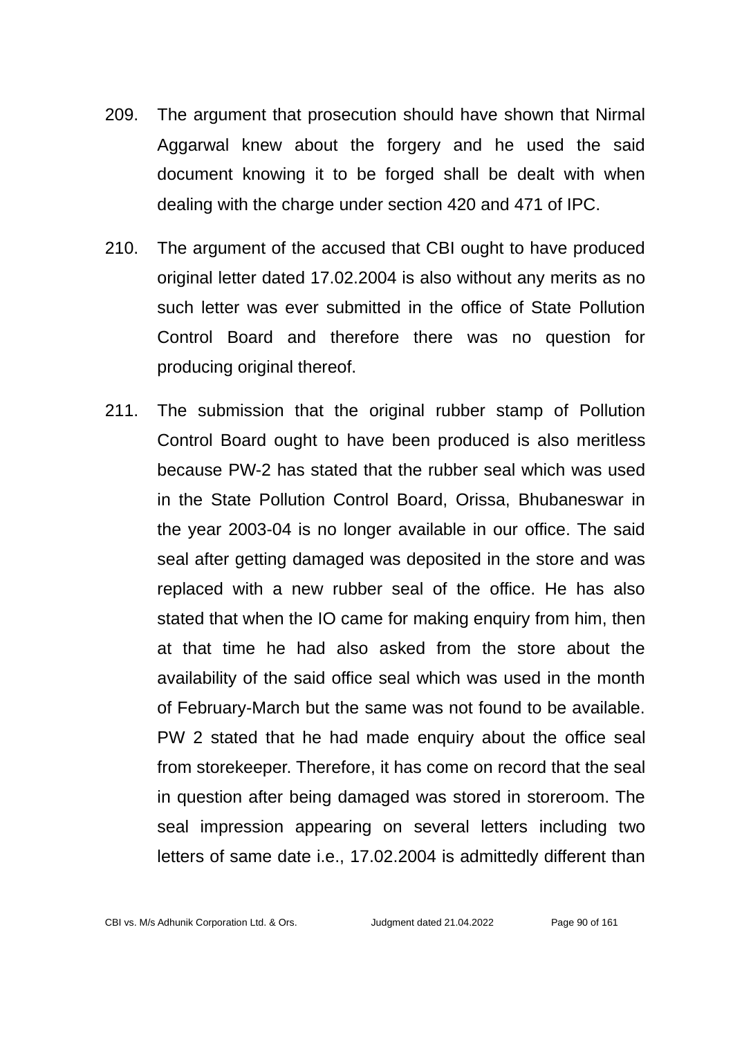209. The argument that prosecution should have shown that Nirmal Aggarwal knew about the forgery and he used the said document knowing it to be forged shall be dealt with when dealing with the charge under section 420 and 471 of IPC.

210. The argument of the accused that CBI ought to have produced original letter dated 17.02.2004 is also without any merits as no such letter was ever submitted in the office of State Pollution Control Board and therefore there was no question for producing original thereof.

211. The submission that the original rubber stamp of Pollution Control Board ought to have been produced is also meritless because PW-2 has stated that the rubber seal which was used in the State Pollution Control Board, Orissa, Bhubaneswar in the year 2003-04 is no longer available in our office. The said seal after getting damaged was deposited in the store and was replaced with a new rubber seal of the office. He has also stated that when the IO came for making enquiry from him, then at that time he had also asked from the store about the availability of the said office seal which was used in the month of February-March but the same was not found to be available. PW 2 stated that he had made enquiry about the office seal from storekeeper. Therefore, it has come on record that the seal in question after being damaged was stored in storeroom. The seal impression appearing on several letters including two letters of same date i.e., 17.02.2004 is admittedly different than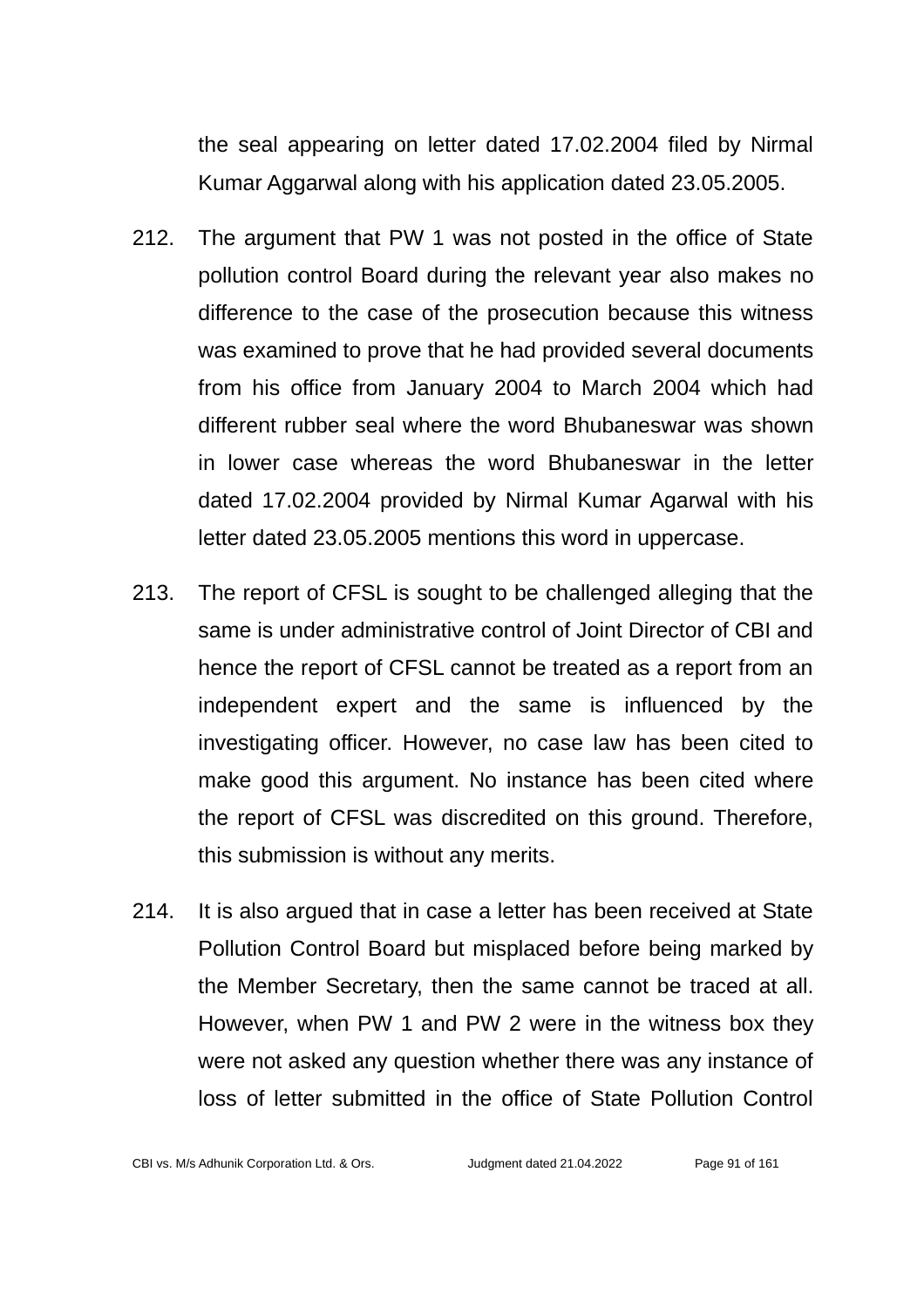the seal appearing on letter dated 17.02.2004 filed by Nirmal Kumar Aggarwal along with his application dated 23.05.2005.

212. The argument that PW 1 was not posted in the office of State pollution control Board during the relevant year also makes no difference to the case of the prosecution because this witness was examined to prove that he had provided several documents from his office from January 2004 to March 2004 which had different rubber seal where the word Bhubaneswar was shown in lower case whereas the word Bhubaneswar in the letter dated 17.02.2004 provided by Nirmal Kumar Agarwal with his letter dated 23.05.2005 mentions this word in uppercase.

213. The report of CFSL is sought to be challenged alleging that the same is under administrative control of Joint Director of CBI and hence the report of CFSL cannot be treated as a report from an independent expert and the same is influenced by the investigating officer. However, no case law has been cited to make good this argument. No instance has been cited where the report of CFSL was discredited on this ground. Therefore, this submission is without any merits.

214. It is also argued that in case a letter has been received at State Pollution Control Board but misplaced before being marked by the Member Secretary, then the same cannot be traced at all. However, when PW 1 and PW 2 were in the witness box they were not asked any question whether there was any instance of loss of letter submitted in the office of State Pollution Control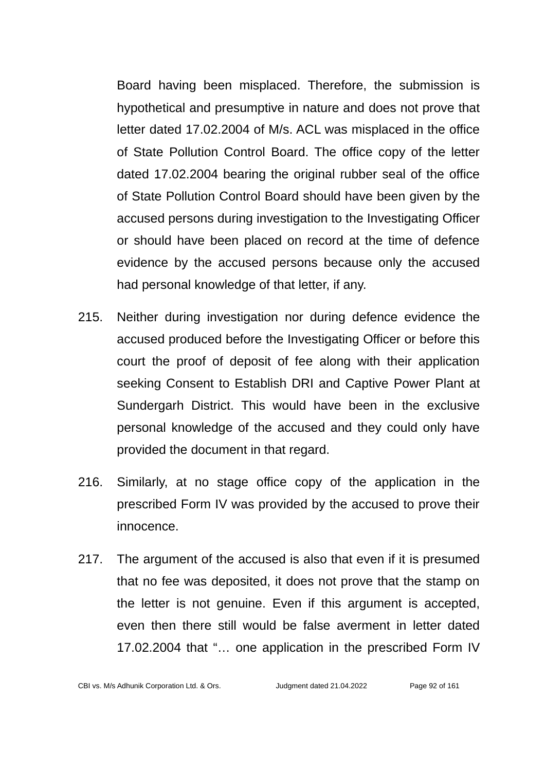Board having been misplaced. Therefore, the submission is hypothetical and presumptive in nature and does not prove that letter dated 17.02.2004 of M/s. ACL was misplaced in the office of State Pollution Control Board. The office copy of the letter dated 17.02.2004 bearing the original rubber seal of the office of State Pollution Control Board should have been given by the accused persons during investigation to the Investigating Officer or should have been placed on record at the time of defence evidence by the accused persons because only the accused had personal knowledge of that letter, if any.

215. Neither during investigation nor during defence evidence the accused produced before the Investigating Officer or before this court the proof of deposit of fee along with their application seeking Consent to Establish DRI and Captive Power Plant at Sundergarh District. This would have been in the exclusive personal knowledge of the accused and they could only have provided the document in that regard.

216. Similarly, at no stage office copy of the application in the prescribed Form IV was provided by the accused to prove their innocence.

217. The argument of the accused is also that even if it is presumed that no fee was deposited, it does not prove that the stamp on the letter is not genuine. Even if this argument is accepted, even then there still would be false averment in letter dated 17.02.2004 that "… one application in the prescribed Form IV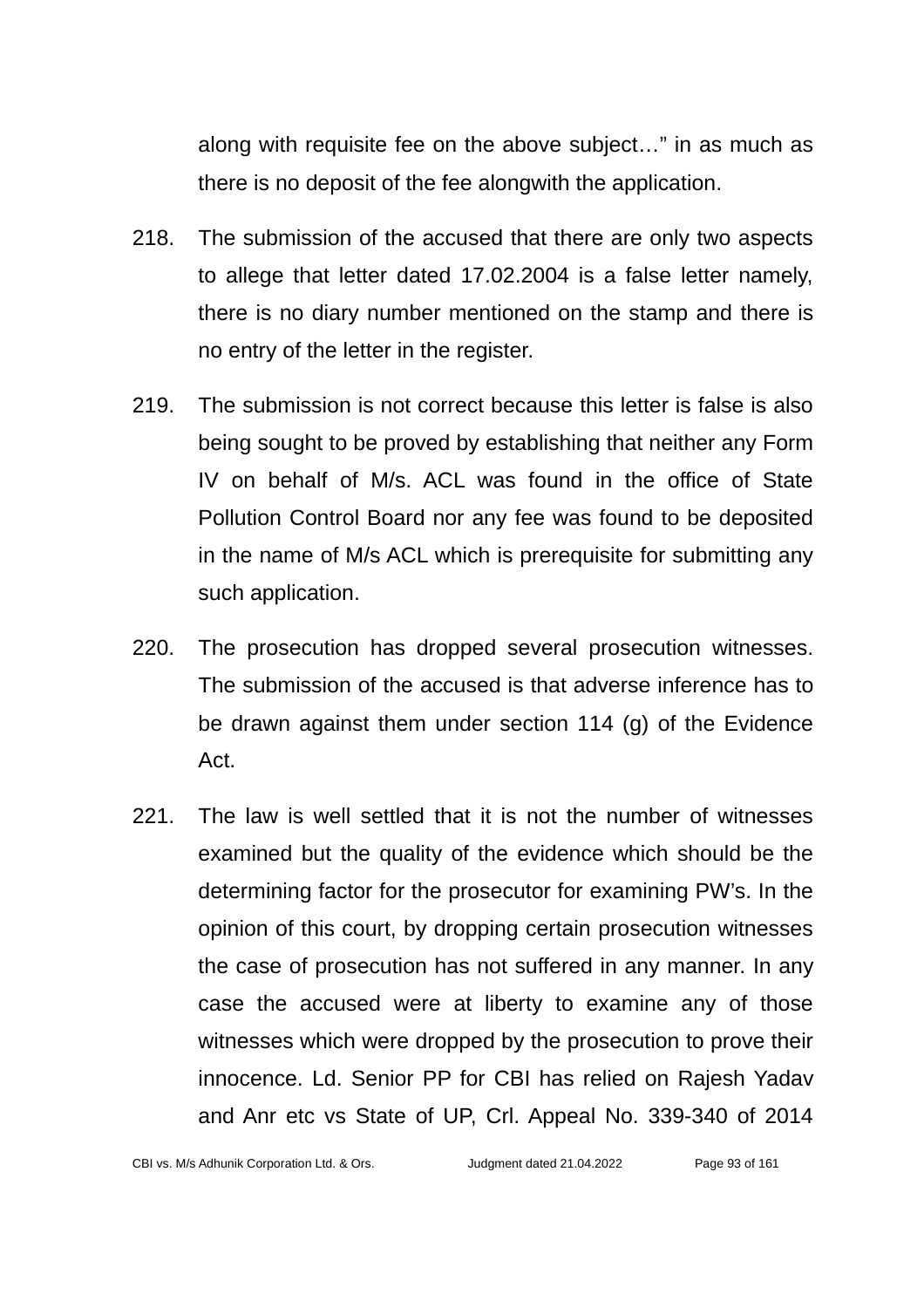along with requisite fee on the above subject…" in as much as there is no deposit of the fee alongwith the application.

218. The submission of the accused that there are only two aspects to allege that letter dated 17.02.2004 is a false letter namely, there is no diary number mentioned on the stamp and there is no entry of the letter in the register.

219. The submission is not correct because this letter is false is also being sought to be proved by establishing that neither any Form IV on behalf of M/s. ACL was found in the office of State Pollution Control Board nor any fee was found to be deposited in the name of M/s ACL which is prerequisite for submitting any such application.

220. The prosecution has dropped several prosecution witnesses. The submission of the accused is that adverse inference has to be drawn against them under section 114 (g) of the Evidence Act.

221. The law is well settled that it is not the number of witnesses examined but the quality of the evidence which should be the determining factor for the prosecutor for examining PW's. In the opinion of this court, by dropping certain prosecution witnesses the case of prosecution has not suffered in any manner. In any case the accused were at liberty to examine any of those witnesses which were dropped by the prosecution to prove their innocence. Ld. Senior PP for CBI has relied on Rajesh Yadav and Anr etc vs State of UP, Crl. Appeal No. 339-340 of 2014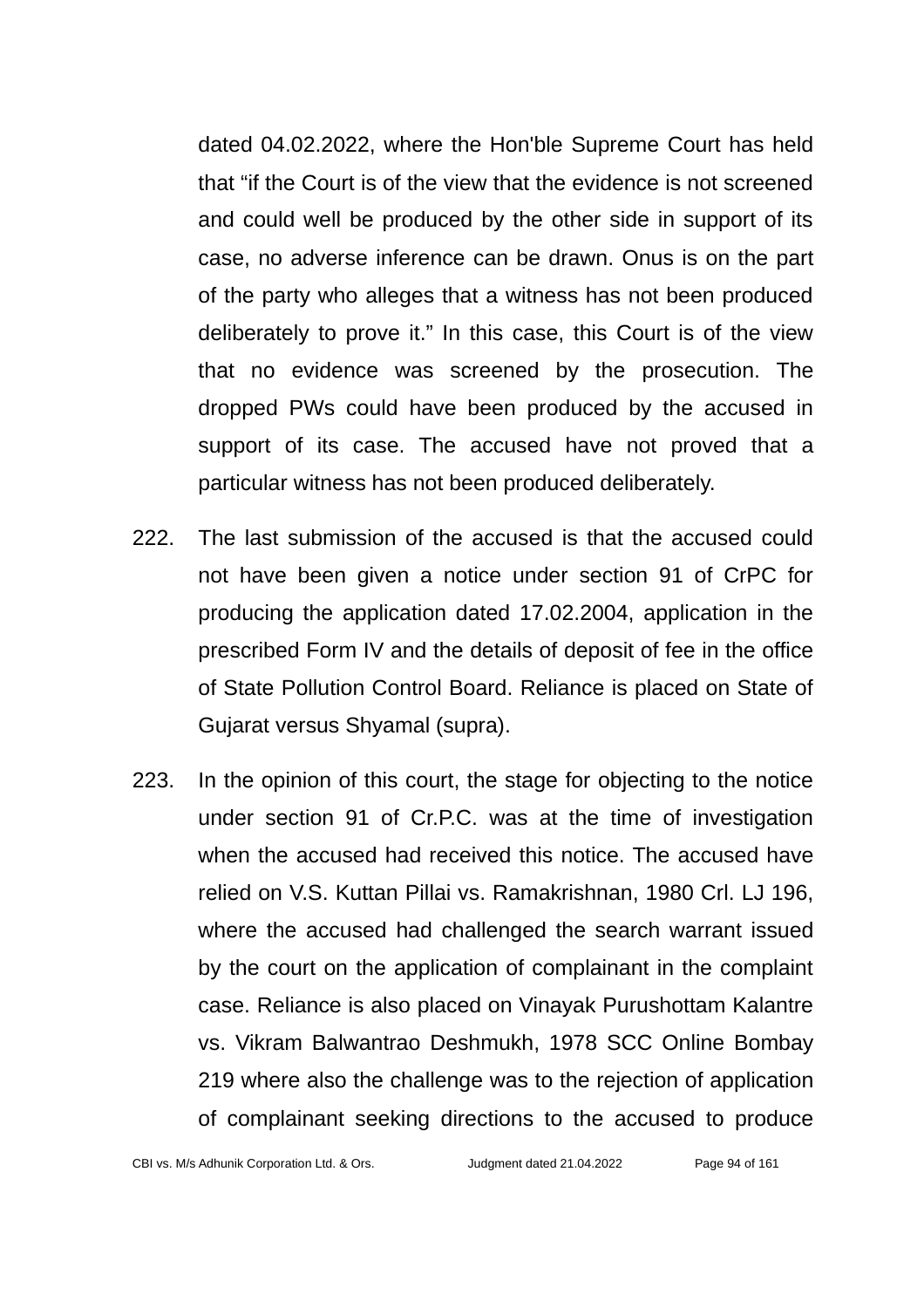dated 04.02.2022, where the Hon'ble Supreme Court has held that "if the Court is of the view that the evidence is not screened and could well be produced by the other side in support of its case, no adverse inference can be drawn. Onus is on the part of the party who alleges that a witness has not been produced deliberately to prove it." In this case, this Court is of the view that no evidence was screened by the prosecution. The dropped PWs could have been produced by the accused in support of its case. The accused have not proved that a particular witness has not been produced deliberately.

222. The last submission of the accused is that the accused could not have been given a notice under section 91 of CrPC for producing the application dated 17.02.2004, application in the prescribed Form IV and the details of deposit of fee in the office of State Pollution Control Board. Reliance is placed on State of Gujarat versus Shyamal (supra).

223. In the opinion of this court, the stage for objecting to the notice under section 91 of Cr.P.C. was at the time of investigation when the accused had received this notice. The accused have relied on V.S. Kuttan Pillai vs. Ramakrishnan, 1980 Crl. LJ 196, where the accused had challenged the search warrant issued by the court on the application of complainant in the complaint case. Reliance is also placed on Vinayak Purushottam Kalantre vs. Vikram Balwantrao Deshmukh, 1978 SCC Online Bombay 219 where also the challenge was to the rejection of application of complainant seeking directions to the accused to produce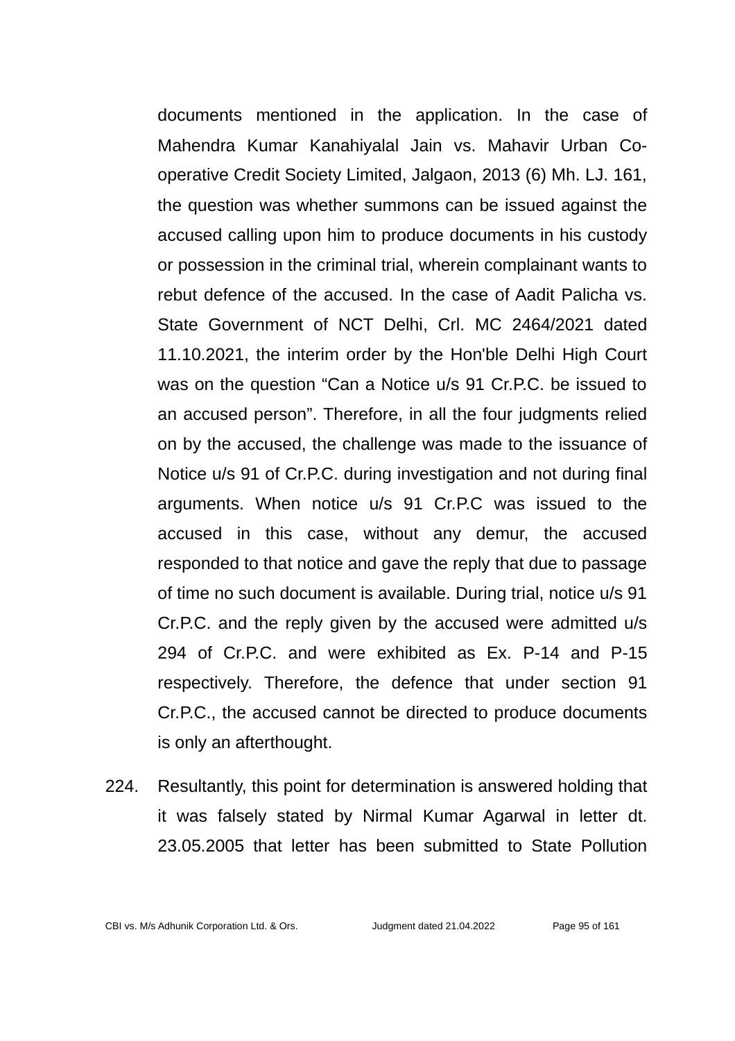documents mentioned in the application. In the case of Mahendra Kumar Kanahiyalal Jain vs. Mahavir Urban Co-operative Credit Society Limited, Jalgaon, 2013 (6) Mh. LJ. 161, the question was whether summons can be issued against the accused calling upon him to produce documents in his custody or possession in the criminal trial, wherein complainant wants to rebut defence of the accused. In the case of Aadit Palicha vs. State Government of NCT Delhi, Crl. MC 2464/2021 dated 11.10.2021, the interim order by the Hon'ble Delhi High Court was on the question "Can a Notice u/s 91 Cr.P.C. be issued to an accused person". Therefore, in all the four judgments relied on by the accused, the challenge was made to the issuance of Notice u/s 91 of Cr.P.C. during investigation and not during final arguments. When notice u/s 91 Cr.P.C was issued to the accused in this case, without any demur, the accused responded to that notice and gave the reply that due to passage of time no such document is available. During trial, notice u/s 91 Cr.P.C. and the reply given by the accused were admitted u/s 294 of Cr.P.C. and were exhibited as Ex. P-14 and P-15 respectively. Therefore, the defence that under section 91 Cr.P.C., the accused cannot be directed to produce documents is only an afterthought.

224. Resultantly, this point for determination is answered holding that it was falsely stated by Nirmal Kumar Agarwal in letter dt. 23.05.2005 that letter has been submitted to State Pollution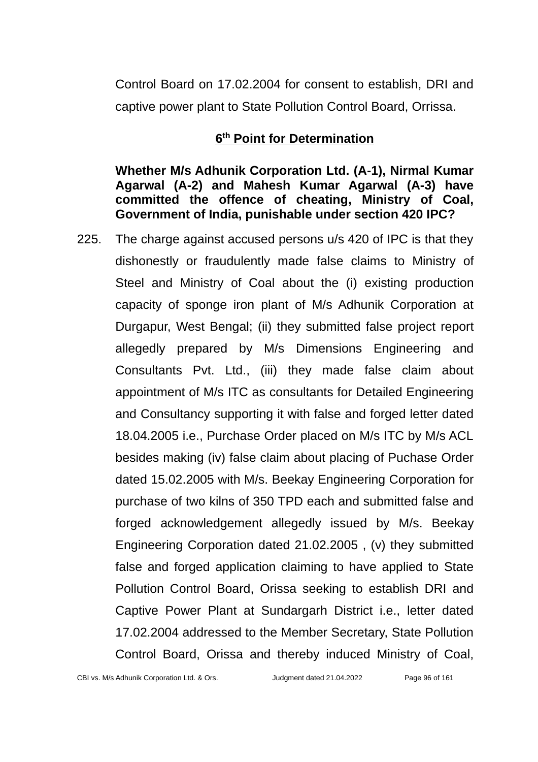Control Board on 17.02.2004 for consent to establish, DRI and captive power plant to State Pollution Control Board, Orrissa.

## 6th Point for Determination

**Whether M/s Adhunik Corporation Ltd. (A-1), Nirmal Kumar Agarwal (A-2) and Mahesh Kumar Agarwal (A-3) have committed the offence of cheating, Ministry of Coal, Government of India, punishable under section 420 IPC?**

225. The charge against accused persons u/s 420 of IPC is that they dishonestly or fraudulently made false claims to Ministry of Steel and Ministry of Coal about the (i) existing production capacity of sponge iron plant of M/s Adhunik Corporation at Durgapur, West Bengal; (ii) they submitted false project report allegedly prepared by M/s Dimensions Engineering and Consultants Pvt. Ltd., (iii) they made false claim about appointment of M/s ITC as consultants for Detailed Engineering and Consultancy supporting it with false and forged letter dated 18.04.2005 i.e., Purchase Order placed on M/s ITC by M/s ACL besides making (iv) false claim about placing of Puchase Order dated 15.02.2005 with M/s. Beekay Engineering Corporation for purchase of two kilns of 350 TPD each and submitted false and forged acknowledgement allegedly issued by M/s. Beekay Engineering Corporation dated 21.02.2005 , (v) they submitted false and forged application claiming to have applied to State Pollution Control Board, Orissa seeking to establish DRI and Captive Power Plant at Sundargarh District i.e., letter dated 17.02.2004 addressed to the Member Secretary, State Pollution Control Board, Orissa and thereby induced Ministry of Coal,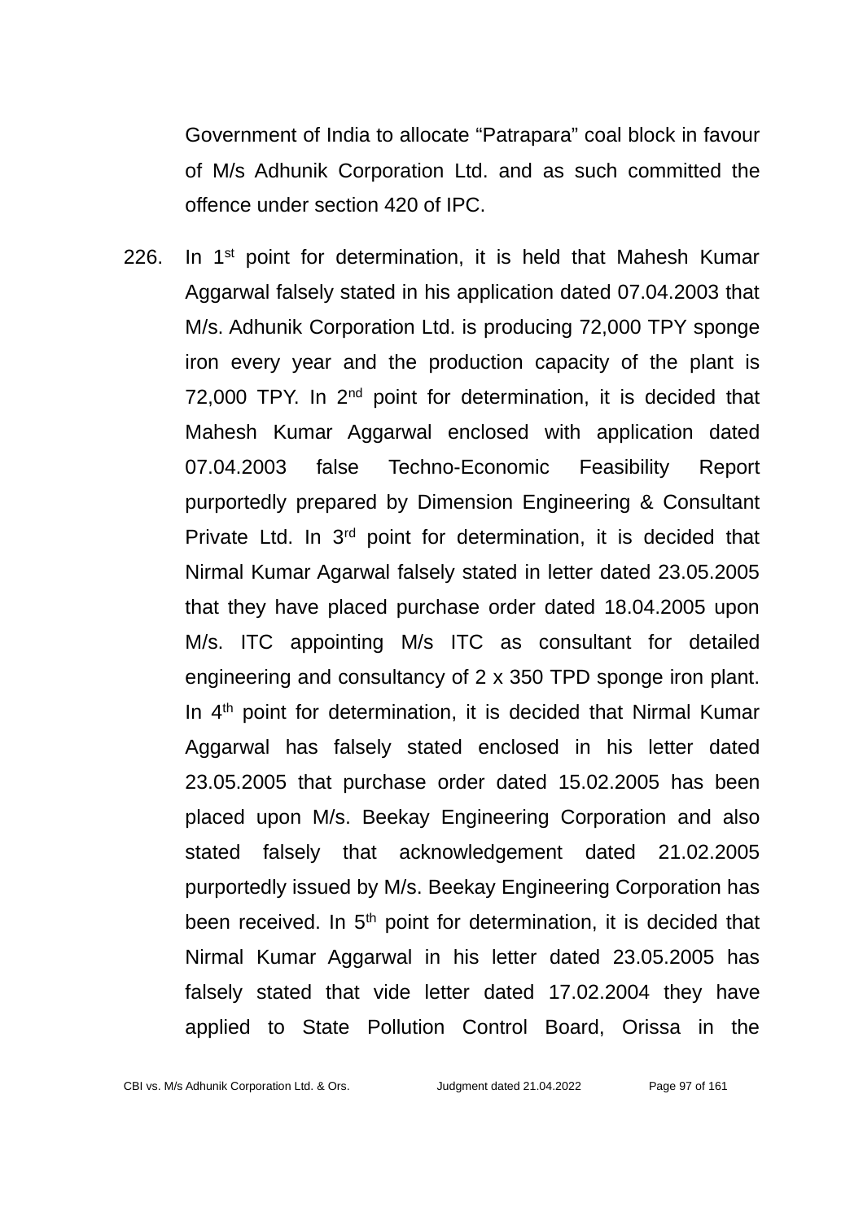Government of India to allocate "Patrapara" coal block in favour of M/s Adhunik Corporation Ltd. and as such committed the offence under section 420 of IPC.

226. In 1st point for determination, it is held that Mahesh Kumar Aggarwal falsely stated in his application dated 07.04.2003 that M/s. Adhunik Corporation Ltd. is producing 72,000 TPY sponge iron every year and the production capacity of the plant is 72,000 TPY. In 2nd point for determination, it is decided that Mahesh Kumar Aggarwal enclosed with application dated 07.04.2003 false Techno-Economic Feasibility Report purportedly prepared by Dimension Engineering & Consultant Private Ltd. In 3rd point for determination, it is decided that Nirmal Kumar Agarwal falsely stated in letter dated 23.05.2005 that they have placed purchase order dated 18.04.2005 upon M/s. ITC appointing M/s ITC as consultant for detailed engineering and consultancy of 2 x 350 TPD sponge iron plant. In 4th point for determination, it is decided that Nirmal Kumar Aggarwal has falsely stated enclosed in his letter dated 23.05.2005 that purchase order dated 15.02.2005 has been placed upon M/s. Beekay Engineering Corporation and also stated falsely that acknowledgement dated 21.02.2005 purportedly issued by M/s. Beekay Engineering Corporation has been received. In 5th point for determination, it is decided that Nirmal Kumar Aggarwal in his letter dated 23.05.2005 has falsely stated that vide letter dated 17.02.2004 they have applied to State Pollution Control Board, Orissa in the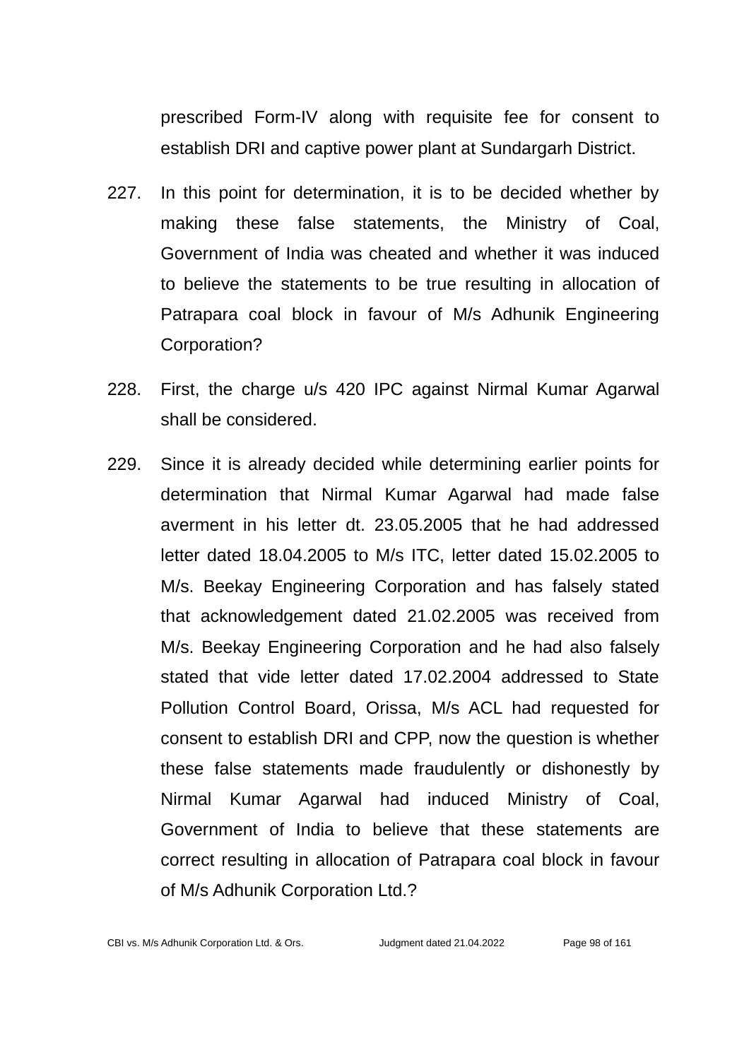prescribed Form-IV along with requisite fee for consent to establish DRI and captive power plant at Sundargarh District.

227. In this point for determination, it is to be decided whether by making these false statements, the Ministry of Coal, Government of India was cheated and whether it was induced to believe the statements to be true resulting in allocation of Patrapara coal block in favour of M/s Adhunik Engineering Corporation?

228. First, the charge u/s 420 IPC against Nirmal Kumar Agarwal shall be considered.

229. Since it is already decided while determining earlier points for determination that Nirmal Kumar Agarwal had made false averment in his letter dt. 23.05.2005 that he had addressed letter dated 18.04.2005 to M/s ITC, letter dated 15.02.2005 to M/s. Beekay Engineering Corporation and has falsely stated that acknowledgement dated 21.02.2005 was received from M/s. Beekay Engineering Corporation and he had also falsely stated that vide letter dated 17.02.2004 addressed to State Pollution Control Board, Orissa, M/s ACL had requested for consent to establish DRI and CPP, now the question is whether these false statements made fraudulently or dishonestly by Nirmal Kumar Agarwal had induced Ministry of Coal, Government of India to believe that these statements are correct resulting in allocation of Patrapara coal block in favour of M/s Adhunik Corporation Ltd.?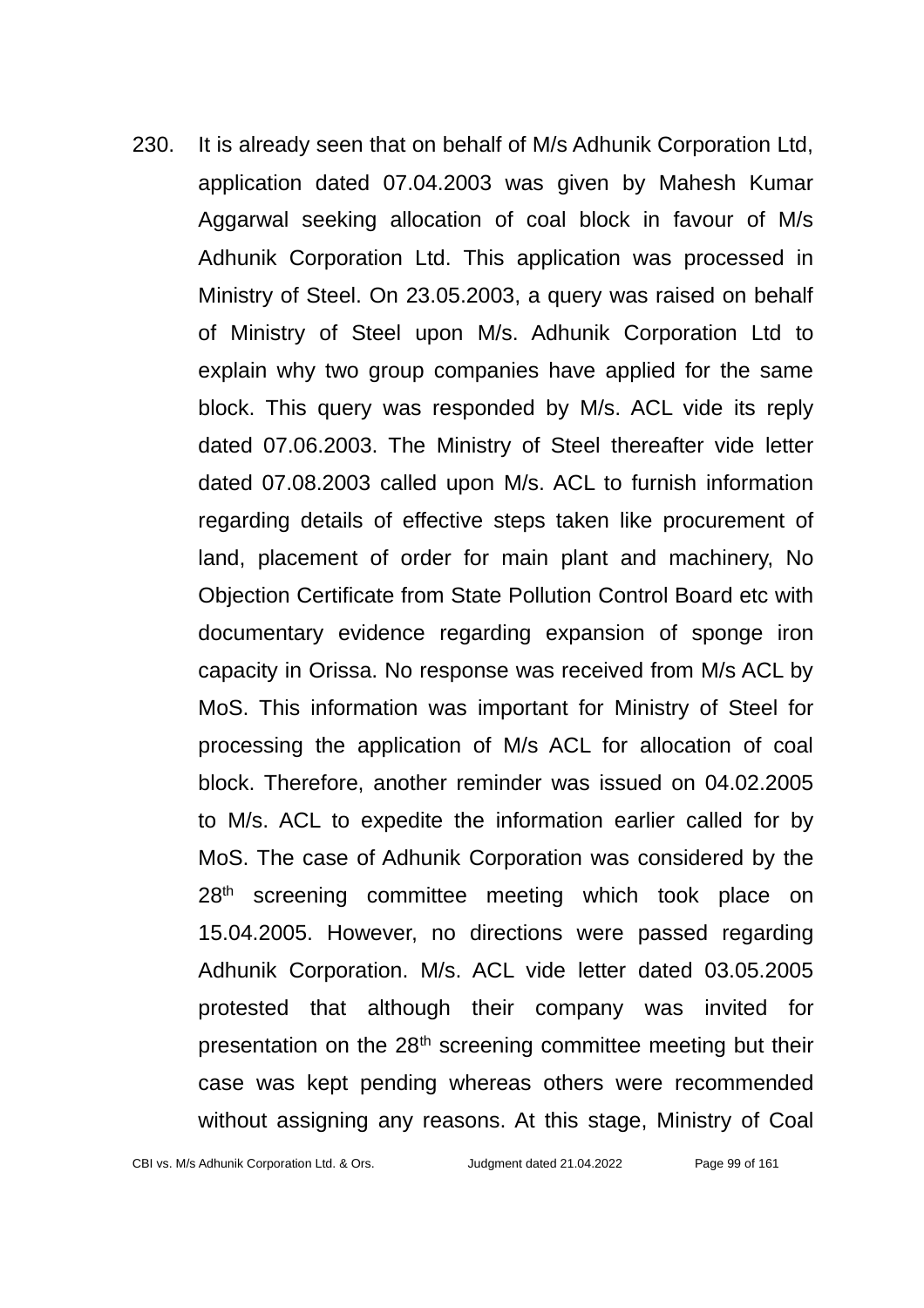230. It is already seen that on behalf of M/s Adhunik Corporation Ltd, application dated 07.04.2003 was given by Mahesh Kumar Aggarwal seeking allocation of coal block in favour of M/s Adhunik Corporation Ltd. This application was processed in Ministry of Steel. On 23.05.2003, a query was raised on behalf of Ministry of Steel upon M/s. Adhunik Corporation Ltd to explain why two group companies have applied for the same block. This query was responded by M/s. ACL vide its reply dated 07.06.2003. The Ministry of Steel thereafter vide letter dated 07.08.2003 called upon M/s. ACL to furnish information regarding details of effective steps taken like procurement of land, placement of order for main plant and machinery, No Objection Certificate from State Pollution Control Board etc with documentary evidence regarding expansion of sponge iron capacity in Orissa. No response was received from M/s ACL by MoS. This information was important for Ministry of Steel for processing the application of M/s ACL for allocation of coal block. Therefore, another reminder was issued on 04.02.2005 to M/s. ACL to expedite the information earlier called for by MoS. The case of Adhunik Corporation was considered by the 28th screening committee meeting which took place on 15.04.2005. However, no directions were passed regarding Adhunik Corporation. M/s. ACL vide letter dated 03.05.2005 protested that although their company was invited for presentation on the 28th screening committee meeting but their case was kept pending whereas others were recommended without assigning any reasons. At this stage, Ministry of Coal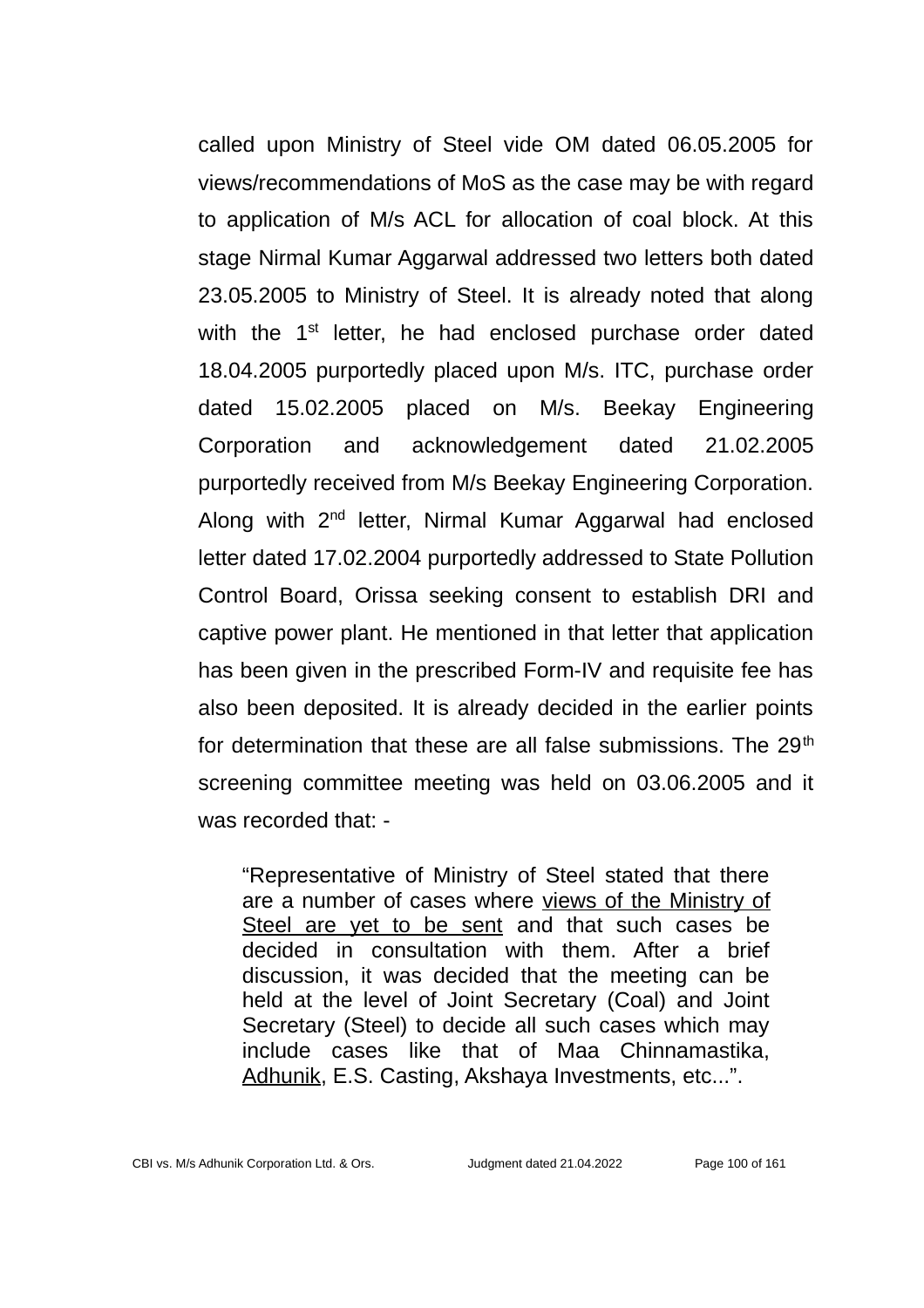called upon Ministry of Steel vide OM dated 06.05.2005 for views/recommendations of MoS as the case may be with regard to application of M/s ACL for allocation of coal block. At this stage Nirmal Kumar Aggarwal addressed two letters both dated 23.05.2005 to Ministry of Steel. It is already noted that along with the 1st letter, he had enclosed purchase order dated 18.04.2005 purportedly placed upon M/s. ITC, purchase order dated 15.02.2005 placed on M/s. Beekay Engineering Corporation and acknowledgement dated 21.02.2005 purportedly received from M/s Beekay Engineering Corporation. Along with 2nd letter, Nirmal Kumar Aggarwal had enclosed letter dated 17.02.2004 purportedly addressed to State Pollution Control Board, Orissa seeking consent to establish DRI and captive power plant. He mentioned in that letter that application has been given in the prescribed Form-IV and requisite fee has also been deposited. It is already decided in the earlier points for determination that these are all false submissions. The 29th screening committee meeting was held on 03.06.2005 and it was recorded that: -

> "Representative of Ministry of Steel stated that there are a number of cases where <u>views of the Ministry of Steel are yet to be sent</u> and that such cases be decided in consultation with them. After a brief discussion, it was decided that the meeting can be held at the level of Joint Secretary (Coal) and Joint Secretary (Steel) to decide all such cases which may include cases like that of Maa Chinnamastika, <u>Adhunik</u>, E.S. Casting, Akshaya Investments, etc...".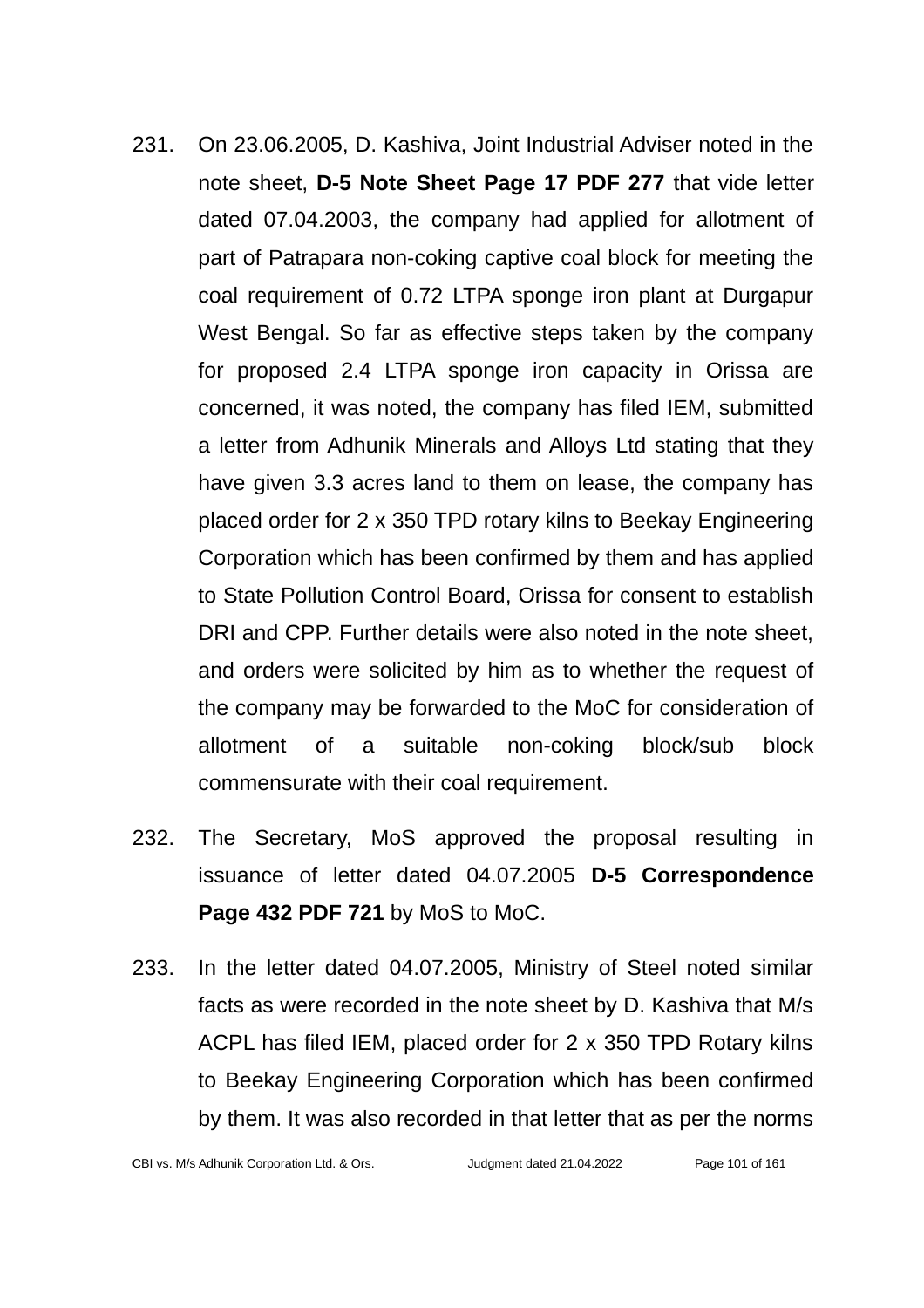231. On 23.06.2005, D. Kashiva, Joint Industrial Adviser noted in the note sheet, **D-5 Note Sheet Page 17 PDF 277** that vide letter dated 07.04.2003, the company had applied for allotment of part of Patrapara non-coking captive coal block for meeting the coal requirement of 0.72 LTPA sponge iron plant at Durgapur West Bengal. So far as effective steps taken by the company for proposed 2.4 LTPA sponge iron capacity in Orissa are concerned, it was noted, the company has filed IEM, submitted a letter from Adhunik Minerals and Alloys Ltd stating that they have given 3.3 acres land to them on lease, the company has placed order for 2 x 350 TPD rotary kilns to Beekay Engineering Corporation which has been confirmed by them and has applied to State Pollution Control Board, Orissa for consent to establish DRI and CPP. Further details were also noted in the note sheet, and orders were solicited by him as to whether the request of the company may be forwarded to the MoC for consideration of allotment of a suitable non-coking block/sub block commensurate with their coal requirement.

232. The Secretary, MoS approved the proposal resulting in issuance of letter dated 04.07.2005 **D-5 Correspondence Page 432 PDF 721** by MoS to MoC.

233. In the letter dated 04.07.2005, Ministry of Steel noted similar facts as were recorded in the note sheet by D. Kashiva that M/s ACPL has filed IEM, placed order for 2 x 350 TPD Rotary kilns to Beekay Engineering Corporation which has been confirmed by them. It was also recorded in that letter that as per the norms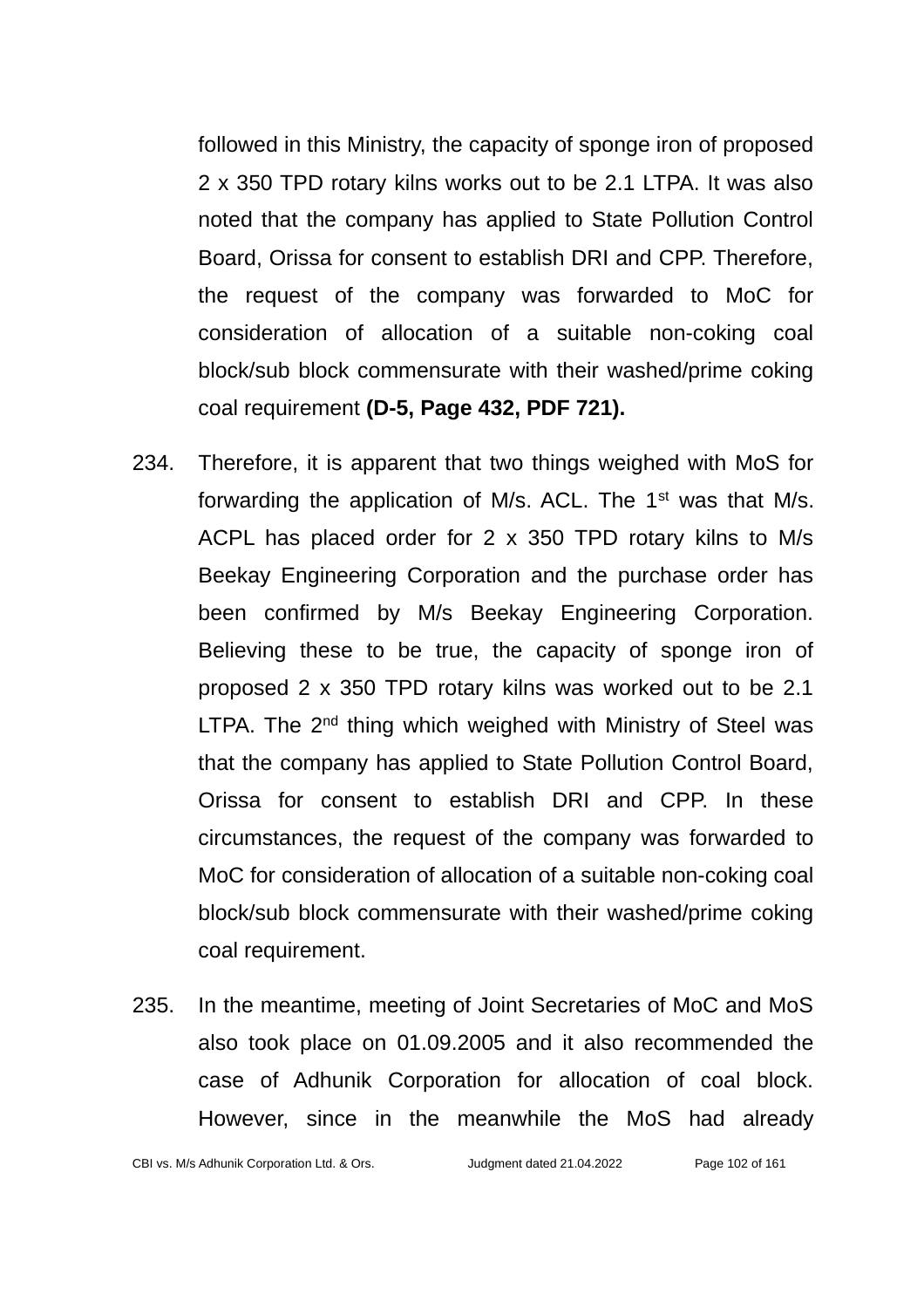followed in this Ministry, the capacity of sponge iron of proposed 2 x 350 TPD rotary kilns works out to be 2.1 LTPA. It was also noted that the company has applied to State Pollution Control Board, Orissa for consent to establish DRI and CPP. Therefore, the request of the company was forwarded to MoC for consideration of allocation of a suitable non-coking coal block/sub block commensurate with their washed/prime coking coal requirement **(D-5, Page 432, PDF 721).**

234. Therefore, it is apparent that two things weighed with MoS for forwarding the application of M/s. ACL. The 1st was that M/s. ACPL has placed order for 2 x 350 TPD rotary kilns to M/s Beekay Engineering Corporation and the purchase order has been confirmed by M/s Beekay Engineering Corporation. Believing these to be true, the capacity of sponge iron of proposed 2 x 350 TPD rotary kilns was worked out to be 2.1 LTPA. The 2nd thing which weighed with Ministry of Steel was that the company has applied to State Pollution Control Board, Orissa for consent to establish DRI and CPP. In these circumstances, the request of the company was forwarded to MoC for consideration of allocation of a suitable non-coking coal block/sub block commensurate with their washed/prime coking coal requirement.

235. In the meantime, meeting of Joint Secretaries of MoC and MoS also took place on 01.09.2005 and it also recommended the case of Adhunik Corporation for allocation of coal block. However, since in the meanwhile the MoS had already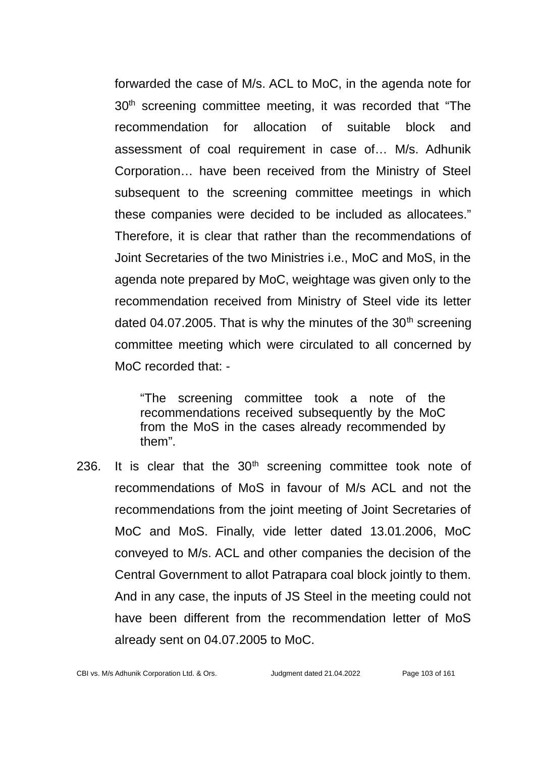forwarded the case of M/s. ACL to MoC, in the agenda note for 30th screening committee meeting, it was recorded that "The recommendation for allocation of suitable block and assessment of coal requirement in case of… M/s. Adhunik Corporation… have been received from the Ministry of Steel subsequent to the screening committee meetings in which these companies were decided to be included as allocatees." Therefore, it is clear that rather than the recommendations of Joint Secretaries of the two Ministries i.e., MoC and MoS, in the agenda note prepared by MoC, weightage was given only to the recommendation received from Ministry of Steel vide its letter dated 04.07.2005. That is why the minutes of the 30th screening committee meeting which were circulated to all concerned by MoC recorded that: -

> "The screening committee took a note of the recommendations received subsequently by the MoC from the MoS in the cases already recommended by them".

236. It is clear that the 30th screening committee took note of recommendations of MoS in favour of M/s ACL and not the recommendations from the joint meeting of Joint Secretaries of MoC and MoS. Finally, vide letter dated 13.01.2006, MoC conveyed to M/s. ACL and other companies the decision of the Central Government to allot Patrapara coal block jointly to them. And in any case, the inputs of JS Steel in the meeting could not have been different from the recommendation letter of MoS already sent on 04.07.2005 to MoC.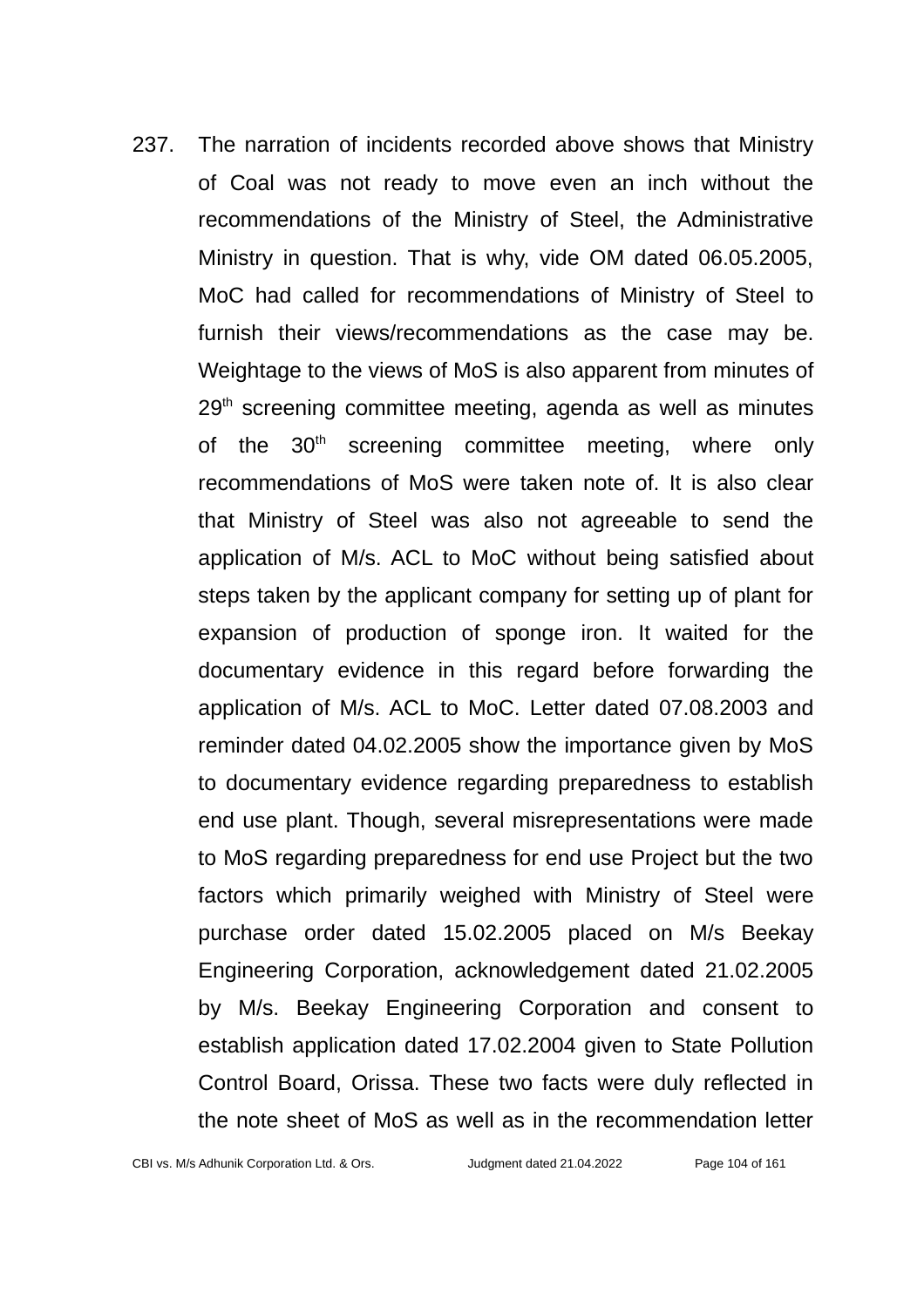237. The narration of incidents recorded above shows that Ministry of Coal was not ready to move even an inch without the recommendations of the Ministry of Steel, the Administrative Ministry in question. That is why, vide OM dated 06.05.2005, MoC had called for recommendations of Ministry of Steel to furnish their views/recommendations as the case may be. Weightage to the views of MoS is also apparent from minutes of 29th screening committee meeting, agenda as well as minutes of the 30th screening committee meeting, where only recommendations of MoS were taken note of. It is also clear that Ministry of Steel was also not agreeable to send the application of M/s. ACL to MoC without being satisfied about steps taken by the applicant company for setting up of plant for expansion of production of sponge iron. It waited for the documentary evidence in this regard before forwarding the application of M/s. ACL to MoC. Letter dated 07.08.2003 and reminder dated 04.02.2005 show the importance given by MoS to documentary evidence regarding preparedness to establish end use plant. Though, several misrepresentations were made to MoS regarding preparedness for end use Project but the two factors which primarily weighed with Ministry of Steel were purchase order dated 15.02.2005 placed on M/s Beekay Engineering Corporation, acknowledgement dated 21.02.2005 by M/s. Beekay Engineering Corporation and consent to establish application dated 17.02.2004 given to State Pollution Control Board, Orissa. These two facts were duly reflected in the note sheet of MoS as well as in the recommendation letter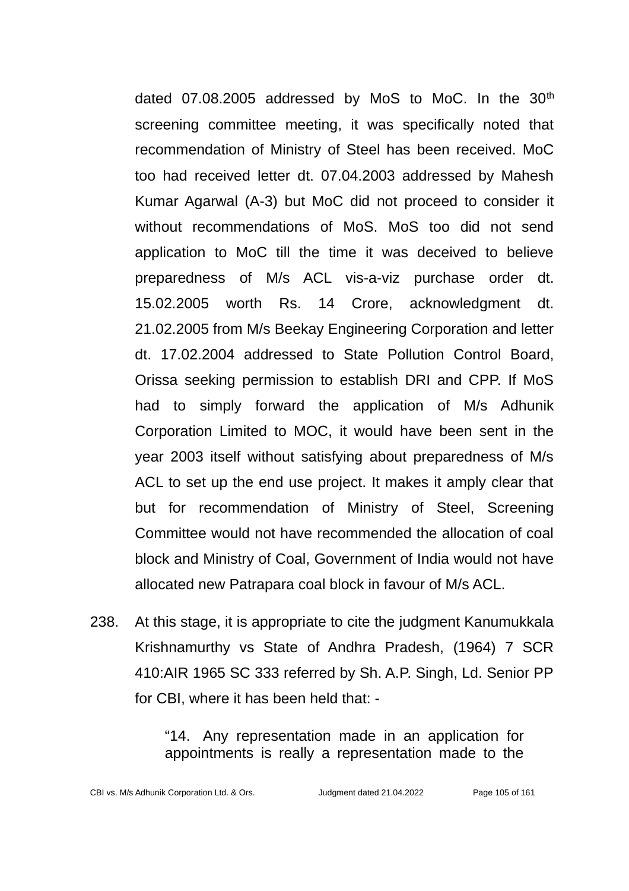dated 07.08.2005 addressed by MoS to MoC. In the 30th screening committee meeting, it was specifically noted that recommendation of Ministry of Steel has been received. MoC too had received letter dt. 07.04.2003 addressed by Mahesh Kumar Agarwal (A-3) but MoC did not proceed to consider it without recommendations of MoS. MoS too did not send application to MoC till the time it was deceived to believe preparedness of M/s ACL vis-a-viz purchase order dt. 15.02.2005 worth Rs. 14 Crore, acknowledgment dt. 21.02.2005 from M/s Beekay Engineering Corporation and letter dt. 17.02.2004 addressed to State Pollution Control Board, Orissa seeking permission to establish DRI and CPP. If MoS had to simply forward the application of M/s Adhunik Corporation Limited to MOC, it would have been sent in the year 2003 itself without satisfying about preparedness of M/s ACL to set up the end use project. It makes it amply clear that but for recommendation of Ministry of Steel, Screening Committee would not have recommended the allocation of coal block and Ministry of Coal, Government of India would not have allocated new Patrapara coal block in favour of M/s ACL.

238. At this stage, it is appropriate to cite the judgment Kanumukkala Krishnamurthy vs State of Andhra Pradesh, (1964) 7 SCR 410:AIR 1965 SC 333 referred by Sh. A.P. Singh, Ld. Senior PP for CBI, where it has been held that: -

> "14. Any representation made in an application for appointments is really a representation made to the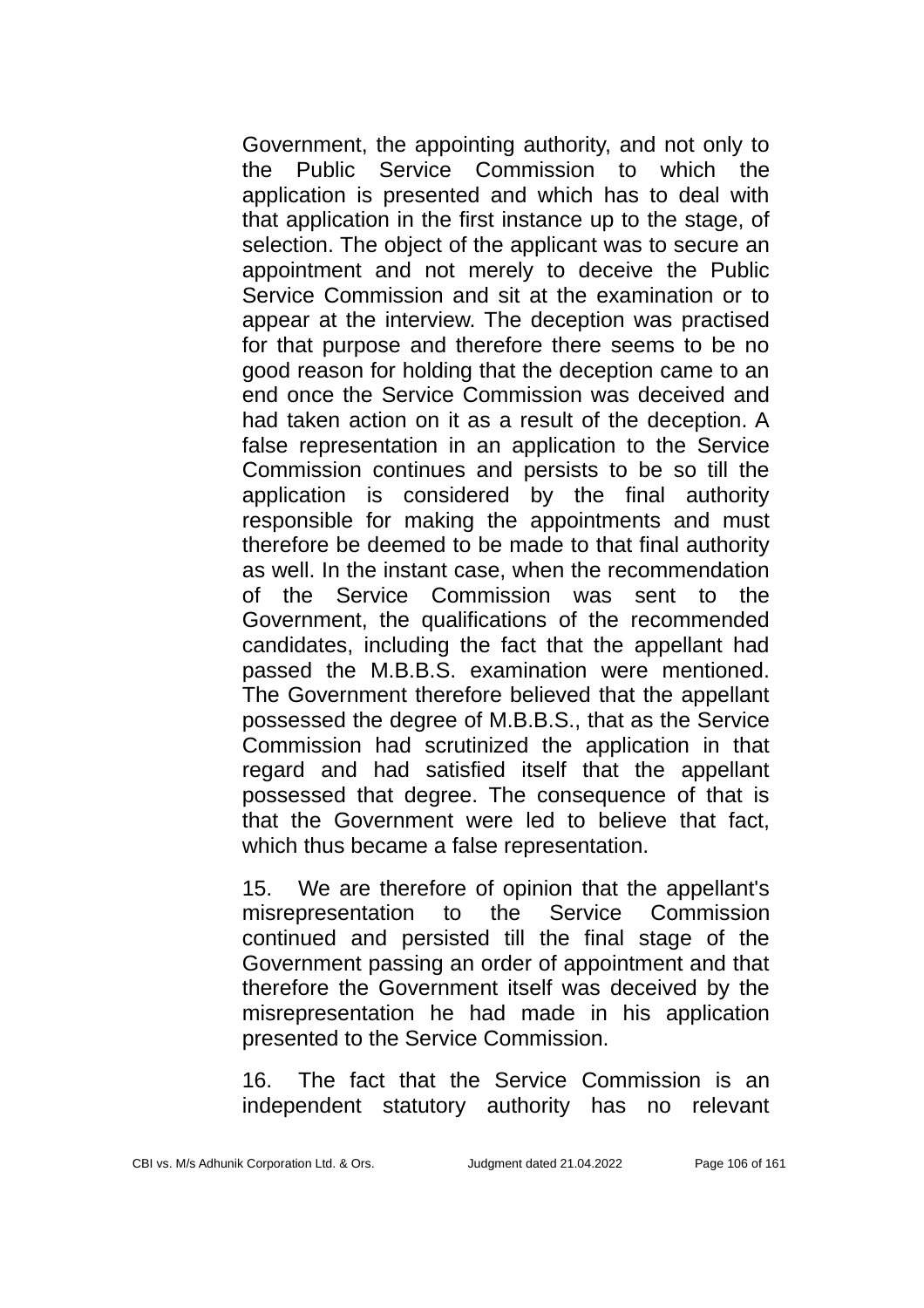Government, the appointing authority, and not only to the Public Service Commission to which the application is presented and which has to deal with that application in the first instance up to the stage, of selection. The object of the applicant was to secure an appointment and not merely to deceive the Public Service Commission and sit at the examination or to appear at the interview. The deception was practised for that purpose and therefore there seems to be no good reason for holding that the deception came to an end once the Service Commission was deceived and had taken action on it as a result of the deception. A false representation in an application to the Service Commission continues and persists to be so till the application is considered by the final authority responsible for making the appointments and must therefore be deemed to be made to that final authority as well. In the instant case, when the recommendation of the Service Commission was sent to the Government, the qualifications of the recommended candidates, including the fact that the appellant had passed the M.B.B.S. examination were mentioned. The Government therefore believed that the appellant possessed the degree of M.B.B.S., that as the Service Commission had scrutinized the application in that regard and had satisfied itself that the appellant possessed that degree. The consequence of that is that the Government were led to believe that fact, which thus became a false representation.

15. We are therefore of opinion that the appellant's misrepresentation to the Service Commission continued and persisted till the final stage of the Government passing an order of appointment and that therefore the Government itself was deceived by the misrepresentation he had made in his application presented to the Service Commission.

16. The fact that the Service Commission is an independent statutory authority has no relevant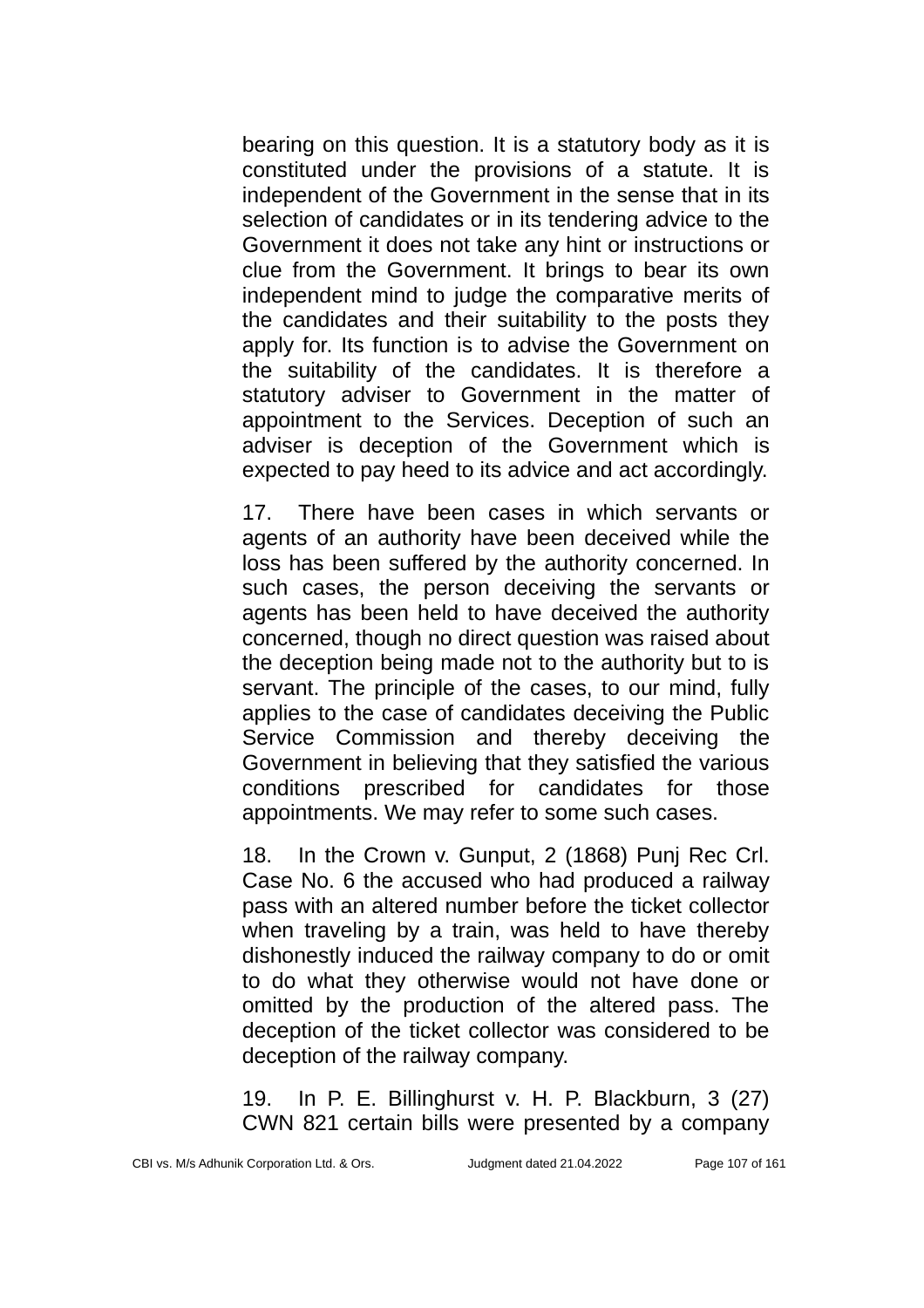bearing on this question. It is a statutory body as it is constituted under the provisions of a statute. It is independent of the Government in the sense that in its selection of candidates or in its tendering advice to the Government it does not take any hint or instructions or clue from the Government. It brings to bear its own independent mind to judge the comparative merits of the candidates and their suitability to the posts they apply for. Its function is to advise the Government on the suitability of the candidates. It is therefore a statutory adviser to Government in the matter of appointment to the Services. Deception of such an adviser is deception of the Government which is expected to pay heed to its advice and act accordingly.

17. There have been cases in which servants or agents of an authority have been deceived while the loss has been suffered by the authority concerned. In such cases, the person deceiving the servants or agents has been held to have deceived the authority concerned, though no direct question was raised about the deception being made not to the authority but to is servant. The principle of the cases, to our mind, fully applies to the case of candidates deceiving the Public Service Commission and thereby deceiving the Government in believing that they satisfied the various conditions prescribed for candidates for those appointments. We may refer to some such cases.

18. In the Crown v. Gunput, 2 (1868) Punj Rec Crl. Case No. 6 the accused who had produced a railway pass with an altered number before the ticket collector when traveling by a train, was held to have thereby dishonestly induced the railway company to do or omit to do what they otherwise would not have done or omitted by the production of the altered pass. The deception of the ticket collector was considered to be deception of the railway company.

19. In P. E. Billinghurst v. H. P. Blackburn, 3 (27) CWN 821 certain bills were presented by a company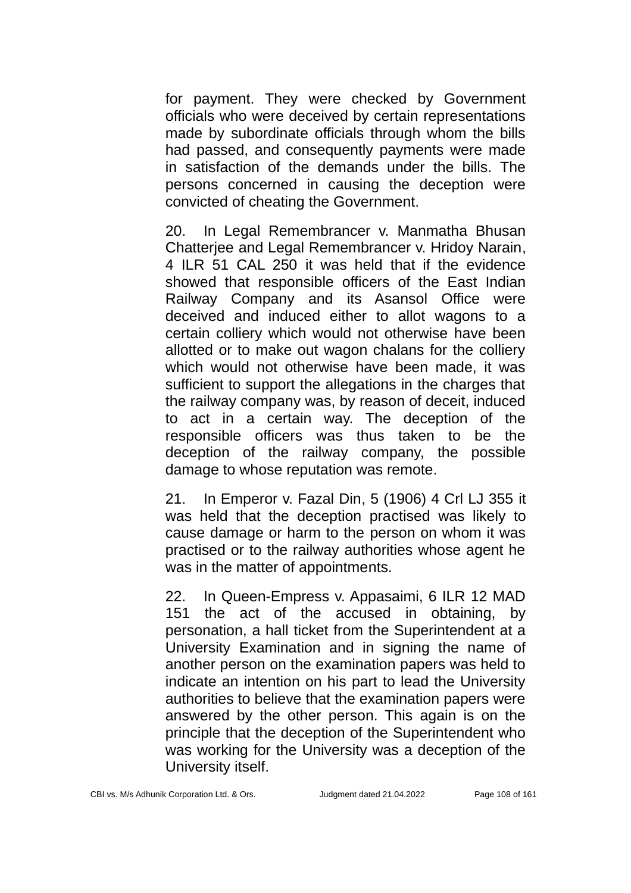for payment. They were checked by Government officials who were deceived by certain representations made by subordinate officials through whom the bills had passed, and consequently payments were made in satisfaction of the demands under the bills. The persons concerned in causing the deception were convicted of cheating the Government.

20. In Legal Remembrancer v. Manmatha Bhusan Chatterjee and Legal Remembrancer v. Hridoy Narain, 4 ILR 51 CAL 250 it was held that if the evidence showed that responsible officers of the East Indian Railway Company and its Asansol Office were deceived and induced either to allot wagons to a certain colliery which would not otherwise have been allotted or to make out wagon chalans for the colliery which would not otherwise have been made, it was sufficient to support the allegations in the charges that the railway company was, by reason of deceit, induced to act in a certain way. The deception of the responsible officers was thus taken to be the deception of the railway company, the possible damage to whose reputation was remote.

21. In Emperor v. Fazal Din, 5 (1906) 4 Crl LJ 355 it was held that the deception practised was likely to cause damage or harm to the person on whom it was practised or to the railway authorities whose agent he was in the matter of appointments.

22. In Queen-Empress v. Appasaimi, 6 ILR 12 MAD 151 the act of the accused in obtaining, by personation, a hall ticket from the Superintendent at a University Examination and in signing the name of another person on the examination papers was held to indicate an intention on his part to lead the University authorities to believe that the examination papers were answered by the other person. This again is on the principle that the deception of the Superintendent who was working for the University was a deception of the University itself.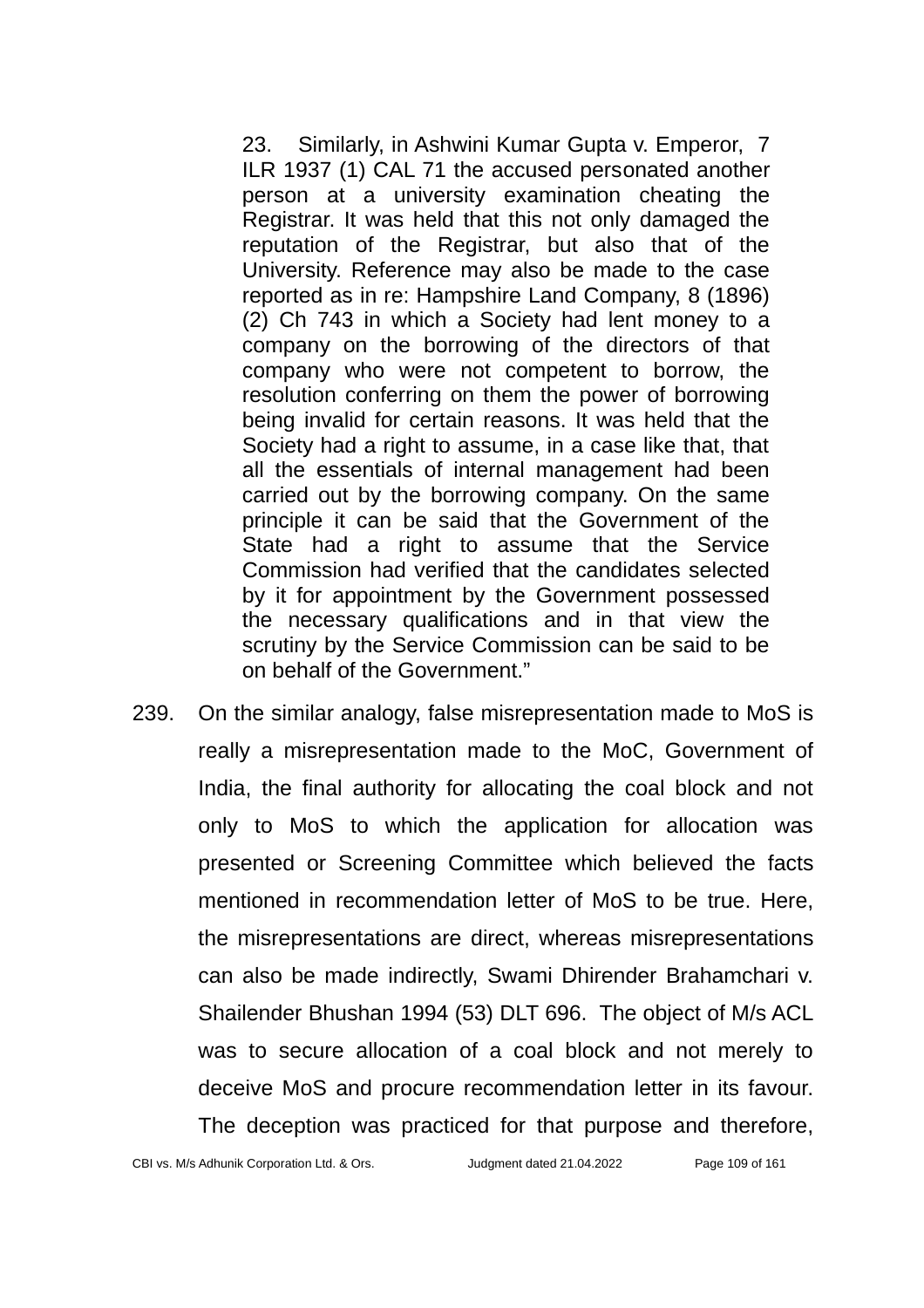> 23. Similarly, in Ashwini Kumar Gupta v. Emperor, 7 ILR 1937 (1) CAL 71 the accused personated another person at a university examination cheating the Registrar. It was held that this not only damaged the reputation of the Registrar, but also that of the University. Reference may also be made to the case reported as in re: Hampshire Land Company, 8 (1896) (2) Ch 743 in which a Society had lent money to a company on the borrowing of the directors of that company who were not competent to borrow, the resolution conferring on them the power of borrowing being invalid for certain reasons. It was held that the Society had a right to assume, in a case like that, that all the essentials of internal management had been carried out by the borrowing company. On the same principle it can be said that the Government of the State had a right to assume that the Service Commission had verified that the candidates selected by it for appointment by the Government possessed the necessary qualifications and in that view the scrutiny by the Service Commission can be said to be on behalf of the Government."

239. On the similar analogy, false misrepresentation made to MoS is really a misrepresentation made to the MoC, Government of India, the final authority for allocating the coal block and not only to MoS to which the application for allocation was presented or Screening Committee which believed the facts mentioned in recommendation letter of MoS to be true. Here, the misrepresentations are direct, whereas misrepresentations can also be made indirectly, Swami Dhirender Brahamchari v. Shailender Bhushan 1994 (53) DLT 696. The object of M/s ACL was to secure allocation of a coal block and not merely to deceive MoS and procure recommendation letter in its favour. The deception was practiced for that purpose and therefore,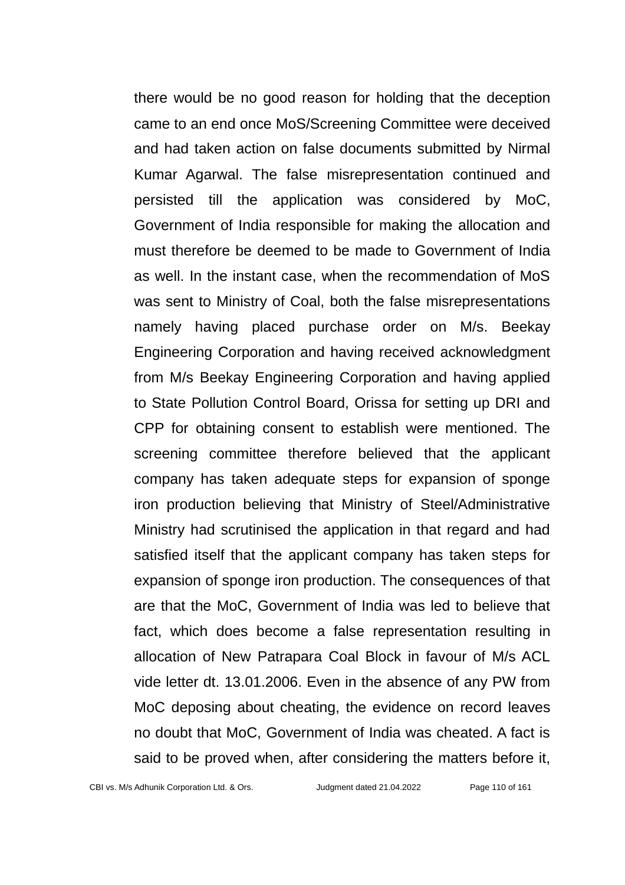there would be no good reason for holding that the deception came to an end once MoS/Screening Committee were deceived and had taken action on false documents submitted by Nirmal Kumar Agarwal. The false misrepresentation continued and persisted till the application was considered by MoC, Government of India responsible for making the allocation and must therefore be deemed to be made to Government of India as well. In the instant case, when the recommendation of MoS was sent to Ministry of Coal, both the false misrepresentations namely having placed purchase order on M/s. Beekay Engineering Corporation and having received acknowledgment from M/s Beekay Engineering Corporation and having applied to State Pollution Control Board, Orissa for setting up DRI and CPP for obtaining consent to establish were mentioned. The screening committee therefore believed that the applicant company has taken adequate steps for expansion of sponge iron production believing that Ministry of Steel/Administrative Ministry had scrutinised the application in that regard and had satisfied itself that the applicant company has taken steps for expansion of sponge iron production. The consequences of that are that the MoC, Government of India was led to believe that fact, which does become a false representation resulting in allocation of New Patrapara Coal Block in favour of M/s ACL vide letter dt. 13.01.2006. Even in the absence of any PW from MoC deposing about cheating, the evidence on record leaves no doubt that MoC, Government of India was cheated. A fact is said to be proved when, after considering the matters before it,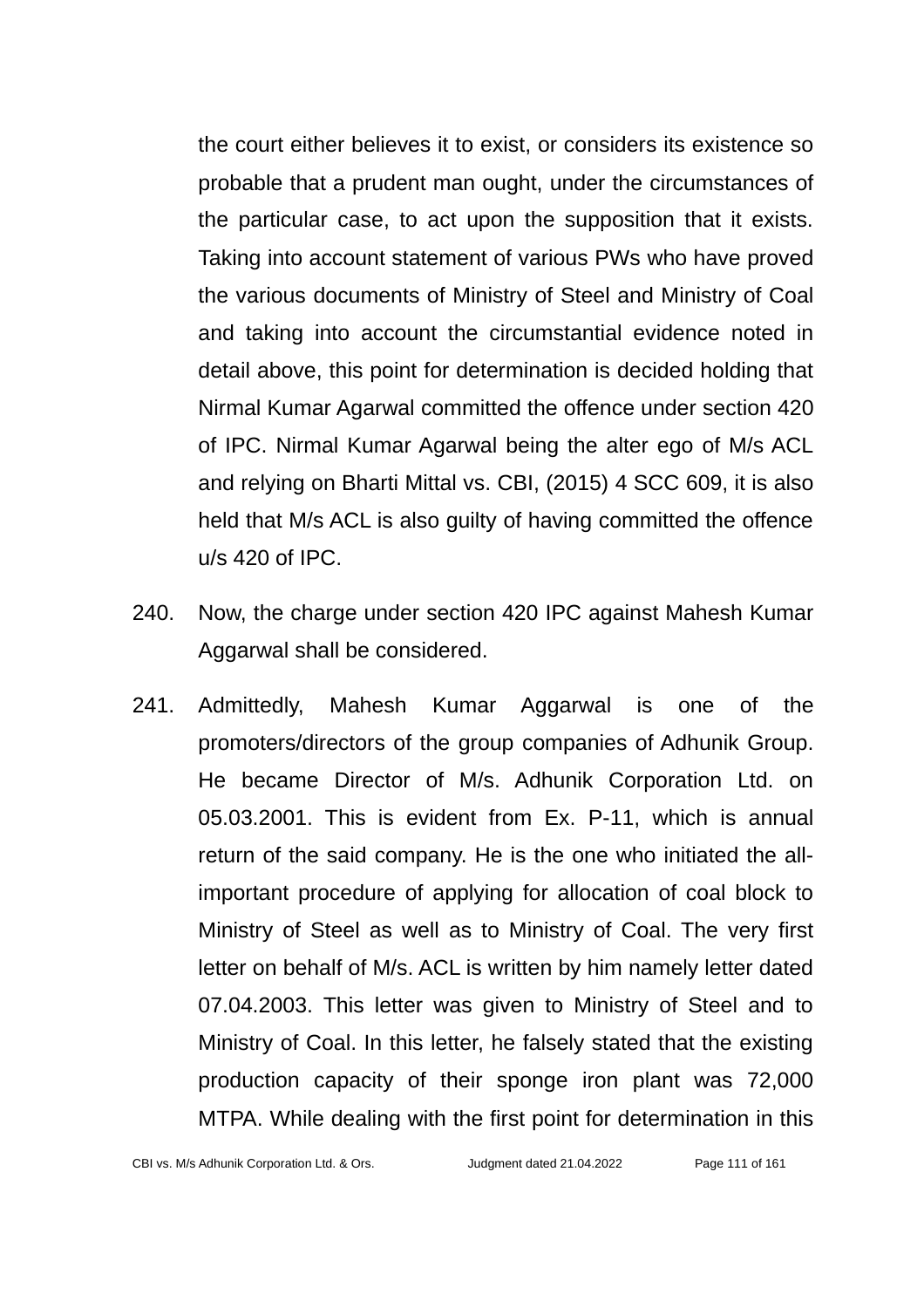the court either believes it to exist, or considers its existence so probable that a prudent man ought, under the circumstances of the particular case, to act upon the supposition that it exists. Taking into account statement of various PWs who have proved the various documents of Ministry of Steel and Ministry of Coal and taking into account the circumstantial evidence noted in detail above, this point for determination is decided holding that Nirmal Kumar Agarwal committed the offence under section 420 of IPC. Nirmal Kumar Agarwal being the alter ego of M/s ACL and relying on Bharti Mittal vs. CBI, (2015) 4 SCC 609, it is also held that M/s ACL is also guilty of having committed the offence u/s 420 of IPC.

240. Now, the charge under section 420 IPC against Mahesh Kumar Aggarwal shall be considered.

241. Admittedly, Mahesh Kumar Aggarwal is one of the promoters/directors of the group companies of Adhunik Group. He became Director of M/s. Adhunik Corporation Ltd. on 05.03.2001. This is evident from Ex. P-11, which is annual return of the said company. He is the one who initiated the all-important procedure of applying for allocation of coal block to Ministry of Steel as well as to Ministry of Coal. The very first letter on behalf of M/s. ACL is written by him namely letter dated 07.04.2003. This letter was given to Ministry of Steel and to Ministry of Coal. In this letter, he falsely stated that the existing production capacity of their sponge iron plant was 72,000 MTPA. While dealing with the first point for determination in this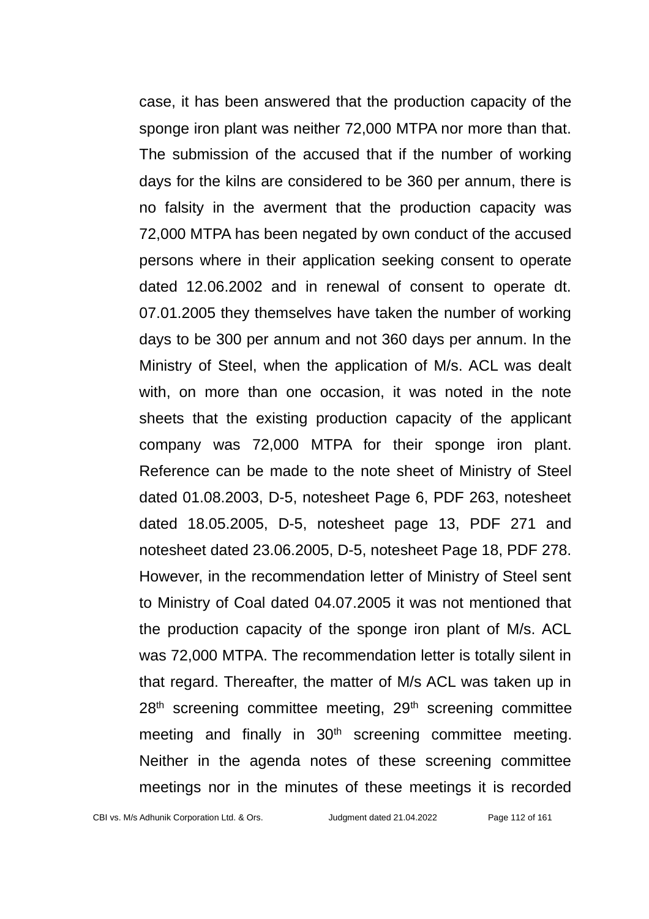case, it has been answered that the production capacity of the sponge iron plant was neither 72,000 MTPA nor more than that. The submission of the accused that if the number of working days for the kilns are considered to be 360 per annum, there is no falsity in the averment that the production capacity was 72,000 MTPA has been negated by own conduct of the accused persons where in their application seeking consent to operate dated 12.06.2002 and in renewal of consent to operate dt. 07.01.2005 they themselves have taken the number of working days to be 300 per annum and not 360 days per annum. In the Ministry of Steel, when the application of M/s. ACL was dealt with, on more than one occasion, it was noted in the note sheets that the existing production capacity of the applicant company was 72,000 MTPA for their sponge iron plant. Reference can be made to the note sheet of Ministry of Steel dated 01.08.2003, D-5, notesheet Page 6, PDF 263, notesheet dated 18.05.2005, D-5, notesheet page 13, PDF 271 and notesheet dated 23.06.2005, D-5, notesheet Page 18, PDF 278. However, in the recommendation letter of Ministry of Steel sent to Ministry of Coal dated 04.07.2005 it was not mentioned that the production capacity of the sponge iron plant of M/s. ACL was 72,000 MTPA. The recommendation letter is totally silent in that regard. Thereafter, the matter of M/s ACL was taken up in 28th screening committee meeting, 29th screening committee meeting and finally in 30th screening committee meeting. Neither in the agenda notes of these screening committee meetings nor in the minutes of these meetings it is recorded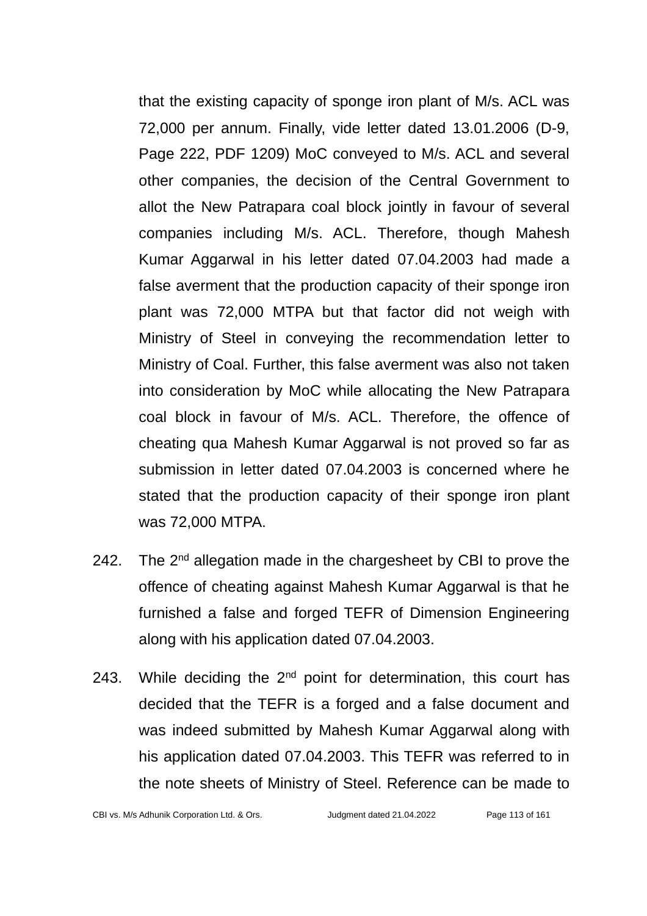that the existing capacity of sponge iron plant of M/s. ACL was 72,000 per annum. Finally, vide letter dated 13.01.2006 (D-9, Page 222, PDF 1209) MoC conveyed to M/s. ACL and several other companies, the decision of the Central Government to allot the New Patrapara coal block jointly in favour of several companies including M/s. ACL. Therefore, though Mahesh Kumar Aggarwal in his letter dated 07.04.2003 had made a false averment that the production capacity of their sponge iron plant was 72,000 MTPA but that factor did not weigh with Ministry of Steel in conveying the recommendation letter to Ministry of Coal. Further, this false averment was also not taken into consideration by MoC while allocating the New Patrapara coal block in favour of M/s. ACL. Therefore, the offence of cheating qua Mahesh Kumar Aggarwal is not proved so far as submission in letter dated 07.04.2003 is concerned where he stated that the production capacity of their sponge iron plant was 72,000 MTPA.

242. The 2nd allegation made in the chargesheet by CBI to prove the offence of cheating against Mahesh Kumar Aggarwal is that he furnished a false and forged TEFR of Dimension Engineering along with his application dated 07.04.2003.

243. While deciding the 2nd point for determination, this court has decided that the TEFR is a forged and a false document and was indeed submitted by Mahesh Kumar Aggarwal along with his application dated 07.04.2003. This TEFR was referred to in the note sheets of Ministry of Steel. Reference can be made to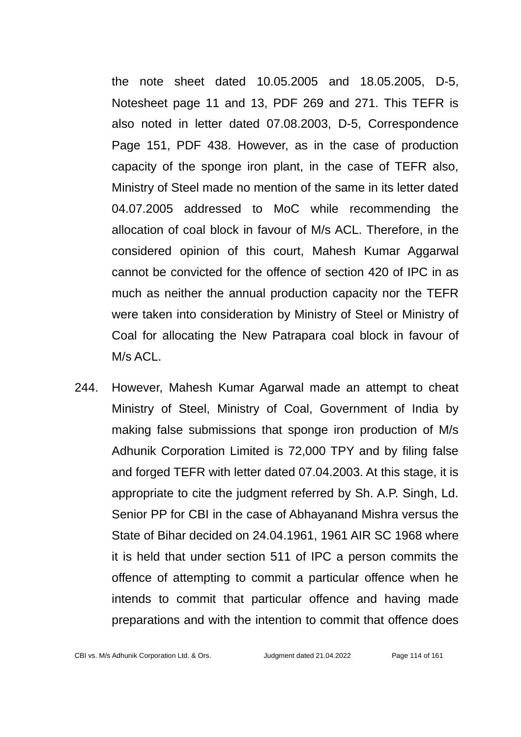the note sheet dated 10.05.2005 and 18.05.2005, D-5, Notesheet page 11 and 13, PDF 269 and 271. This TEFR is also noted in letter dated 07.08.2003, D-5, Correspondence Page 151, PDF 438. However, as in the case of production capacity of the sponge iron plant, in the case of TEFR also, Ministry of Steel made no mention of the same in its letter dated 04.07.2005 addressed to MoC while recommending the allocation of coal block in favour of M/s ACL. Therefore, in the considered opinion of this court, Mahesh Kumar Aggarwal cannot be convicted for the offence of section 420 of IPC in as much as neither the annual production capacity nor the TEFR were taken into consideration by Ministry of Steel or Ministry of Coal for allocating the New Patrapara coal block in favour of M/s ACL.

244. However, Mahesh Kumar Agarwal made an attempt to cheat Ministry of Steel, Ministry of Coal, Government of India by making false submissions that sponge iron production of M/s Adhunik Corporation Limited is 72,000 TPY and by filing false and forged TEFR with letter dated 07.04.2003. At this stage, it is appropriate to cite the judgment referred by Sh. A.P. Singh, Ld. Senior PP for CBI in the case of Abhayanand Mishra versus the State of Bihar decided on 24.04.1961, 1961 AIR SC 1968 where it is held that under section 511 of IPC a person commits the offence of attempting to commit a particular offence when he intends to commit that particular offence and having made preparations and with the intention to commit that offence does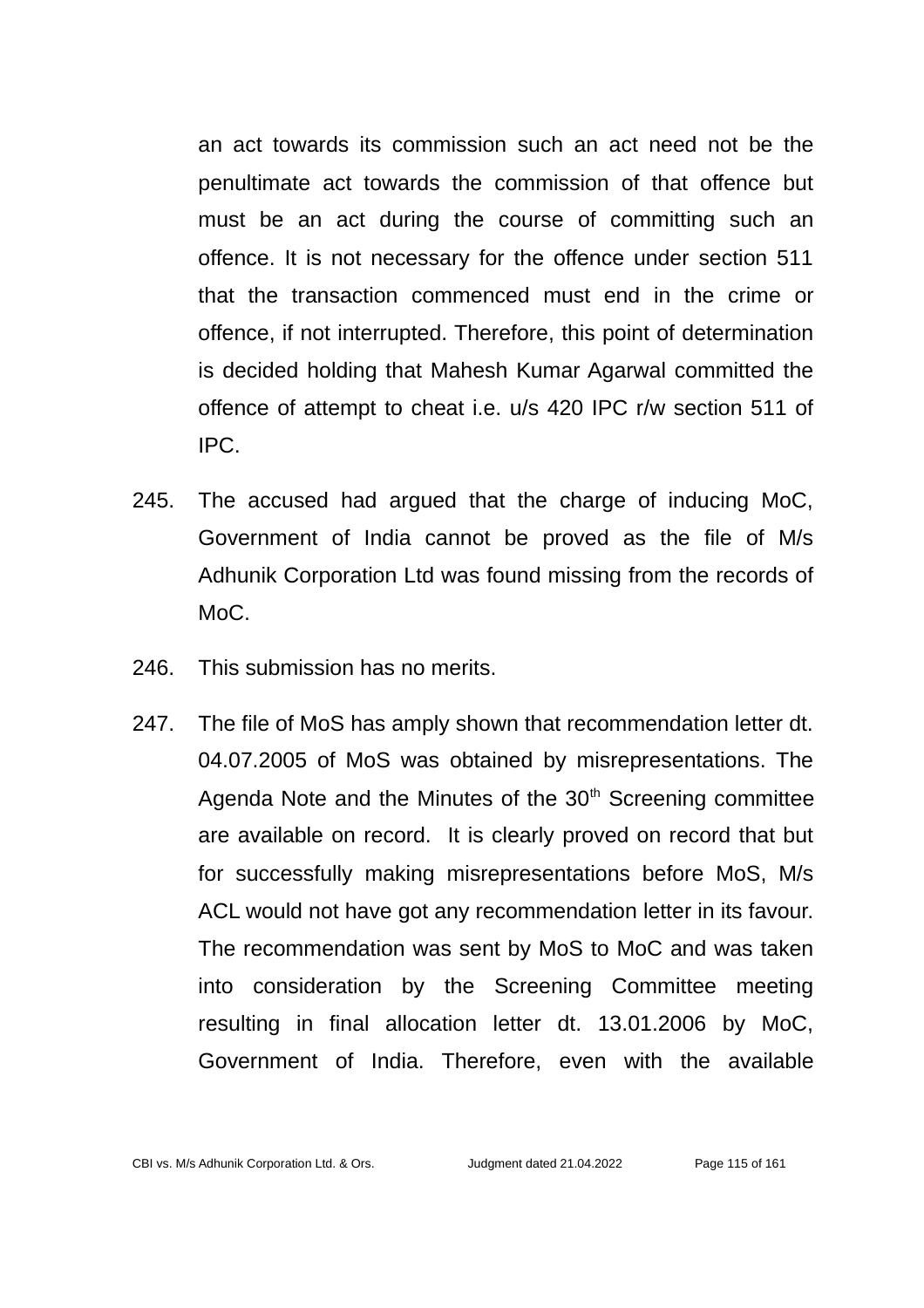an act towards its commission such an act need not be the penultimate act towards the commission of that offence but must be an act during the course of committing such an offence. It is not necessary for the offence under section 511 that the transaction commenced must end in the crime or offence, if not interrupted. Therefore, this point of determination is decided holding that Mahesh Kumar Agarwal committed the offence of attempt to cheat i.e. u/s 420 IPC r/w section 511 of IPC.

245. The accused had argued that the charge of inducing MoC, Government of India cannot be proved as the file of M/s Adhunik Corporation Ltd was found missing from the records of MoC.

246. This submission has no merits.

247. The file of MoS has amply shown that recommendation letter dt. 04.07.2005 of MoS was obtained by misrepresentations. The Agenda Note and the Minutes of the 30th Screening committee are available on record. It is clearly proved on record that but for successfully making misrepresentations before MoS, M/s ACL would not have got any recommendation letter in its favour. The recommendation was sent by MoS to MoC and was taken into consideration by the Screening Committee meeting resulting in final allocation letter dt. 13.01.2006 by MoC, Government of India. Therefore, even with the available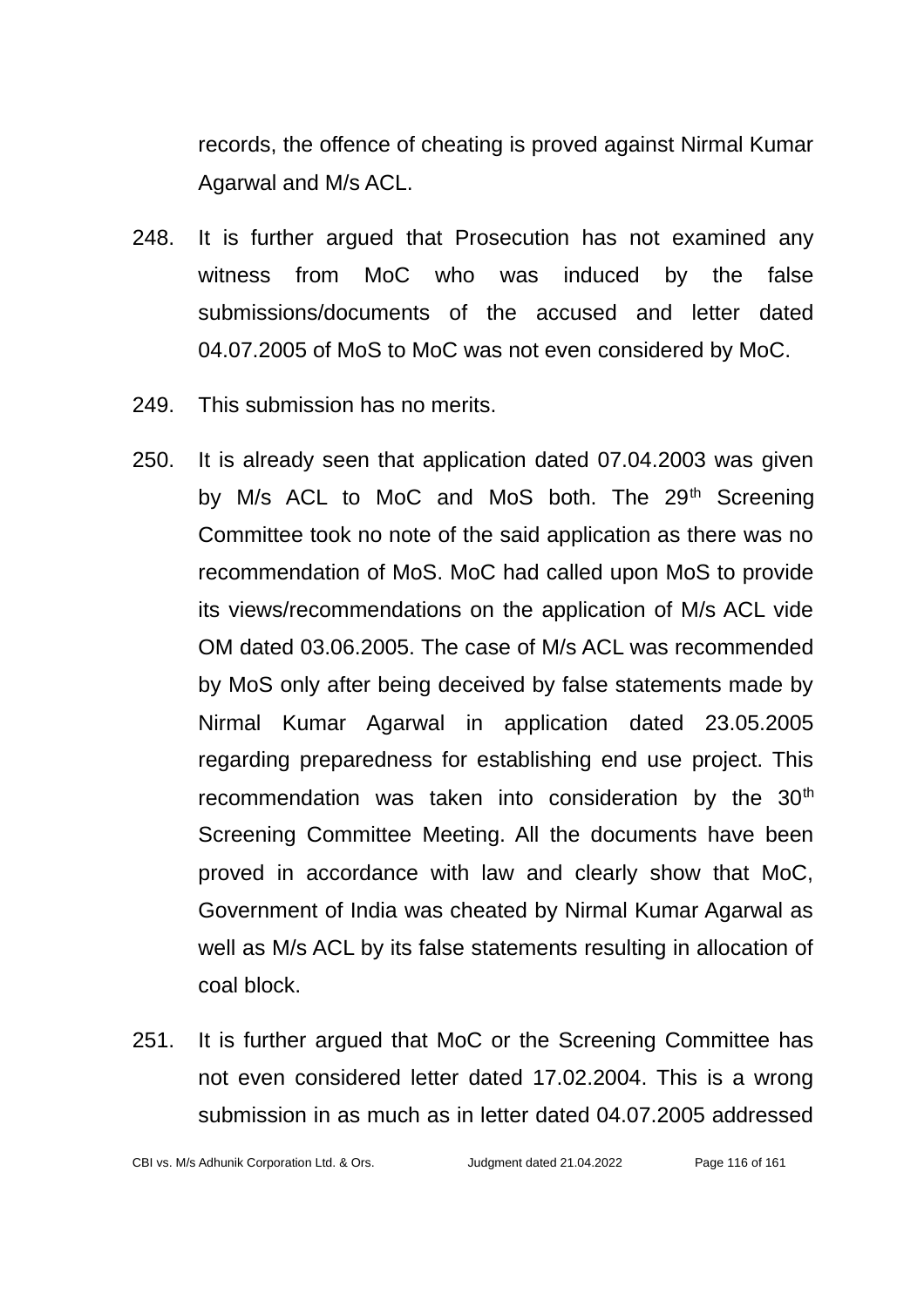records, the offence of cheating is proved against Nirmal Kumar Agarwal and M/s ACL.

248. It is further argued that Prosecution has not examined any witness from MoC who was induced by the false submissions/documents of the accused and letter dated 04.07.2005 of MoS to MoC was not even considered by MoC.

249. This submission has no merits.

250. It is already seen that application dated 07.04.2003 was given by M/s ACL to MoC and MoS both. The 29th Screening Committee took no note of the said application as there was no recommendation of MoS. MoC had called upon MoS to provide its views/recommendations on the application of M/s ACL vide OM dated 03.06.2005. The case of M/s ACL was recommended by MoS only after being deceived by false statements made by Nirmal Kumar Agarwal in application dated 23.05.2005 regarding preparedness for establishing end use project. This recommendation was taken into consideration by the 30th Screening Committee Meeting. All the documents have been proved in accordance with law and clearly show that MoC, Government of India was cheated by Nirmal Kumar Agarwal as well as M/s ACL by its false statements resulting in allocation of coal block.

251. It is further argued that MoC or the Screening Committee has not even considered letter dated 17.02.2004. This is a wrong submission in as much as in letter dated 04.07.2005 addressed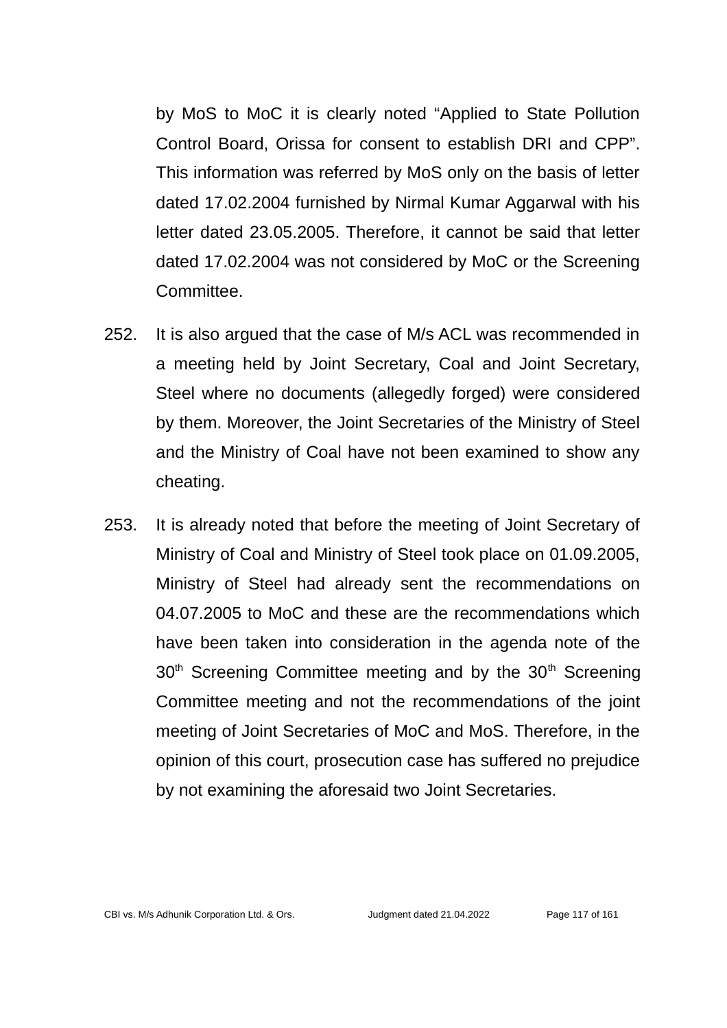by MoS to MoC it is clearly noted "Applied to State Pollution Control Board, Orissa for consent to establish DRI and CPP". This information was referred by MoS only on the basis of letter dated 17.02.2004 furnished by Nirmal Kumar Aggarwal with his letter dated 23.05.2005. Therefore, it cannot be said that letter dated 17.02.2004 was not considered by MoC or the Screening Committee.

252. It is also argued that the case of M/s ACL was recommended in a meeting held by Joint Secretary, Coal and Joint Secretary, Steel where no documents (allegedly forged) were considered by them. Moreover, the Joint Secretaries of the Ministry of Steel and the Ministry of Coal have not been examined to show any cheating.

253. It is already noted that before the meeting of Joint Secretary of Ministry of Coal and Ministry of Steel took place on 01.09.2005, Ministry of Steel had already sent the recommendations on 04.07.2005 to MoC and these are the recommendations which have been taken into consideration in the agenda note of the 30th Screening Committee meeting and by the 30th Screening Committee meeting and not the recommendations of the joint meeting of Joint Secretaries of MoC and MoS. Therefore, in the opinion of this court, prosecution case has suffered no prejudice by not examining the aforesaid two Joint Secretaries.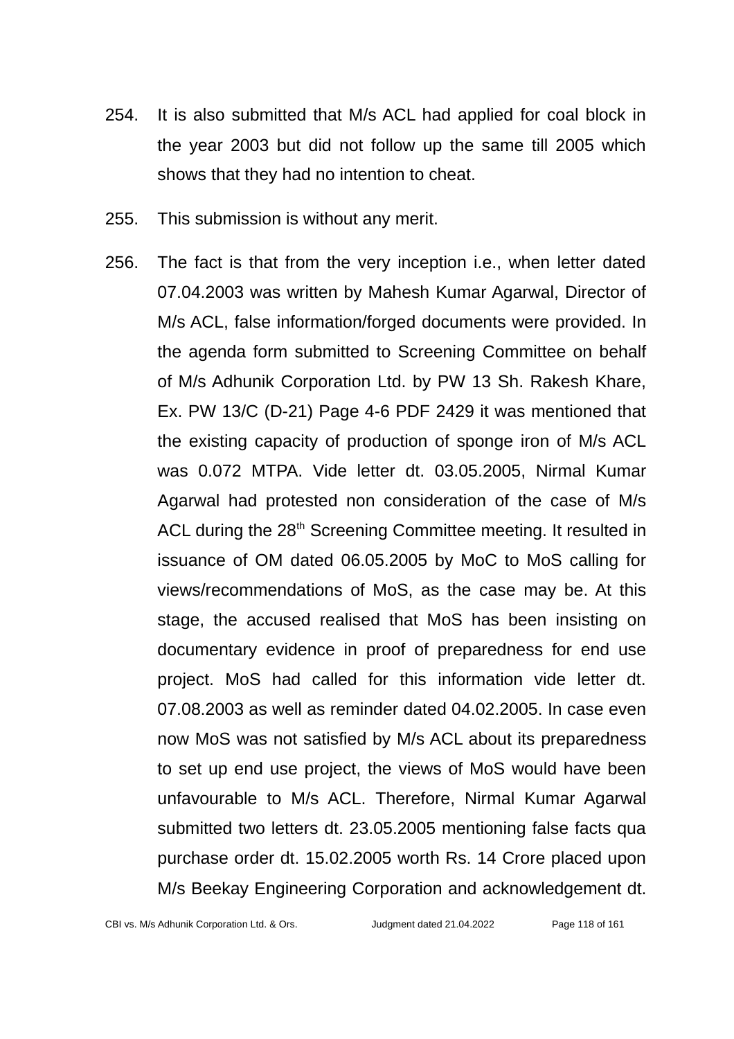254. It is also submitted that M/s ACL had applied for coal block in the year 2003 but did not follow up the same till 2005 which shows that they had no intention to cheat.

255. This submission is without any merit.

256. The fact is that from the very inception i.e., when letter dated 07.04.2003 was written by Mahesh Kumar Agarwal, Director of M/s ACL, false information/forged documents were provided. In the agenda form submitted to Screening Committee on behalf of M/s Adhunik Corporation Ltd. by PW 13 Sh. Rakesh Khare, Ex. PW 13/C (D-21) Page 4-6 PDF 2429 it was mentioned that the existing capacity of production of sponge iron of M/s ACL was 0.072 MTPA. Vide letter dt. 03.05.2005, Nirmal Kumar Agarwal had protested non consideration of the case of M/s ACL during the 28th Screening Committee meeting. It resulted in issuance of OM dated 06.05.2005 by MoC to MoS calling for views/recommendations of MoS, as the case may be. At this stage, the accused realised that MoS has been insisting on documentary evidence in proof of preparedness for end use project. MoS had called for this information vide letter dt. 07.08.2003 as well as reminder dated 04.02.2005. In case even now MoS was not satisfied by M/s ACL about its preparedness to set up end use project, the views of MoS would have been unfavourable to M/s ACL. Therefore, Nirmal Kumar Agarwal submitted two letters dt. 23.05.2005 mentioning false facts qua purchase order dt. 15.02.2005 worth Rs. 14 Crore placed upon M/s Beekay Engineering Corporation and acknowledgement dt.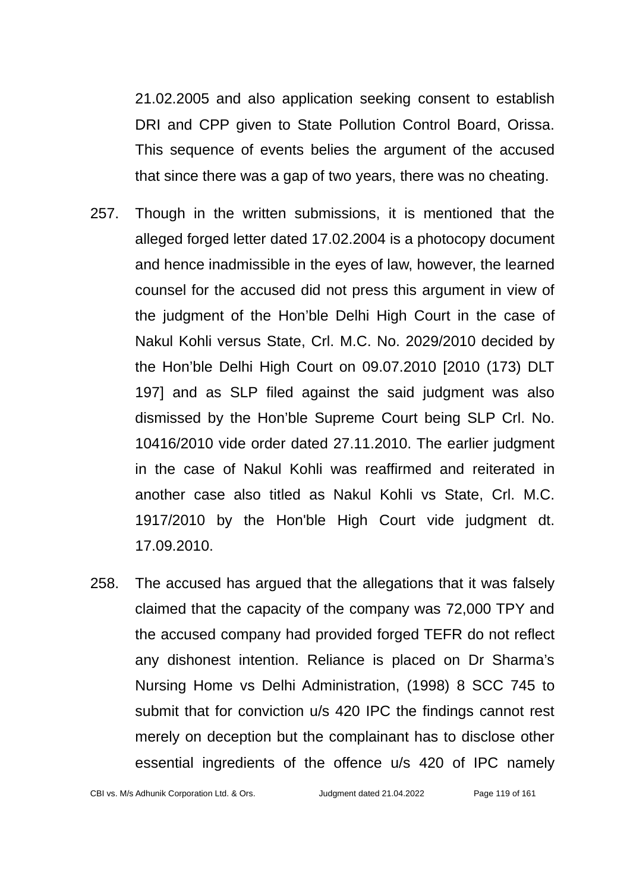21.02.2005 and also application seeking consent to establish DRI and CPP given to State Pollution Control Board, Orissa. This sequence of events belies the argument of the accused that since there was a gap of two years, there was no cheating.

257. Though in the written submissions, it is mentioned that the alleged forged letter dated 17.02.2004 is a photocopy document and hence inadmissible in the eyes of law, however, the learned counsel for the accused did not press this argument in view of the judgment of the Hon'ble Delhi High Court in the case of Nakul Kohli versus State, Crl. M.C. No. 2029/2010 decided by the Hon'ble Delhi High Court on 09.07.2010 [2010 (173) DLT 197] and as SLP filed against the said judgment was also dismissed by the Hon'ble Supreme Court being SLP Crl. No. 10416/2010 vide order dated 27.11.2010. The earlier judgment in the case of Nakul Kohli was reaffirmed and reiterated in another case also titled as Nakul Kohli vs State, Crl. M.C. 1917/2010 by the Hon'ble High Court vide judgment dt. 17.09.2010.

258. The accused has argued that the allegations that it was falsely claimed that the capacity of the company was 72,000 TPY and the accused company had provided forged TEFR do not reflect any dishonest intention. Reliance is placed on Dr Sharma's Nursing Home vs Delhi Administration, (1998) 8 SCC 745 to submit that for conviction u/s 420 IPC the findings cannot rest merely on deception but the complainant has to disclose other essential ingredients of the offence u/s 420 of IPC namely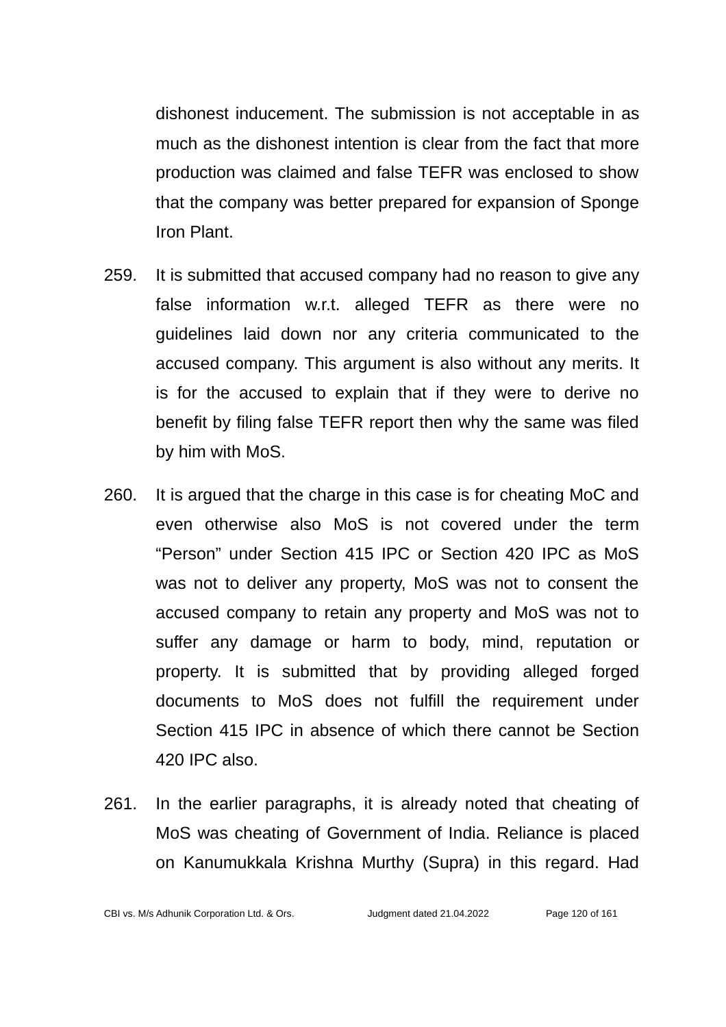dishonest inducement. The submission is not acceptable in as much as the dishonest intention is clear from the fact that more production was claimed and false TEFR was enclosed to show that the company was better prepared for expansion of Sponge Iron Plant.

259. It is submitted that accused company had no reason to give any false information w.r.t. alleged TEFR as there were no guidelines laid down nor any criteria communicated to the accused company. This argument is also without any merits. It is for the accused to explain that if they were to derive no benefit by filing false TEFR report then why the same was filed by him with MoS.

260. It is argued that the charge in this case is for cheating MoC and even otherwise also MoS is not covered under the term "Person" under Section 415 IPC or Section 420 IPC as MoS was not to deliver any property, MoS was not to consent the accused company to retain any property and MoS was not to suffer any damage or harm to body, mind, reputation or property. It is submitted that by providing alleged forged documents to MoS does not fulfill the requirement under Section 415 IPC in absence of which there cannot be Section 420 IPC also.

261. In the earlier paragraphs, it is already noted that cheating of MoS was cheating of Government of India. Reliance is placed on Kanumukkala Krishna Murthy (Supra) in this regard. Had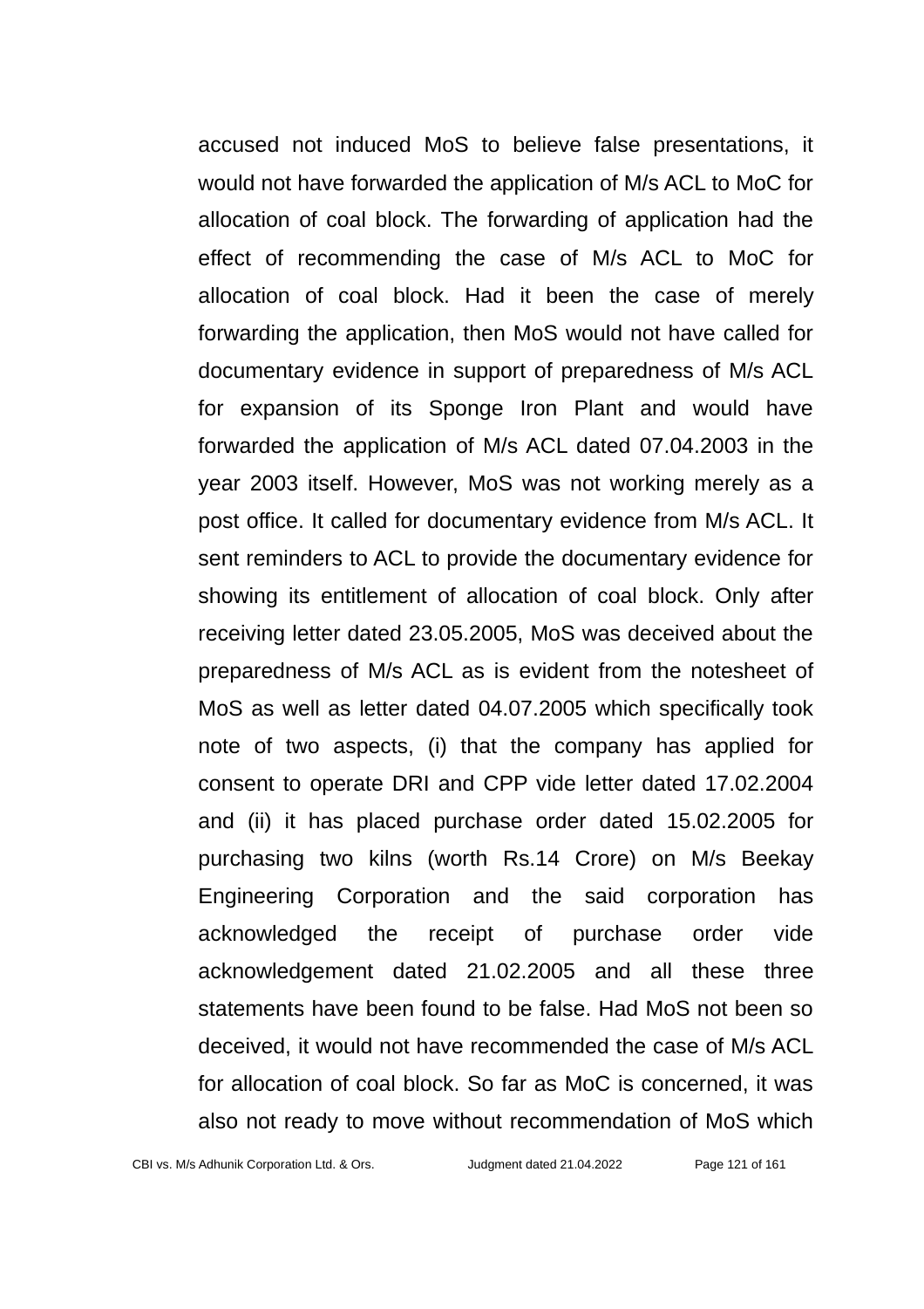accused not induced MoS to believe false presentations, it would not have forwarded the application of M/s ACL to MoC for allocation of coal block. The forwarding of application had the effect of recommending the case of M/s ACL to MoC for allocation of coal block. Had it been the case of merely forwarding the application, then MoS would not have called for documentary evidence in support of preparedness of M/s ACL for expansion of its Sponge Iron Plant and would have forwarded the application of M/s ACL dated 07.04.2003 in the year 2003 itself. However, MoS was not working merely as a post office. It called for documentary evidence from M/s ACL. It sent reminders to ACL to provide the documentary evidence for showing its entitlement of allocation of coal block. Only after receiving letter dated 23.05.2005, MoS was deceived about the preparedness of M/s ACL as is evident from the notesheet of MoS as well as letter dated 04.07.2005 which specifically took note of two aspects, (i) that the company has applied for consent to operate DRI and CPP vide letter dated 17.02.2004 and (ii) it has placed purchase order dated 15.02.2005 for purchasing two kilns (worth Rs.14 Crore) on M/s Beekay Engineering Corporation and the said corporation has acknowledged the receipt of purchase order vide acknowledgement dated 21.02.2005 and all these three statements have been found to be false. Had MoS not been so deceived, it would not have recommended the case of M/s ACL for allocation of coal block. So far as MoC is concerned, it was also not ready to move without recommendation of MoS which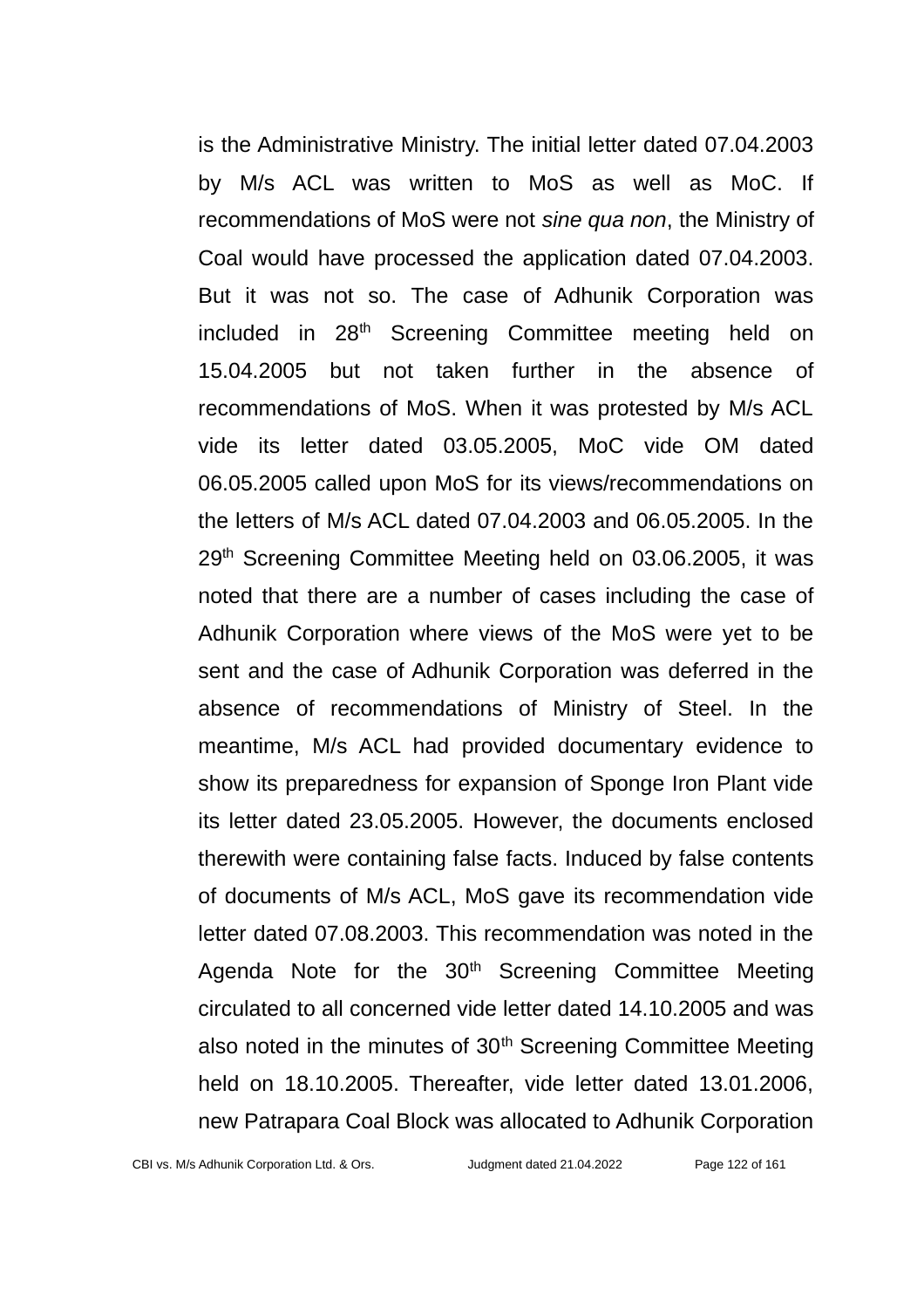is the Administrative Ministry. The initial letter dated 07.04.2003 by M/s ACL was written to MoS as well as MoC. If recommendations of MoS were not *sine qua non*, the Ministry of Coal would have processed the application dated 07.04.2003. But it was not so. The case of Adhunik Corporation was included in 28th Screening Committee meeting held on 15.04.2005 but not taken further in the absence of recommendations of MoS. When it was protested by M/s ACL vide its letter dated 03.05.2005, MoC vide OM dated 06.05.2005 called upon MoS for its views/recommendations on the letters of M/s ACL dated 07.04.2003 and 06.05.2005. In the 29th Screening Committee Meeting held on 03.06.2005, it was noted that there are a number of cases including the case of Adhunik Corporation where views of the MoS were yet to be sent and the case of Adhunik Corporation was deferred in the absence of recommendations of Ministry of Steel. In the meantime, M/s ACL had provided documentary evidence to show its preparedness for expansion of Sponge Iron Plant vide its letter dated 23.05.2005. However, the documents enclosed therewith were containing false facts. Induced by false contents of documents of M/s ACL, MoS gave its recommendation vide letter dated 07.08.2003. This recommendation was noted in the Agenda Note for the 30th Screening Committee Meeting circulated to all concerned vide letter dated 14.10.2005 and was also noted in the minutes of 30th Screening Committee Meeting held on 18.10.2005. Thereafter, vide letter dated 13.01.2006, new Patrapara Coal Block was allocated to Adhunik Corporation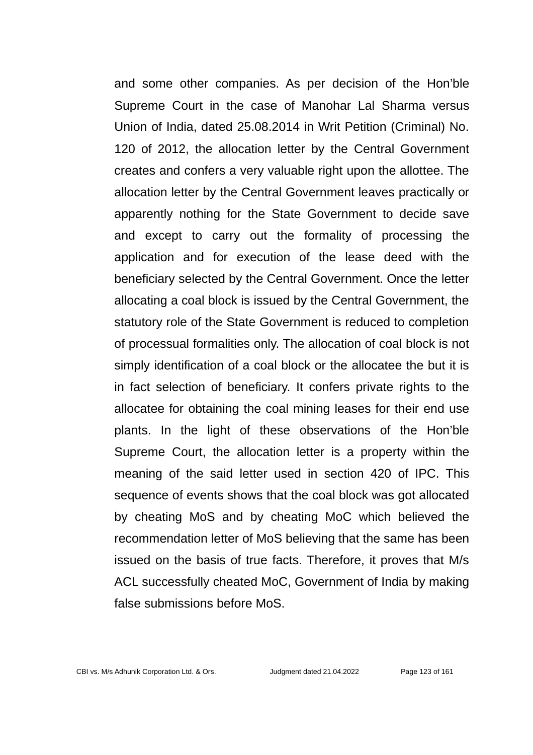and some other companies. As per decision of the Hon'ble Supreme Court in the case of Manohar Lal Sharma versus Union of India, dated 25.08.2014 in Writ Petition (Criminal) No. 120 of 2012, the allocation letter by the Central Government creates and confers a very valuable right upon the allottee. The allocation letter by the Central Government leaves practically or apparently nothing for the State Government to decide save and except to carry out the formality of processing the application and for execution of the lease deed with the beneficiary selected by the Central Government. Once the letter allocating a coal block is issued by the Central Government, the statutory role of the State Government is reduced to completion of processual formalities only. The allocation of coal block is not simply identification of a coal block or the allocatee the but it is in fact selection of beneficiary. It confers private rights to the allocatee for obtaining the coal mining leases for their end use plants. In the light of these observations of the Hon'ble Supreme Court, the allocation letter is a property within the meaning of the said letter used in section 420 of IPC. This sequence of events shows that the coal block was got allocated by cheating MoS and by cheating MoC which believed the recommendation letter of MoS believing that the same has been issued on the basis of true facts. Therefore, it proves that M/s ACL successfully cheated MoC, Government of India by making false submissions before MoS.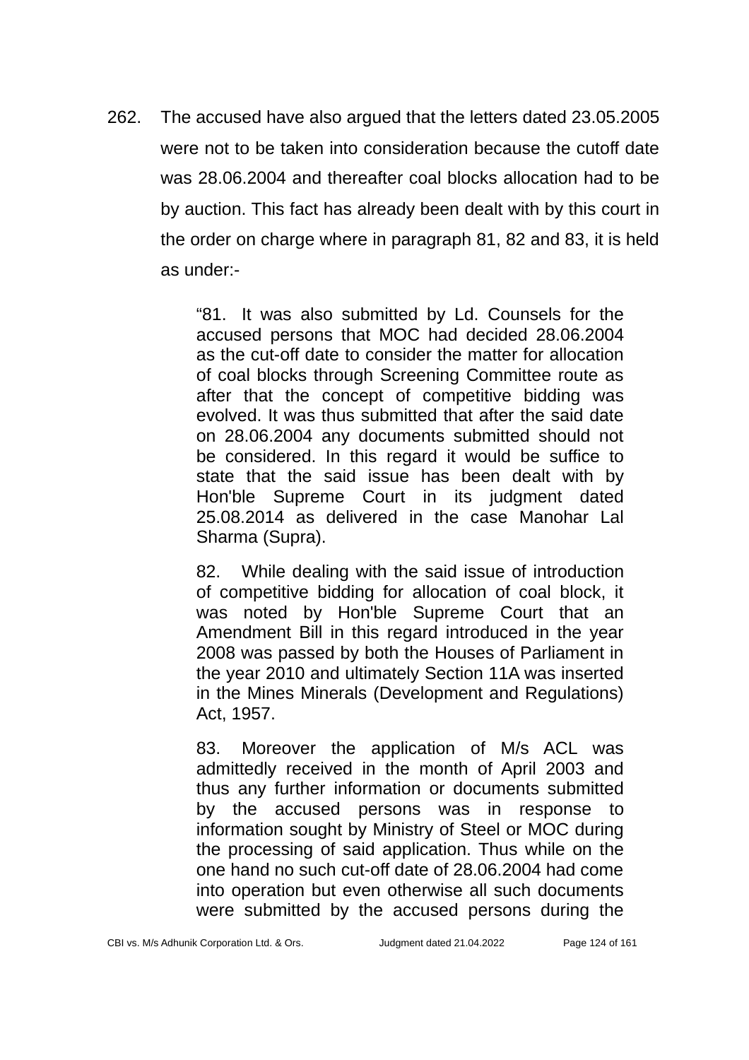262. The accused have also argued that the letters dated 23.05.2005 were not to be taken into consideration because the cutoff date was 28.06.2004 and thereafter coal blocks allocation had to be by auction. This fact has already been dealt with by this court in the order on charge where in paragraph 81, 82 and 83, it is held as under:-

> "81. It was also submitted by Ld. Counsels for the accused persons that MOC had decided 28.06.2004 as the cut-off date to consider the matter for allocation of coal blocks through Screening Committee route as after that the concept of competitive bidding was evolved. It was thus submitted that after the said date on 28.06.2004 any documents submitted should not be considered. In this regard it would be suffice to state that the said issue has been dealt with by Hon'ble Supreme Court in its judgment dated 25.08.2014 as delivered in the case Manohar Lal Sharma (Supra).
>
> 82. While dealing with the said issue of introduction of competitive bidding for allocation of coal block, it was noted by Hon'ble Supreme Court that an Amendment Bill in this regard introduced in the year 2008 was passed by both the Houses of Parliament in the year 2010 and ultimately Section 11A was inserted in the Mines Minerals (Development and Regulations) Act, 1957.
>
> 83. Moreover the application of M/s ACL was admittedly received in the month of April 2003 and thus any further information or documents submitted by the accused persons was in response to information sought by Ministry of Steel or MOC during the processing of said application. Thus while on the one hand no such cut-off date of 28.06.2004 had come into operation but even otherwise all such documents were submitted by the accused persons during the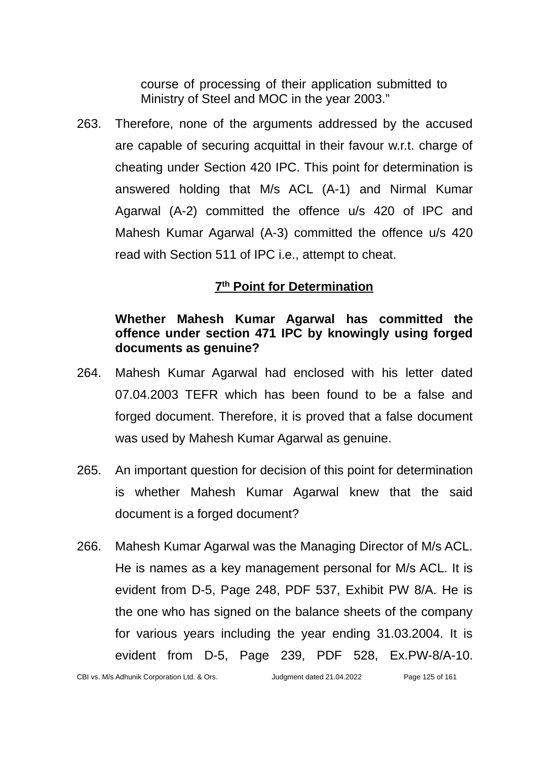course of processing of their application submitted to Ministry of Steel and MOC in the year 2003."

263. Therefore, none of the arguments addressed by the accused are capable of securing acquittal in their favour w.r.t. charge of cheating under Section 420 IPC. This point for determination is answered holding that M/s ACL (A-1) and Nirmal Kumar Agarwal (A-2) committed the offence u/s 420 of IPC and Mahesh Kumar Agarwal (A-3) committed the offence u/s 420 read with Section 511 of IPC i.e., attempt to cheat.

## 7th Point for Determination

**Whether Mahesh Kumar Agarwal has committed the offence under section 471 IPC by knowingly using forged documents as genuine?**

264. Mahesh Kumar Agarwal had enclosed with his letter dated 07.04.2003 TEFR which has been found to be a false and forged document. Therefore, it is proved that a false document was used by Mahesh Kumar Agarwal as genuine.

265. An important question for decision of this point for determination is whether Mahesh Kumar Agarwal knew that the said document is a forged document?

266. Mahesh Kumar Agarwal was the Managing Director of M/s ACL. He is names as a key management personal for M/s ACL. It is evident from D-5, Page 248, PDF 537, Exhibit PW 8/A. He is the one who has signed on the balance sheets of the company for various years including the year ending 31.03.2004. It is evident from D-5, Page 239, PDF 528, Ex.PW-8/A-10.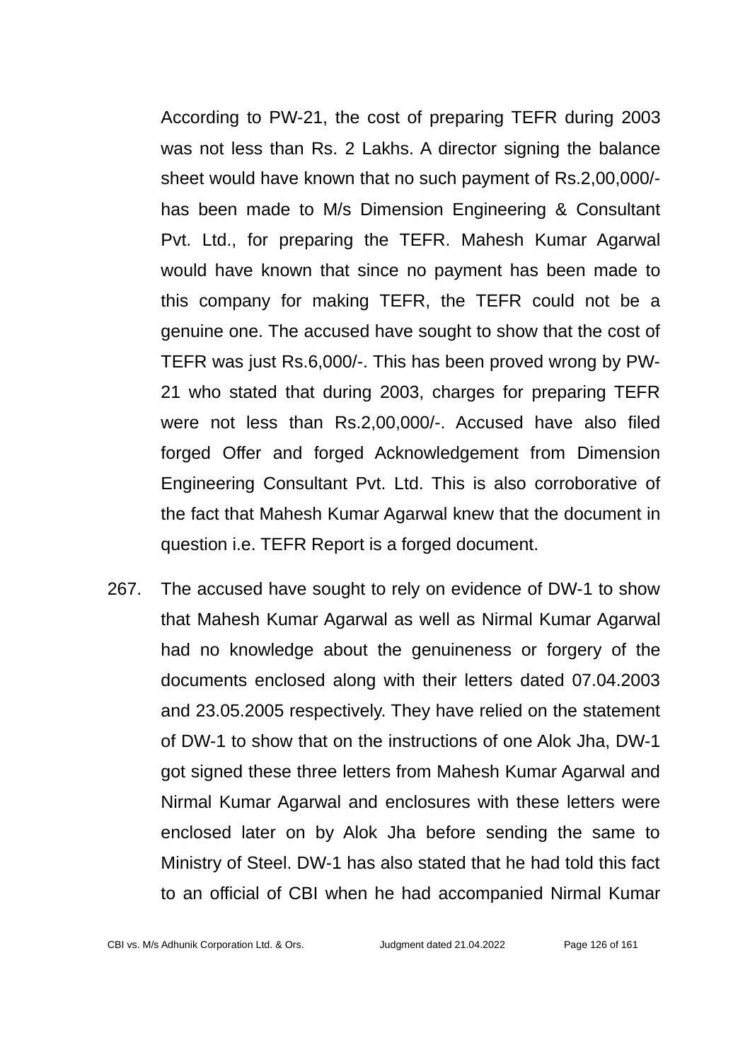According to PW-21, the cost of preparing TEFR during 2003 was not less than Rs. 2 Lakhs. A director signing the balance sheet would have known that no such payment of Rs.2,00,000/- has been made to M/s Dimension Engineering & Consultant Pvt. Ltd., for preparing the TEFR. Mahesh Kumar Agarwal would have known that since no payment has been made to this company for making TEFR, the TEFR could not be a genuine one. The accused have sought to show that the cost of TEFR was just Rs.6,000/-. This has been proved wrong by PW-21 who stated that during 2003, charges for preparing TEFR were not less than Rs.2,00,000/-. Accused have also filed forged Offer and forged Acknowledgement from Dimension Engineering Consultant Pvt. Ltd. This is also corroborative of the fact that Mahesh Kumar Agarwal knew that the document in question i.e. TEFR Report is a forged document.

267. The accused have sought to rely on evidence of DW-1 to show that Mahesh Kumar Agarwal as well as Nirmal Kumar Agarwal had no knowledge about the genuineness or forgery of the documents enclosed along with their letters dated 07.04.2003 and 23.05.2005 respectively. They have relied on the statement of DW-1 to show that on the instructions of one Alok Jha, DW-1 got signed these three letters from Mahesh Kumar Agarwal and Nirmal Kumar Agarwal and enclosures with these letters were enclosed later on by Alok Jha before sending the same to Ministry of Steel. DW-1 has also stated that he had told this fact to an official of CBI when he had accompanied Nirmal Kumar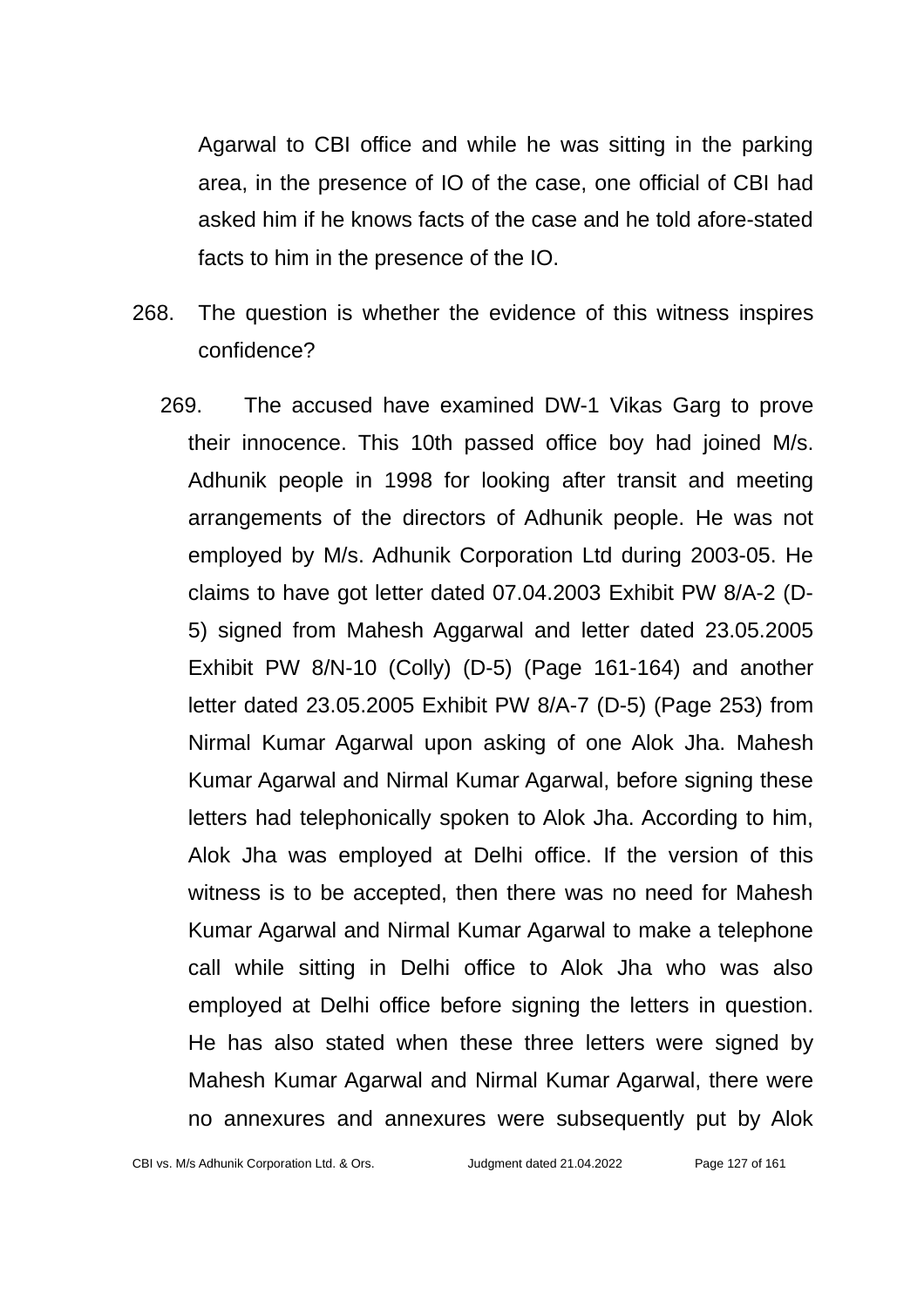Agarwal to CBI office and while he was sitting in the parking area, in the presence of IO of the case, one official of CBI had asked him if he knows facts of the case and he told afore-stated facts to him in the presence of the IO.

268. The question is whether the evidence of this witness inspires confidence?

269. The accused have examined DW-1 Vikas Garg to prove their innocence. This 10th passed office boy had joined M/s. Adhunik people in 1998 for looking after transit and meeting arrangements of the directors of Adhunik people. He was not employed by M/s. Adhunik Corporation Ltd during 2003-05. He claims to have got letter dated 07.04.2003 Exhibit PW 8/A-2 (D-5) signed from Mahesh Aggarwal and letter dated 23.05.2005 Exhibit PW 8/N-10 (Colly) (D-5) (Page 161-164) and another letter dated 23.05.2005 Exhibit PW 8/A-7 (D-5) (Page 253) from Nirmal Kumar Agarwal upon asking of one Alok Jha. Mahesh Kumar Agarwal and Nirmal Kumar Agarwal, before signing these letters had telephonically spoken to Alok Jha. According to him, Alok Jha was employed at Delhi office. If the version of this witness is to be accepted, then there was no need for Mahesh Kumar Agarwal and Nirmal Kumar Agarwal to make a telephone call while sitting in Delhi office to Alok Jha who was also employed at Delhi office before signing the letters in question. He has also stated when these three letters were signed by Mahesh Kumar Agarwal and Nirmal Kumar Agarwal, there were no annexures and annexures were subsequently put by Alok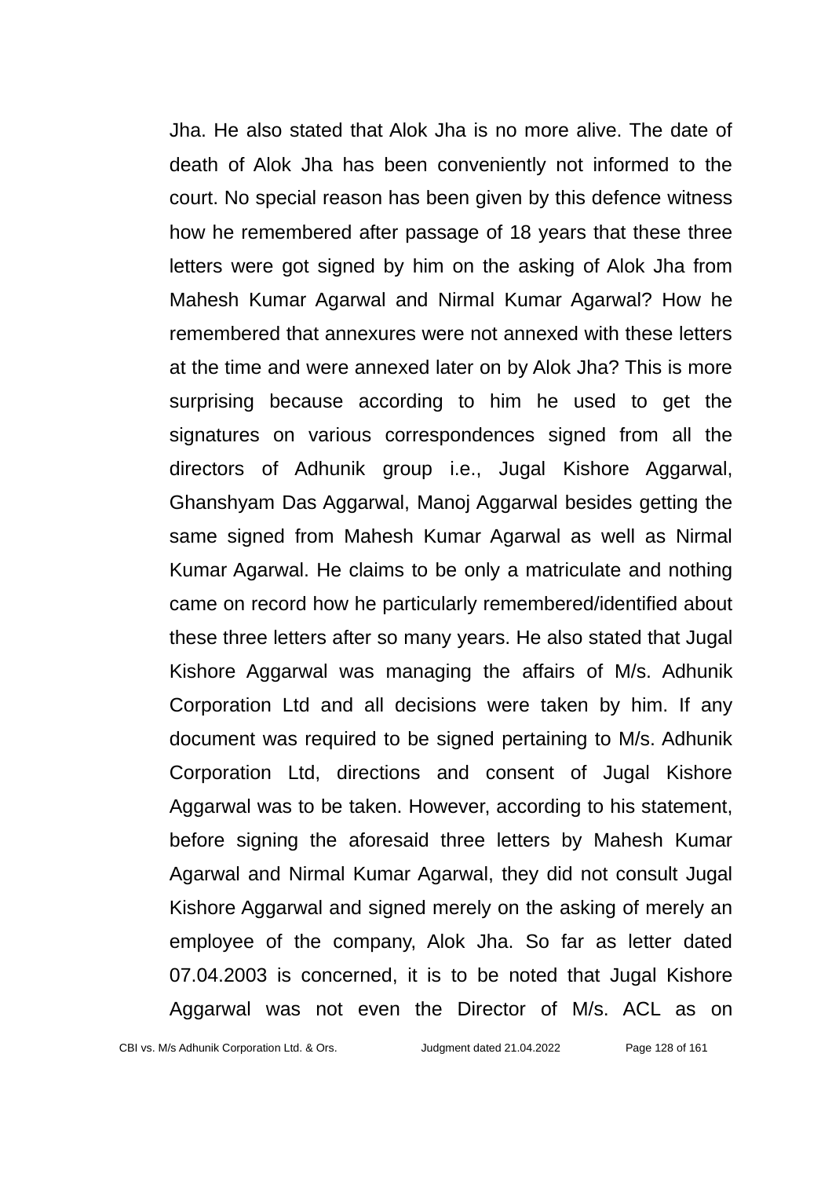Jha. He also stated that Alok Jha is no more alive. The date of death of Alok Jha has been conveniently not informed to the court. No special reason has been given by this defence witness how he remembered after passage of 18 years that these three letters were got signed by him on the asking of Alok Jha from Mahesh Kumar Agarwal and Nirmal Kumar Agarwal? How he remembered that annexures were not annexed with these letters at the time and were annexed later on by Alok Jha? This is more surprising because according to him he used to get the signatures on various correspondences signed from all the directors of Adhunik group i.e., Jugal Kishore Aggarwal, Ghanshyam Das Aggarwal, Manoj Aggarwal besides getting the same signed from Mahesh Kumar Agarwal as well as Nirmal Kumar Agarwal. He claims to be only a matriculate and nothing came on record how he particularly remembered/identified about these three letters after so many years. He also stated that Jugal Kishore Aggarwal was managing the affairs of M/s. Adhunik Corporation Ltd and all decisions were taken by him. If any document was required to be signed pertaining to M/s. Adhunik Corporation Ltd, directions and consent of Jugal Kishore Aggarwal was to be taken. However, according to his statement, before signing the aforesaid three letters by Mahesh Kumar Agarwal and Nirmal Kumar Agarwal, they did not consult Jugal Kishore Aggarwal and signed merely on the asking of merely an employee of the company, Alok Jha. So far as letter dated 07.04.2003 is concerned, it is to be noted that Jugal Kishore Aggarwal was not even the Director of M/s. ACL as on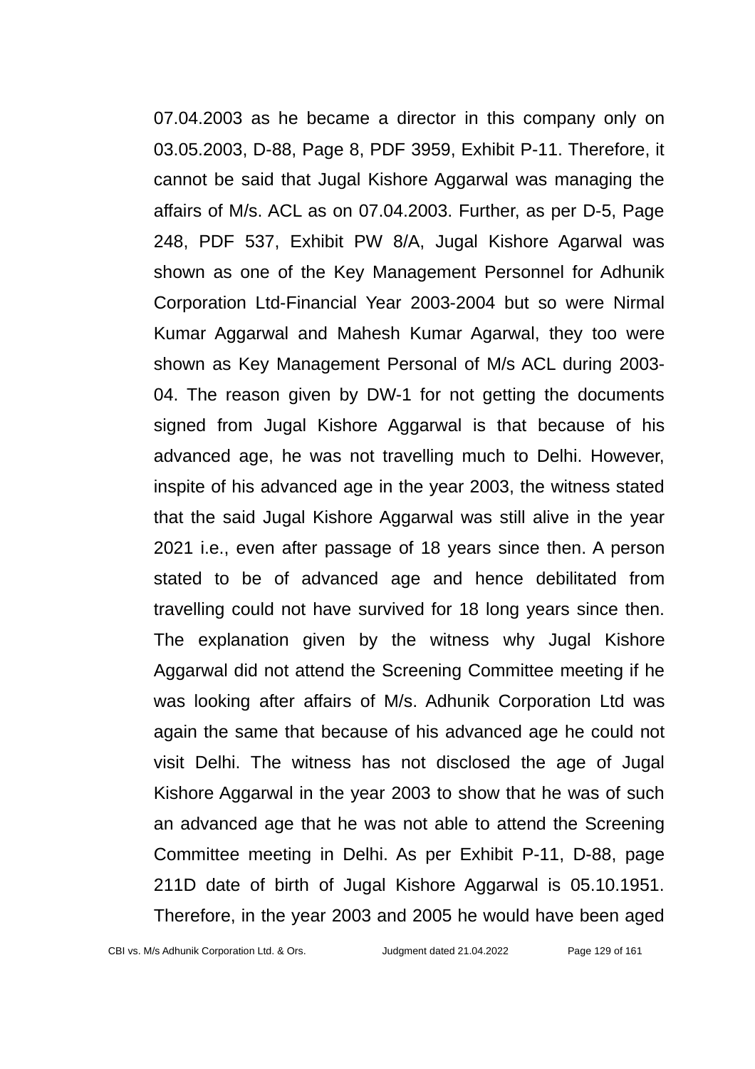07.04.2003 as he became a director in this company only on 03.05.2003, D-88, Page 8, PDF 3959, Exhibit P-11. Therefore, it cannot be said that Jugal Kishore Aggarwal was managing the affairs of M/s. ACL as on 07.04.2003. Further, as per D-5, Page 248, PDF 537, Exhibit PW 8/A, Jugal Kishore Agarwal was shown as one of the Key Management Personnel for Adhunik Corporation Ltd-Financial Year 2003-2004 but so were Nirmal Kumar Aggarwal and Mahesh Kumar Agarwal, they too were shown as Key Management Personal of M/s ACL during 2003-04. The reason given by DW-1 for not getting the documents signed from Jugal Kishore Aggarwal is that because of his advanced age, he was not travelling much to Delhi. However, inspite of his advanced age in the year 2003, the witness stated that the said Jugal Kishore Aggarwal was still alive in the year 2021 i.e., even after passage of 18 years since then. A person stated to be of advanced age and hence debilitated from travelling could not have survived for 18 long years since then. The explanation given by the witness why Jugal Kishore Aggarwal did not attend the Screening Committee meeting if he was looking after affairs of M/s. Adhunik Corporation Ltd was again the same that because of his advanced age he could not visit Delhi. The witness has not disclosed the age of Jugal Kishore Aggarwal in the year 2003 to show that he was of such an advanced age that he was not able to attend the Screening Committee meeting in Delhi. As per Exhibit P-11, D-88, page 211D date of birth of Jugal Kishore Aggarwal is 05.10.1951. Therefore, in the year 2003 and 2005 he would have been aged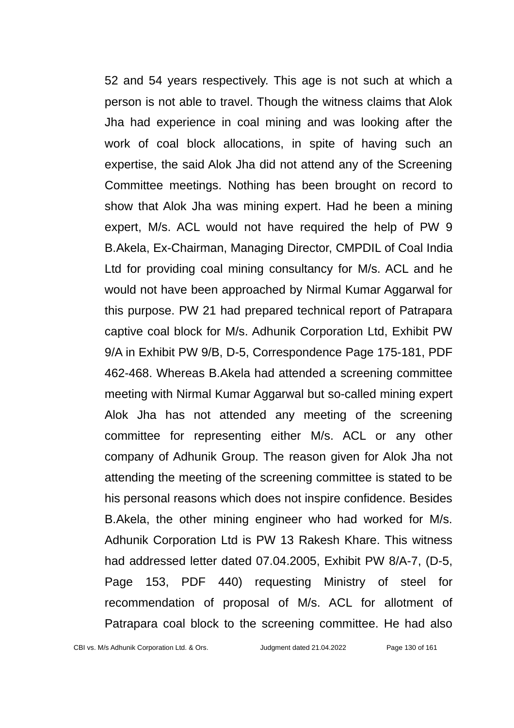52 and 54 years respectively. This age is not such at which a person is not able to travel. Though the witness claims that Alok Jha had experience in coal mining and was looking after the work of coal block allocations, in spite of having such an expertise, the said Alok Jha did not attend any of the Screening Committee meetings. Nothing has been brought on record to show that Alok Jha was mining expert. Had he been a mining expert, M/s. ACL would not have required the help of PW 9 B.Akela, Ex-Chairman, Managing Director, CMPDIL of Coal India Ltd for providing coal mining consultancy for M/s. ACL and he would not have been approached by Nirmal Kumar Aggarwal for this purpose. PW 21 had prepared technical report of Patrapara captive coal block for M/s. Adhunik Corporation Ltd, Exhibit PW 9/A in Exhibit PW 9/B, D-5, Correspondence Page 175-181, PDF 462-468. Whereas B.Akela had attended a screening committee meeting with Nirmal Kumar Aggarwal but so-called mining expert Alok Jha has not attended any meeting of the screening committee for representing either M/s. ACL or any other company of Adhunik Group. The reason given for Alok Jha not attending the meeting of the screening committee is stated to be his personal reasons which does not inspire confidence. Besides B.Akela, the other mining engineer who had worked for M/s. Adhunik Corporation Ltd is PW 13 Rakesh Khare. This witness had addressed letter dated 07.04.2005, Exhibit PW 8/A-7, (D-5, Page 153, PDF 440) requesting Ministry of steel for recommendation of proposal of M/s. ACL for allotment of Patrapara coal block to the screening committee. He had also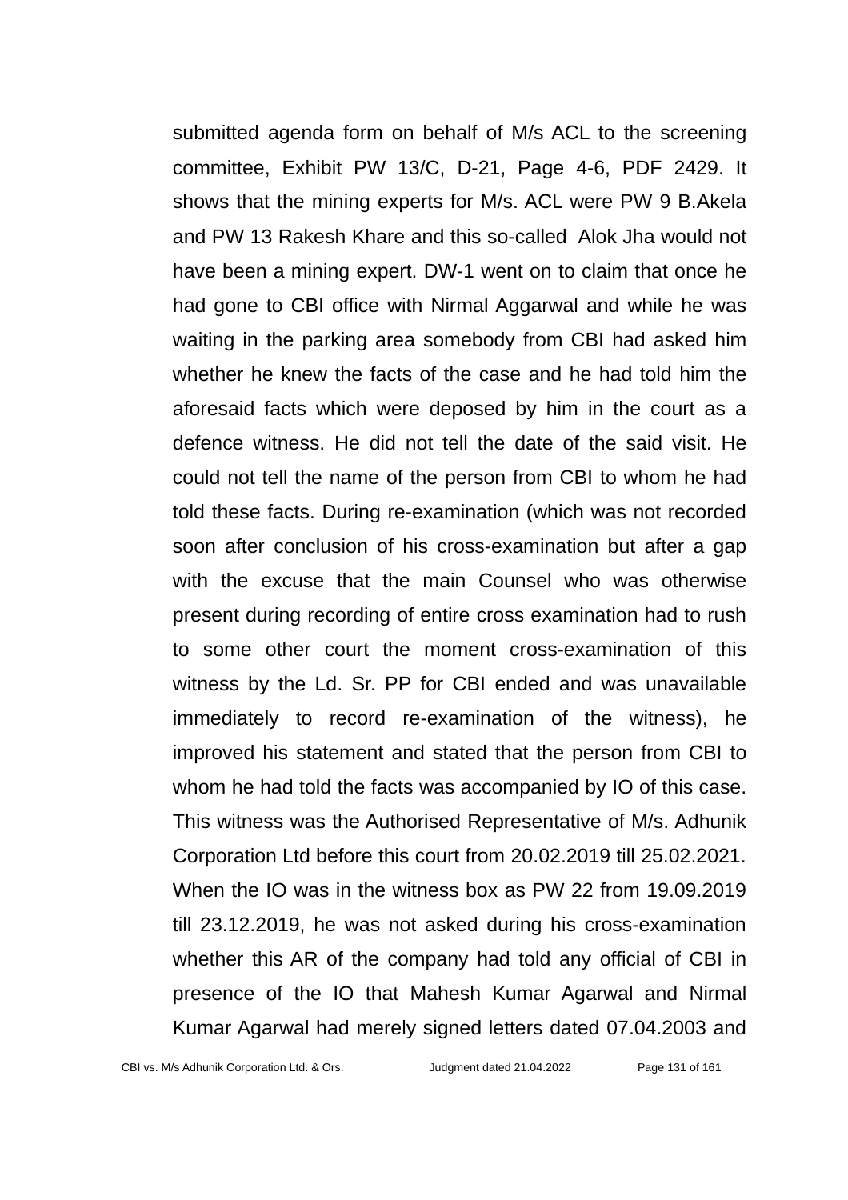submitted agenda form on behalf of M/s ACL to the screening committee, Exhibit PW 13/C, D-21, Page 4-6, PDF 2429. It shows that the mining experts for M/s. ACL were PW 9 B.Akela and PW 13 Rakesh Khare and this so-called Alok Jha would not have been a mining expert. DW-1 went on to claim that once he had gone to CBI office with Nirmal Aggarwal and while he was waiting in the parking area somebody from CBI had asked him whether he knew the facts of the case and he had told him the aforesaid facts which were deposed by him in the court as a defence witness. He did not tell the date of the said visit. He could not tell the name of the person from CBI to whom he had told these facts. During re-examination (which was not recorded soon after conclusion of his cross-examination but after a gap with the excuse that the main Counsel who was otherwise present during recording of entire cross examination had to rush to some other court the moment cross-examination of this witness by the Ld. Sr. PP for CBI ended and was unavailable immediately to record re-examination of the witness), he improved his statement and stated that the person from CBI to whom he had told the facts was accompanied by IO of this case. This witness was the Authorised Representative of M/s. Adhunik Corporation Ltd before this court from 20.02.2019 till 25.02.2021. When the IO was in the witness box as PW 22 from 19.09.2019 till 23.12.2019, he was not asked during his cross-examination whether this AR of the company had told any official of CBI in presence of the IO that Mahesh Kumar Agarwal and Nirmal Kumar Agarwal had merely signed letters dated 07.04.2003 and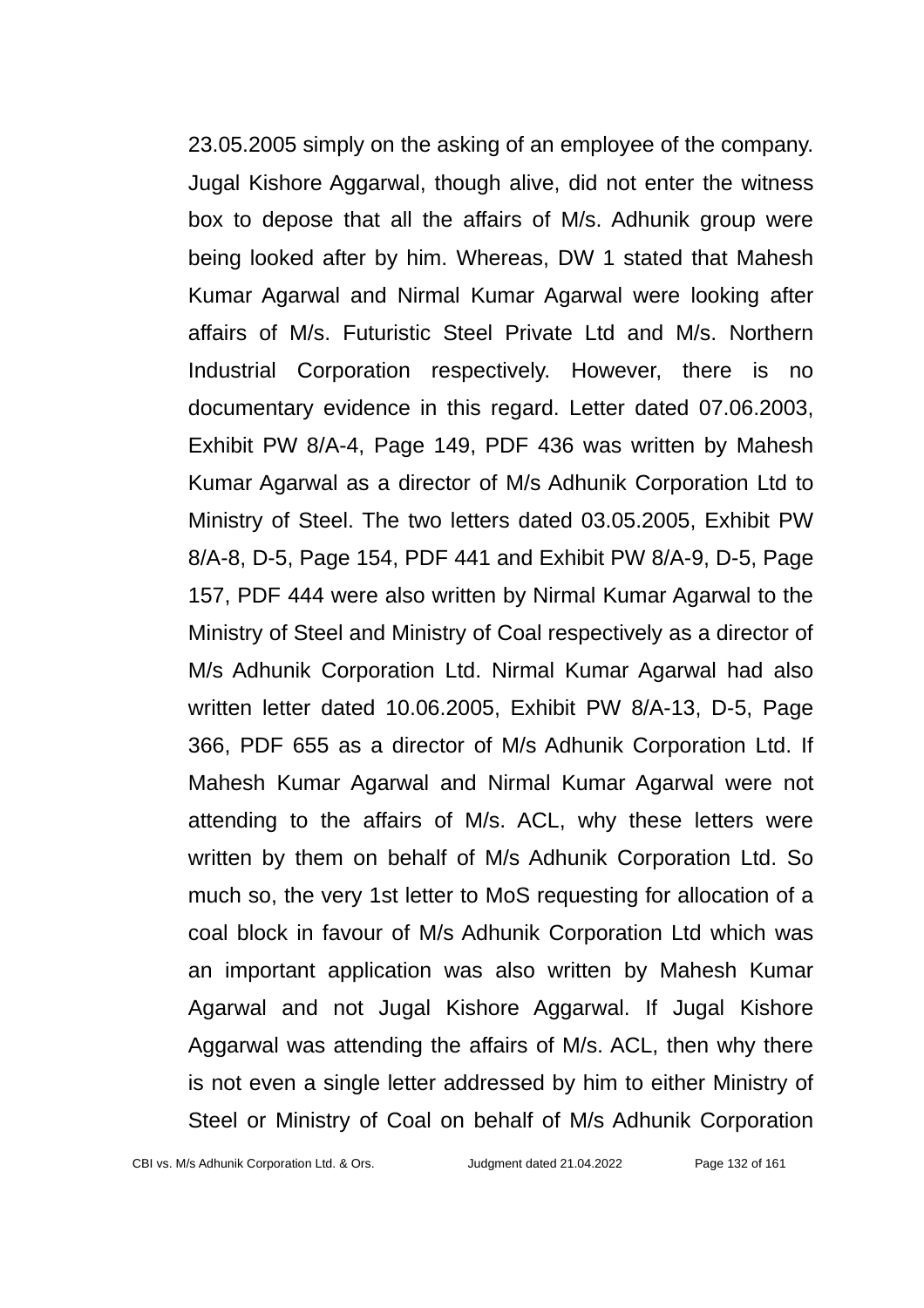23.05.2005 simply on the asking of an employee of the company. Jugal Kishore Aggarwal, though alive, did not enter the witness box to depose that all the affairs of M/s. Adhunik group were being looked after by him. Whereas, DW 1 stated that Mahesh Kumar Agarwal and Nirmal Kumar Agarwal were looking after affairs of M/s. Futuristic Steel Private Ltd and M/s. Northern Industrial Corporation respectively. However, there is no documentary evidence in this regard. Letter dated 07.06.2003, Exhibit PW 8/A-4, Page 149, PDF 436 was written by Mahesh Kumar Agarwal as a director of M/s Adhunik Corporation Ltd to Ministry of Steel. The two letters dated 03.05.2005, Exhibit PW 8/A-8, D-5, Page 154, PDF 441 and Exhibit PW 8/A-9, D-5, Page 157, PDF 444 were also written by Nirmal Kumar Agarwal to the Ministry of Steel and Ministry of Coal respectively as a director of M/s Adhunik Corporation Ltd. Nirmal Kumar Agarwal had also written letter dated 10.06.2005, Exhibit PW 8/A-13, D-5, Page 366, PDF 655 as a director of M/s Adhunik Corporation Ltd. If Mahesh Kumar Agarwal and Nirmal Kumar Agarwal were not attending to the affairs of M/s. ACL, why these letters were written by them on behalf of M/s Adhunik Corporation Ltd. So much so, the very 1st letter to MoS requesting for allocation of a coal block in favour of M/s Adhunik Corporation Ltd which was an important application was also written by Mahesh Kumar Agarwal and not Jugal Kishore Aggarwal. If Jugal Kishore Aggarwal was attending the affairs of M/s. ACL, then why there is not even a single letter addressed by him to either Ministry of Steel or Ministry of Coal on behalf of M/s Adhunik Corporation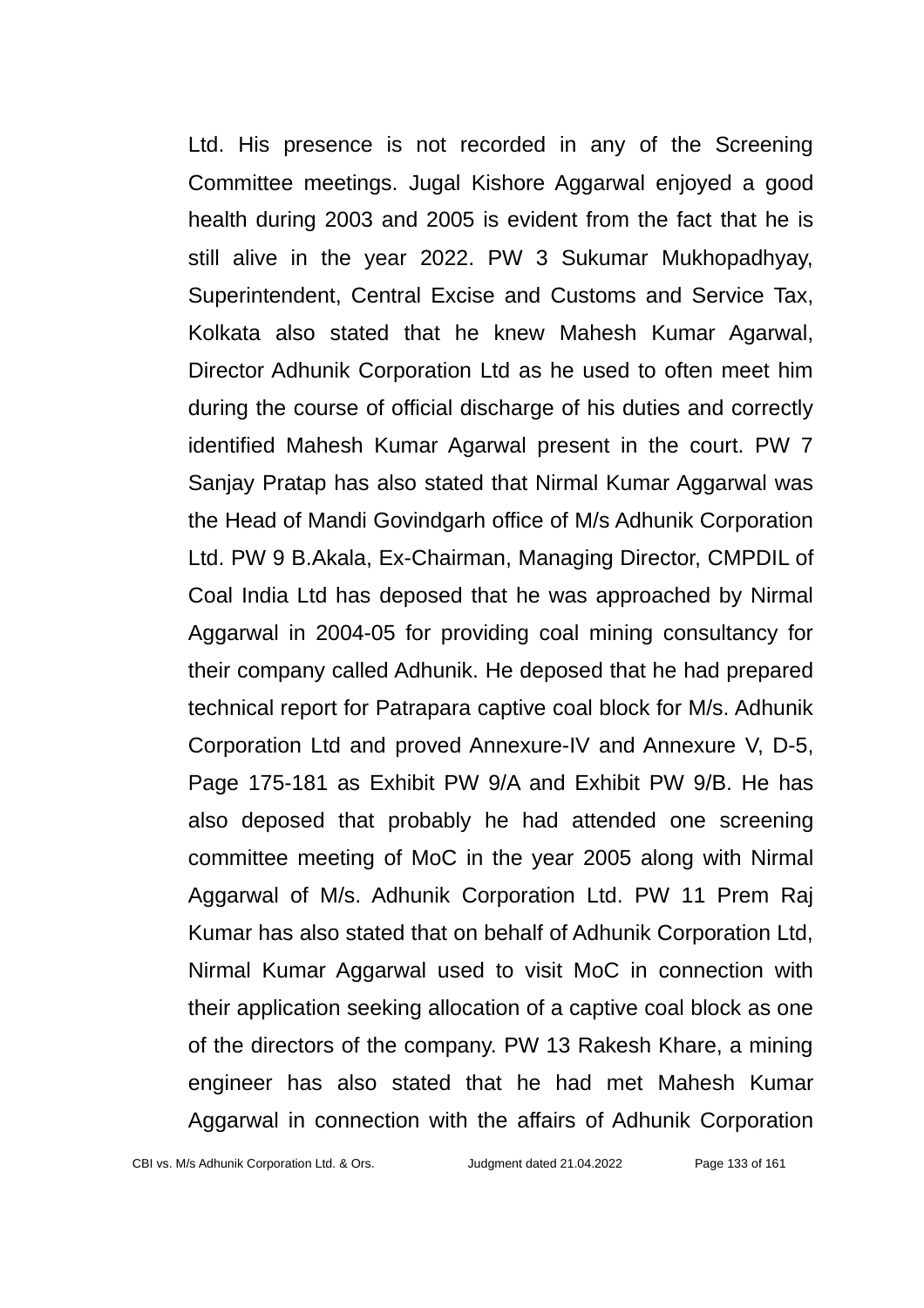Ltd. His presence is not recorded in any of the Screening Committee meetings. Jugal Kishore Aggarwal enjoyed a good health during 2003 and 2005 is evident from the fact that he is still alive in the year 2022. PW 3 Sukumar Mukhopadhyay, Superintendent, Central Excise and Customs and Service Tax, Kolkata also stated that he knew Mahesh Kumar Agarwal, Director Adhunik Corporation Ltd as he used to often meet him during the course of official discharge of his duties and correctly identified Mahesh Kumar Agarwal present in the court. PW 7 Sanjay Pratap has also stated that Nirmal Kumar Aggarwal was the Head of Mandi Govindgarh office of M/s Adhunik Corporation Ltd. PW 9 B.Akala, Ex-Chairman, Managing Director, CMPDIL of Coal India Ltd has deposed that he was approached by Nirmal Aggarwal in 2004-05 for providing coal mining consultancy for their company called Adhunik. He deposed that he had prepared technical report for Patrapara captive coal block for M/s. Adhunik Corporation Ltd and proved Annexure-IV and Annexure V, D-5, Page 175-181 as Exhibit PW 9/A and Exhibit PW 9/B. He has also deposed that probably he had attended one screening committee meeting of MoC in the year 2005 along with Nirmal Aggarwal of M/s. Adhunik Corporation Ltd. PW 11 Prem Raj Kumar has also stated that on behalf of Adhunik Corporation Ltd, Nirmal Kumar Aggarwal used to visit MoC in connection with their application seeking allocation of a captive coal block as one of the directors of the company. PW 13 Rakesh Khare, a mining engineer has also stated that he had met Mahesh Kumar Aggarwal in connection with the affairs of Adhunik Corporation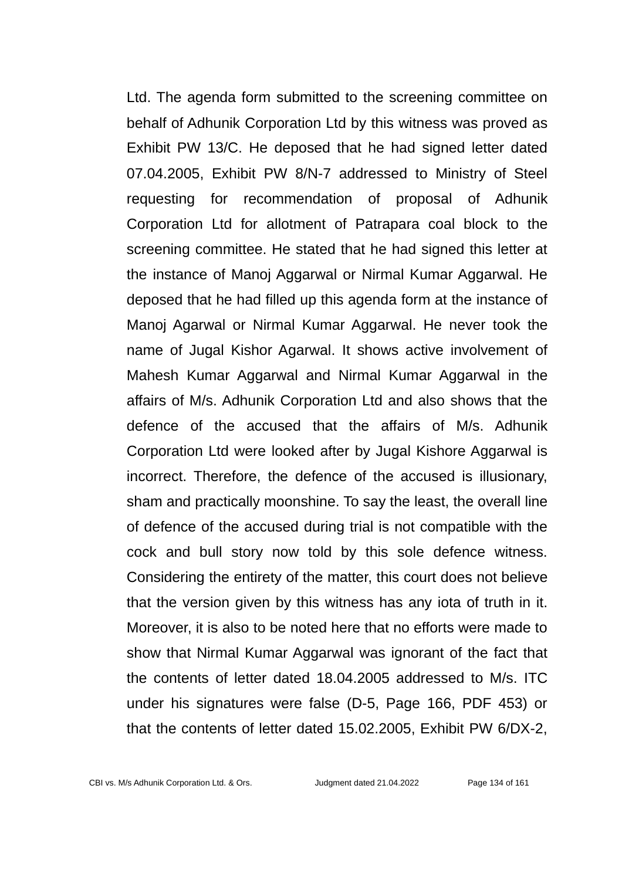Ltd. The agenda form submitted to the screening committee on behalf of Adhunik Corporation Ltd by this witness was proved as Exhibit PW 13/C. He deposed that he had signed letter dated 07.04.2005, Exhibit PW 8/N-7 addressed to Ministry of Steel requesting for recommendation of proposal of Adhunik Corporation Ltd for allotment of Patrapara coal block to the screening committee. He stated that he had signed this letter at the instance of Manoj Aggarwal or Nirmal Kumar Aggarwal. He deposed that he had filled up this agenda form at the instance of Manoj Agarwal or Nirmal Kumar Aggarwal. He never took the name of Jugal Kishor Agarwal. It shows active involvement of Mahesh Kumar Aggarwal and Nirmal Kumar Aggarwal in the affairs of M/s. Adhunik Corporation Ltd and also shows that the defence of the accused that the affairs of M/s. Adhunik Corporation Ltd were looked after by Jugal Kishore Aggarwal is incorrect. Therefore, the defence of the accused is illusionary, sham and practically moonshine. To say the least, the overall line of defence of the accused during trial is not compatible with the cock and bull story now told by this sole defence witness. Considering the entirety of the matter, this court does not believe that the version given by this witness has any iota of truth in it. Moreover, it is also to be noted here that no efforts were made to show that Nirmal Kumar Aggarwal was ignorant of the fact that the contents of letter dated 18.04.2005 addressed to M/s. ITC under his signatures were false (D-5, Page 166, PDF 453) or that the contents of letter dated 15.02.2005, Exhibit PW 6/DX-2,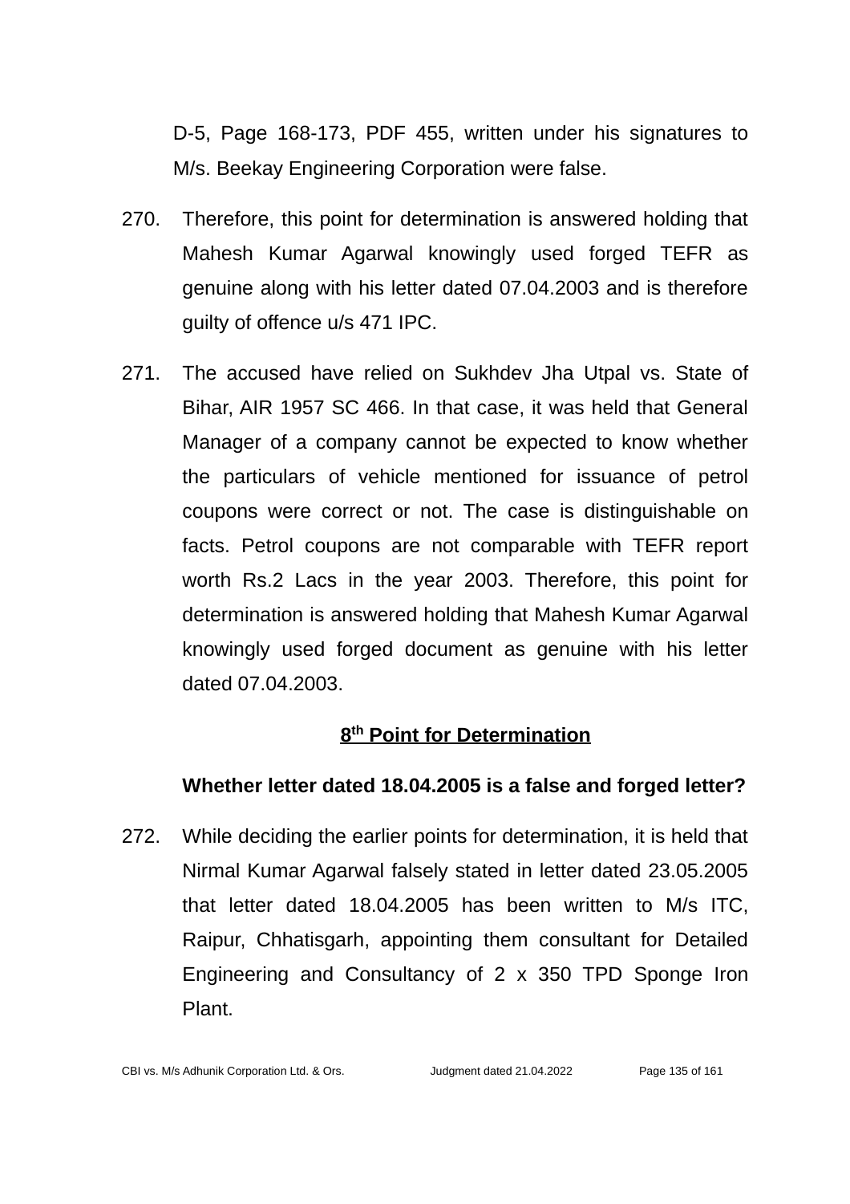D-5, Page 168-173, PDF 455, written under his signatures to M/s. Beekay Engineering Corporation were false.

270. Therefore, this point for determination is answered holding that Mahesh Kumar Agarwal knowingly used forged TEFR as genuine along with his letter dated 07.04.2003 and is therefore guilty of offence u/s 471 IPC.

271. The accused have relied on Sukhdev Jha Utpal vs. State of Bihar, AIR 1957 SC 466. In that case, it was held that General Manager of a company cannot be expected to know whether the particulars of vehicle mentioned for issuance of petrol coupons were correct or not. The case is distinguishable on facts. Petrol coupons are not comparable with TEFR report worth Rs.2 Lacs in the year 2003. Therefore, this point for determination is answered holding that Mahesh Kumar Agarwal knowingly used forged document as genuine with his letter dated 07.04.2003.

## 8th Point for Determination

**Whether letter dated 18.04.2005 is a false and forged letter?**

272. While deciding the earlier points for determination, it is held that Nirmal Kumar Agarwal falsely stated in letter dated 23.05.2005 that letter dated 18.04.2005 has been written to M/s ITC, Raipur, Chhatisgarh, appointing them consultant for Detailed Engineering and Consultancy of 2 x 350 TPD Sponge Iron Plant.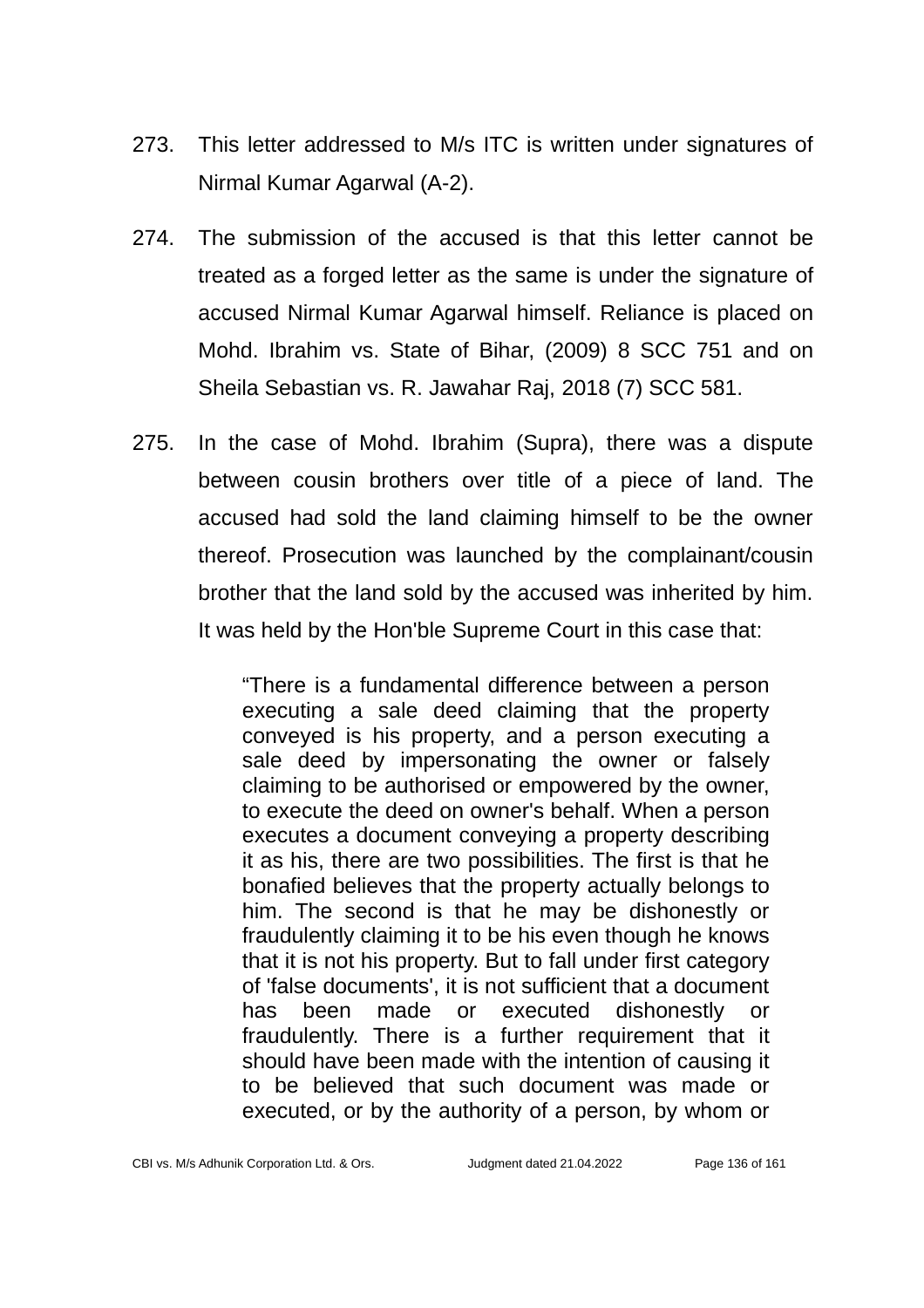273. This letter addressed to M/s ITC is written under signatures of Nirmal Kumar Agarwal (A-2).

274. The submission of the accused is that this letter cannot be treated as a forged letter as the same is under the signature of accused Nirmal Kumar Agarwal himself. Reliance is placed on Mohd. Ibrahim vs. State of Bihar, (2009) 8 SCC 751 and on Sheila Sebastian vs. R. Jawahar Raj, 2018 (7) SCC 581.

275. In the case of Mohd. Ibrahim (Supra), there was a dispute between cousin brothers over title of a piece of land. The accused had sold the land claiming himself to be the owner thereof. Prosecution was launched by the complainant/cousin brother that the land sold by the accused was inherited by him. It was held by the Hon'ble Supreme Court in this case that:

> "There is a fundamental difference between a person executing a sale deed claiming that the property conveyed is his property, and a person executing a sale deed by impersonating the owner or falsely claiming to be authorised or empowered by the owner, to execute the deed on owner's behalf. When a person executes a document conveying a property describing it as his, there are two possibilities. The first is that he bonafied believes that the property actually belongs to him. The second is that he may be dishonestly or fraudulently claiming it to be his even though he knows that it is not his property. But to fall under first category of 'false documents', it is not sufficient that a document has been made or executed dishonestly or fraudulently. There is a further requirement that it should have been made with the intention of causing it to be believed that such document was made or executed, or by the authority of a person, by whom or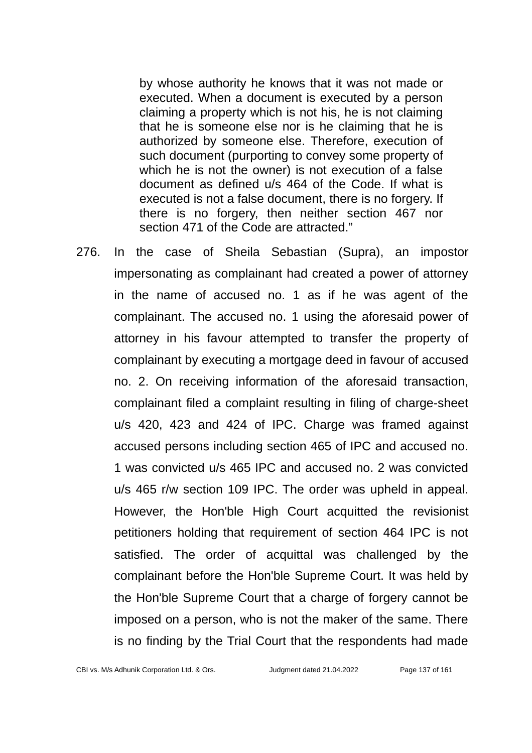> by whose authority he knows that it was not made or executed. When a document is executed by a person claiming a property which is not his, he is not claiming that he is someone else nor is he claiming that he is authorized by someone else. Therefore, execution of such document (purporting to convey some property of which he is not the owner) is not execution of a false document as defined u/s 464 of the Code. If what is executed is not a false document, there is no forgery. If there is no forgery, then neither section 467 nor section 471 of the Code are attracted."

276. In the case of Sheila Sebastian (Supra), an impostor impersonating as complainant had created a power of attorney in the name of accused no. 1 as if he was agent of the complainant. The accused no. 1 using the aforesaid power of attorney in his favour attempted to transfer the property of complainant by executing a mortgage deed in favour of accused no. 2. On receiving information of the aforesaid transaction, complainant filed a complaint resulting in filing of charge-sheet u/s 420, 423 and 424 of IPC. Charge was framed against accused persons including section 465 of IPC and accused no. 1 was convicted u/s 465 IPC and accused no. 2 was convicted u/s 465 r/w section 109 IPC. The order was upheld in appeal. However, the Hon'ble High Court acquitted the revisionist petitioners holding that requirement of section 464 IPC is not satisfied. The order of acquittal was challenged by the complainant before the Hon'ble Supreme Court. It was held by the Hon'ble Supreme Court that a charge of forgery cannot be imposed on a person, who is not the maker of the same. There is no finding by the Trial Court that the respondents had made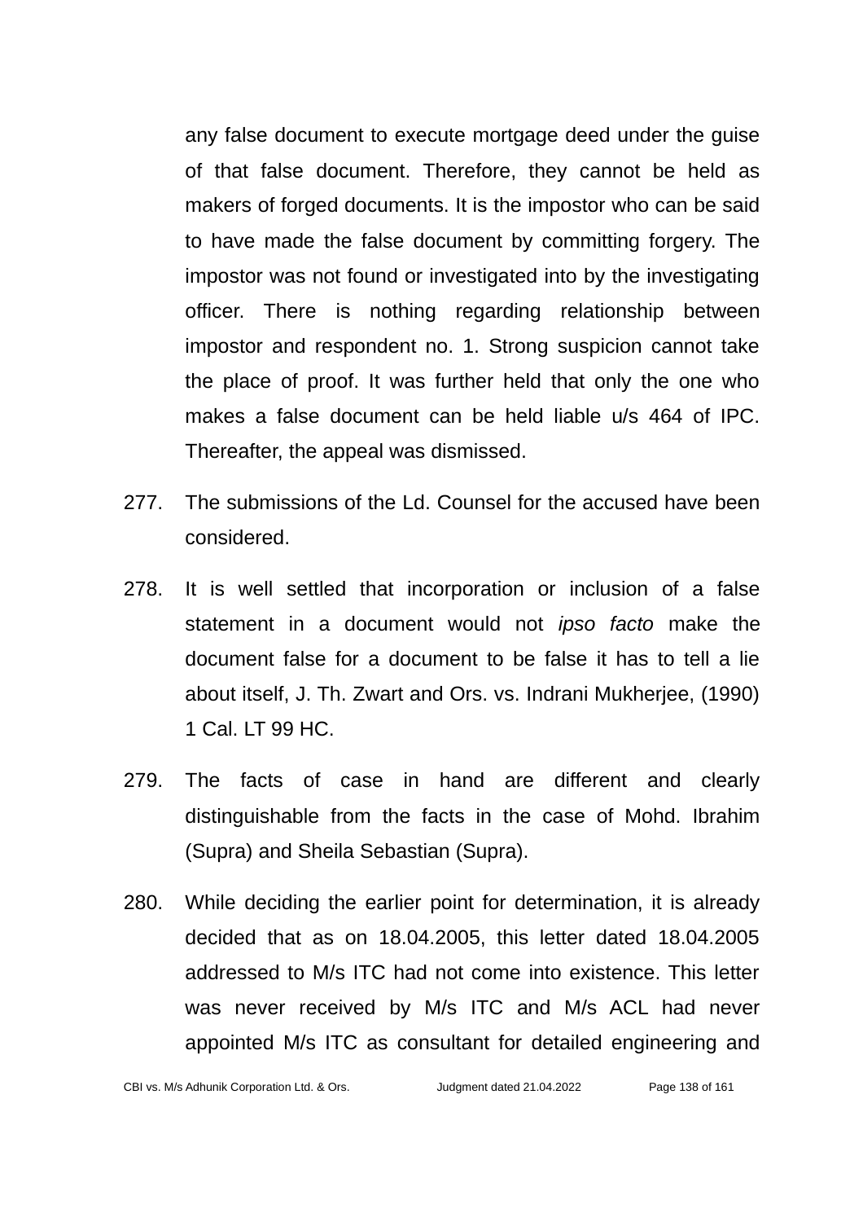any false document to execute mortgage deed under the guise of that false document. Therefore, they cannot be held as makers of forged documents. It is the impostor who can be said to have made the false document by committing forgery. The impostor was not found or investigated into by the investigating officer. There is nothing regarding relationship between impostor and respondent no. 1. Strong suspicion cannot take the place of proof. It was further held that only the one who makes a false document can be held liable u/s 464 of IPC. Thereafter, the appeal was dismissed.

277. The submissions of the Ld. Counsel for the accused have been considered.

278. It is well settled that incorporation or inclusion of a false statement in a document would not *ipso facto* make the document false for a document to be false it has to tell a lie about itself, J. Th. Zwart and Ors. vs. Indrani Mukherjee, (1990) 1 Cal. LT 99 HC.

279. The facts of case in hand are different and clearly distinguishable from the facts in the case of Mohd. Ibrahim (Supra) and Sheila Sebastian (Supra).

280. While deciding the earlier point for determination, it is already decided that as on 18.04.2005, this letter dated 18.04.2005 addressed to M/s ITC had not come into existence. This letter was never received by M/s ITC and M/s ACL had never appointed M/s ITC as consultant for detailed engineering and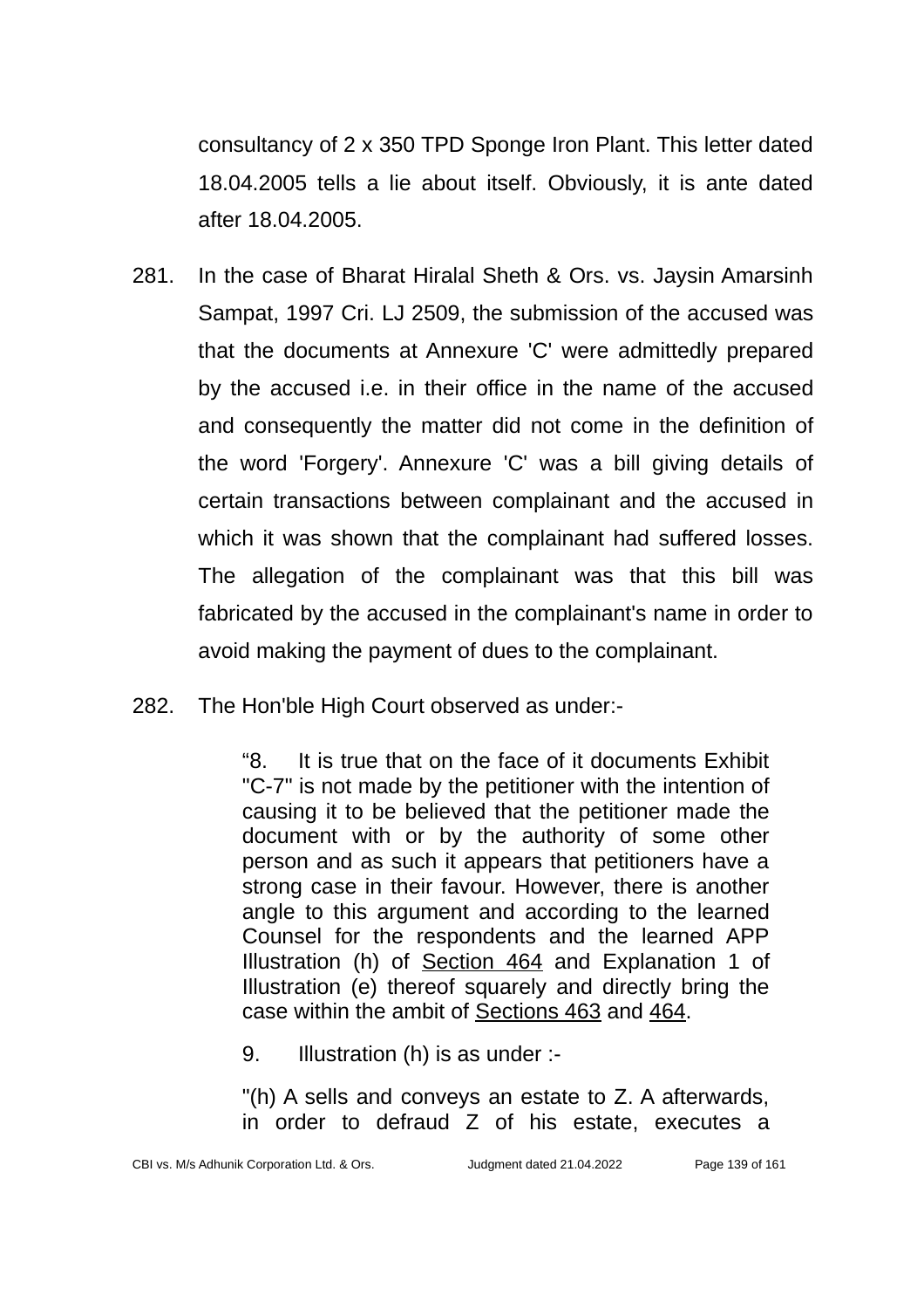consultancy of 2 x 350 TPD Sponge Iron Plant. This letter dated 18.04.2005 tells a lie about itself. Obviously, it is ante dated after 18.04.2005.

281. In the case of Bharat Hiralal Sheth & Ors. vs. Jaysin Amarsinh Sampat, 1997 Cri. LJ 2509, the submission of the accused was that the documents at Annexure 'C' were admittedly prepared by the accused i.e. in their office in the name of the accused and consequently the matter did not come in the definition of the word 'Forgery'. Annexure 'C' was a bill giving details of certain transactions between complainant and the accused in which it was shown that the complainant had suffered losses. The allegation of the complainant was that this bill was fabricated by the accused in the complainant's name in order to avoid making the payment of dues to the complainant.

282. The Hon'ble High Court observed as under:-

> "8. It is true that on the face of it documents Exhibit "C-7" is not made by the petitioner with the intention of causing it to be believed that the petitioner made the document with or by the authority of some other person and as such it appears that petitioners have a strong case in their favour. However, there is another angle to this argument and according to the learned Counsel for the respondents and the learned APP Illustration (h) of Section 464 and Explanation 1 of Illustration (e) thereof squarely and directly bring the case within the ambit of Sections 463 and 464.
>
> 9. Illustration (h) is as under :-
>
> "(h) A sells and conveys an estate to Z. A afterwards, in order to defraud Z of his estate, executes a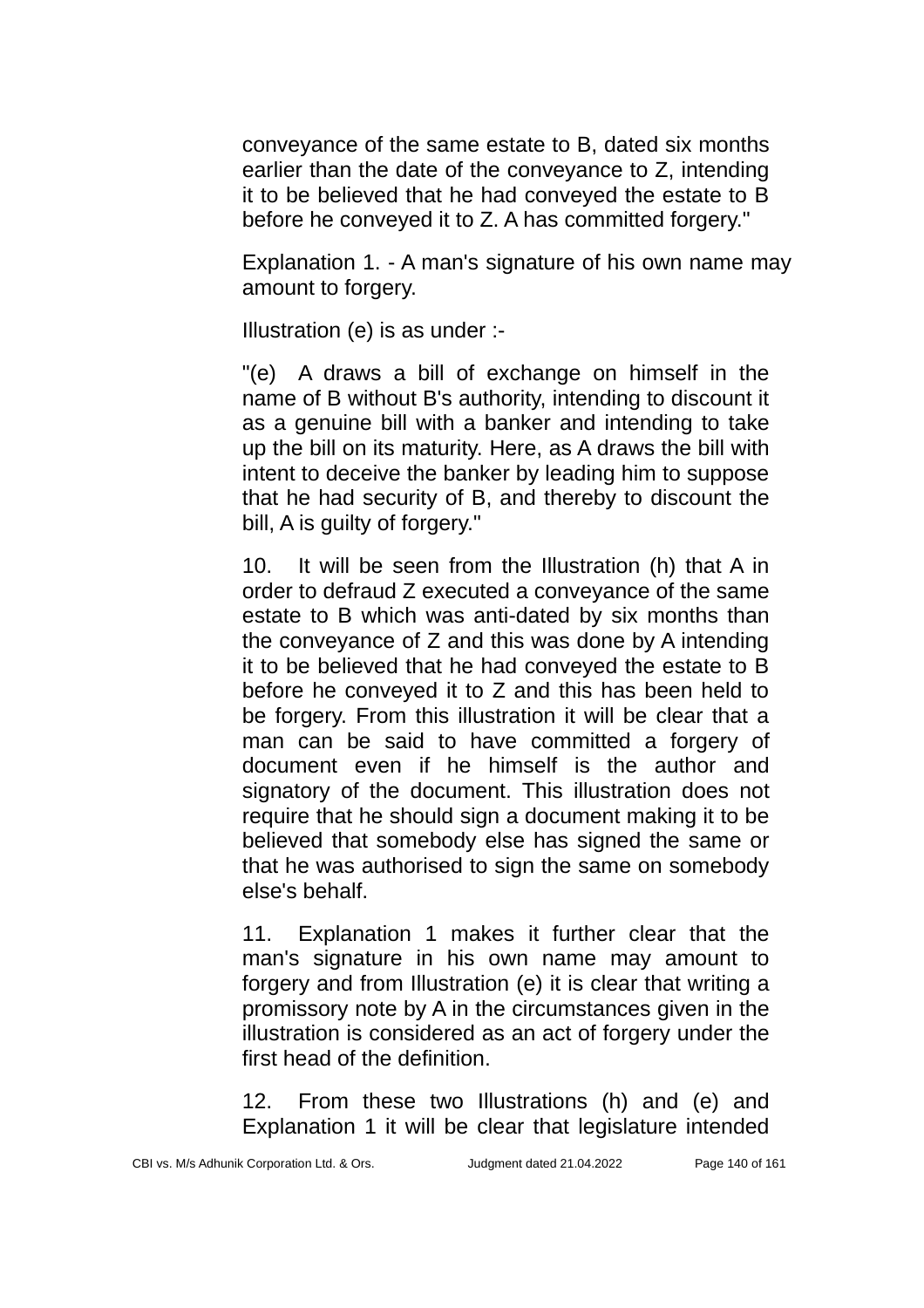conveyance of the same estate to B, dated six months earlier than the date of the conveyance to Z, intending it to be believed that he had conveyed the estate to B before he conveyed it to Z. A has committed forgery."

Explanation 1. - A man's signature of his own name may amount to forgery.

Illustration (e) is as under :-

"(e) A draws a bill of exchange on himself in the name of B without B's authority, intending to discount it as a genuine bill with a banker and intending to take up the bill on its maturity. Here, as A draws the bill with intent to deceive the banker by leading him to suppose that he had security of B, and thereby to discount the bill, A is guilty of forgery."

10. It will be seen from the Illustration (h) that A in order to defraud Z executed a conveyance of the same estate to B which was anti-dated by six months than the conveyance of Z and this was done by A intending it to be believed that he had conveyed the estate to B before he conveyed it to Z and this has been held to be forgery. From this illustration it will be clear that a man can be said to have committed a forgery of document even if he himself is the author and signatory of the document. This illustration does not require that he should sign a document making it to be believed that somebody else has signed the same or that he was authorised to sign the same on somebody else's behalf.

11. Explanation 1 makes it further clear that the man's signature in his own name may amount to forgery and from Illustration (e) it is clear that writing a promissory note by A in the circumstances given in the illustration is considered as an act of forgery under the first head of the definition.

12. From these two Illustrations (h) and (e) and Explanation 1 it will be clear that legislature intended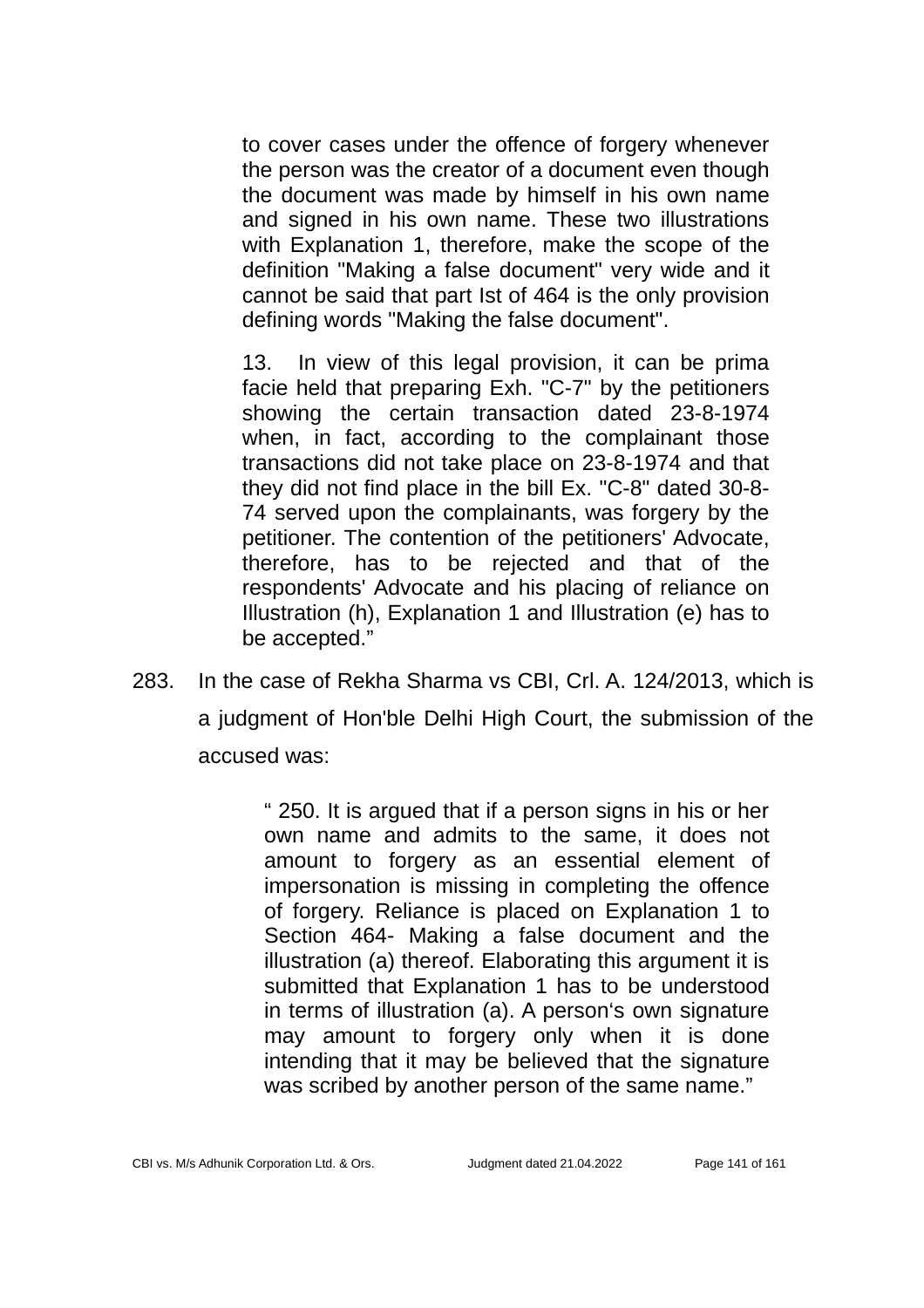> to cover cases under the offence of forgery whenever the person was the creator of a document even though the document was made by himself in his own name and signed in his own name. These two illustrations with Explanation 1, therefore, make the scope of the definition "Making a false document" very wide and it cannot be said that part Ist of 464 is the only provision defining words "Making the false document".
>
> 13. In view of this legal provision, it can be prima facie held that preparing Exh. "C-7" by the petitioners showing the certain transaction dated 23-8-1974 when, in fact, according to the complainant those transactions did not take place on 23-8-1974 and that they did not find place in the bill Ex. "C-8" dated 30-8-74 served upon the complainants, was forgery by the petitioner. The contention of the petitioners' Advocate, therefore, has to be rejected and that of the respondents' Advocate and his placing of reliance on Illustration (h), Explanation 1 and Illustration (e) has to be accepted."

283. In the case of Rekha Sharma vs CBI, Crl. A. 124/2013, which is a judgment of Hon'ble Delhi High Court, the submission of the accused was:

> " 250. It is argued that if a person signs in his or her own name and admits to the same, it does not amount to forgery as an essential element of impersonation is missing in completing the offence of forgery. Reliance is placed on Explanation 1 to Section 464- Making a false document and the illustration (a) thereof. Elaborating this argument it is submitted that Explanation 1 has to be understood in terms of illustration (a). A person's own signature may amount to forgery only when it is done intending that it may be believed that the signature was scribed by another person of the same name."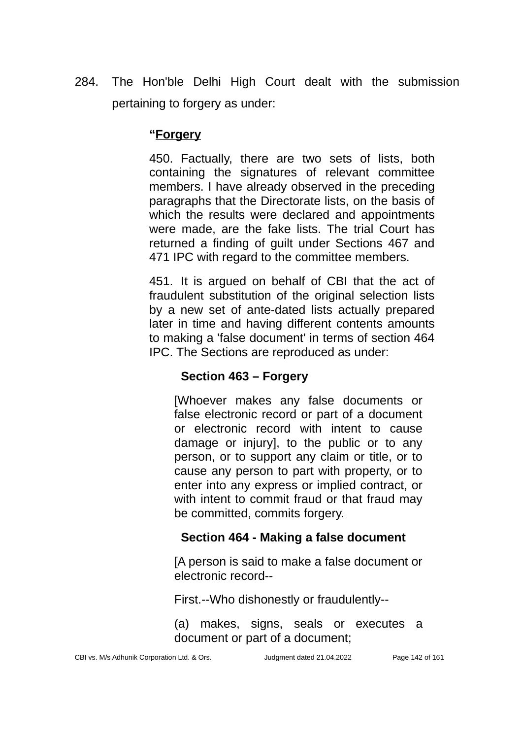284. The Hon'ble Delhi High Court dealt with the submission pertaining to forgery as under:

> "**Forgery**
>
> 450. Factually, there are two sets of lists, both containing the signatures of relevant committee members. I have already observed in the preceding paragraphs that the Directorate lists, on the basis of which the results were declared and appointments were made, are the fake lists. The trial Court has returned a finding of guilt under Sections 467 and 471 IPC with regard to the committee members.
>
> 451. It is argued on behalf of CBI that the act of fraudulent substitution of the original selection lists by a new set of ante-dated lists actually prepared later in time and having different contents amounts to making a 'false document' in terms of section 464 IPC. The Sections are reproduced as under:
>
> **Section 463 – Forgery**
>
> [Whoever makes any false documents or false electronic record or part of a document or electronic record with intent to cause damage or injury], to the public or to any person, or to support any claim or title, or to cause any person to part with property, or to enter into any express or implied contract, or with intent to commit fraud or that fraud may be committed, commits forgery.
>
> **Section 464 - Making a false document**
>
> [A person is said to make a false document or electronic record--
>
> First.--Who dishonestly or fraudulently--
>
> (a) makes, signs, seals or executes a document or part of a document;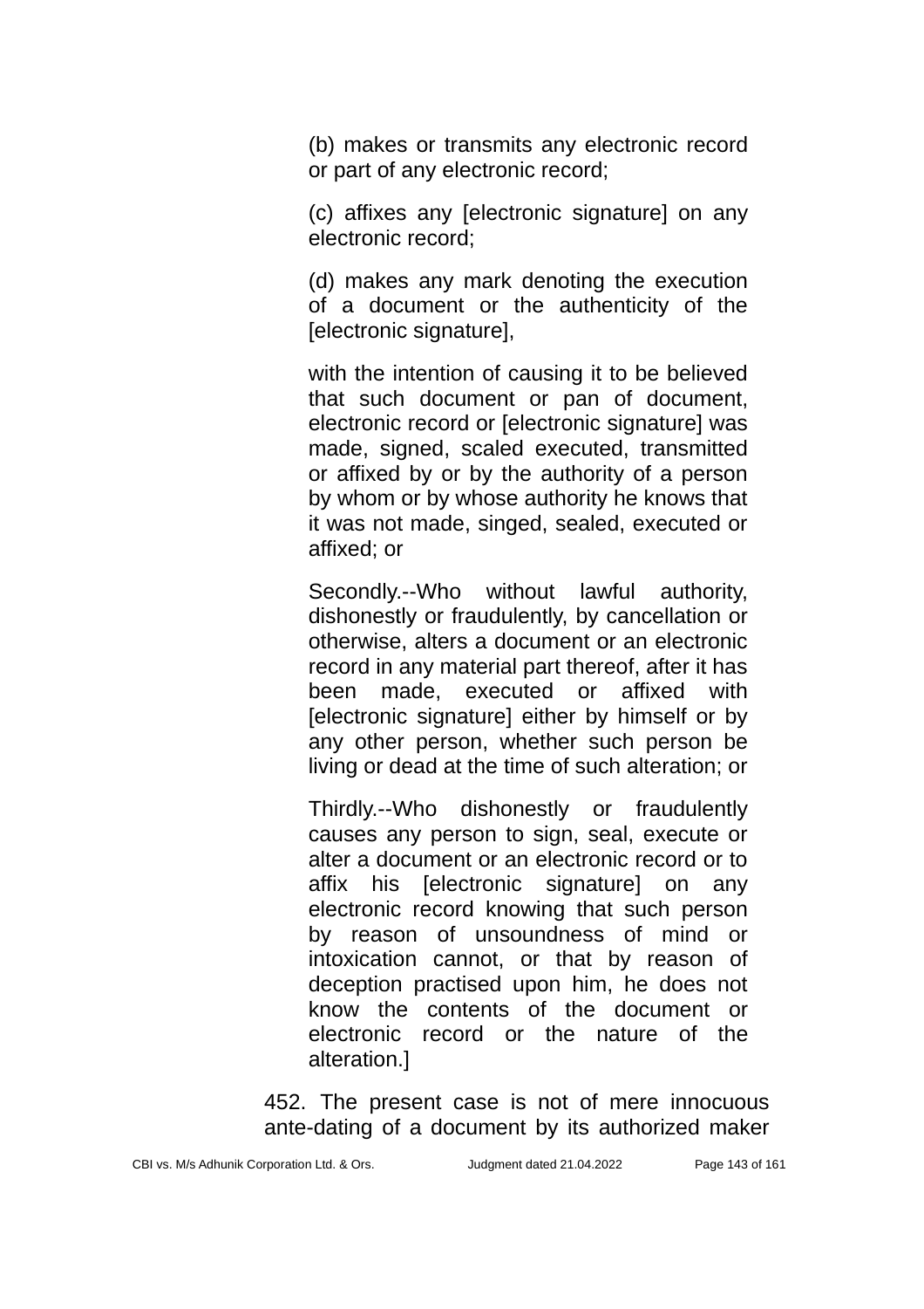(b) makes or transmits any electronic record or part of any electronic record;

(c) affixes any [electronic signature] on any electronic record;

(d) makes any mark denoting the execution of a document or the authenticity of the [electronic signature],

with the intention of causing it to be believed that such document or pan of document, electronic record or [electronic signature] was made, signed, scaled executed, transmitted or affixed by or by the authority of a person by whom or by whose authority he knows that it was not made, singed, sealed, executed or affixed; or

Secondly.--Who without lawful authority, dishonestly or fraudulently, by cancellation or otherwise, alters a document or an electronic record in any material part thereof, after it has been made, executed or affixed with [electronic signature] either by himself or by any other person, whether such person be living or dead at the time of such alteration; or

Thirdly.--Who dishonestly or fraudulently causes any person to sign, seal, execute or alter a document or an electronic record or to affix his [electronic signature] on any electronic record knowing that such person by reason of unsoundness of mind or intoxication cannot, or that by reason of deception practised upon him, he does not know the contents of the document or electronic record or the nature of the alteration.]

452. The present case is not of mere innocuous ante-dating of a document by its authorized maker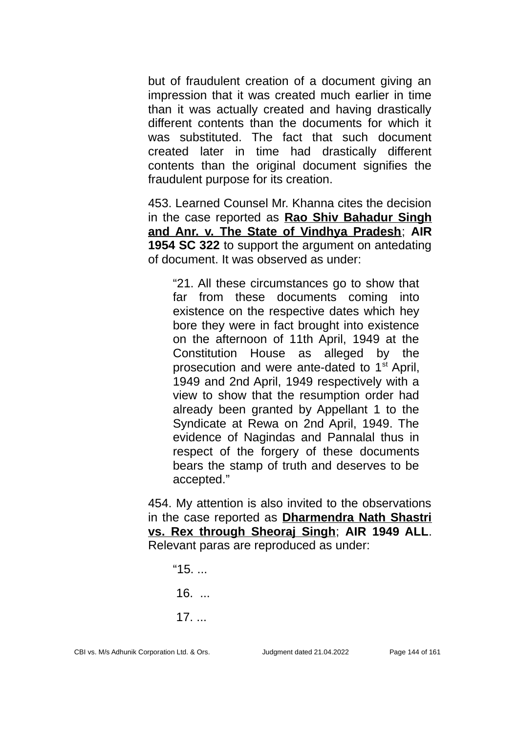but of fraudulent creation of a document giving an impression that it was created much earlier in time than it was actually created and having drastically different contents than the documents for which it was substituted. The fact that such document created later in time had drastically different contents than the original document signifies the fraudulent purpose for its creation.

453. Learned Counsel Mr. Khanna cites the decision in the case reported as **<u>Rao Shiv Bahadur Singh and Anr. v. The State of Vindhya Pradesh</u>**; **AIR 1954 SC 322** to support the argument on antedating of document. It was observed as under:

> "21. All these circumstances go to show that far from these documents coming into existence on the respective dates which hey bore they were in fact brought into existence on the afternoon of 11th April, 1949 at the Constitution House as alleged by the prosecution and were ante-dated to 1st April, 1949 and 2nd April, 1949 respectively with a view to show that the resumption order had already been granted by Appellant 1 to the Syndicate at Rewa on 2nd April, 1949. The evidence of Nagindas and Pannalal thus in respect of the forgery of these documents bears the stamp of truth and deserves to be accepted."

454. My attention is also invited to the observations in the case reported as **<u>Dharmendra Nath Shastri vs. Rex through Sheoraj Singh</u>**; **AIR 1949 ALL**. Relevant paras are reproduced as under:

> "15. ...
>
> 16. ...
>
> 17. ...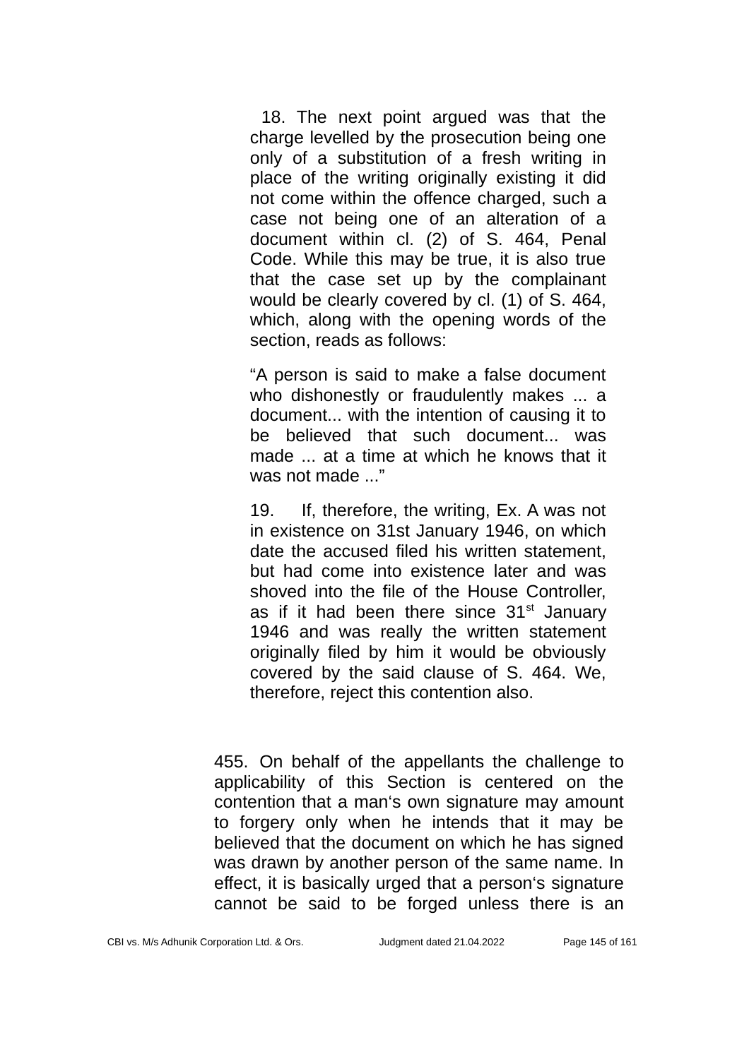> 18. The next point argued was that the charge levelled by the prosecution being one only of a substitution of a fresh writing in place of the writing originally existing it did not come within the offence charged, such a case not being one of an alteration of a document within cl. (2) of S. 464, Penal Code. While this may be true, it is also true that the case set up by the complainant would be clearly covered by cl. (1) of S. 464, which, along with the opening words of the section, reads as follows:
>
> "A person is said to make a false document who dishonestly or fraudulently makes ... a document... with the intention of causing it to be believed that such document... was made ... at a time at which he knows that it was not made ..."
>
> 19. If, therefore, the writing, Ex. A was not in existence on 31st January 1946, on which date the accused filed his written statement, but had come into existence later and was shoved into the file of the House Controller, as if it had been there since 31st January 1946 and was really the written statement originally filed by him it would be obviously covered by the said clause of S. 464. We, therefore, reject this contention also.

455. On behalf of the appellants the challenge to applicability of this Section is centered on the contention that a man's own signature may amount to forgery only when he intends that it may be believed that the document on which he has signed was drawn by another person of the same name. In effect, it is basically urged that a person's signature cannot be said to be forged unless there is an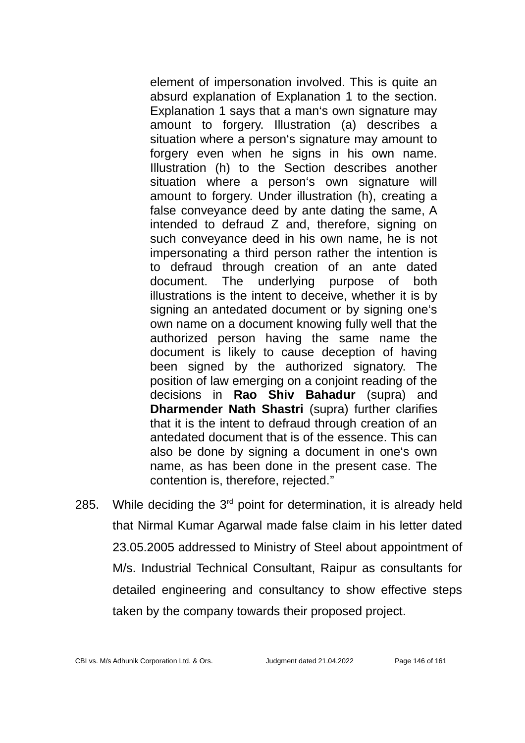> element of impersonation involved. This is quite an absurd explanation of Explanation 1 to the section. Explanation 1 says that a man‘s own signature may amount to forgery. Illustration (a) describes a situation where a person‘s signature may amount to forgery even when he signs in his own name. Illustration (h) to the Section describes another situation where a person‘s own signature will amount to forgery. Under illustration (h), creating a false conveyance deed by ante dating the same, A intended to defraud Z and, therefore, signing on such conveyance deed in his own name, he is not impersonating a third person rather the intention is to defraud through creation of an ante dated document. The underlying purpose of both illustrations is the intent to deceive, whether it is by signing an antedated document or by signing one‘s own name on a document knowing fully well that the authorized person having the same name the document is likely to cause deception of having been signed by the authorized signatory. The position of law emerging on a conjoint reading of the decisions in **Rao Shiv Bahadur** (supra) and **Dharmender Nath Shastri** (supra) further clarifies that it is the intent to defraud through creation of an antedated document that is of the essence. This can also be done by signing a document in one‘s own name, as has been done in the present case. The contention is, therefore, rejected.”

285. While deciding the 3rd point for determination, it is already held that Nirmal Kumar Agarwal made false claim in his letter dated 23.05.2005 addressed to Ministry of Steel about appointment of M/s. Industrial Technical Consultant, Raipur as consultants for detailed engineering and consultancy to show effective steps taken by the company towards their proposed project.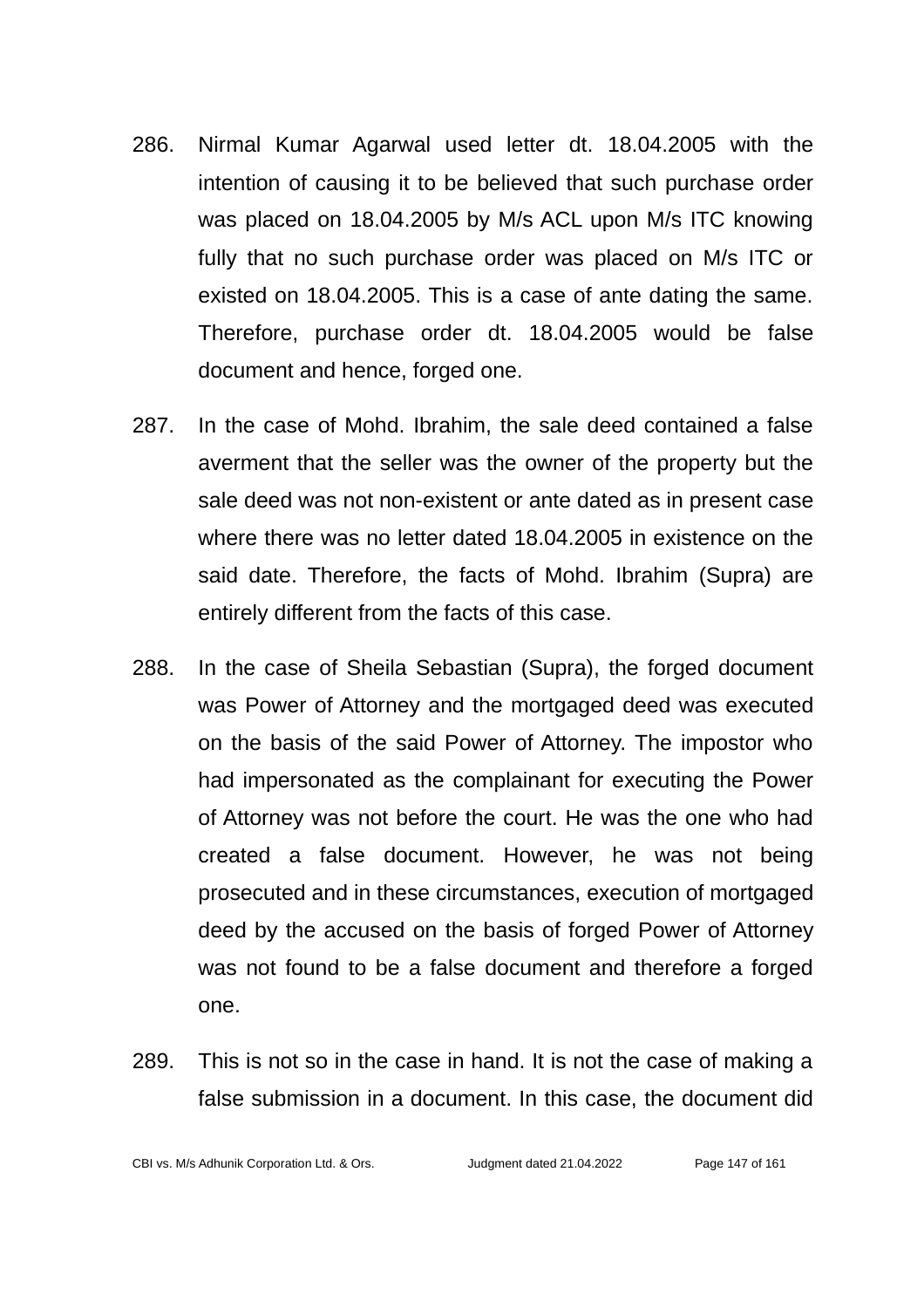286. Nirmal Kumar Agarwal used letter dt. 18.04.2005 with the intention of causing it to be believed that such purchase order was placed on 18.04.2005 by M/s ACL upon M/s ITC knowing fully that no such purchase order was placed on M/s ITC or existed on 18.04.2005. This is a case of ante dating the same. Therefore, purchase order dt. 18.04.2005 would be false document and hence, forged one.

287. In the case of Mohd. Ibrahim, the sale deed contained a false averment that the seller was the owner of the property but the sale deed was not non-existent or ante dated as in present case where there was no letter dated 18.04.2005 in existence on the said date. Therefore, the facts of Mohd. Ibrahim (Supra) are entirely different from the facts of this case.

288. In the case of Sheila Sebastian (Supra), the forged document was Power of Attorney and the mortgaged deed was executed on the basis of the said Power of Attorney. The impostor who had impersonated as the complainant for executing the Power of Attorney was not before the court. He was the one who had created a false document. However, he was not being prosecuted and in these circumstances, execution of mortgaged deed by the accused on the basis of forged Power of Attorney was not found to be a false document and therefore a forged one.

289. This is not so in the case in hand. It is not the case of making a false submission in a document. In this case, the document did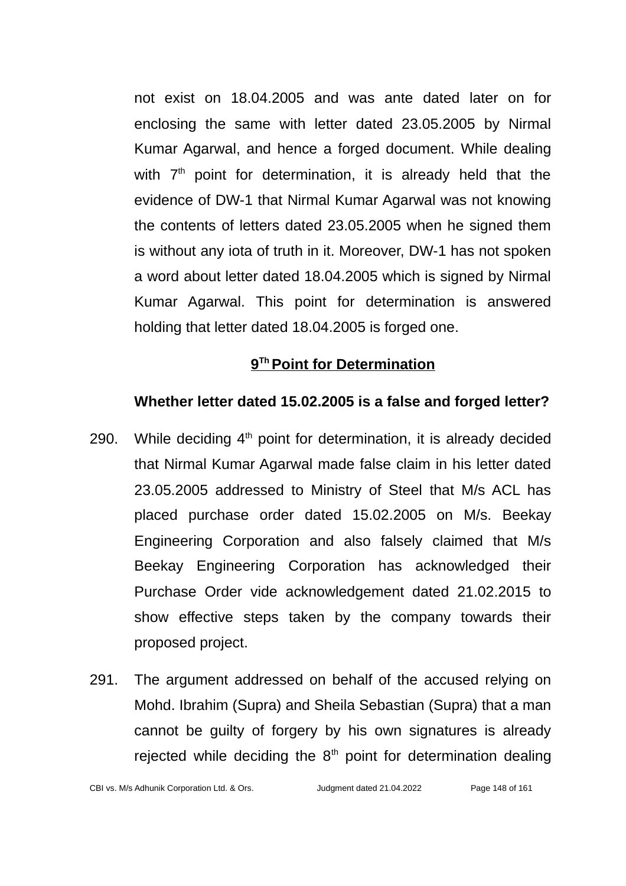not exist on 18.04.2005 and was ante dated later on for enclosing the same with letter dated 23.05.2005 by Nirmal Kumar Agarwal, and hence a forged document. While dealing with 7th point for determination, it is already held that the evidence of DW-1 that Nirmal Kumar Agarwal was not knowing the contents of letters dated 23.05.2005 when he signed them is without any iota of truth in it. Moreover, DW-1 has not spoken a word about letter dated 18.04.2005 which is signed by Nirmal Kumar Agarwal. This point for determination is answered holding that letter dated 18.04.2005 is forged one.

## 9Th Point for Determination

**Whether letter dated 15.02.2005 is a false and forged letter?**

290. While deciding 4th point for determination, it is already decided that Nirmal Kumar Agarwal made false claim in his letter dated 23.05.2005 addressed to Ministry of Steel that M/s ACL has placed purchase order dated 15.02.2005 on M/s. Beekay Engineering Corporation and also falsely claimed that M/s Beekay Engineering Corporation has acknowledged their Purchase Order vide acknowledgement dated 21.02.2015 to show effective steps taken by the company towards their proposed project.

291. The argument addressed on behalf of the accused relying on Mohd. Ibrahim (Supra) and Sheila Sebastian (Supra) that a man cannot be guilty of forgery by his own signatures is already rejected while deciding the 8th point for determination dealing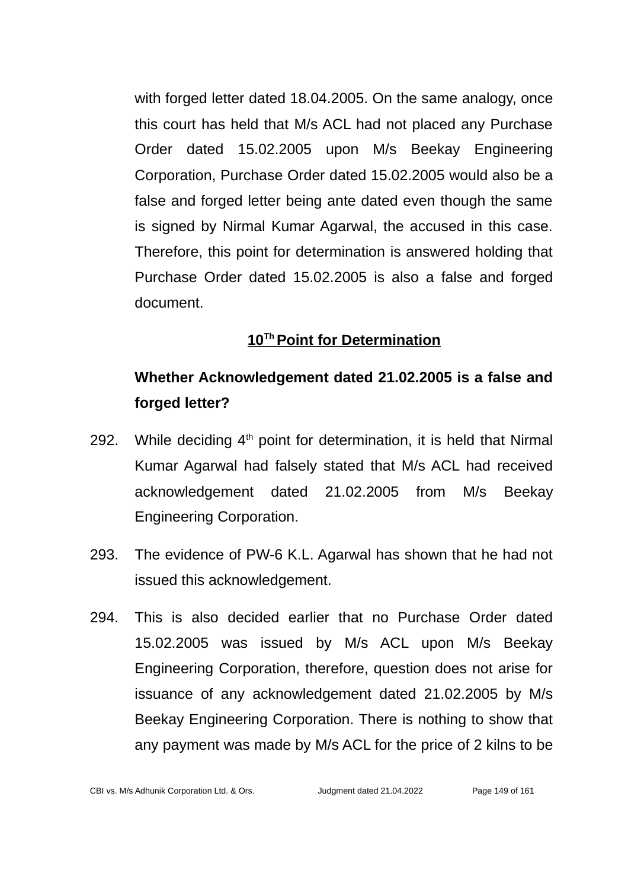with forged letter dated 18.04.2005. On the same analogy, once this court has held that M/s ACL had not placed any Purchase Order dated 15.02.2005 upon M/s Beekay Engineering Corporation, Purchase Order dated 15.02.2005 would also be a false and forged letter being ante dated even though the same is signed by Nirmal Kumar Agarwal, the accused in this case. Therefore, this point for determination is answered holding that Purchase Order dated 15.02.2005 is also a false and forged document.

## 10Th Point for Determination

**Whether Acknowledgement dated 21.02.2005 is a false and forged letter?**

292. While deciding 4th point for determination, it is held that Nirmal Kumar Agarwal had falsely stated that M/s ACL had received acknowledgement dated 21.02.2005 from M/s Beekay Engineering Corporation.

293. The evidence of PW-6 K.L. Agarwal has shown that he had not issued this acknowledgement.

294. This is also decided earlier that no Purchase Order dated 15.02.2005 was issued by M/s ACL upon M/s Beekay Engineering Corporation, therefore, question does not arise for issuance of any acknowledgement dated 21.02.2005 by M/s Beekay Engineering Corporation. There is nothing to show that any payment was made by M/s ACL for the price of 2 kilns to be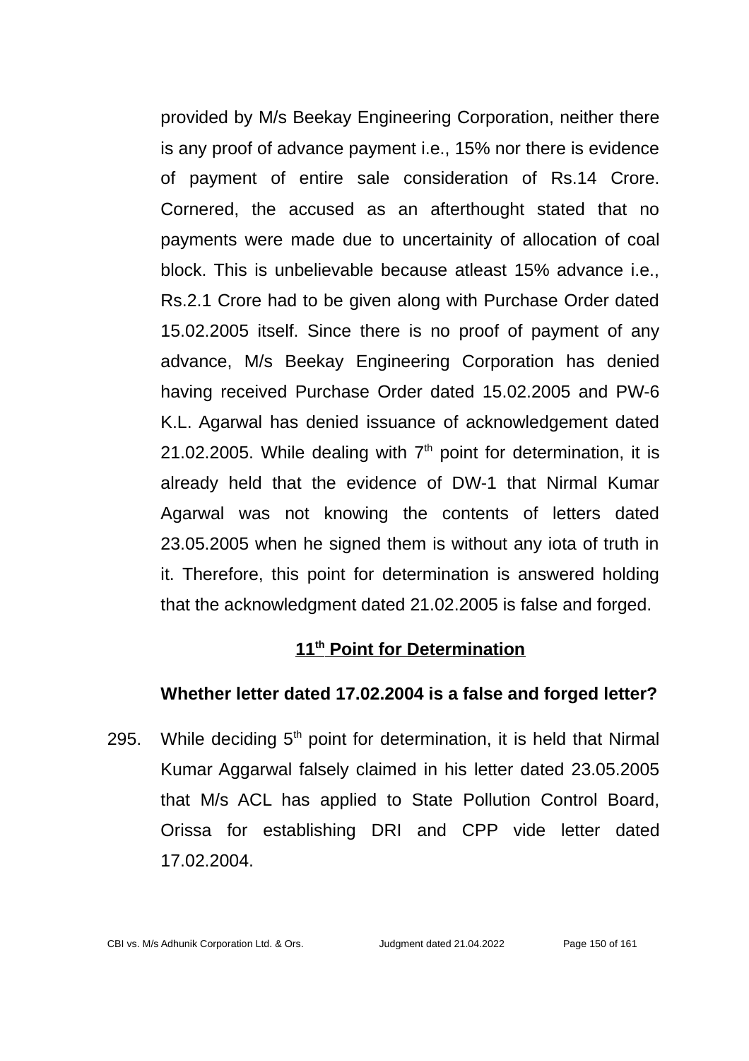provided by M/s Beekay Engineering Corporation, neither there is any proof of advance payment i.e., 15% nor there is evidence of payment of entire sale consideration of Rs.14 Crore. Cornered, the accused as an afterthought stated that no payments were made due to uncertainity of allocation of coal block. This is unbelievable because atleast 15% advance i.e., Rs.2.1 Crore had to be given along with Purchase Order dated 15.02.2005 itself. Since there is no proof of payment of any advance, M/s Beekay Engineering Corporation has denied having received Purchase Order dated 15.02.2005 and PW-6 K.L. Agarwal has denied issuance of acknowledgement dated 21.02.2005. While dealing with 7th point for determination, it is already held that the evidence of DW-1 that Nirmal Kumar Agarwal was not knowing the contents of letters dated 23.05.2005 when he signed them is without any iota of truth in it. Therefore, this point for determination is answered holding that the acknowledgment dated 21.02.2005 is false and forged.

## 11th Point for Determination

**Whether letter dated 17.02.2004 is a false and forged letter?**

295. While deciding 5th point for determination, it is held that Nirmal Kumar Aggarwal falsely claimed in his letter dated 23.05.2005 that M/s ACL has applied to State Pollution Control Board, Orissa for establishing DRI and CPP vide letter dated 17.02.2004.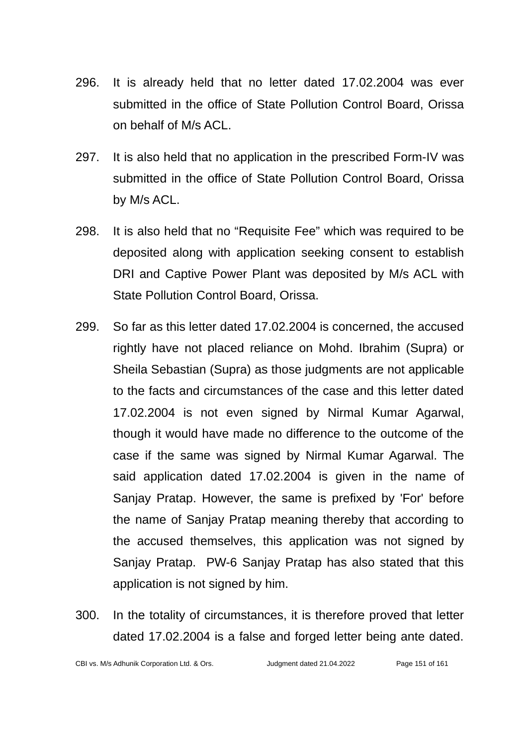296. It is already held that no letter dated 17.02.2004 was ever submitted in the office of State Pollution Control Board, Orissa on behalf of M/s ACL.

297. It is also held that no application in the prescribed Form-IV was submitted in the office of State Pollution Control Board, Orissa by M/s ACL.

298. It is also held that no "Requisite Fee" which was required to be deposited along with application seeking consent to establish DRI and Captive Power Plant was deposited by M/s ACL with State Pollution Control Board, Orissa.

299. So far as this letter dated 17.02.2004 is concerned, the accused rightly have not placed reliance on Mohd. Ibrahim (Supra) or Sheila Sebastian (Supra) as those judgments are not applicable to the facts and circumstances of the case and this letter dated 17.02.2004 is not even signed by Nirmal Kumar Agarwal, though it would have made no difference to the outcome of the case if the same was signed by Nirmal Kumar Agarwal. The said application dated 17.02.2004 is given in the name of Sanjay Pratap. However, the same is prefixed by 'For' before the name of Sanjay Pratap meaning thereby that according to the accused themselves, this application was not signed by Sanjay Pratap. PW-6 Sanjay Pratap has also stated that this application is not signed by him.

300. In the totality of circumstances, it is therefore proved that letter dated 17.02.2004 is a false and forged letter being ante dated.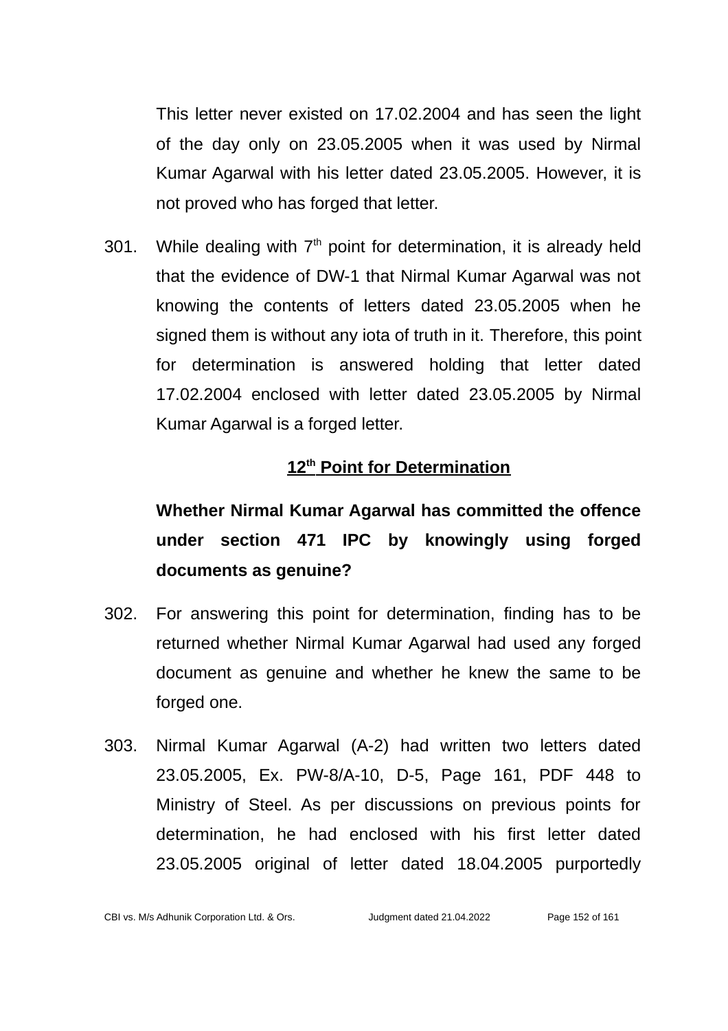This letter never existed on 17.02.2004 and has seen the light of the day only on 23.05.2005 when it was used by Nirmal Kumar Agarwal with his letter dated 23.05.2005. However, it is not proved who has forged that letter.

301. While dealing with 7th point for determination, it is already held that the evidence of DW-1 that Nirmal Kumar Agarwal was not knowing the contents of letters dated 23.05.2005 when he signed them is without any iota of truth in it. Therefore, this point for determination is answered holding that letter dated 17.02.2004 enclosed with letter dated 23.05.2005 by Nirmal Kumar Agarwal is a forged letter.

## 12th Point for Determination

**Whether Nirmal Kumar Agarwal has committed the offence under section 471 IPC by knowingly using forged documents as genuine?**

302. For answering this point for determination, finding has to be returned whether Nirmal Kumar Agarwal had used any forged document as genuine and whether he knew the same to be forged one.

303. Nirmal Kumar Agarwal (A-2) had written two letters dated 23.05.2005, Ex. PW-8/A-10, D-5, Page 161, PDF 448 to Ministry of Steel. As per discussions on previous points for determination, he had enclosed with his first letter dated 23.05.2005 original of letter dated 18.04.2005 purportedly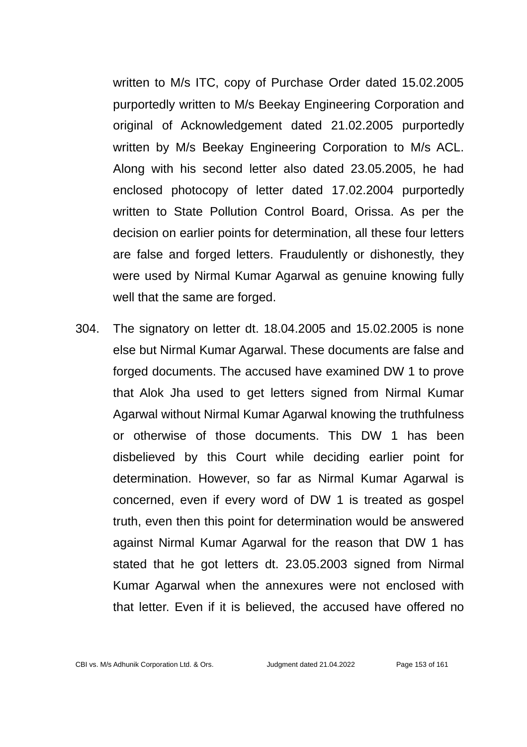written to M/s ITC, copy of Purchase Order dated 15.02.2005 purportedly written to M/s Beekay Engineering Corporation and original of Acknowledgement dated 21.02.2005 purportedly written by M/s Beekay Engineering Corporation to M/s ACL. Along with his second letter also dated 23.05.2005, he had enclosed photocopy of letter dated 17.02.2004 purportedly written to State Pollution Control Board, Orissa. As per the decision on earlier points for determination, all these four letters are false and forged letters. Fraudulently or dishonestly, they were used by Nirmal Kumar Agarwal as genuine knowing fully well that the same are forged.

304. The signatory on letter dt. 18.04.2005 and 15.02.2005 is none else but Nirmal Kumar Agarwal. These documents are false and forged documents. The accused have examined DW 1 to prove that Alok Jha used to get letters signed from Nirmal Kumar Agarwal without Nirmal Kumar Agarwal knowing the truthfulness or otherwise of those documents. This DW 1 has been disbelieved by this Court while deciding earlier point for determination. However, so far as Nirmal Kumar Agarwal is concerned, even if every word of DW 1 is treated as gospel truth, even then this point for determination would be answered against Nirmal Kumar Agarwal for the reason that DW 1 has stated that he got letters dt. 23.05.2003 signed from Nirmal Kumar Agarwal when the annexures were not enclosed with that letter. Even if it is believed, the accused have offered no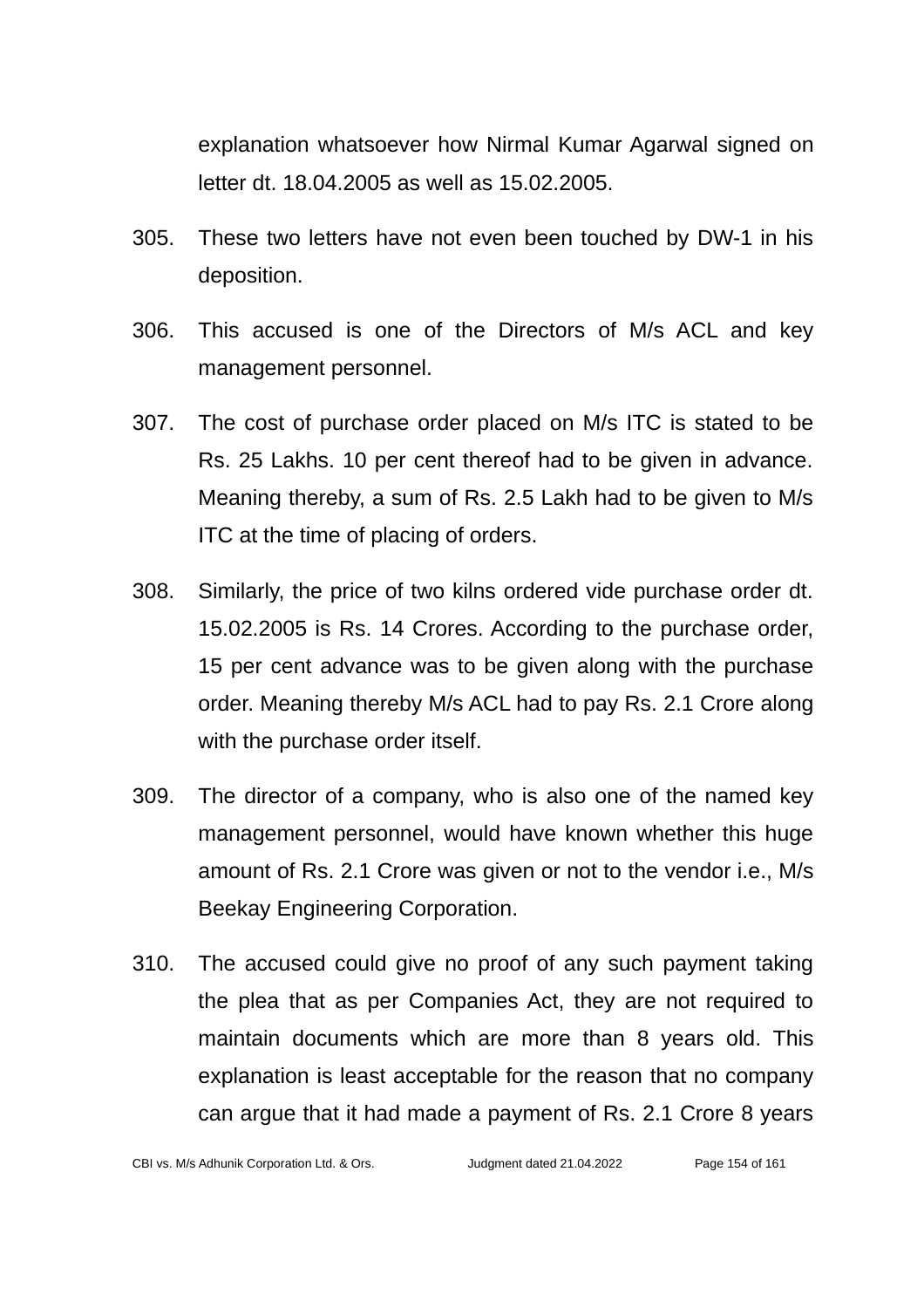explanation whatsoever how Nirmal Kumar Agarwal signed on letter dt. 18.04.2005 as well as 15.02.2005.

305. These two letters have not even been touched by DW-1 in his deposition.

306. This accused is one of the Directors of M/s ACL and key management personnel.

307. The cost of purchase order placed on M/s ITC is stated to be Rs. 25 Lakhs. 10 per cent thereof had to be given in advance. Meaning thereby, a sum of Rs. 2.5 Lakh had to be given to M/s ITC at the time of placing of orders.

308. Similarly, the price of two kilns ordered vide purchase order dt. 15.02.2005 is Rs. 14 Crores. According to the purchase order, 15 per cent advance was to be given along with the purchase order. Meaning thereby M/s ACL had to pay Rs. 2.1 Crore along with the purchase order itself.

309. The director of a company, who is also one of the named key management personnel, would have known whether this huge amount of Rs. 2.1 Crore was given or not to the vendor i.e., M/s Beekay Engineering Corporation.

310. The accused could give no proof of any such payment taking the plea that as per Companies Act, they are not required to maintain documents which are more than 8 years old. This explanation is least acceptable for the reason that no company can argue that it had made a payment of Rs. 2.1 Crore 8 years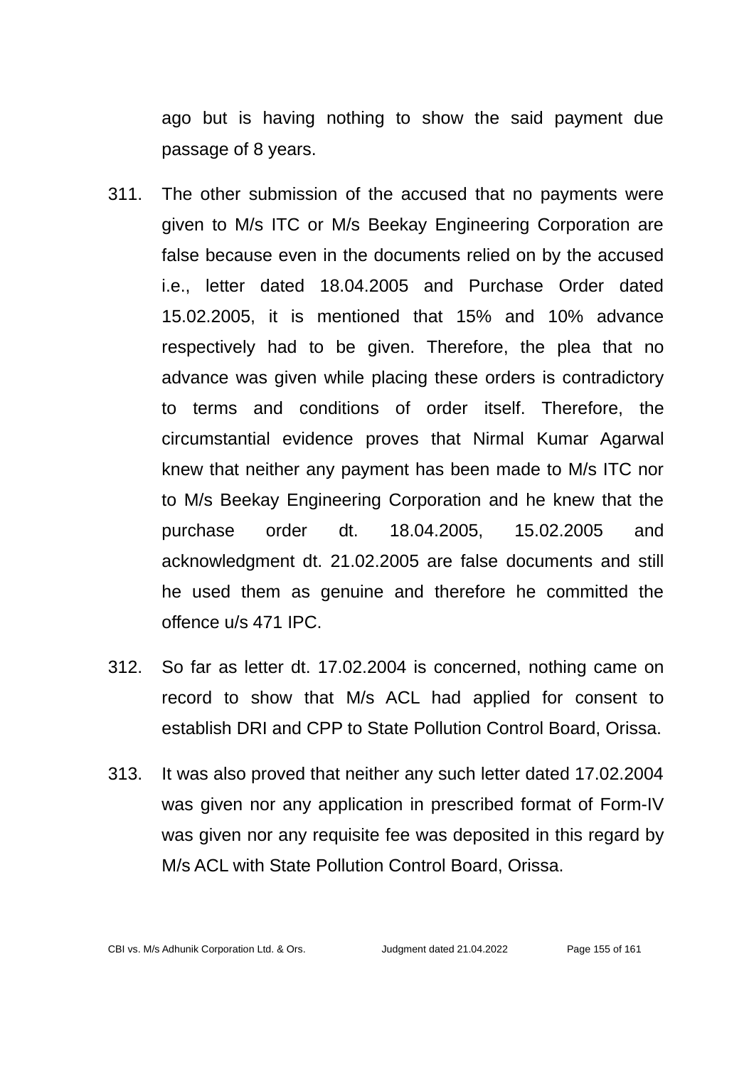ago but is having nothing to show the said payment due passage of 8 years.

311. The other submission of the accused that no payments were given to M/s ITC or M/s Beekay Engineering Corporation are false because even in the documents relied on by the accused i.e., letter dated 18.04.2005 and Purchase Order dated 15.02.2005, it is mentioned that 15% and 10% advance respectively had to be given. Therefore, the plea that no advance was given while placing these orders is contradictory to terms and conditions of order itself. Therefore, the circumstantial evidence proves that Nirmal Kumar Agarwal knew that neither any payment has been made to M/s ITC nor to M/s Beekay Engineering Corporation and he knew that the purchase order dt. 18.04.2005, 15.02.2005 and acknowledgment dt. 21.02.2005 are false documents and still he used them as genuine and therefore he committed the offence u/s 471 IPC.

312. So far as letter dt. 17.02.2004 is concerned, nothing came on record to show that M/s ACL had applied for consent to establish DRI and CPP to State Pollution Control Board, Orissa.

313. It was also proved that neither any such letter dated 17.02.2004 was given nor any application in prescribed format of Form-IV was given nor any requisite fee was deposited in this regard by M/s ACL with State Pollution Control Board, Orissa.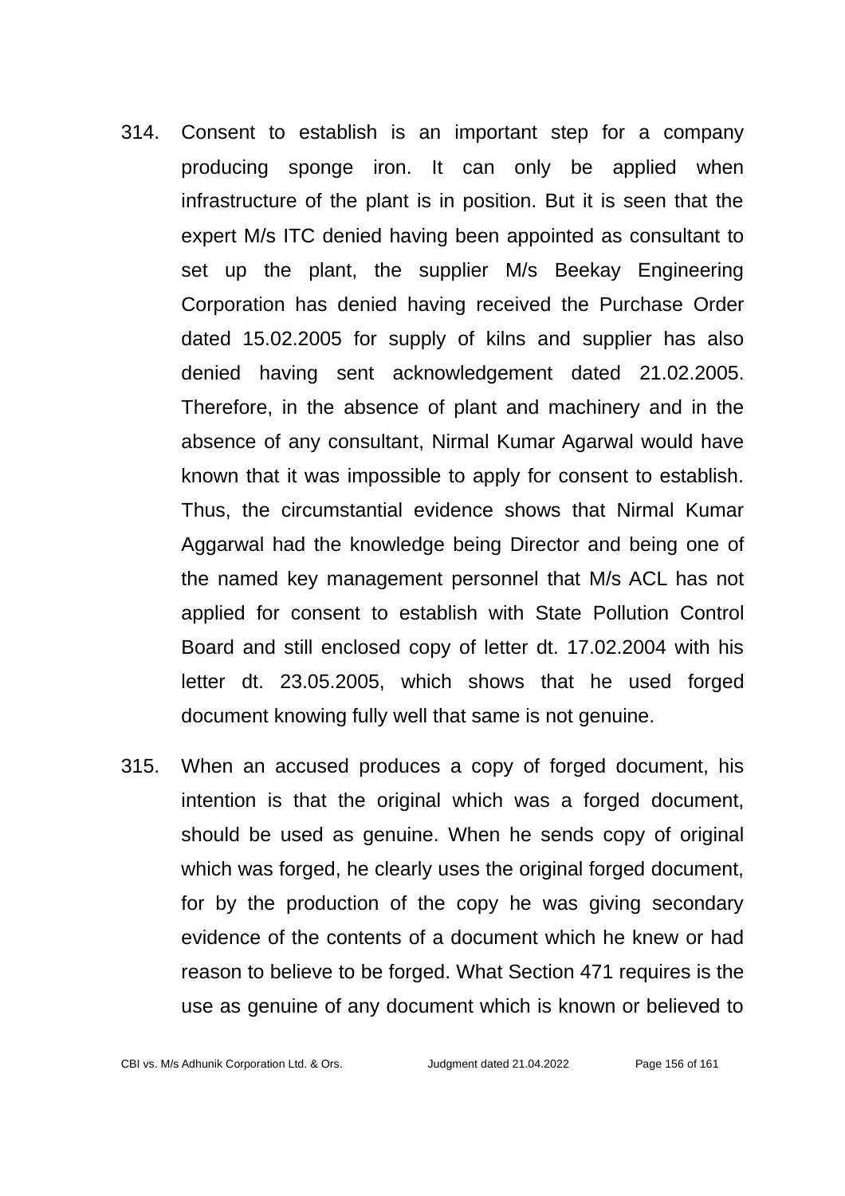314. Consent to establish is an important step for a company producing sponge iron. It can only be applied when infrastructure of the plant is in position. But it is seen that the expert M/s ITC denied having been appointed as consultant to set up the plant, the supplier M/s Beekay Engineering Corporation has denied having received the Purchase Order dated 15.02.2005 for supply of kilns and supplier has also denied having sent acknowledgement dated 21.02.2005. Therefore, in the absence of plant and machinery and in the absence of any consultant, Nirmal Kumar Agarwal would have known that it was impossible to apply for consent to establish. Thus, the circumstantial evidence shows that Nirmal Kumar Aggarwal had the knowledge being Director and being one of the named key management personnel that M/s ACL has not applied for consent to establish with State Pollution Control Board and still enclosed copy of letter dt. 17.02.2004 with his letter dt. 23.05.2005, which shows that he used forged document knowing fully well that same is not genuine.

315. When an accused produces a copy of forged document, his intention is that the original which was a forged document, should be used as genuine. When he sends copy of original which was forged, he clearly uses the original forged document, for by the production of the copy he was giving secondary evidence of the contents of a document which he knew or had reason to believe to be forged. What Section 471 requires is the use as genuine of any document which is known or believed to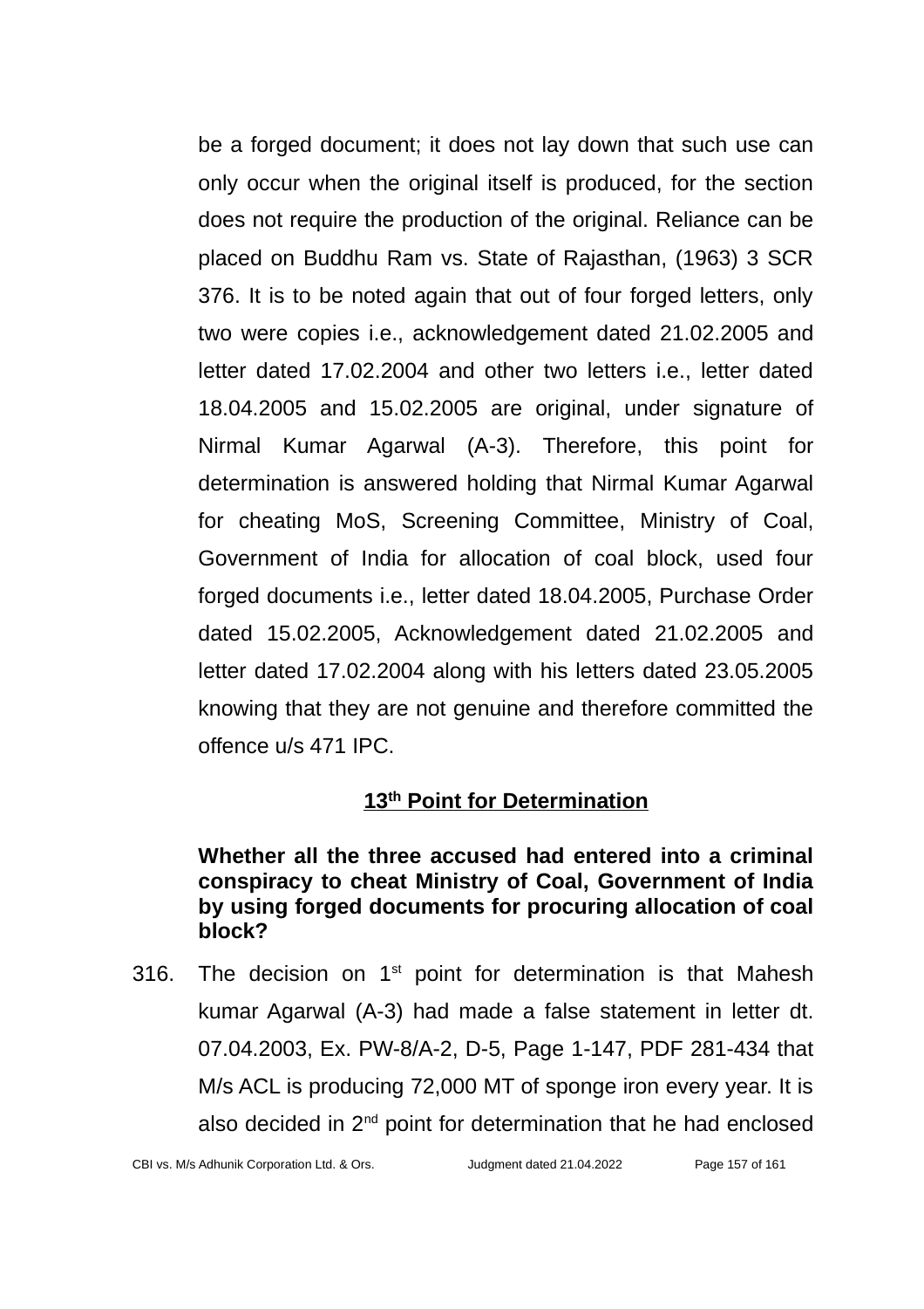be a forged document; it does not lay down that such use can only occur when the original itself is produced, for the section does not require the production of the original. Reliance can be placed on Buddhu Ram vs. State of Rajasthan, (1963) 3 SCR 376. It is to be noted again that out of four forged letters, only two were copies i.e., acknowledgement dated 21.02.2005 and letter dated 17.02.2004 and other two letters i.e., letter dated 18.04.2005 and 15.02.2005 are original, under signature of Nirmal Kumar Agarwal (A-3). Therefore, this point for determination is answered holding that Nirmal Kumar Agarwal for cheating MoS, Screening Committee, Ministry of Coal, Government of India for allocation of coal block, used four forged documents i.e., letter dated 18.04.2005, Purchase Order dated 15.02.2005, Acknowledgement dated 21.02.2005 and letter dated 17.02.2004 along with his letters dated 23.05.2005 knowing that they are not genuine and therefore committed the offence u/s 471 IPC.

## 13th Point for Determination

**Whether all the three accused had entered into a criminal conspiracy to cheat Ministry of Coal, Government of India by using forged documents for procuring allocation of coal block?**

316. The decision on 1st point for determination is that Mahesh kumar Agarwal (A-3) had made a false statement in letter dt. 07.04.2003, Ex. PW-8/A-2, D-5, Page 1-147, PDF 281-434 that M/s ACL is producing 72,000 MT of sponge iron every year. It is also decided in 2nd point for determination that he had enclosed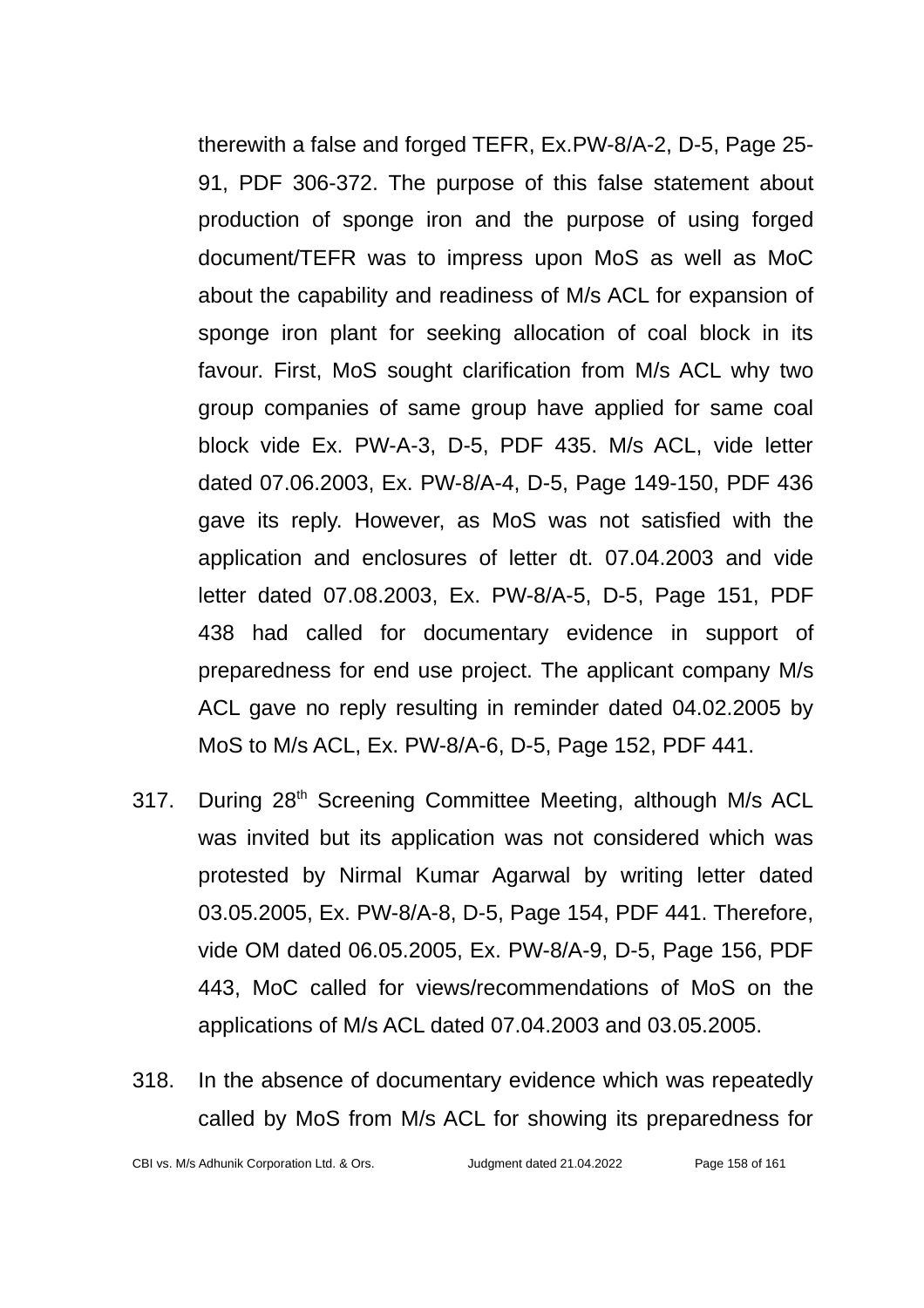therewith a false and forged TEFR, Ex.PW-8/A-2, D-5, Page 25-91, PDF 306-372. The purpose of this false statement about production of sponge iron and the purpose of using forged document/TEFR was to impress upon MoS as well as MoC about the capability and readiness of M/s ACL for expansion of sponge iron plant for seeking allocation of coal block in its favour. First, MoS sought clarification from M/s ACL why two group companies of same group have applied for same coal block vide Ex. PW-A-3, D-5, PDF 435. M/s ACL, vide letter dated 07.06.2003, Ex. PW-8/A-4, D-5, Page 149-150, PDF 436 gave its reply. However, as MoS was not satisfied with the application and enclosures of letter dt. 07.04.2003 and vide letter dated 07.08.2003, Ex. PW-8/A-5, D-5, Page 151, PDF 438 had called for documentary evidence in support of preparedness for end use project. The applicant company M/s ACL gave no reply resulting in reminder dated 04.02.2005 by MoS to M/s ACL, Ex. PW-8/A-6, D-5, Page 152, PDF 441.

317. During 28th Screening Committee Meeting, although M/s ACL was invited but its application was not considered which was protested by Nirmal Kumar Agarwal by writing letter dated 03.05.2005, Ex. PW-8/A-8, D-5, Page 154, PDF 441. Therefore, vide OM dated 06.05.2005, Ex. PW-8/A-9, D-5, Page 156, PDF 443, MoC called for views/recommendations of MoS on the applications of M/s ACL dated 07.04.2003 and 03.05.2005.

318. In the absence of documentary evidence which was repeatedly called by MoS from M/s ACL for showing its preparedness for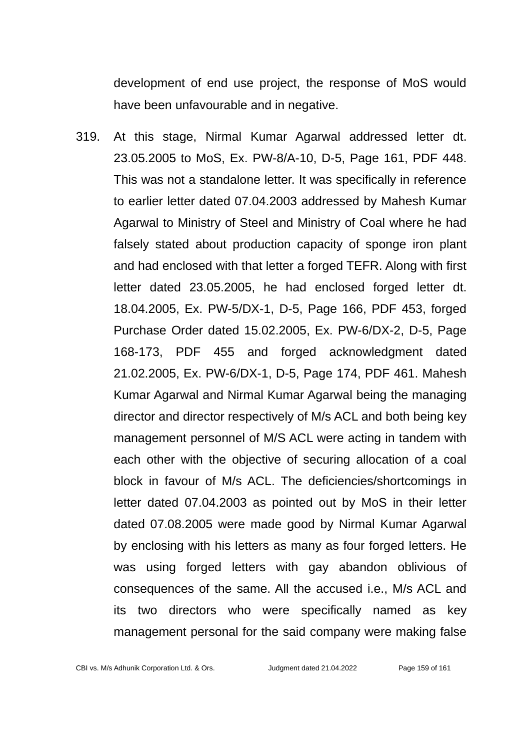development of end use project, the response of MoS would have been unfavourable and in negative.

319. At this stage, Nirmal Kumar Agarwal addressed letter dt. 23.05.2005 to MoS, Ex. PW-8/A-10, D-5, Page 161, PDF 448. This was not a standalone letter. It was specifically in reference to earlier letter dated 07.04.2003 addressed by Mahesh Kumar Agarwal to Ministry of Steel and Ministry of Coal where he had falsely stated about production capacity of sponge iron plant and had enclosed with that letter a forged TEFR. Along with first letter dated 23.05.2005, he had enclosed forged letter dt. 18.04.2005, Ex. PW-5/DX-1, D-5, Page 166, PDF 453, forged Purchase Order dated 15.02.2005, Ex. PW-6/DX-2, D-5, Page 168-173, PDF 455 and forged acknowledgment dated 21.02.2005, Ex. PW-6/DX-1, D-5, Page 174, PDF 461. Mahesh Kumar Agarwal and Nirmal Kumar Agarwal being the managing director and director respectively of M/s ACL and both being key management personnel of M/S ACL were acting in tandem with each other with the objective of securing allocation of a coal block in favour of M/s ACL. The deficiencies/shortcomings in letter dated 07.04.2003 as pointed out by MoS in their letter dated 07.08.2005 were made good by Nirmal Kumar Agarwal by enclosing with his letters as many as four forged letters. He was using forged letters with gay abandon oblivious of consequences of the same. All the accused i.e., M/s ACL and its two directors who were specifically named as key management personal for the said company were making false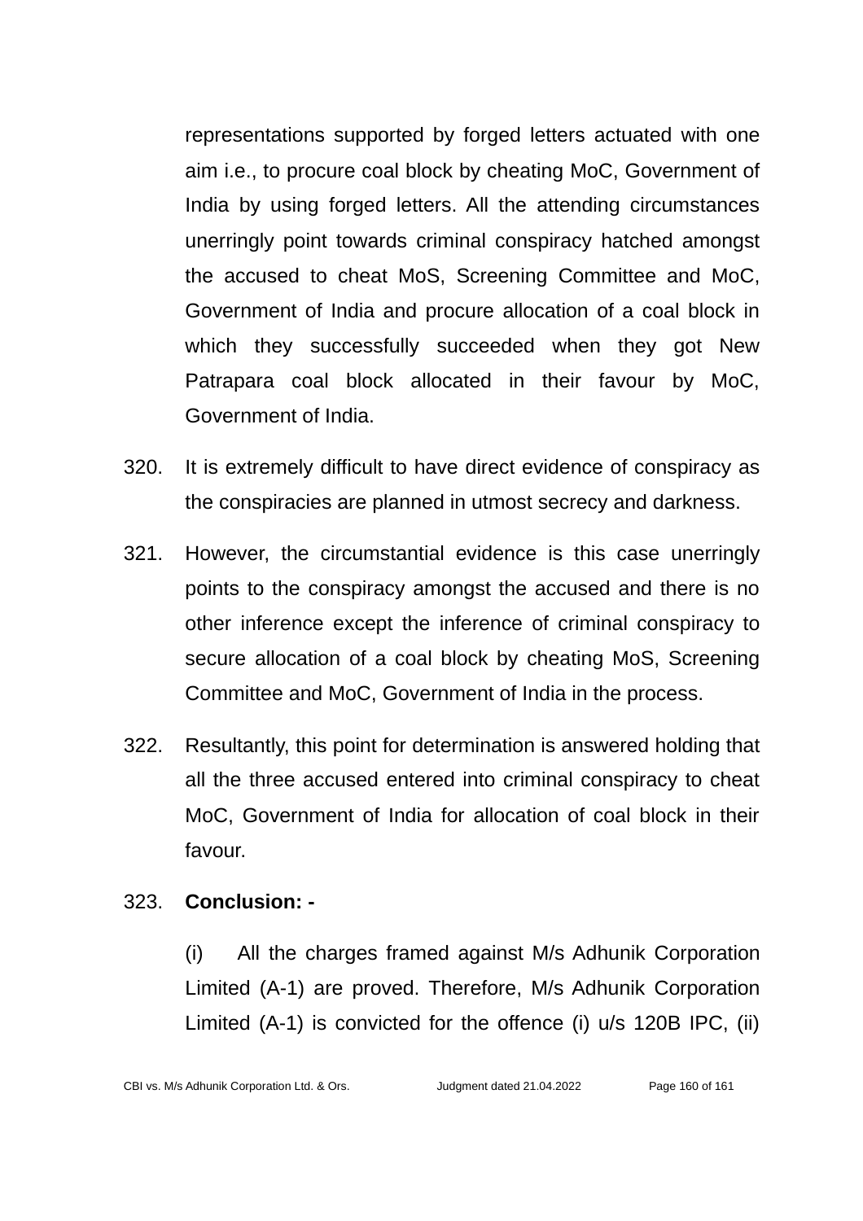representations supported by forged letters actuated with one aim i.e., to procure coal block by cheating MoC, Government of India by using forged letters. All the attending circumstances unerringly point towards criminal conspiracy hatched amongst the accused to cheat MoS, Screening Committee and MoC, Government of India and procure allocation of a coal block in which they successfully succeeded when they got New Patrapara coal block allocated in their favour by MoC, Government of India.

320. It is extremely difficult to have direct evidence of conspiracy as the conspiracies are planned in utmost secrecy and darkness.

321. However, the circumstantial evidence is this case unerringly points to the conspiracy amongst the accused and there is no other inference except the inference of criminal conspiracy to secure allocation of a coal block by cheating MoS, Screening Committee and MoC, Government of India in the process.

322. Resultantly, this point for determination is answered holding that all the three accused entered into criminal conspiracy to cheat MoC, Government of India for allocation of coal block in their favour.

323. **Conclusion: -**

(i) All the charges framed against M/s Adhunik Corporation Limited (A-1) are proved. Therefore, M/s Adhunik Corporation Limited (A-1) is convicted for the offence (i) u/s 120B IPC, (ii)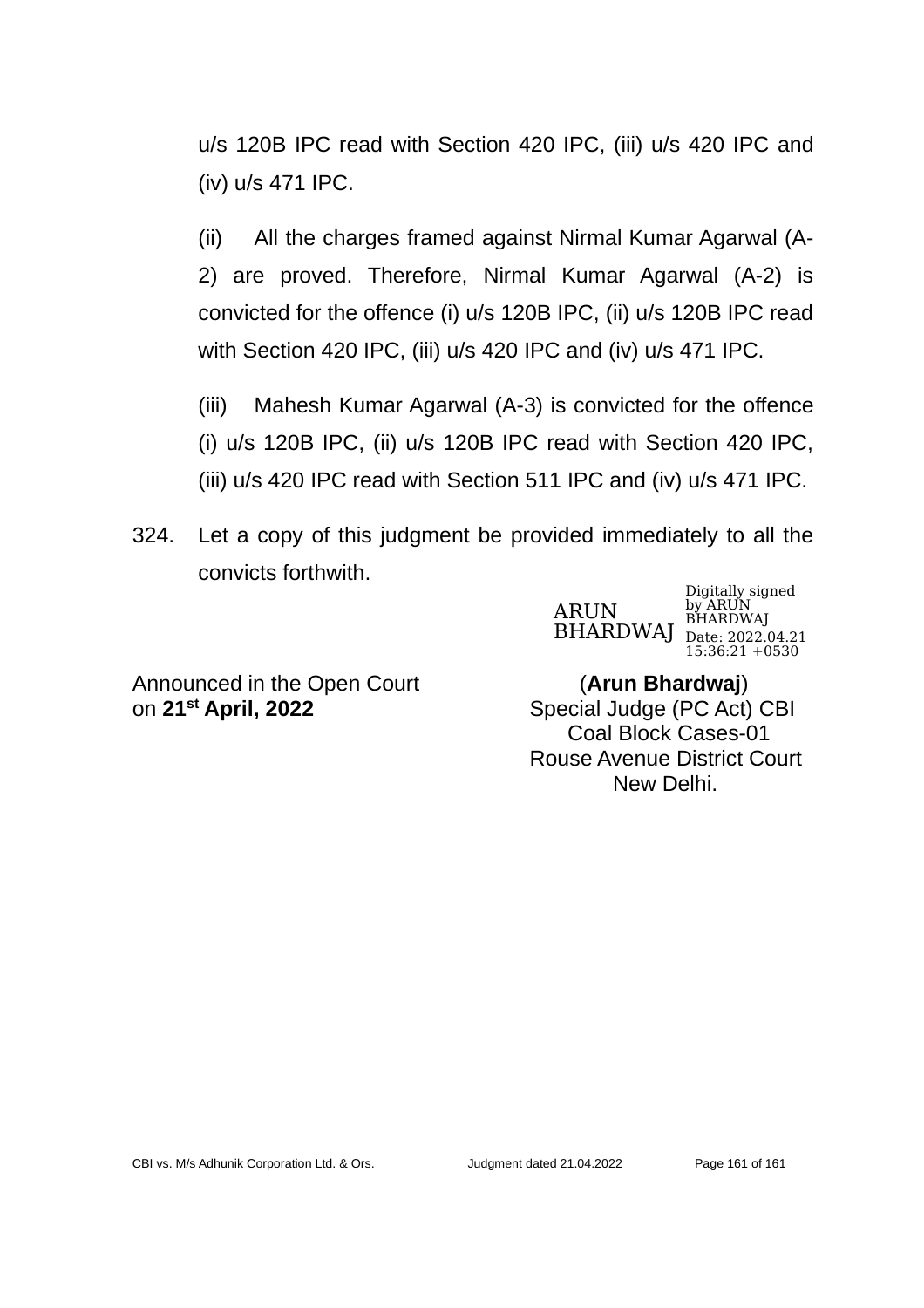u/s 120B IPC read with Section 420 IPC, (iii) u/s 420 IPC and (iv) u/s 471 IPC.

(ii) All the charges framed against Nirmal Kumar Agarwal (A-2) are proved. Therefore, Nirmal Kumar Agarwal (A-2) is convicted for the offence (i) u/s 120B IPC, (ii) u/s 120B IPC read with Section 420 IPC, (iii) u/s 420 IPC and (iv) u/s 471 IPC.

(iii) Mahesh Kumar Agarwal (A-3) is convicted for the offence (i) u/s 120B IPC, (ii) u/s 120B IPC read with Section 420 IPC, (iii) u/s 420 IPC read with Section 511 IPC and (iv) u/s 471 IPC.

324. Let a copy of this judgment be provided immediately to all the convicts forthwith.

ARUN BHARDWAJ

Digitally signed by ARUN BHARDWAJ
Date: 2022.04.21 15:36:21 +0530

Announced in the Open Court
on **21st April, 2022**

(**Arun Bhardwaj**)
Special Judge (PC Act) CBI
Coal Block Cases-01
Rouse Avenue District Court
New Delhi.